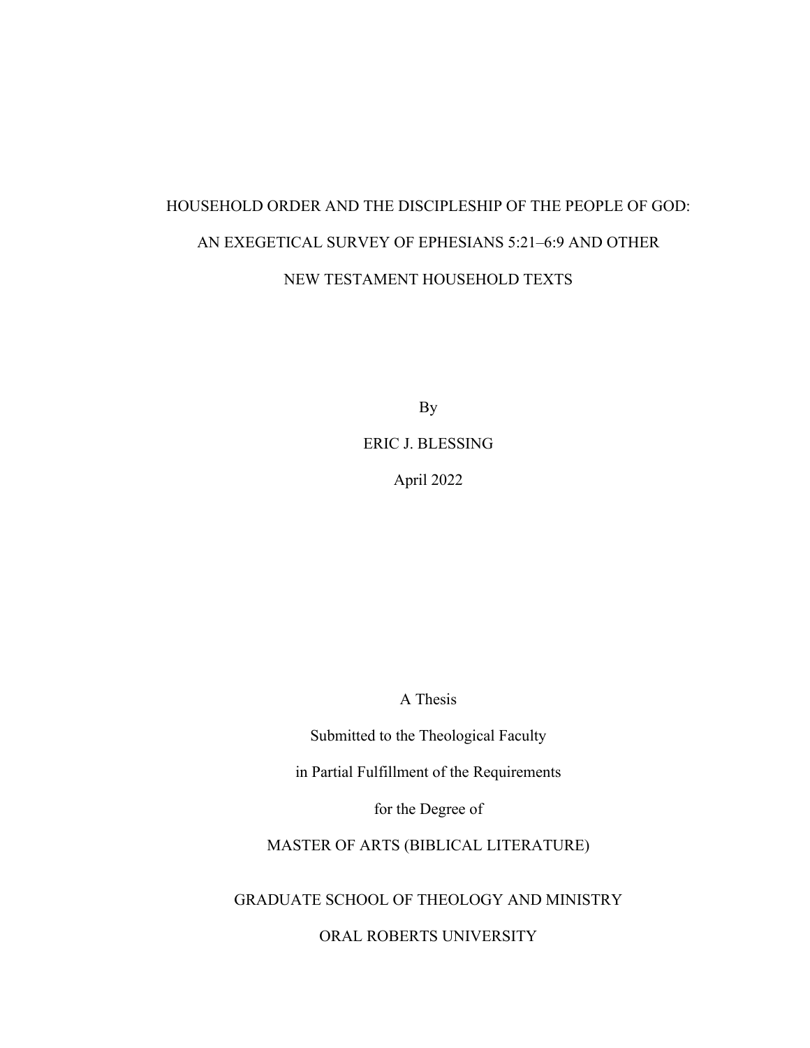# HOUSEHOLD ORDER AND THE DISCIPLESHIP OF THE PEOPLE OF GOD: AN EXEGETICAL SURVEY OF EPHESIANS 5:21–6:9 AND OTHER NEW TESTAMENT HOUSEHOLD TEXTS

By

ERIC J. BLESSING

April 2022

A Thesis

Submitted to the Theological Faculty

in Partial Fulfillment of the Requirements

for the Degree of

MASTER OF ARTS (BIBLICAL LITERATURE)

GRADUATE SCHOOL OF THEOLOGY AND MINISTRY

ORAL ROBERTS UNIVERSITY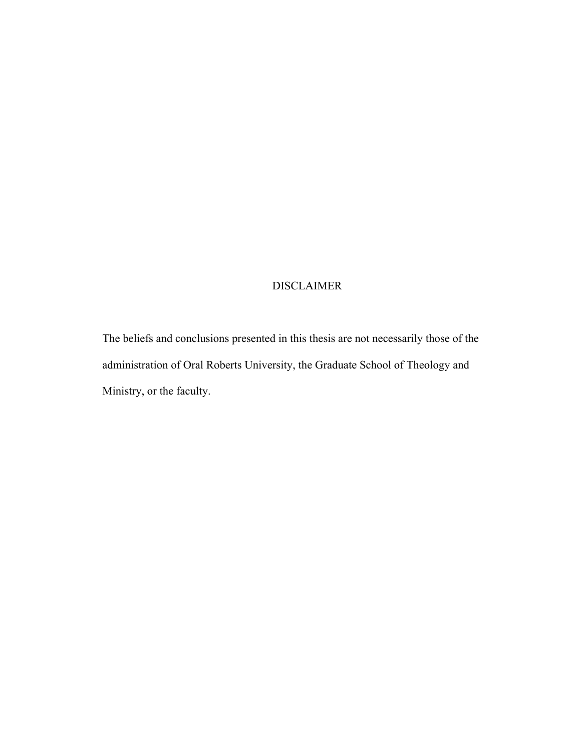# DISCLAIMER

The beliefs and conclusions presented in this thesis are not necessarily those of the administration of Oral Roberts University, the Graduate School of Theology and Ministry, or the faculty.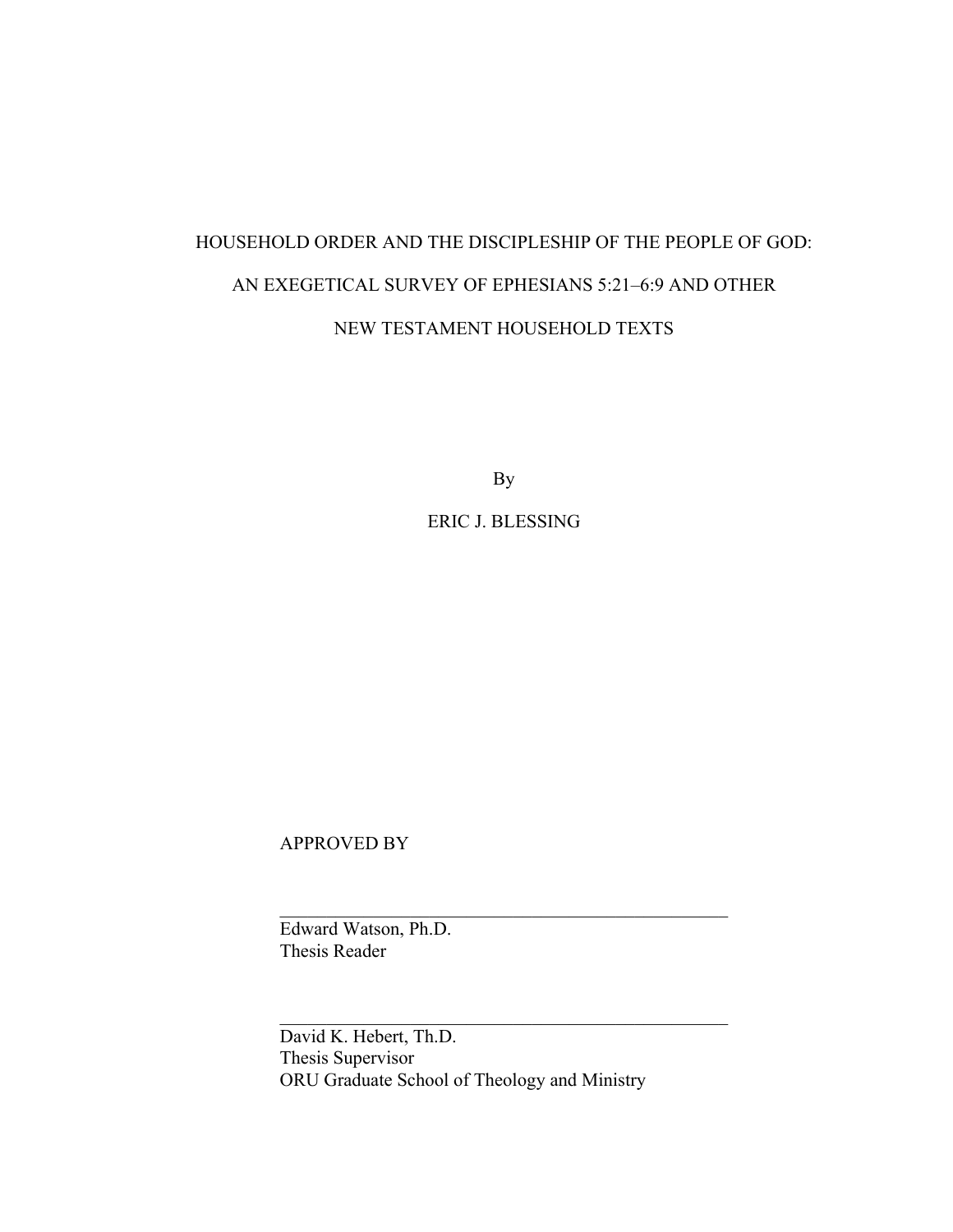HOUSEHOLD ORDER AND THE DISCIPLESHIP OF THE PEOPLE OF GOD:

AN EXEGETICAL SURVEY OF EPHESIANS 5:21–6:9 AND OTHER

NEW TESTAMENT HOUSEHOLD TEXTS

By

ERIC J. BLESSING

APPROVED BY

\_\_\_\_\_\_\_\_\_\_\_\_\_\_\_\_\_\_\_\_\_\_\_\_\_\_\_\_\_\_\_\_\_\_\_\_\_\_\_\_\_\_\_\_\_\_\_\_

Edward Watson, Ph.D.
Thesis Reader

\_\_\_\_\_\_\_\_\_\_\_\_\_\_\_\_\_\_\_\_\_\_\_\_\_\_\_\_\_\_\_\_\_\_\_\_\_\_\_\_\_\_\_\_\_\_\_\_

David K. Hebert, Th.D.
Thesis Supervisor
ORU Graduate School of Theology and Ministry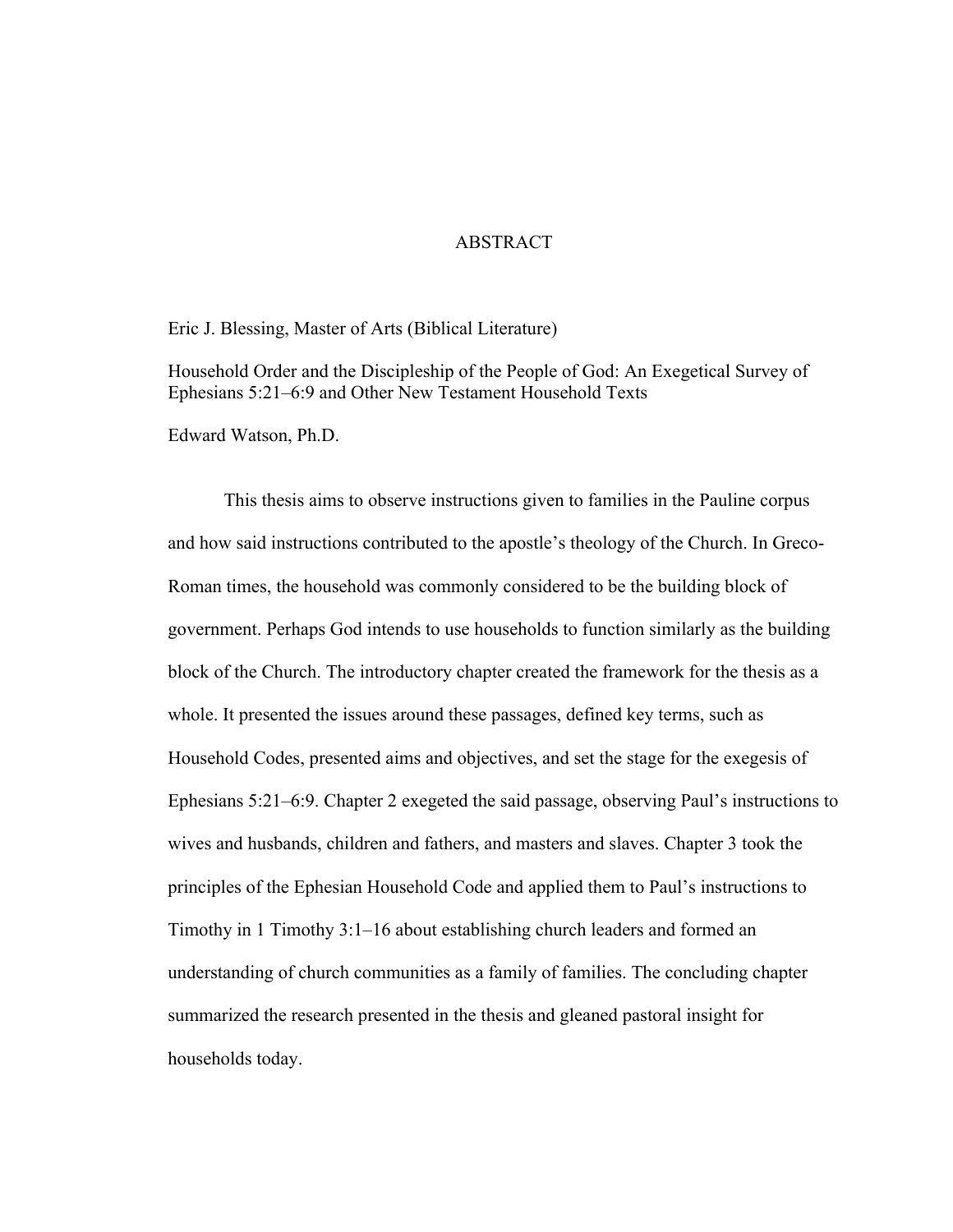# ABSTRACT

Eric J. Blessing, Master of Arts (Biblical Literature)

Household Order and the Discipleship of the People of God: An Exegetical Survey of Ephesians 5:21–6:9 and Other New Testament Household Texts

Edward Watson, Ph.D.

This thesis aims to observe instructions given to families in the Pauline corpus and how said instructions contributed to the apostle's theology of the Church. In Greco-Roman times, the household was commonly considered to be the building block of government. Perhaps God intends to use households to function similarly as the building block of the Church. The introductory chapter created the framework for the thesis as a whole. It presented the issues around these passages, defined key terms, such as Household Codes, presented aims and objectives, and set the stage for the exegesis of Ephesians 5:21–6:9. Chapter 2 exegeted the said passage, observing Paul's instructions to wives and husbands, children and fathers, and masters and slaves. Chapter 3 took the principles of the Ephesian Household Code and applied them to Paul's instructions to Timothy in 1 Timothy 3:1–16 about establishing church leaders and formed an understanding of church communities as a family of families. The concluding chapter summarized the research presented in the thesis and gleaned pastoral insight for households today.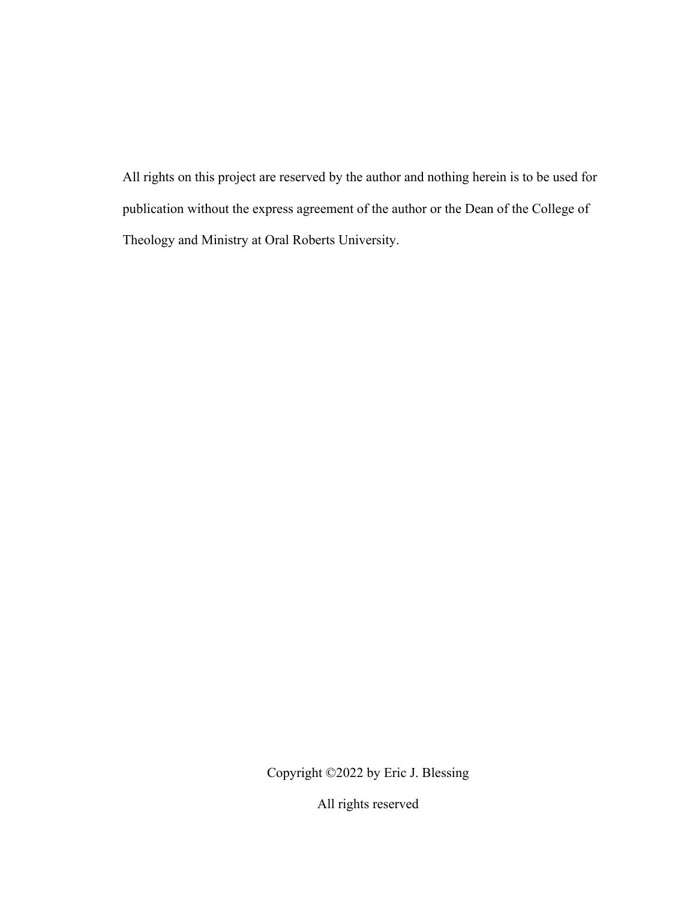All rights on this project are reserved by the author and nothing herein is to be used for publication without the express agreement of the author or the Dean of the College of Theology and Ministry at Oral Roberts University.

Copyright ©2022 by Eric J. Blessing

All rights reserved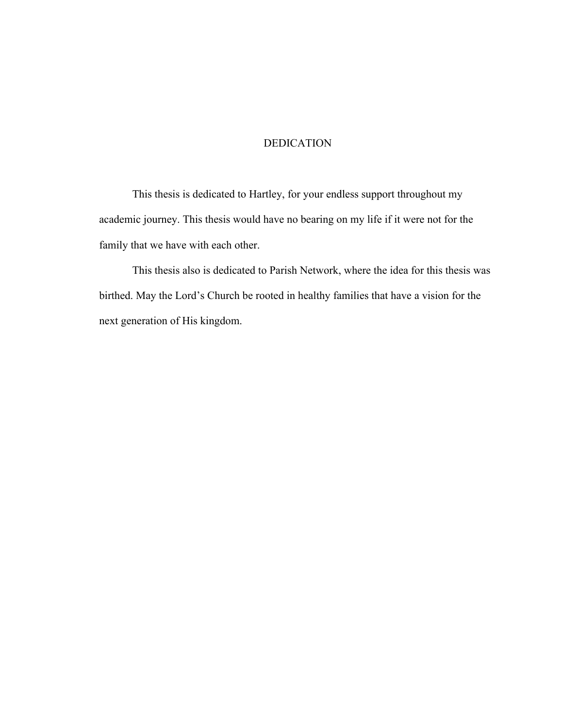# DEDICATION

This thesis is dedicated to Hartley, for your endless support throughout my academic journey. This thesis would have no bearing on my life if it were not for the family that we have with each other.

This thesis also is dedicated to Parish Network, where the idea for this thesis was birthed. May the Lord's Church be rooted in healthy families that have a vision for the next generation of His kingdom.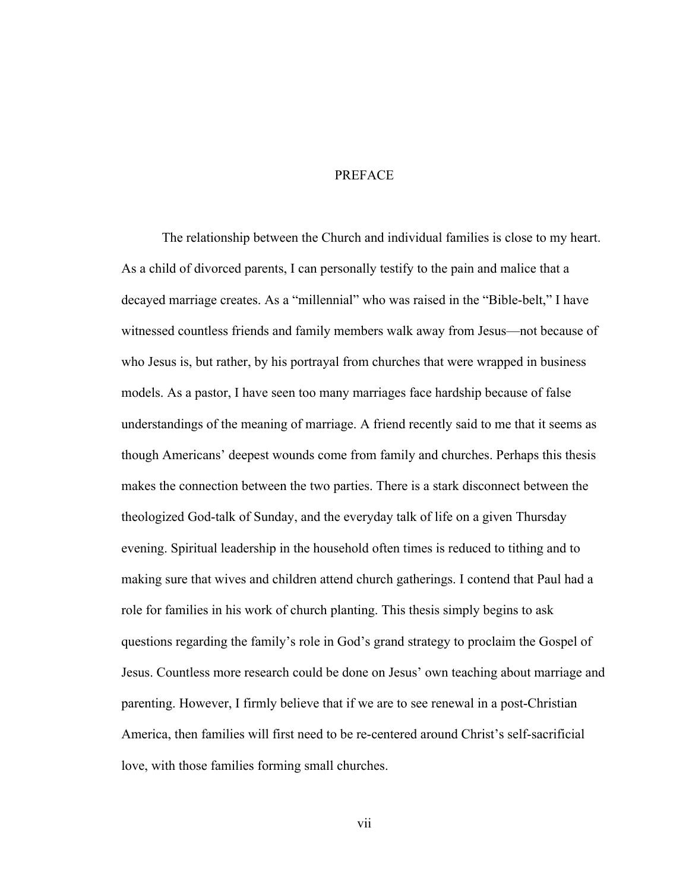# PREFACE

The relationship between the Church and individual families is close to my heart. As a child of divorced parents, I can personally testify to the pain and malice that a decayed marriage creates. As a "millennial" who was raised in the "Bible-belt," I have witnessed countless friends and family members walk away from Jesus—not because of who Jesus is, but rather, by his portrayal from churches that were wrapped in business models. As a pastor, I have seen too many marriages face hardship because of false understandings of the meaning of marriage. A friend recently said to me that it seems as though Americans' deepest wounds come from family and churches. Perhaps this thesis makes the connection between the two parties. There is a stark disconnect between the theologized God-talk of Sunday, and the everyday talk of life on a given Thursday evening. Spiritual leadership in the household often times is reduced to tithing and to making sure that wives and children attend church gatherings. I contend that Paul had a role for families in his work of church planting. This thesis simply begins to ask questions regarding the family's role in God's grand strategy to proclaim the Gospel of Jesus. Countless more research could be done on Jesus' own teaching about marriage and parenting. However, I firmly believe that if we are to see renewal in a post-Christian America, then families will first need to be re-centered around Christ's self-sacrificial love, with those families forming small churches.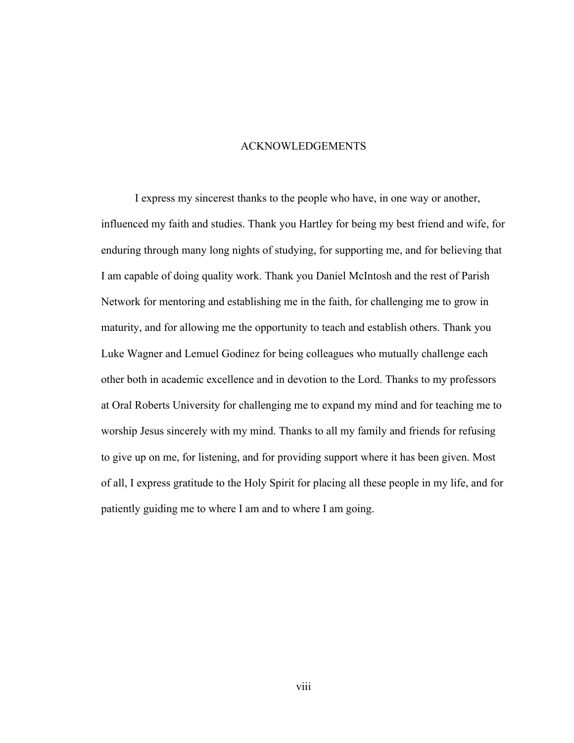# ACKNOWLEDGEMENTS

I express my sincerest thanks to the people who have, in one way or another, influenced my faith and studies. Thank you Hartley for being my best friend and wife, for enduring through many long nights of studying, for supporting me, and for believing that I am capable of doing quality work. Thank you Daniel McIntosh and the rest of Parish Network for mentoring and establishing me in the faith, for challenging me to grow in maturity, and for allowing me the opportunity to teach and establish others. Thank you Luke Wagner and Lemuel Godinez for being colleagues who mutually challenge each other both in academic excellence and in devotion to the Lord. Thanks to my professors at Oral Roberts University for challenging me to expand my mind and for teaching me to worship Jesus sincerely with my mind. Thanks to all my family and friends for refusing to give up on me, for listening, and for providing support where it has been given. Most of all, I express gratitude to the Holy Spirit for placing all these people in my life, and for patiently guiding me to where I am and to where I am going.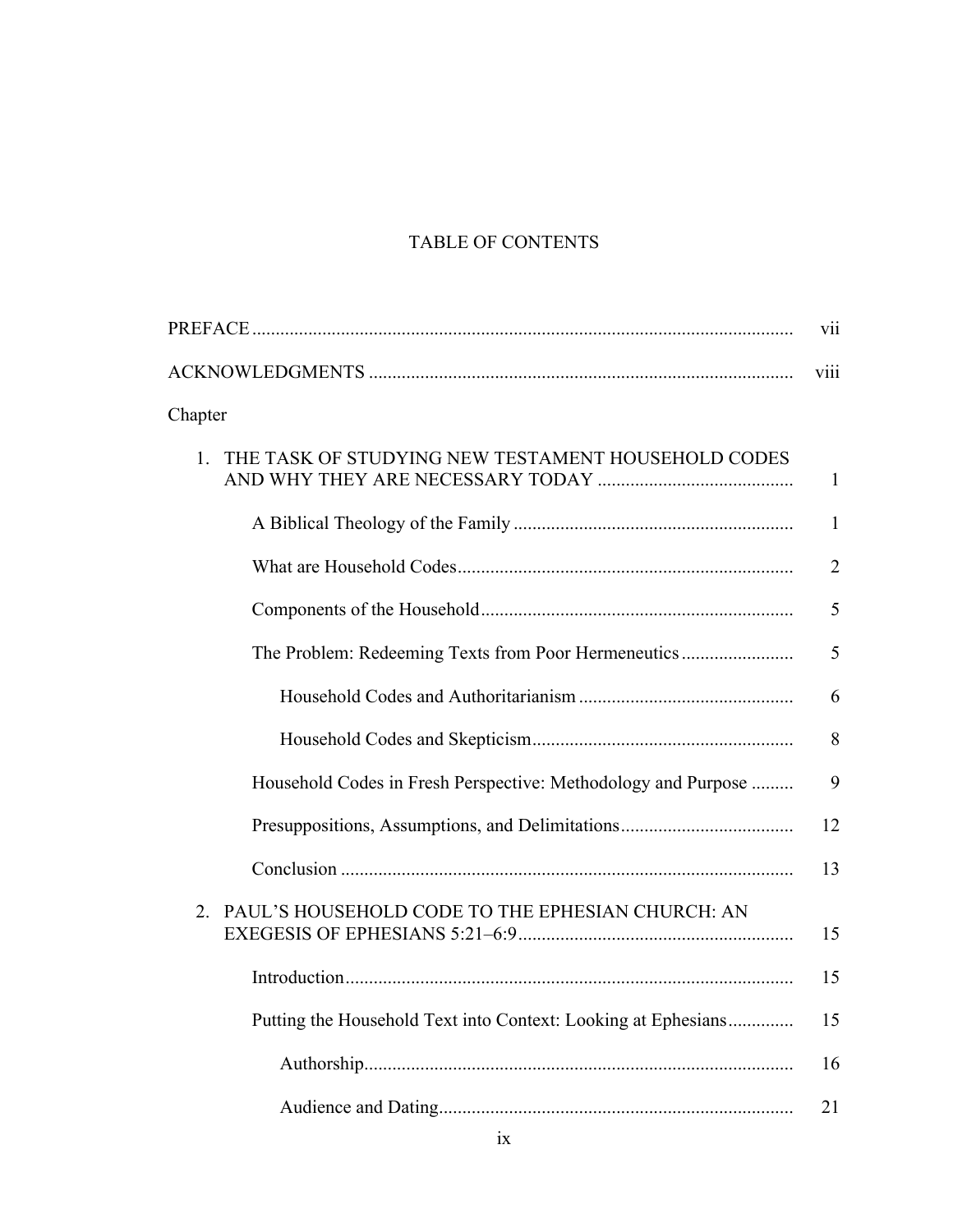# TABLE OF CONTENTS

PREFACE ..... vii

ACKNOWLEDGMENTS ..... viii

Chapter

1. THE TASK OF STUDYING NEW TESTAMENT HOUSEHOLD CODES AND WHY THEY ARE NECESSARY TODAY ..... 1

    A Biblical Theology of the Family ..... 1

    What are Household Codes ..... 2

    Components of the Household ..... 5

    The Problem: Redeeming Texts from Poor Hermeneutics ..... 5

        Household Codes and Authoritarianism ..... 6

        Household Codes and Skepticism ..... 8

    Household Codes in Fresh Perspective: Methodology and Purpose ..... 9

    Presuppositions, Assumptions, and Delimitations ..... 12

    Conclusion ..... 13

2. PAUL'S HOUSEHOLD CODE TO THE EPHESIAN CHURCH: AN EXEGESIS OF EPHESIANS 5:21–6:9 ..... 15

    Introduction ..... 15

    Putting the Household Text into Context: Looking at Ephesians ..... 15

        Authorship ..... 16

        Audience and Dating ..... 21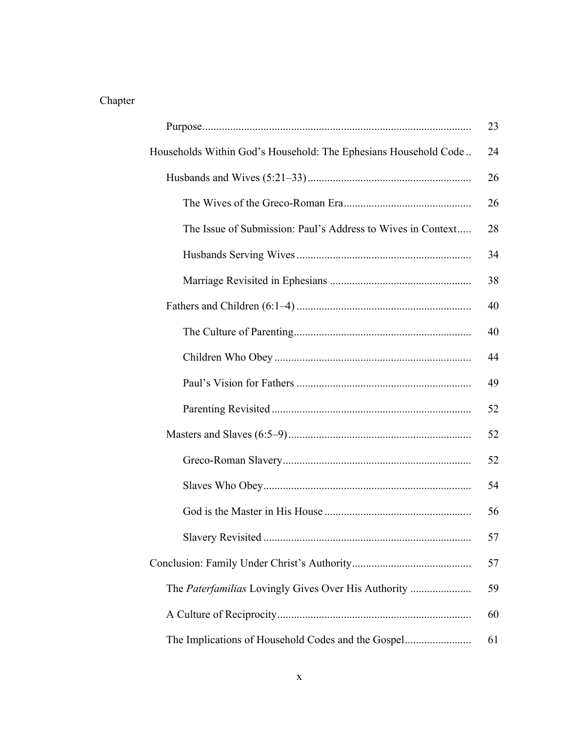Chapter

- Purpose ........ 23
- Households Within God's Household: The Ephesians Household Code ........ 24
  - Husbands and Wives (5:21–33) ........ 26
    - The Wives of the Greco-Roman Era ........ 26
    - The Issue of Submission: Paul's Address to Wives in Context ........ 28
    - Husbands Serving Wives ........ 34
    - Marriage Revisited in Ephesians ........ 38
  - Fathers and Children (6:1–4) ........ 40
    - The Culture of Parenting ........ 40
    - Children Who Obey ........ 44
    - Paul's Vision for Fathers ........ 49
    - Parenting Revisited ........ 52
  - Masters and Slaves (6:5–9) ........ 52
    - Greco-Roman Slavery ........ 52
    - Slaves Who Obey ........ 54
    - God is the Master in His House ........ 56
    - Slavery Revisited ........ 57
- Conclusion: Family Under Christ's Authority ........ 57
  - The *Paterfamilias* Lovingly Gives Over His Authority ........ 59
  - A Culture of Reciprocity ........ 60
  - The Implications of Household Codes and the Gospel ........ 61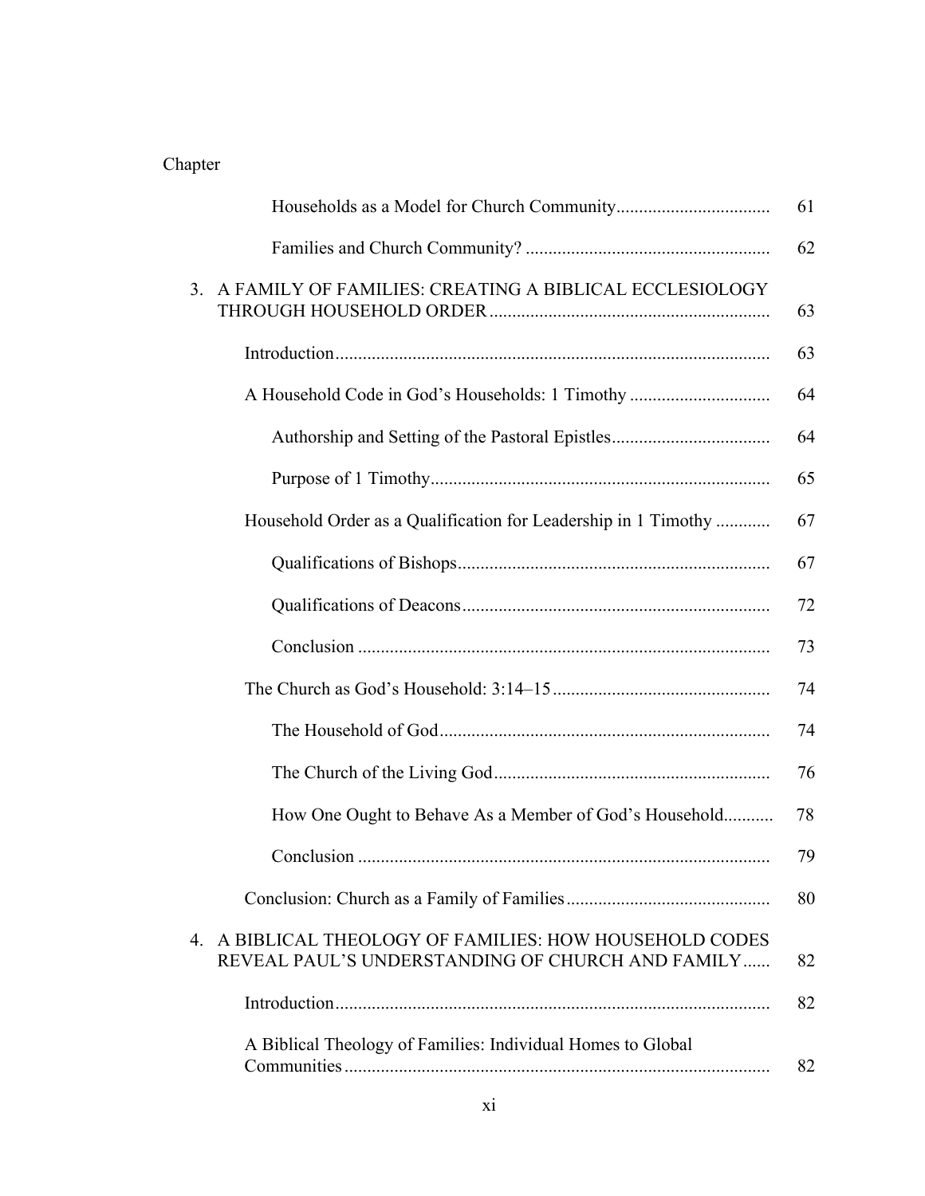Chapter

| | Page |
|---|---|
| Households as a Model for Church Community | 61 |
| Families and Church Community? | 62 |
| 3. A FAMILY OF FAMILIES: CREATING A BIBLICAL ECCLESIOLOGY THROUGH HOUSEHOLD ORDER | 63 |
| Introduction | 63 |
| A Household Code in God's Households: 1 Timothy | 64 |
| Authorship and Setting of the Pastoral Epistles | 64 |
| Purpose of 1 Timothy | 65 |
| Household Order as a Qualification for Leadership in 1 Timothy | 67 |
| Qualifications of Bishops | 67 |
| Qualifications of Deacons | 72 |
| Conclusion | 73 |
| The Church as God's Household: 3:14–15 | 74 |
| The Household of God | 74 |
| The Church of the Living God | 76 |
| How One Ought to Behave As a Member of God's Household | 78 |
| Conclusion | 79 |
| Conclusion: Church as a Family of Families | 80 |
| 4. A BIBLICAL THEOLOGY OF FAMILIES: HOW HOUSEHOLD CODES REVEAL PAUL'S UNDERSTANDING OF CHURCH AND FAMILY | 82 |
| Introduction | 82 |
| A Biblical Theology of Families: Individual Homes to Global Communities | 82 |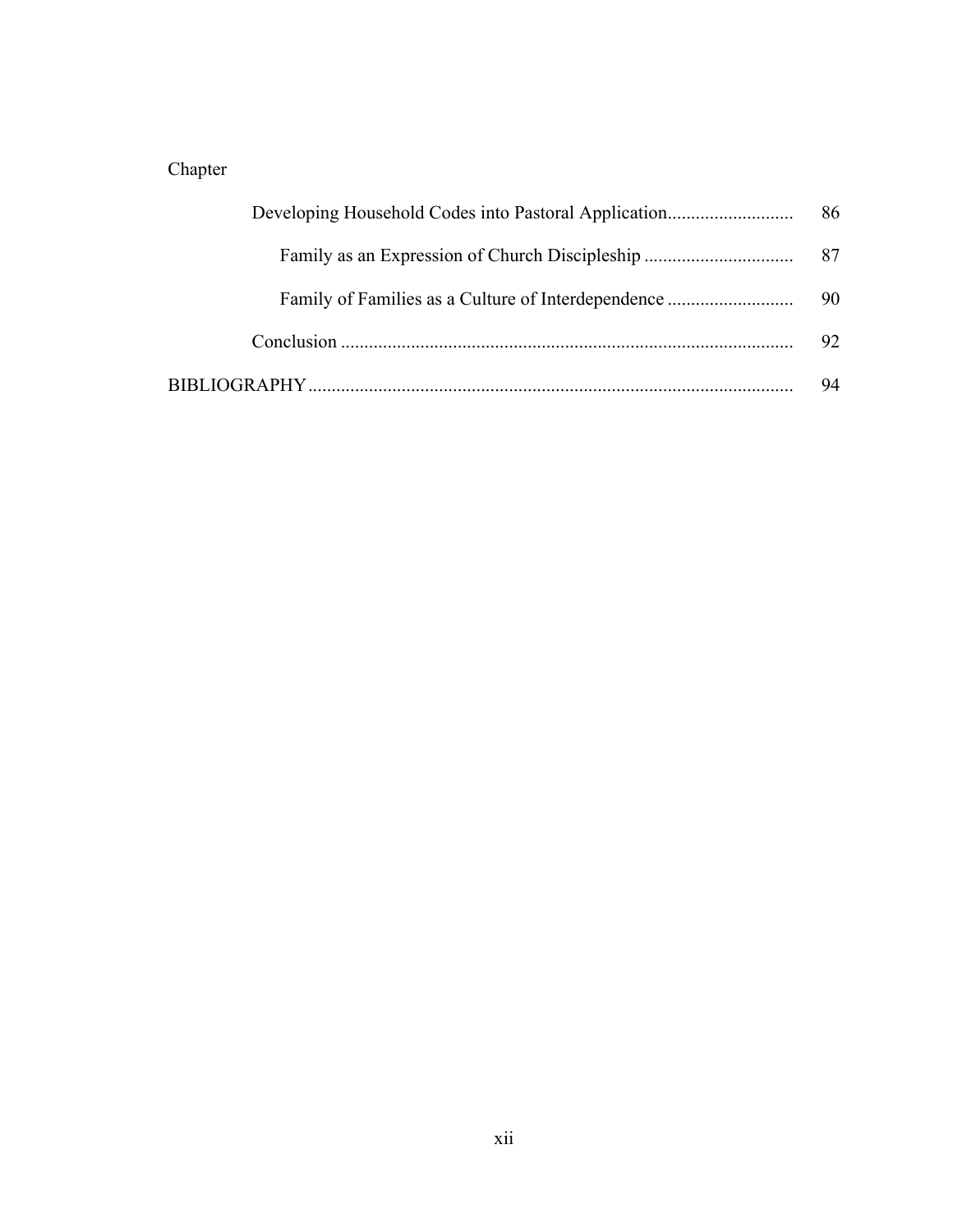Chapter

| | Page |
|---|---|
| Developing Household Codes into Pastoral Application | 86 |
| Family as an Expression of Church Discipleship | 87 |
| Family of Families as a Culture of Interdependence | 90 |
| Conclusion | 92 |
| BIBLIOGRAPHY | 94 |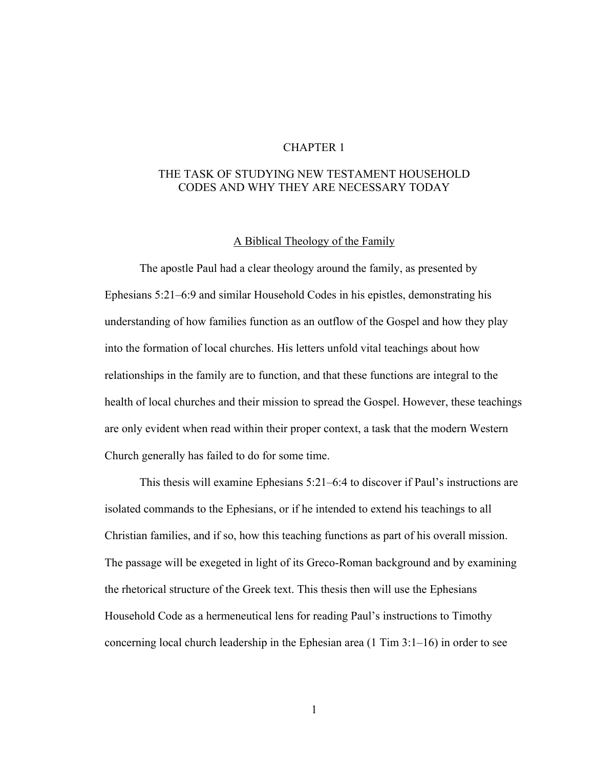# CHAPTER 1

# THE TASK OF STUDYING NEW TESTAMENT HOUSEHOLD CODES AND WHY THEY ARE NECESSARY TODAY

## A Biblical Theology of the Family

The apostle Paul had a clear theology around the family, as presented by Ephesians 5:21–6:9 and similar Household Codes in his epistles, demonstrating his understanding of how families function as an outflow of the Gospel and how they play into the formation of local churches. His letters unfold vital teachings about how relationships in the family are to function, and that these functions are integral to the health of local churches and their mission to spread the Gospel. However, these teachings are only evident when read within their proper context, a task that the modern Western Church generally has failed to do for some time.

This thesis will examine Ephesians 5:21–6:4 to discover if Paul's instructions are isolated commands to the Ephesians, or if he intended to extend his teachings to all Christian families, and if so, how this teaching functions as part of his overall mission. The passage will be exegeted in light of its Greco-Roman background and by examining the rhetorical structure of the Greek text. This thesis then will use the Ephesians Household Code as a hermeneutical lens for reading Paul's instructions to Timothy concerning local church leadership in the Ephesian area (1 Tim 3:1–16) in order to see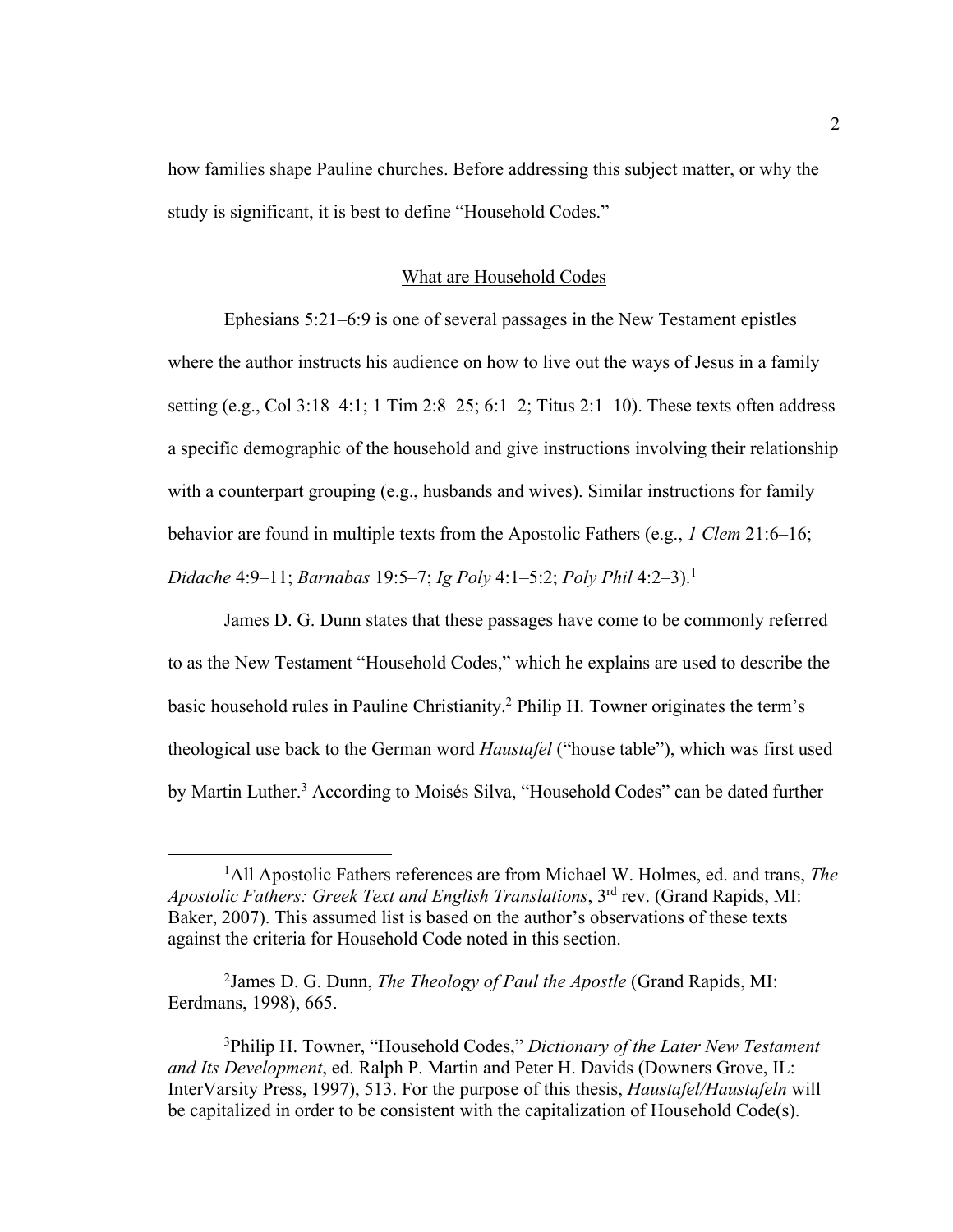how families shape Pauline churches. Before addressing this subject matter, or why the study is significant, it is best to define "Household Codes."

## What are Household Codes

Ephesians 5:21–6:9 is one of several passages in the New Testament epistles where the author instructs his audience on how to live out the ways of Jesus in a family setting (e.g., Col 3:18–4:1; 1 Tim 2:8–25; 6:1–2; Titus 2:1–10). These texts often address a specific demographic of the household and give instructions involving their relationship with a counterpart grouping (e.g., husbands and wives). Similar instructions for family behavior are found in multiple texts from the Apostolic Fathers (e.g., *1 Clem* 21:6–16; *Didache* 4:9–11; *Barnabas* 19:5–7; *Ig Poly* 4:1–5:2; *Poly Phil* 4:2–3).[1]

James D. G. Dunn states that these passages have come to be commonly referred to as the New Testament "Household Codes," which he explains are used to describe the basic household rules in Pauline Christianity.[2] Philip H. Towner originates the term's theological use back to the German word *Haustafel* ("house table"), which was first used by Martin Luther.[3] According to Moisés Silva, "Household Codes" can be dated further

---

[1]All Apostolic Fathers references are from Michael W. Holmes, ed. and trans, *The Apostolic Fathers: Greek Text and English Translations*, 3rd rev. (Grand Rapids, MI: Baker, 2007). This assumed list is based on the author's observations of these texts against the criteria for Household Code noted in this section.

[2]James D. G. Dunn, *The Theology of Paul the Apostle* (Grand Rapids, MI: Eerdmans, 1998), 665.

[3]Philip H. Towner, "Household Codes," *Dictionary of the Later New Testament and Its Development*, ed. Ralph P. Martin and Peter H. Davids (Downers Grove, IL: InterVarsity Press, 1997), 513. For the purpose of this thesis, *Haustafel/Haustafeln* will be capitalized in order to be consistent with the capitalization of Household Code(s).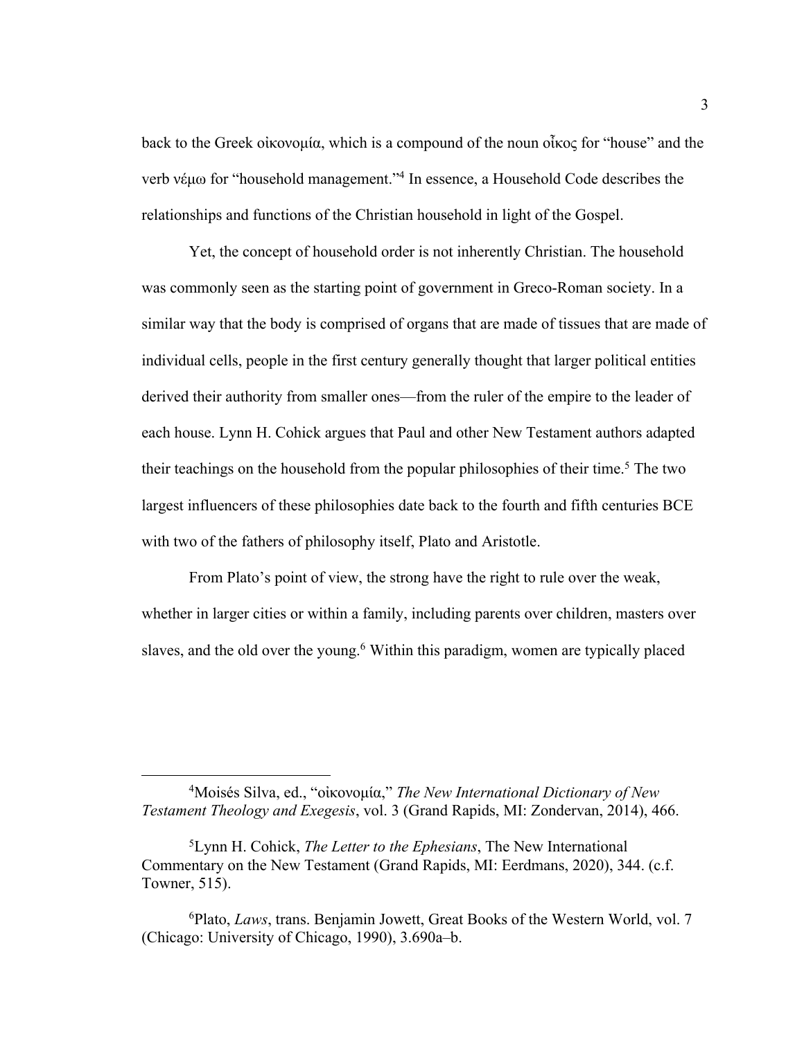back to the Greek οἰκονομία, which is a compound of the noun οἶκος for "house" and the verb νέμω for "household management."[4] In essence, a Household Code describes the relationships and functions of the Christian household in light of the Gospel.

Yet, the concept of household order is not inherently Christian. The household was commonly seen as the starting point of government in Greco-Roman society. In a similar way that the body is comprised of organs that are made of tissues that are made of individual cells, people in the first century generally thought that larger political entities derived their authority from smaller ones—from the ruler of the empire to the leader of each house. Lynn H. Cohick argues that Paul and other New Testament authors adapted their teachings on the household from the popular philosophies of their time.[5] The two largest influencers of these philosophies date back to the fourth and fifth centuries BCE with two of the fathers of philosophy itself, Plato and Aristotle.

From Plato's point of view, the strong have the right to rule over the weak, whether in larger cities or within a family, including parents over children, masters over slaves, and the old over the young.[6] Within this paradigm, women are typically placed

---

[4]Moisés Silva, ed., "οἰκονομία," *The New International Dictionary of New Testament Theology and Exegesis*, vol. 3 (Grand Rapids, MI: Zondervan, 2014), 466.

[5]Lynn H. Cohick, *The Letter to the Ephesians*, The New International Commentary on the New Testament (Grand Rapids, MI: Eerdmans, 2020), 344. (c.f. Towner, 515).

[6]Plato, *Laws*, trans. Benjamin Jowett, Great Books of the Western World, vol. 7 (Chicago: University of Chicago, 1990), 3.690a–b.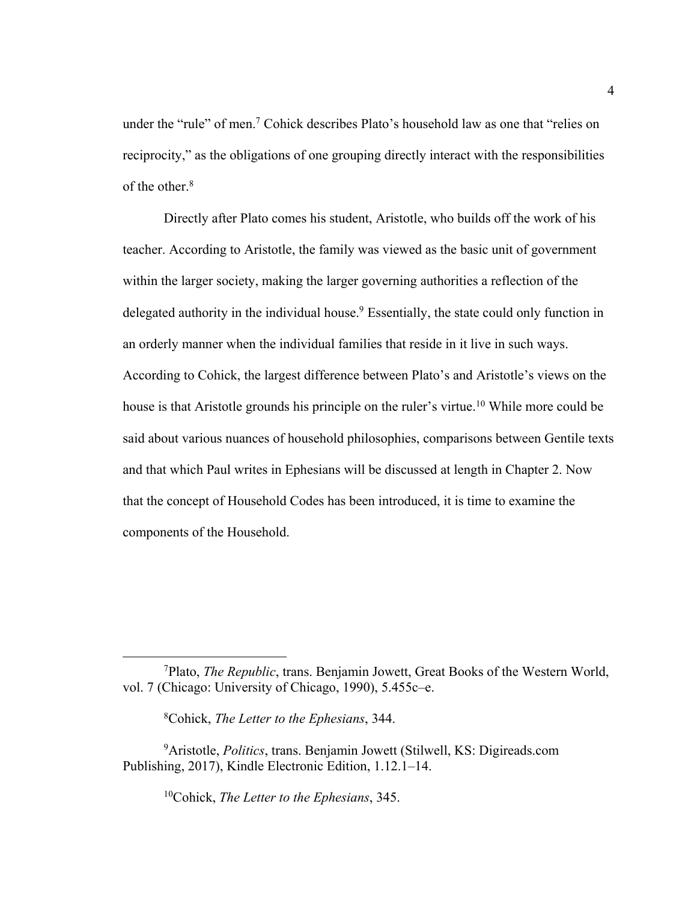under the "rule" of men.[7] Cohick describes Plato's household law as one that "relies on reciprocity," as the obligations of one grouping directly interact with the responsibilities of the other.[8]

Directly after Plato comes his student, Aristotle, who builds off the work of his teacher. According to Aristotle, the family was viewed as the basic unit of government within the larger society, making the larger governing authorities a reflection of the delegated authority in the individual house.[9] Essentially, the state could only function in an orderly manner when the individual families that reside in it live in such ways. According to Cohick, the largest difference between Plato's and Aristotle's views on the house is that Aristotle grounds his principle on the ruler's virtue.[10] While more could be said about various nuances of household philosophies, comparisons between Gentile texts and that which Paul writes in Ephesians will be discussed at length in Chapter 2. Now that the concept of Household Codes has been introduced, it is time to examine the components of the Household.

---

[7]Plato, *The Republic*, trans. Benjamin Jowett, Great Books of the Western World, vol. 7 (Chicago: University of Chicago, 1990), 5.455c–e.

[8]Cohick, *The Letter to the Ephesians*, 344.

[9]Aristotle, *Politics*, trans. Benjamin Jowett (Stilwell, KS: Digireads.com Publishing, 2017), Kindle Electronic Edition, 1.12.1–14.

[10]Cohick, *The Letter to the Ephesians*, 345.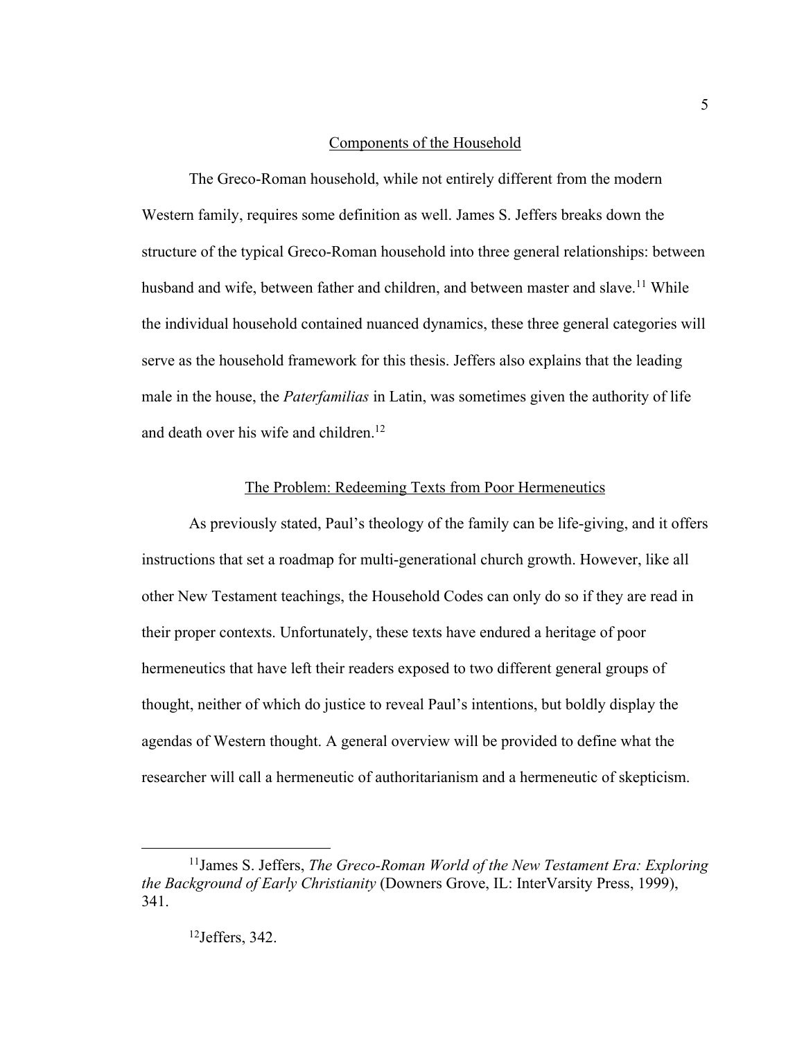## Components of the Household

The Greco-Roman household, while not entirely different from the modern Western family, requires some definition as well. James S. Jeffers breaks down the structure of the typical Greco-Roman household into three general relationships: between husband and wife, between father and children, and between master and slave.[11] While the individual household contained nuanced dynamics, these three general categories will serve as the household framework for this thesis. Jeffers also explains that the leading male in the house, the *Paterfamilias* in Latin, was sometimes given the authority of life and death over his wife and children.[12]

## The Problem: Redeeming Texts from Poor Hermeneutics

As previously stated, Paul's theology of the family can be life-giving, and it offers instructions that set a roadmap for multi-generational church growth. However, like all other New Testament teachings, the Household Codes can only do so if they are read in their proper contexts. Unfortunately, these texts have endured a heritage of poor hermeneutics that have left their readers exposed to two different general groups of thought, neither of which do justice to reveal Paul's intentions, but boldly display the agendas of Western thought. A general overview will be provided to define what the researcher will call a hermeneutic of authoritarianism and a hermeneutic of skepticism.

---

[11]James S. Jeffers, *The Greco-Roman World of the New Testament Era: Exploring the Background of Early Christianity* (Downers Grove, IL: InterVarsity Press, 1999), 341.

[12]Jeffers, 342.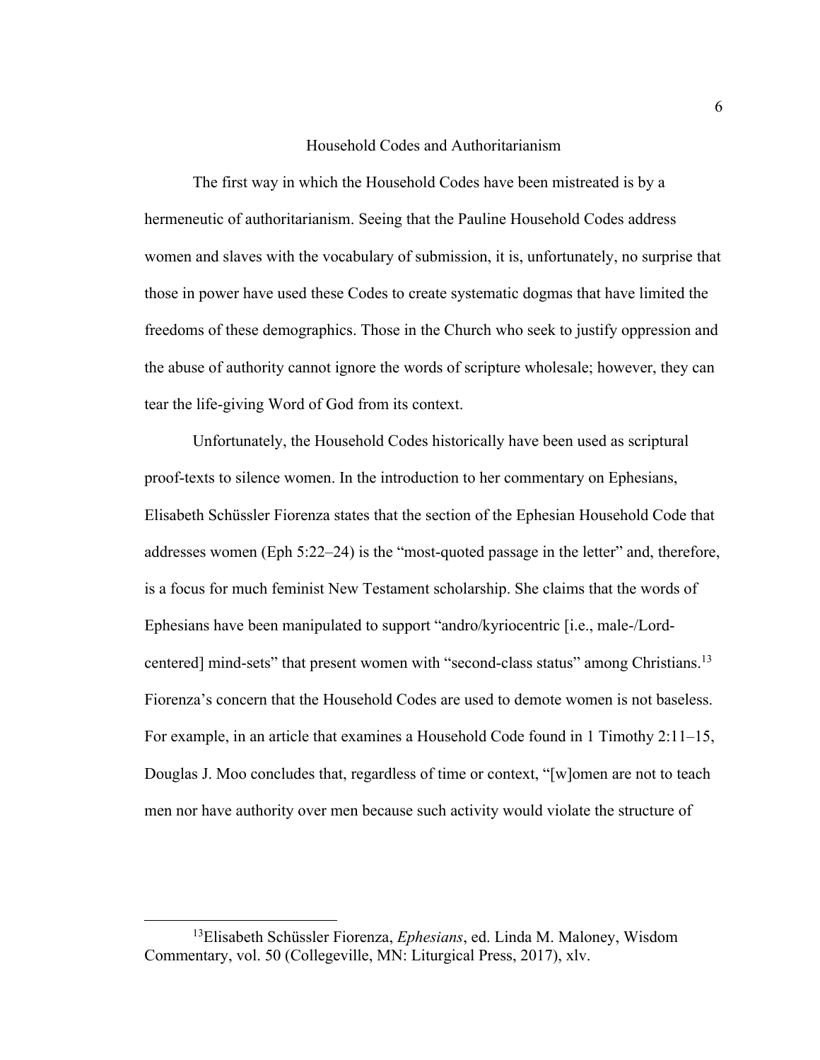## Household Codes and Authoritarianism

The first way in which the Household Codes have been mistreated is by a hermeneutic of authoritarianism. Seeing that the Pauline Household Codes address women and slaves with the vocabulary of submission, it is, unfortunately, no surprise that those in power have used these Codes to create systematic dogmas that have limited the freedoms of these demographics. Those in the Church who seek to justify oppression and the abuse of authority cannot ignore the words of scripture wholesale; however, they can tear the life-giving Word of God from its context.

Unfortunately, the Household Codes historically have been used as scriptural proof-texts to silence women. In the introduction to her commentary on Ephesians, Elisabeth Schüssler Fiorenza states that the section of the Ephesian Household Code that addresses women (Eph 5:22–24) is the "most-quoted passage in the letter" and, therefore, is a focus for much feminist New Testament scholarship. She claims that the words of Ephesians have been manipulated to support "andro/kyriocentric [i.e., male-/Lord-centered] mind-sets" that present women with "second-class status" among Christians.[13] Fiorenza's concern that the Household Codes are used to demote women is not baseless. For example, in an article that examines a Household Code found in 1 Timothy 2:11–15, Douglas J. Moo concludes that, regardless of time or context, "[w]omen are not to teach men nor have authority over men because such activity would violate the structure of

---

[13] Elisabeth Schüssler Fiorenza, *Ephesians*, ed. Linda M. Maloney, Wisdom Commentary, vol. 50 (Collegeville, MN: Liturgical Press, 2017), xlv.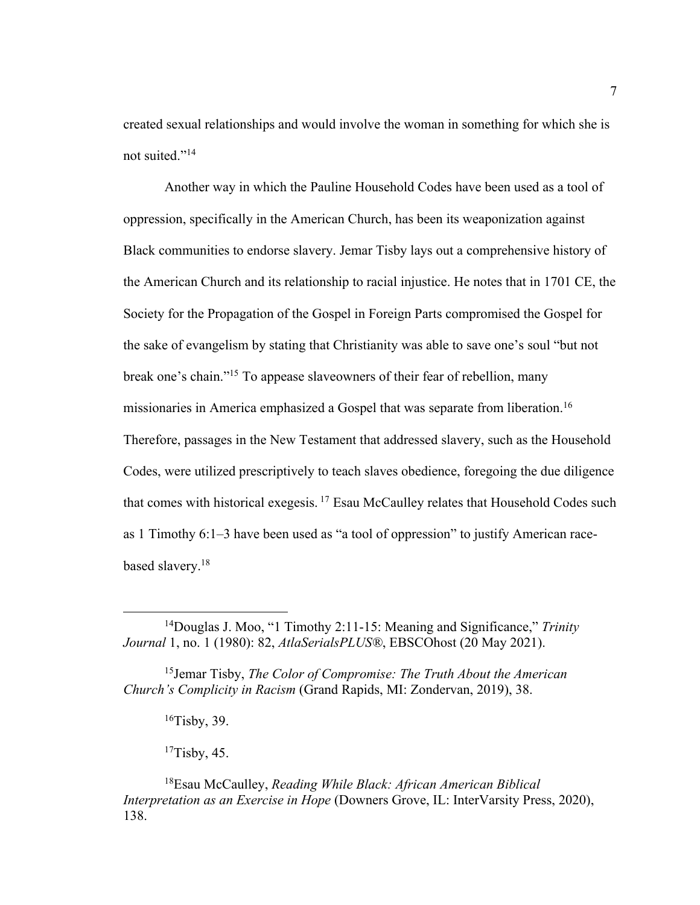created sexual relationships and would involve the woman in something for which she is not suited."[14]

Another way in which the Pauline Household Codes have been used as a tool of oppression, specifically in the American Church, has been its weaponization against Black communities to endorse slavery. Jemar Tisby lays out a comprehensive history of the American Church and its relationship to racial injustice. He notes that in 1701 CE, the Society for the Propagation of the Gospel in Foreign Parts compromised the Gospel for the sake of evangelism by stating that Christianity was able to save one's soul "but not break one's chain."[15] To appease slaveowners of their fear of rebellion, many missionaries in America emphasized a Gospel that was separate from liberation.[16] Therefore, passages in the New Testament that addressed slavery, such as the Household Codes, were utilized prescriptively to teach slaves obedience, foregoing the due diligence that comes with historical exegesis.[17] Esau McCaulley relates that Household Codes such as 1 Timothy 6:1–3 have been used as "a tool of oppression" to justify American race-based slavery.[18]

---

[14] Douglas J. Moo, "1 Timothy 2:11-15: Meaning and Significance," *Trinity Journal* 1, no. 1 (1980): 82, *AtlaSerialsPLUS®*, EBSCOhost (20 May 2021).

[15] Jemar Tisby, *The Color of Compromise: The Truth About the American Church's Complicity in Racism* (Grand Rapids, MI: Zondervan, 2019), 38.

[16] Tisby, 39.

[17] Tisby, 45.

[18] Esau McCaulley, *Reading While Black: African American Biblical Interpretation as an Exercise in Hope* (Downers Grove, IL: InterVarsity Press, 2020), 138.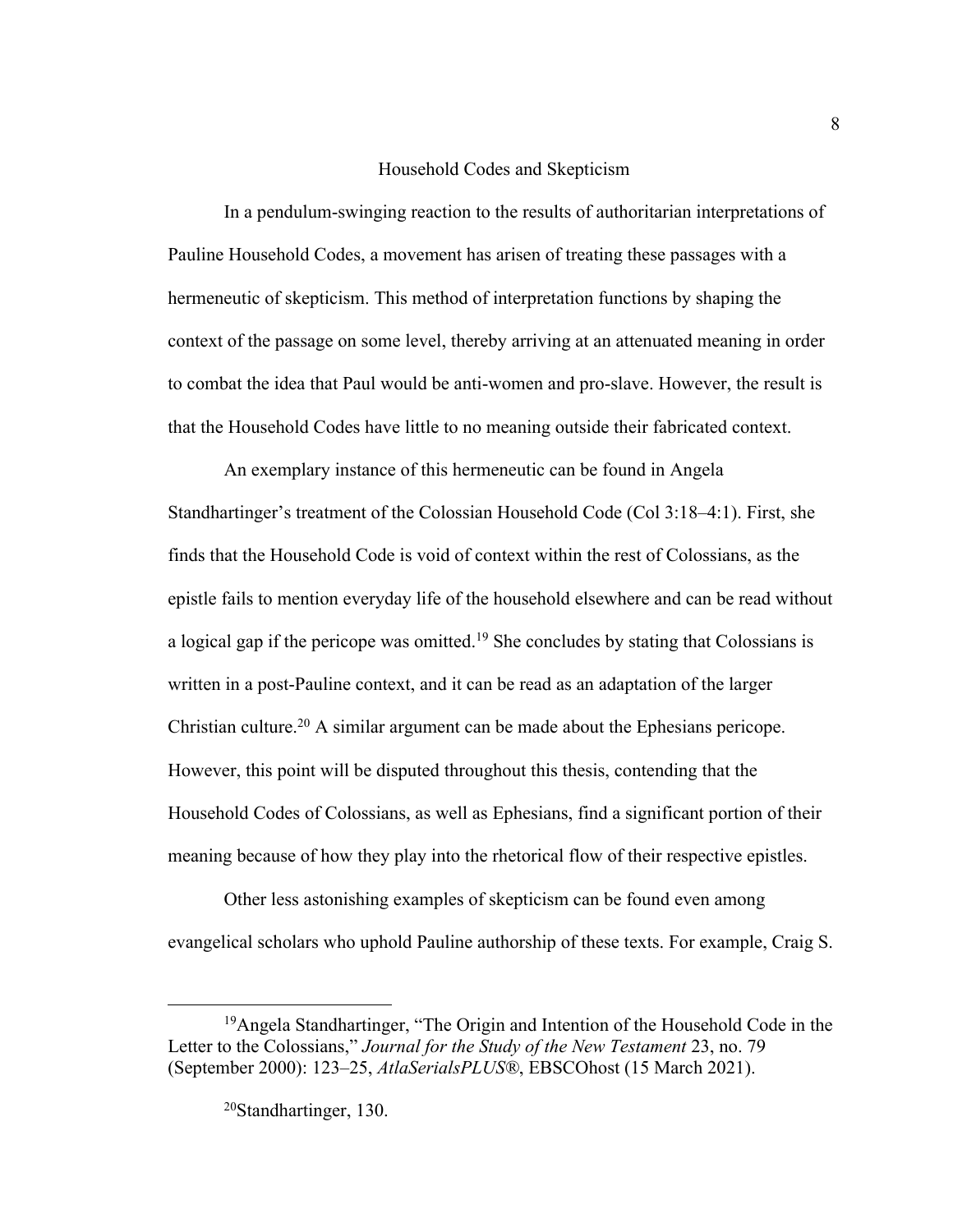## Household Codes and Skepticism

In a pendulum-swinging reaction to the results of authoritarian interpretations of Pauline Household Codes, a movement has arisen of treating these passages with a hermeneutic of skepticism. This method of interpretation functions by shaping the context of the passage on some level, thereby arriving at an attenuated meaning in order to combat the idea that Paul would be anti-women and pro-slave. However, the result is that the Household Codes have little to no meaning outside their fabricated context.

An exemplary instance of this hermeneutic can be found in Angela Standhartinger's treatment of the Colossian Household Code (Col 3:18–4:1). First, she finds that the Household Code is void of context within the rest of Colossians, as the epistle fails to mention everyday life of the household elsewhere and can be read without a logical gap if the pericope was omitted.[19] She concludes by stating that Colossians is written in a post-Pauline context, and it can be read as an adaptation of the larger Christian culture.[20] A similar argument can be made about the Ephesians pericope. However, this point will be disputed throughout this thesis, contending that the Household Codes of Colossians, as well as Ephesians, find a significant portion of their meaning because of how they play into the rhetorical flow of their respective epistles.

Other less astonishing examples of skepticism can be found even among evangelical scholars who uphold Pauline authorship of these texts. For example, Craig S.

---

[19]Angela Standhartinger, "The Origin and Intention of the Household Code in the Letter to the Colossians," *Journal for the Study of the New Testament* 23, no. 79 (September 2000): 123–25, *AtlaSerialsPLUS*®, EBSCOhost (15 March 2021).

[20]Standhartinger, 130.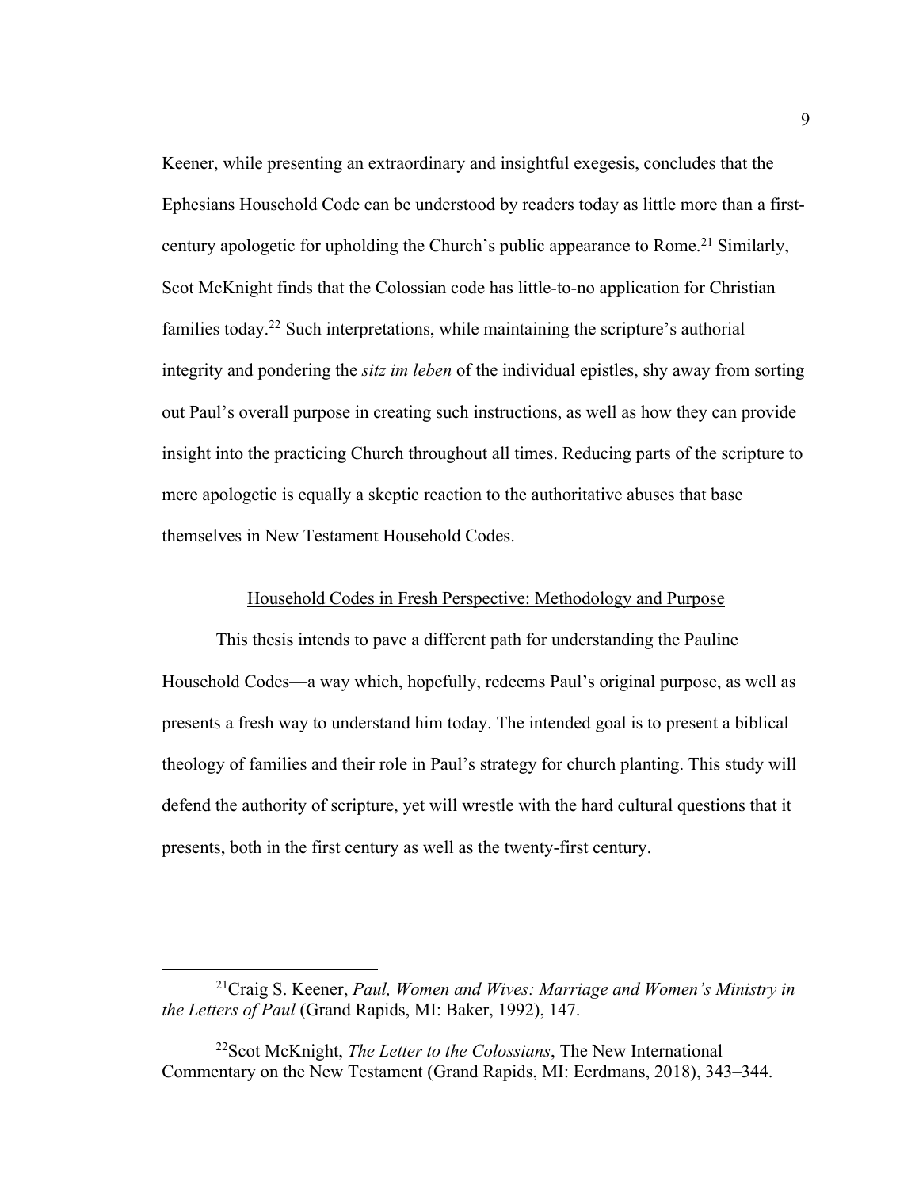Keener, while presenting an extraordinary and insightful exegesis, concludes that the Ephesians Household Code can be understood by readers today as little more than a first-century apologetic for upholding the Church's public appearance to Rome.[21] Similarly, Scot McKnight finds that the Colossian code has little-to-no application for Christian families today.[22] Such interpretations, while maintaining the scripture's authorial integrity and pondering the *sitz im leben* of the individual epistles, shy away from sorting out Paul's overall purpose in creating such instructions, as well as how they can provide insight into the practicing Church throughout all times. Reducing parts of the scripture to mere apologetic is equally a skeptic reaction to the authoritative abuses that base themselves in New Testament Household Codes.

## Household Codes in Fresh Perspective: Methodology and Purpose

This thesis intends to pave a different path for understanding the Pauline Household Codes—a way which, hopefully, redeems Paul's original purpose, as well as presents a fresh way to understand him today. The intended goal is to present a biblical theology of families and their role in Paul's strategy for church planting. This study will defend the authority of scripture, yet will wrestle with the hard cultural questions that it presents, both in the first century as well as the twenty-first century.

---

[21]Craig S. Keener, *Paul, Women and Wives: Marriage and Women's Ministry in the Letters of Paul* (Grand Rapids, MI: Baker, 1992), 147.

[22]Scot McKnight, *The Letter to the Colossians*, The New International Commentary on the New Testament (Grand Rapids, MI: Eerdmans, 2018), 343–344.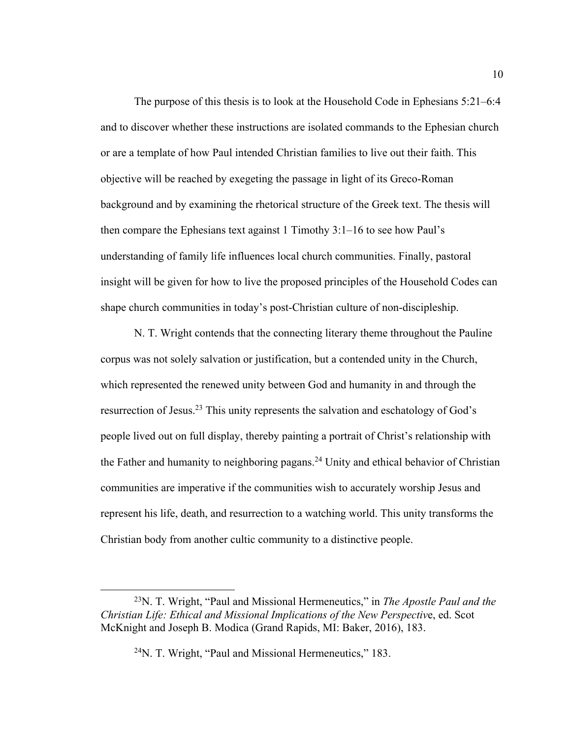The purpose of this thesis is to look at the Household Code in Ephesians 5:21–6:4 and to discover whether these instructions are isolated commands to the Ephesian church or are a template of how Paul intended Christian families to live out their faith. This objective will be reached by exegeting the passage in light of its Greco-Roman background and by examining the rhetorical structure of the Greek text. The thesis will then compare the Ephesians text against 1 Timothy 3:1–16 to see how Paul's understanding of family life influences local church communities. Finally, pastoral insight will be given for how to live the proposed principles of the Household Codes can shape church communities in today's post-Christian culture of non-discipleship.

N. T. Wright contends that the connecting literary theme throughout the Pauline corpus was not solely salvation or justification, but a contended unity in the Church, which represented the renewed unity between God and humanity in and through the resurrection of Jesus.[23] This unity represents the salvation and eschatology of God's people lived out on full display, thereby painting a portrait of Christ's relationship with the Father and humanity to neighboring pagans.[24] Unity and ethical behavior of Christian communities are imperative if the communities wish to accurately worship Jesus and represent his life, death, and resurrection to a watching world. This unity transforms the Christian body from another cultic community to a distinctive people.

---

[23]N. T. Wright, "Paul and Missional Hermeneutics," in *The Apostle Paul and the Christian Life: Ethical and Missional Implications of the New Perspectiv*e, ed. Scot McKnight and Joseph B. Modica (Grand Rapids, MI: Baker, 2016), 183.

[24]N. T. Wright, "Paul and Missional Hermeneutics," 183.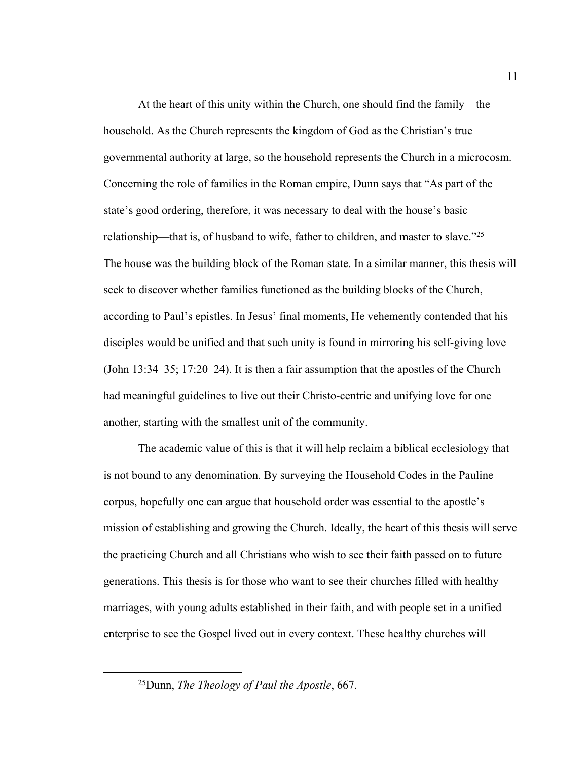At the heart of this unity within the Church, one should find the family—the household. As the Church represents the kingdom of God as the Christian's true governmental authority at large, so the household represents the Church in a microcosm. Concerning the role of families in the Roman empire, Dunn says that "As part of the state's good ordering, therefore, it was necessary to deal with the house's basic relationship—that is, of husband to wife, father to children, and master to slave."[25] The house was the building block of the Roman state. In a similar manner, this thesis will seek to discover whether families functioned as the building blocks of the Church, according to Paul's epistles. In Jesus' final moments, He vehemently contended that his disciples would be unified and that such unity is found in mirroring his self-giving love (John 13:34–35; 17:20–24). It is then a fair assumption that the apostles of the Church had meaningful guidelines to live out their Christo-centric and unifying love for one another, starting with the smallest unit of the community.

The academic value of this is that it will help reclaim a biblical ecclesiology that is not bound to any denomination. By surveying the Household Codes in the Pauline corpus, hopefully one can argue that household order was essential to the apostle's mission of establishing and growing the Church. Ideally, the heart of this thesis will serve the practicing Church and all Christians who wish to see their faith passed on to future generations. This thesis is for those who want to see their churches filled with healthy marriages, with young adults established in their faith, and with people set in a unified enterprise to see the Gospel lived out in every context. These healthy churches will

---

[25]Dunn, *The Theology of Paul the Apostle*, 667.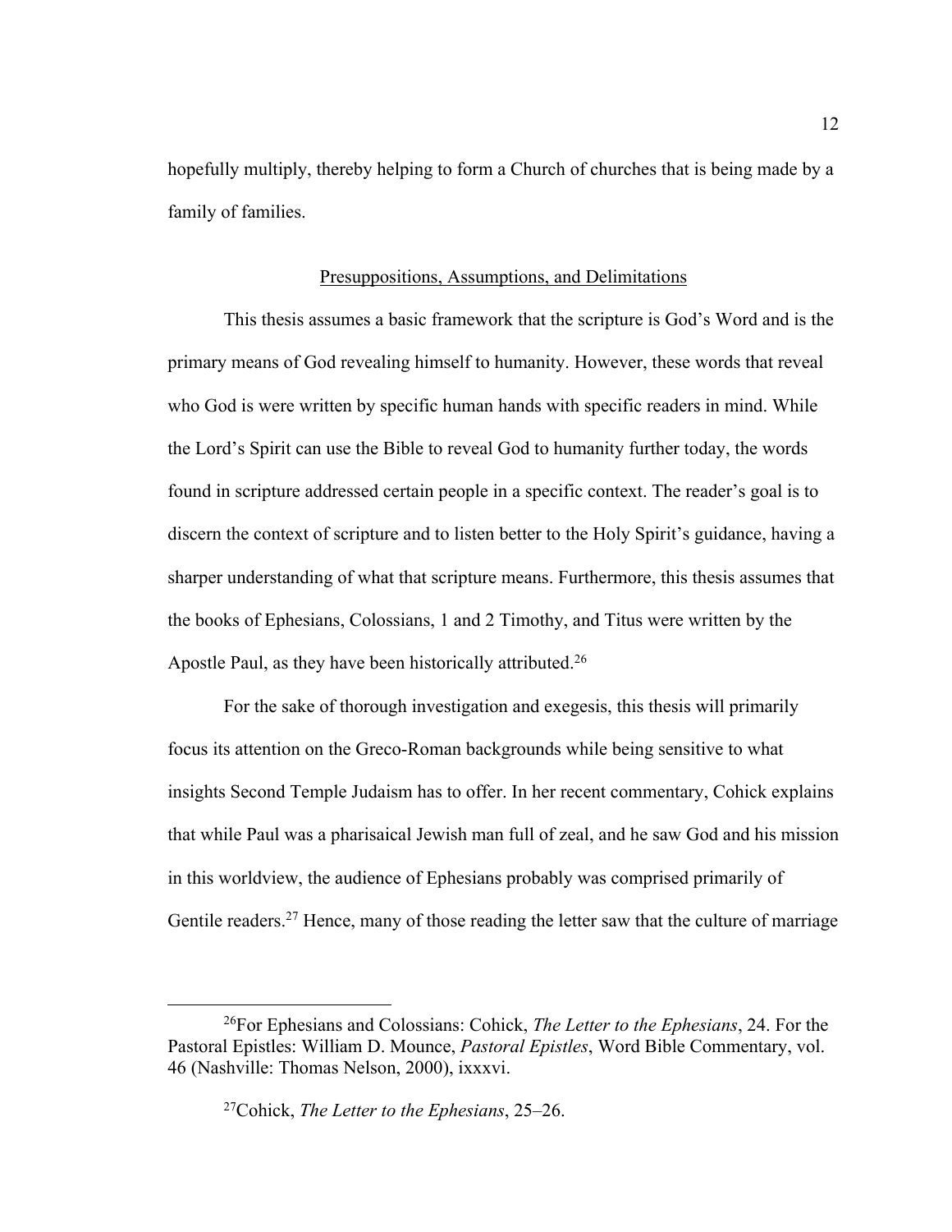hopefully multiply, thereby helping to form a Church of churches that is being made by a family of families.

## Presuppositions, Assumptions, and Delimitations

This thesis assumes a basic framework that the scripture is God's Word and is the primary means of God revealing himself to humanity. However, these words that reveal who God is were written by specific human hands with specific readers in mind. While the Lord's Spirit can use the Bible to reveal God to humanity further today, the words found in scripture addressed certain people in a specific context. The reader's goal is to discern the context of scripture and to listen better to the Holy Spirit's guidance, having a sharper understanding of what that scripture means. Furthermore, this thesis assumes that the books of Ephesians, Colossians, 1 and 2 Timothy, and Titus were written by the Apostle Paul, as they have been historically attributed.[26]

For the sake of thorough investigation and exegesis, this thesis will primarily focus its attention on the Greco-Roman backgrounds while being sensitive to what insights Second Temple Judaism has to offer. In her recent commentary, Cohick explains that while Paul was a pharisaical Jewish man full of zeal, and he saw God and his mission in this worldview, the audience of Ephesians probably was comprised primarily of Gentile readers.[27] Hence, many of those reading the letter saw that the culture of marriage

---

[26]For Ephesians and Colossians: Cohick, *The Letter to the Ephesians*, 24. For the Pastoral Epistles: William D. Mounce, *Pastoral Epistles*, Word Bible Commentary, vol. 46 (Nashville: Thomas Nelson, 2000), ixxxvi.

[27]Cohick, *The Letter to the Ephesians*, 25–26.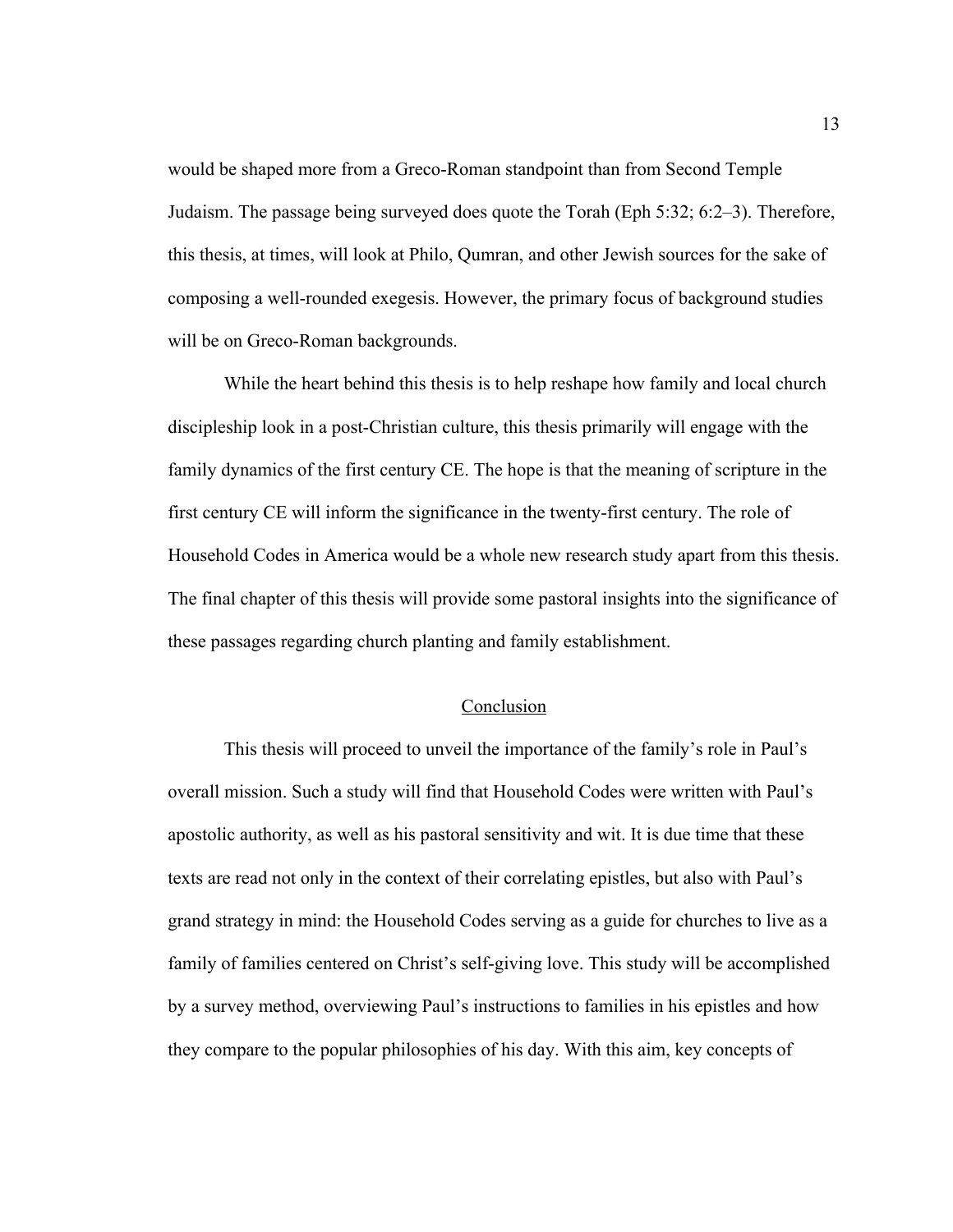would be shaped more from a Greco-Roman standpoint than from Second Temple Judaism. The passage being surveyed does quote the Torah (Eph 5:32; 6:2–3). Therefore, this thesis, at times, will look at Philo, Qumran, and other Jewish sources for the sake of composing a well-rounded exegesis. However, the primary focus of background studies will be on Greco-Roman backgrounds.

While the heart behind this thesis is to help reshape how family and local church discipleship look in a post-Christian culture, this thesis primarily will engage with the family dynamics of the first century CE. The hope is that the meaning of scripture in the first century CE will inform the significance in the twenty-first century. The role of Household Codes in America would be a whole new research study apart from this thesis. The final chapter of this thesis will provide some pastoral insights into the significance of these passages regarding church planting and family establishment.

## Conclusion

This thesis will proceed to unveil the importance of the family's role in Paul's overall mission. Such a study will find that Household Codes were written with Paul's apostolic authority, as well as his pastoral sensitivity and wit. It is due time that these texts are read not only in the context of their correlating epistles, but also with Paul's grand strategy in mind: the Household Codes serving as a guide for churches to live as a family of families centered on Christ's self-giving love. This study will be accomplished by a survey method, overviewing Paul's instructions to families in his epistles and how they compare to the popular philosophies of his day. With this aim, key concepts of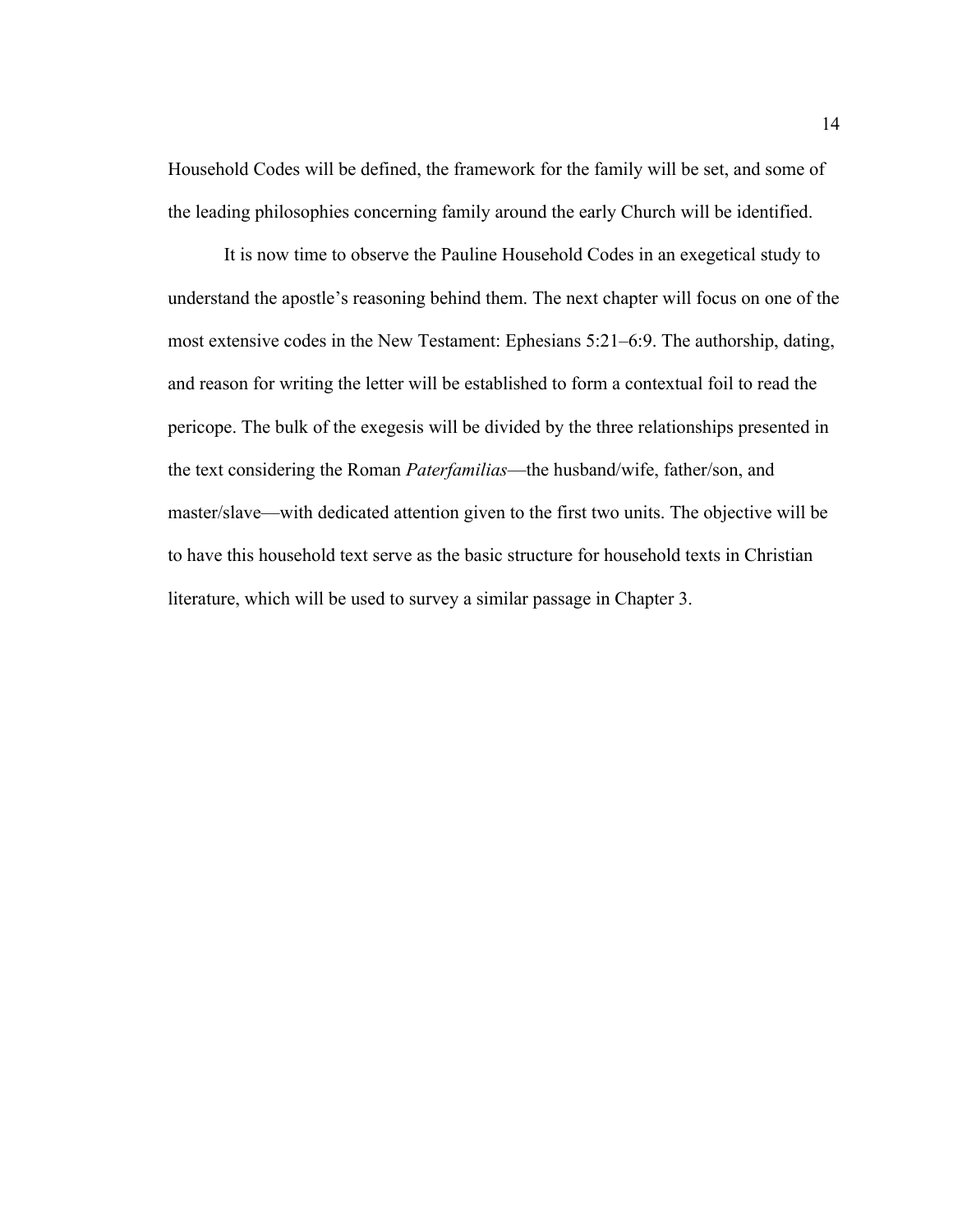Household Codes will be defined, the framework for the family will be set, and some of the leading philosophies concerning family around the early Church will be identified.

It is now time to observe the Pauline Household Codes in an exegetical study to understand the apostle's reasoning behind them. The next chapter will focus on one of the most extensive codes in the New Testament: Ephesians 5:21–6:9. The authorship, dating, and reason for writing the letter will be established to form a contextual foil to read the pericope. The bulk of the exegesis will be divided by the three relationships presented in the text considering the Roman *Paterfamilias*—the husband/wife, father/son, and master/slave—with dedicated attention given to the first two units. The objective will be to have this household text serve as the basic structure for household texts in Christian literature, which will be used to survey a similar passage in Chapter 3.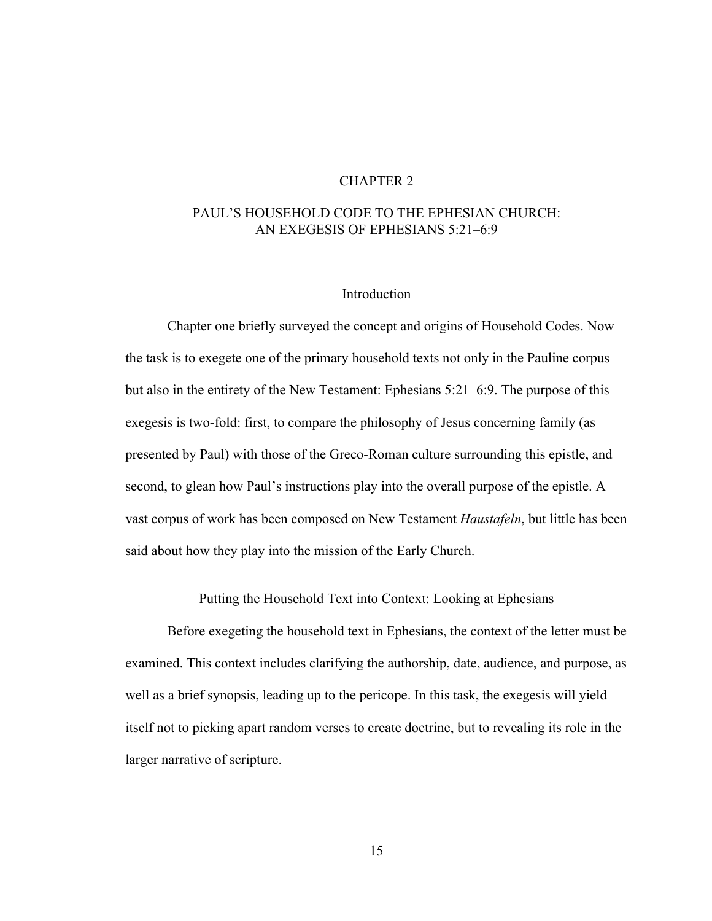# CHAPTER 2

# PAUL'S HOUSEHOLD CODE TO THE EPHESIAN CHURCH: AN EXEGESIS OF EPHESIANS 5:21–6:9

## Introduction

Chapter one briefly surveyed the concept and origins of Household Codes. Now the task is to exegete one of the primary household texts not only in the Pauline corpus but also in the entirety of the New Testament: Ephesians 5:21–6:9. The purpose of this exegesis is two-fold: first, to compare the philosophy of Jesus concerning family (as presented by Paul) with those of the Greco-Roman culture surrounding this epistle, and second, to glean how Paul's instructions play into the overall purpose of the epistle. A vast corpus of work has been composed on New Testament *Haustafeln*, but little has been said about how they play into the mission of the Early Church.

## Putting the Household Text into Context: Looking at Ephesians

Before exegeting the household text in Ephesians, the context of the letter must be examined. This context includes clarifying the authorship, date, audience, and purpose, as well as a brief synopsis, leading up to the pericope. In this task, the exegesis will yield itself not to picking apart random verses to create doctrine, but to revealing its role in the larger narrative of scripture.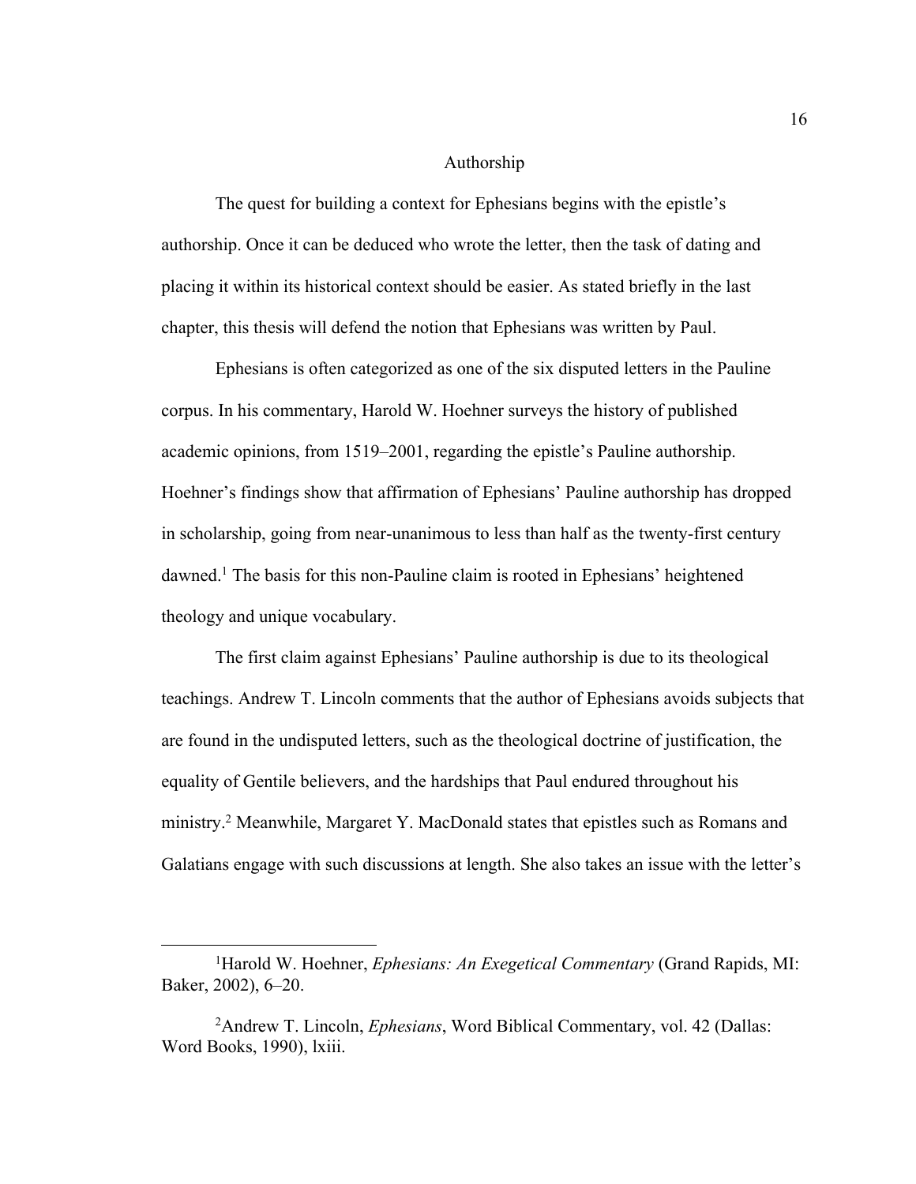## Authorship

The quest for building a context for Ephesians begins with the epistle's authorship. Once it can be deduced who wrote the letter, then the task of dating and placing it within its historical context should be easier. As stated briefly in the last chapter, this thesis will defend the notion that Ephesians was written by Paul.

Ephesians is often categorized as one of the six disputed letters in the Pauline corpus. In his commentary, Harold W. Hoehner surveys the history of published academic opinions, from 1519–2001, regarding the epistle's Pauline authorship. Hoehner's findings show that affirmation of Ephesians' Pauline authorship has dropped in scholarship, going from near-unanimous to less than half as the twenty-first century dawned.[1] The basis for this non-Pauline claim is rooted in Ephesians' heightened theology and unique vocabulary.

The first claim against Ephesians' Pauline authorship is due to its theological teachings. Andrew T. Lincoln comments that the author of Ephesians avoids subjects that are found in the undisputed letters, such as the theological doctrine of justification, the equality of Gentile believers, and the hardships that Paul endured throughout his ministry.[2] Meanwhile, Margaret Y. MacDonald states that epistles such as Romans and Galatians engage with such discussions at length. She also takes an issue with the letter's

---

[1]Harold W. Hoehner, *Ephesians: An Exegetical Commentary* (Grand Rapids, MI: Baker, 2002), 6–20.

[2]Andrew T. Lincoln, *Ephesians*, Word Biblical Commentary, vol. 42 (Dallas: Word Books, 1990), lxiii.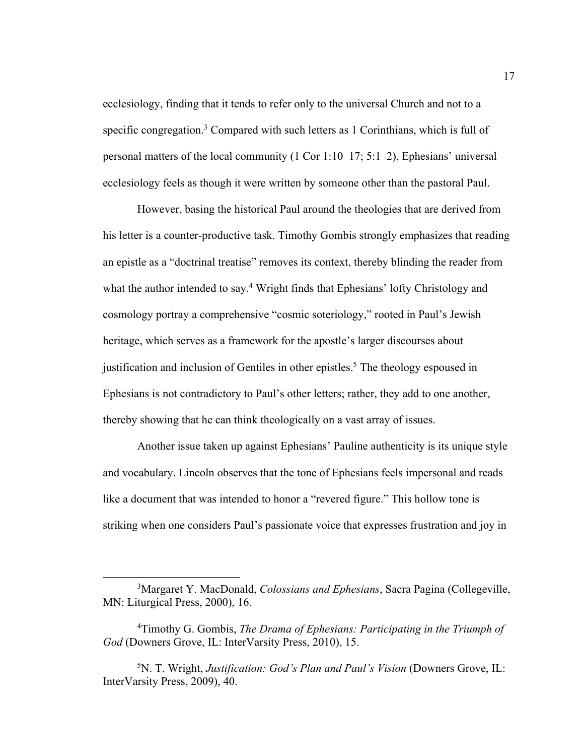ecclesiology, finding that it tends to refer only to the universal Church and not to a specific congregation.[3] Compared with such letters as 1 Corinthians, which is full of personal matters of the local community (1 Cor 1:10–17; 5:1–2), Ephesians' universal ecclesiology feels as though it were written by someone other than the pastoral Paul.

However, basing the historical Paul around the theologies that are derived from his letter is a counter-productive task. Timothy Gombis strongly emphasizes that reading an epistle as a "doctrinal treatise" removes its context, thereby blinding the reader from what the author intended to say.[4] Wright finds that Ephesians' lofty Christology and cosmology portray a comprehensive "cosmic soteriology," rooted in Paul's Jewish heritage, which serves as a framework for the apostle's larger discourses about justification and inclusion of Gentiles in other epistles.[5] The theology espoused in Ephesians is not contradictory to Paul's other letters; rather, they add to one another, thereby showing that he can think theologically on a vast array of issues.

Another issue taken up against Ephesians' Pauline authenticity is its unique style and vocabulary. Lincoln observes that the tone of Ephesians feels impersonal and reads like a document that was intended to honor a "revered figure." This hollow tone is striking when one considers Paul's passionate voice that expresses frustration and joy in

---

[3]Margaret Y. MacDonald, *Colossians and Ephesians*, Sacra Pagina (Collegeville, MN: Liturgical Press, 2000), 16.

[4]Timothy G. Gombis, *The Drama of Ephesians: Participating in the Triumph of God* (Downers Grove, IL: InterVarsity Press, 2010), 15.

[5]N. T. Wright, *Justification: God's Plan and Paul's Vision* (Downers Grove, IL: InterVarsity Press, 2009), 40.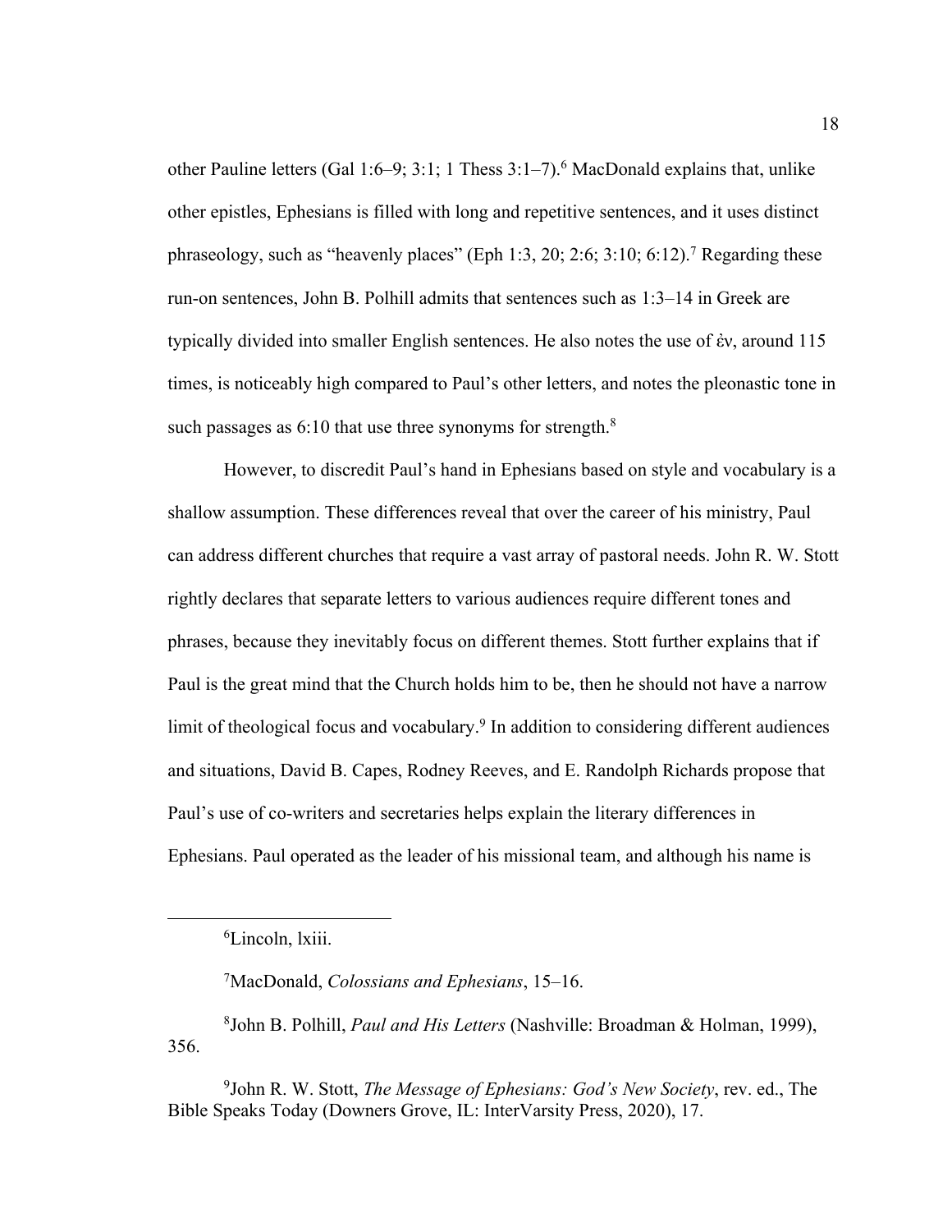other Pauline letters (Gal 1:6–9; 3:1; 1 Thess 3:1–7).[6] MacDonald explains that, unlike other epistles, Ephesians is filled with long and repetitive sentences, and it uses distinct phraseology, such as "heavenly places" (Eph 1:3, 20; 2:6; 3:10; 6:12).[7] Regarding these run-on sentences, John B. Polhill admits that sentences such as 1:3–14 in Greek are typically divided into smaller English sentences. He also notes the use of ἐν, around 115 times, is noticeably high compared to Paul's other letters, and notes the pleonastic tone in such passages as 6:10 that use three synonyms for strength.[8]

However, to discredit Paul's hand in Ephesians based on style and vocabulary is a shallow assumption. These differences reveal that over the career of his ministry, Paul can address different churches that require a vast array of pastoral needs. John R. W. Stott rightly declares that separate letters to various audiences require different tones and phrases, because they inevitably focus on different themes. Stott further explains that if Paul is the great mind that the Church holds him to be, then he should not have a narrow limit of theological focus and vocabulary.[9] In addition to considering different audiences and situations, David B. Capes, Rodney Reeves, and E. Randolph Richards propose that Paul's use of co-writers and secretaries helps explain the literary differences in Ephesians. Paul operated as the leader of his missional team, and although his name is

---

[6]Lincoln, lxiii.

[7]MacDonald, *Colossians and Ephesians*, 15–16.

[8]John B. Polhill, *Paul and His Letters* (Nashville: Broadman & Holman, 1999), 356.

[9]John R. W. Stott, *The Message of Ephesians: God's New Society*, rev. ed., The Bible Speaks Today (Downers Grove, IL: InterVarsity Press, 2020), 17.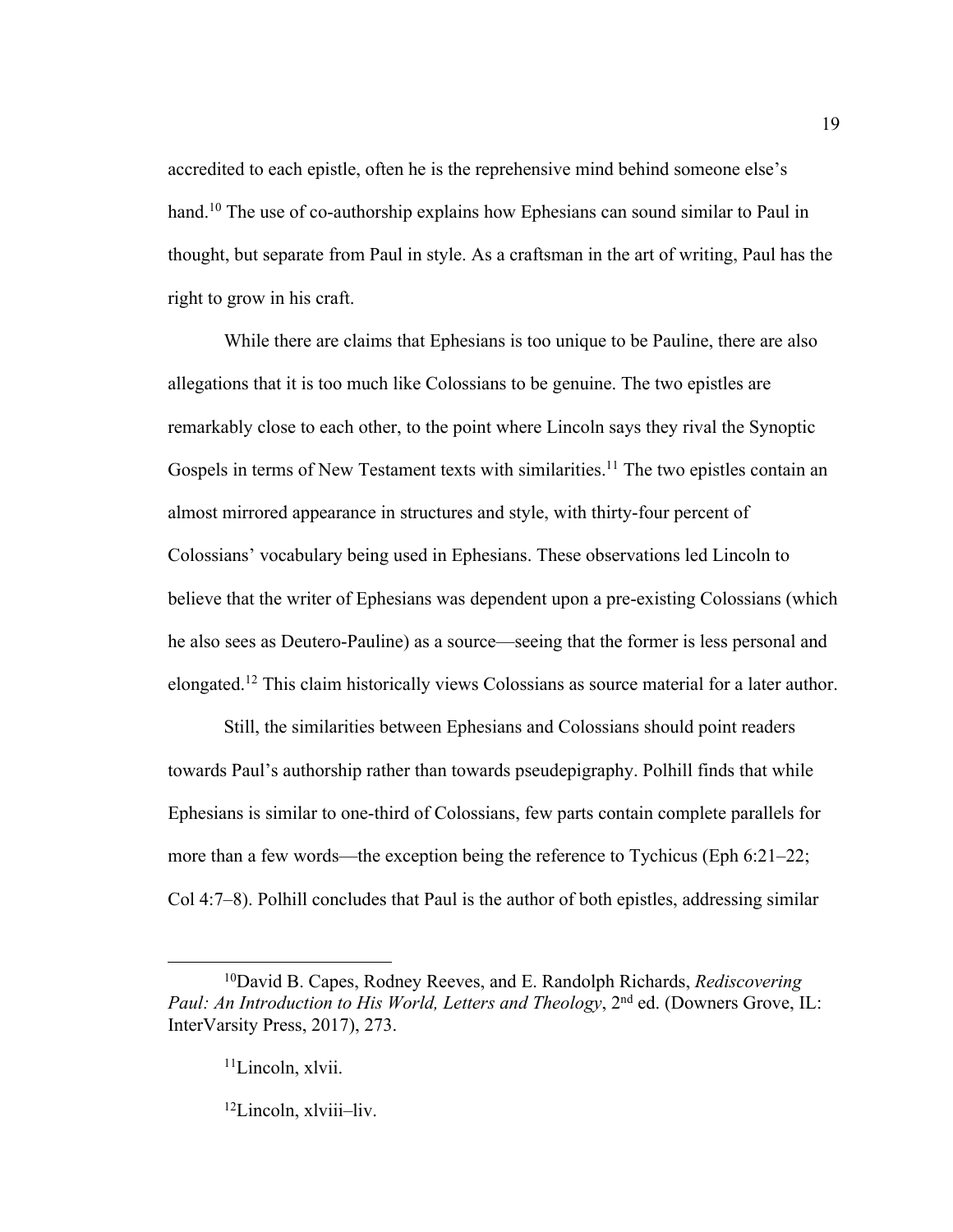accredited to each epistle, often he is the reprehensive mind behind someone else's hand.[10] The use of co-authorship explains how Ephesians can sound similar to Paul in thought, but separate from Paul in style. As a craftsman in the art of writing, Paul has the right to grow in his craft.

While there are claims that Ephesians is too unique to be Pauline, there are also allegations that it is too much like Colossians to be genuine. The two epistles are remarkably close to each other, to the point where Lincoln says they rival the Synoptic Gospels in terms of New Testament texts with similarities.[11] The two epistles contain an almost mirrored appearance in structures and style, with thirty-four percent of Colossians' vocabulary being used in Ephesians. These observations led Lincoln to believe that the writer of Ephesians was dependent upon a pre-existing Colossians (which he also sees as Deutero-Pauline) as a source—seeing that the former is less personal and elongated.[12] This claim historically views Colossians as source material for a later author.

Still, the similarities between Ephesians and Colossians should point readers towards Paul's authorship rather than towards pseudepigraphy. Polhill finds that while Ephesians is similar to one-third of Colossians, few parts contain complete parallels for more than a few words—the exception being the reference to Tychicus (Eph 6:21–22; Col 4:7–8). Polhill concludes that Paul is the author of both epistles, addressing similar

---

[10]David B. Capes, Rodney Reeves, and E. Randolph Richards, *Rediscovering Paul: An Introduction to His World, Letters and Theology*, 2nd ed. (Downers Grove, IL: InterVarsity Press, 2017), 273.

[11]Lincoln, xlvii.

[12]Lincoln, xlviii–liv.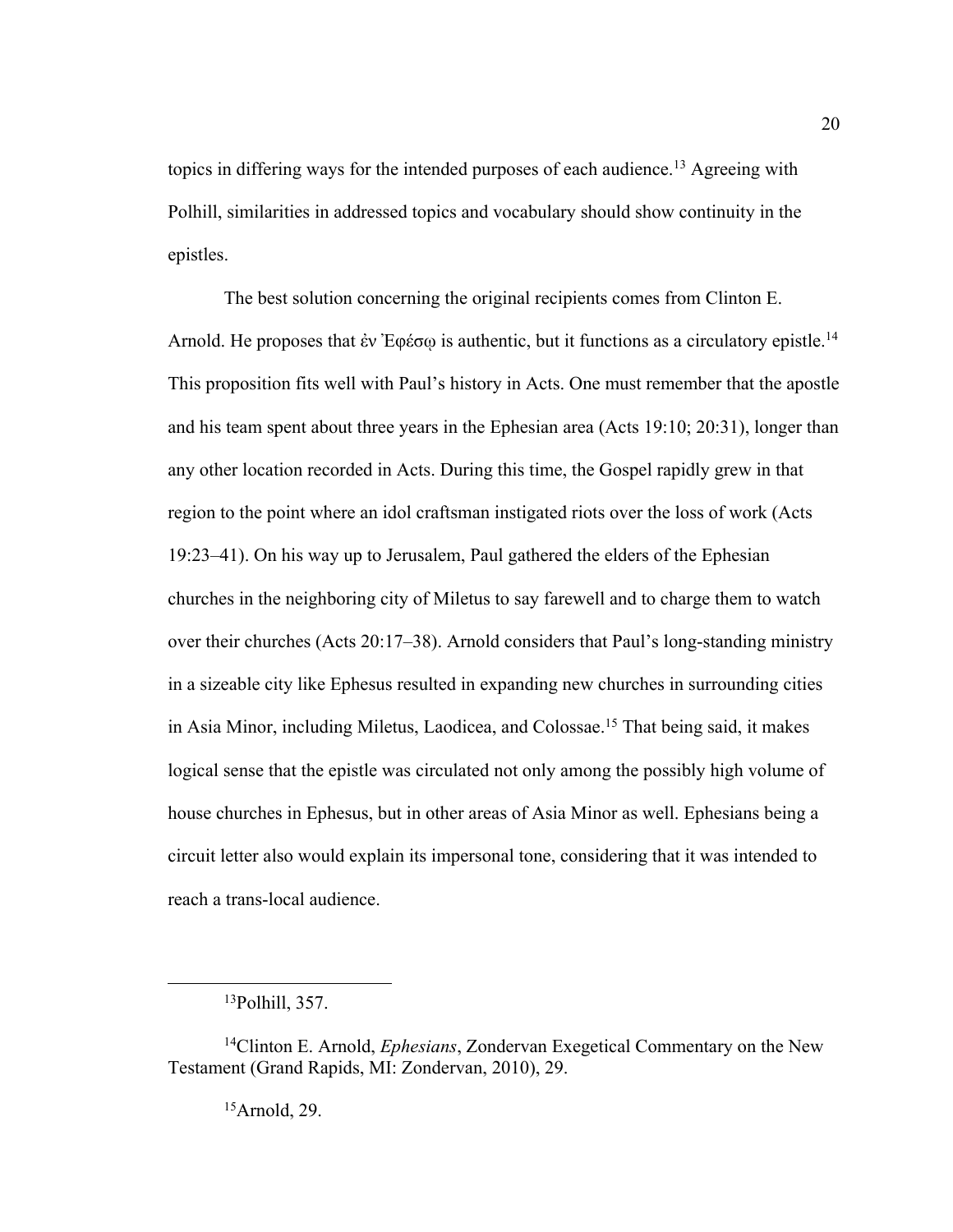topics in differing ways for the intended purposes of each audience.[13] Agreeing with Polhill, similarities in addressed topics and vocabulary should show continuity in the epistles.

The best solution concerning the original recipients comes from Clinton E. Arnold. He proposes that ἐν Ἐφέσῳ is authentic, but it functions as a circulatory epistle.[14] This proposition fits well with Paul's history in Acts. One must remember that the apostle and his team spent about three years in the Ephesian area (Acts 19:10; 20:31), longer than any other location recorded in Acts. During this time, the Gospel rapidly grew in that region to the point where an idol craftsman instigated riots over the loss of work (Acts 19:23–41). On his way up to Jerusalem, Paul gathered the elders of the Ephesian churches in the neighboring city of Miletus to say farewell and to charge them to watch over their churches (Acts 20:17–38). Arnold considers that Paul's long-standing ministry in a sizeable city like Ephesus resulted in expanding new churches in surrounding cities in Asia Minor, including Miletus, Laodicea, and Colossae.[15] That being said, it makes logical sense that the epistle was circulated not only among the possibly high volume of house churches in Ephesus, but in other areas of Asia Minor as well. Ephesians being a circuit letter also would explain its impersonal tone, considering that it was intended to reach a trans-local audience.

---

[13] Polhill, 357.

[14] Clinton E. Arnold, *Ephesians*, Zondervan Exegetical Commentary on the New Testament (Grand Rapids, MI: Zondervan, 2010), 29.

[15] Arnold, 29.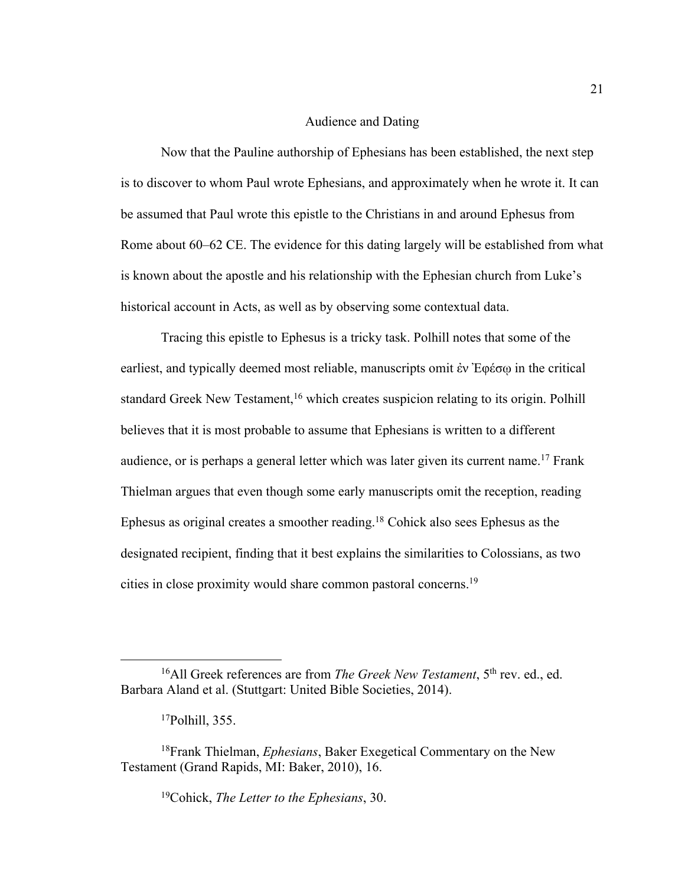## Audience and Dating

Now that the Pauline authorship of Ephesians has been established, the next step is to discover to whom Paul wrote Ephesians, and approximately when he wrote it. It can be assumed that Paul wrote this epistle to the Christians in and around Ephesus from Rome about 60–62 CE. The evidence for this dating largely will be established from what is known about the apostle and his relationship with the Ephesian church from Luke's historical account in Acts, as well as by observing some contextual data.

Tracing this epistle to Ephesus is a tricky task. Polhill notes that some of the earliest, and typically deemed most reliable, manuscripts omit ἐν Ἐφέσῳ in the critical standard Greek New Testament,[16] which creates suspicion relating to its origin. Polhill believes that it is most probable to assume that Ephesians is written to a different audience, or is perhaps a general letter which was later given its current name.[17] Frank Thielman argues that even though some early manuscripts omit the reception, reading Ephesus as original creates a smoother reading.[18] Cohick also sees Ephesus as the designated recipient, finding that it best explains the similarities to Colossians, as two cities in close proximity would share common pastoral concerns.[19]

---

[16]All Greek references are from *The Greek New Testament*, 5th rev. ed., ed. Barbara Aland et al. (Stuttgart: United Bible Societies, 2014).

[17]Polhill, 355.

[18]Frank Thielman, *Ephesians*, Baker Exegetical Commentary on the New Testament (Grand Rapids, MI: Baker, 2010), 16.

[19]Cohick, *The Letter to the Ephesians*, 30.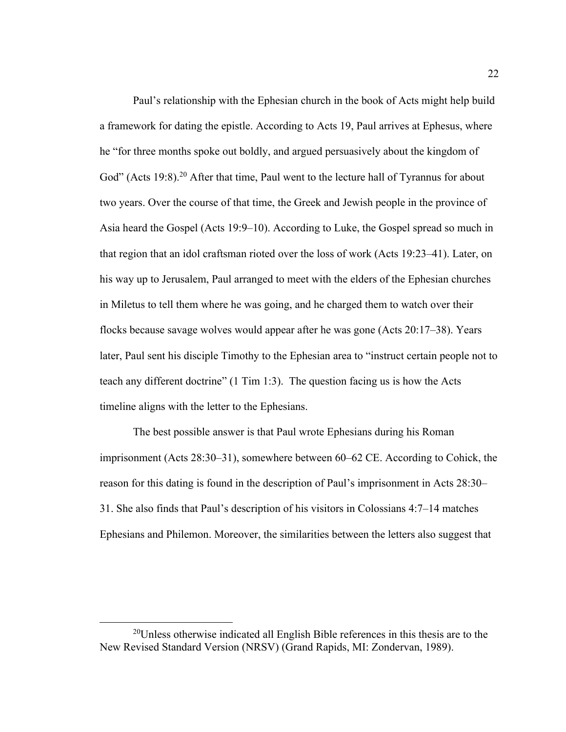Paul's relationship with the Ephesian church in the book of Acts might help build a framework for dating the epistle. According to Acts 19, Paul arrives at Ephesus, where he "for three months spoke out boldly, and argued persuasively about the kingdom of God" (Acts 19:8).[20] After that time, Paul went to the lecture hall of Tyrannus for about two years. Over the course of that time, the Greek and Jewish people in the province of Asia heard the Gospel (Acts 19:9–10). According to Luke, the Gospel spread so much in that region that an idol craftsman rioted over the loss of work (Acts 19:23–41). Later, on his way up to Jerusalem, Paul arranged to meet with the elders of the Ephesian churches in Miletus to tell them where he was going, and he charged them to watch over their flocks because savage wolves would appear after he was gone (Acts 20:17–38). Years later, Paul sent his disciple Timothy to the Ephesian area to "instruct certain people not to teach any different doctrine" (1 Tim 1:3). The question facing us is how the Acts timeline aligns with the letter to the Ephesians.

The best possible answer is that Paul wrote Ephesians during his Roman imprisonment (Acts 28:30–31), somewhere between 60–62 CE. According to Cohick, the reason for this dating is found in the description of Paul's imprisonment in Acts 28:30–31. She also finds that Paul's description of his visitors in Colossians 4:7–14 matches Ephesians and Philemon. Moreover, the similarities between the letters also suggest that

---

[20]Unless otherwise indicated all English Bible references in this thesis are to the New Revised Standard Version (NRSV) (Grand Rapids, MI: Zondervan, 1989).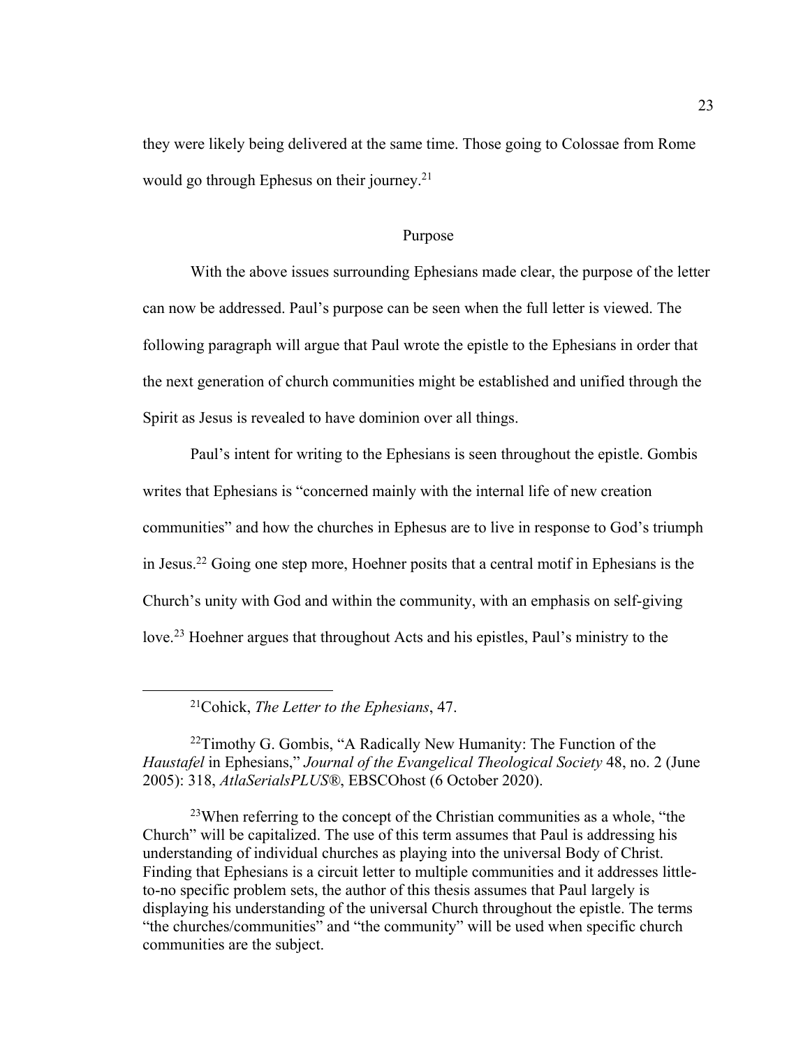they were likely being delivered at the same time. Those going to Colossae from Rome would go through Ephesus on their journey.[21]

## Purpose

With the above issues surrounding Ephesians made clear, the purpose of the letter can now be addressed. Paul's purpose can be seen when the full letter is viewed. The following paragraph will argue that Paul wrote the epistle to the Ephesians in order that the next generation of church communities might be established and unified through the Spirit as Jesus is revealed to have dominion over all things.

Paul's intent for writing to the Ephesians is seen throughout the epistle. Gombis writes that Ephesians is "concerned mainly with the internal life of new creation communities" and how the churches in Ephesus are to live in response to God's triumph in Jesus.[22] Going one step more, Hoehner posits that a central motif in Ephesians is the Church's unity with God and within the community, with an emphasis on self-giving love.[23] Hoehner argues that throughout Acts and his epistles, Paul's ministry to the

---

[21]Cohick, *The Letter to the Ephesians*, 47.

[22]Timothy G. Gombis, "A Radically New Humanity: The Function of the *Haustafel* in Ephesians," *Journal of the Evangelical Theological Society* 48, no. 2 (June 2005): 318, *AtlaSerialsPLUS®*, EBSCOhost (6 October 2020).

[23]When referring to the concept of the Christian communities as a whole, "the Church" will be capitalized. The use of this term assumes that Paul is addressing his understanding of individual churches as playing into the universal Body of Christ. Finding that Ephesians is a circuit letter to multiple communities and it addresses little-to-no specific problem sets, the author of this thesis assumes that Paul largely is displaying his understanding of the universal Church throughout the epistle. The terms "the churches/communities" and "the community" will be used when specific church communities are the subject.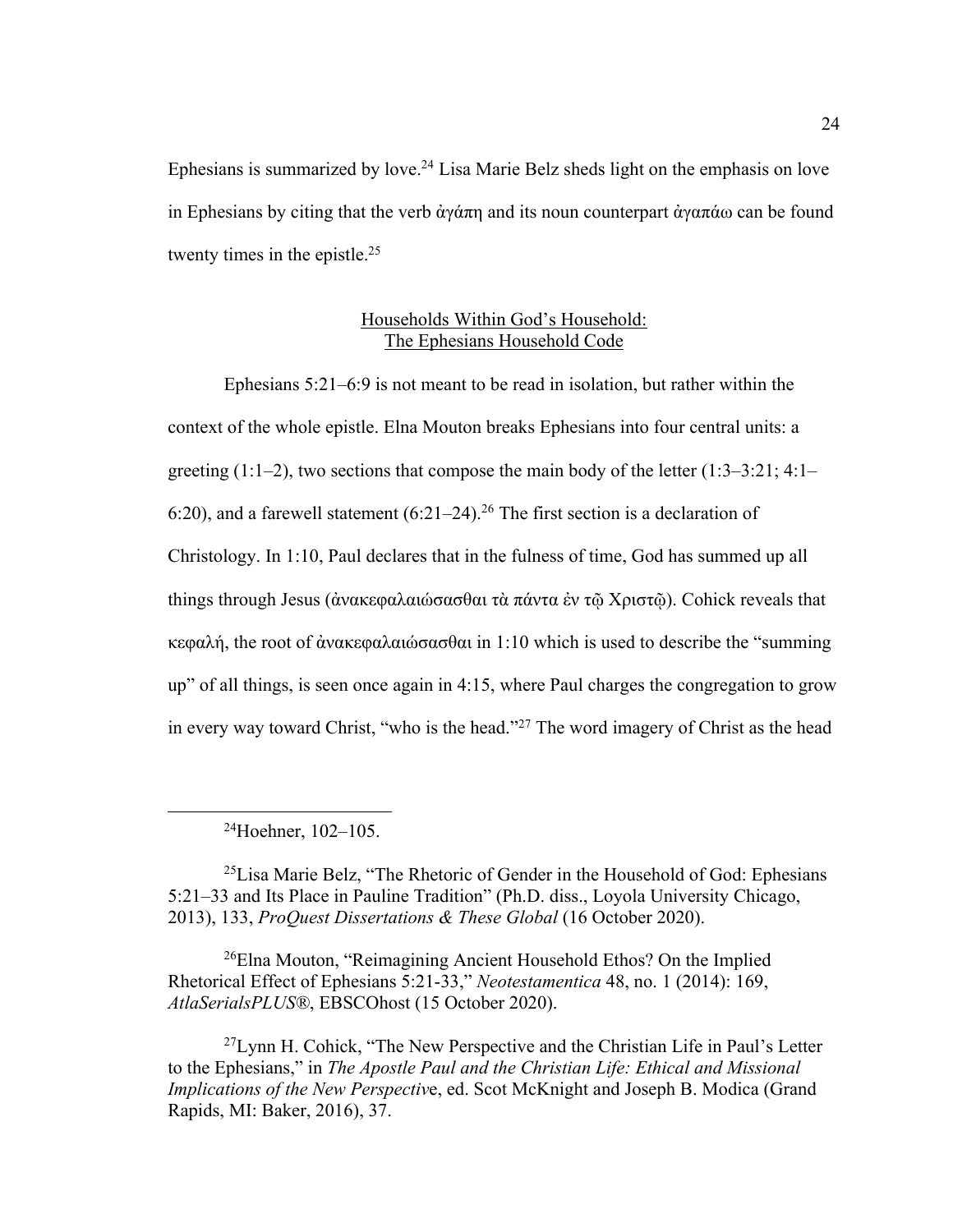Ephesians is summarized by love.[24] Lisa Marie Belz sheds light on the emphasis on love in Ephesians by citing that the verb ἀγάπη and its noun counterpart ἀγαπάω can be found twenty times in the epistle.[25]

## Households Within God's Household: The Ephesians Household Code

Ephesians 5:21–6:9 is not meant to be read in isolation, but rather within the context of the whole epistle. Elna Mouton breaks Ephesians into four central units: a greeting (1:1–2), two sections that compose the main body of the letter (1:3–3:21; 4:1–6:20), and a farewell statement (6:21–24).[26] The first section is a declaration of Christology. In 1:10, Paul declares that in the fulness of time, God has summed up all things through Jesus (ἀνακεφαλαιώσασθαι τὰ πάντα ἐν τῷ Χριστῷ). Cohick reveals that κεφαλή, the root of ἀνακεφαλαιώσασθαι in 1:10 which is used to describe the "summing up" of all things, is seen once again in 4:15, where Paul charges the congregation to grow in every way toward Christ, "who is the head."[27] The word imagery of Christ as the head

---

[24]Hoehner, 102–105.

[25]Lisa Marie Belz, "The Rhetoric of Gender in the Household of God: Ephesians 5:21–33 and Its Place in Pauline Tradition" (Ph.D. diss., Loyola University Chicago, 2013), 133, *ProQuest Dissertations & These Global* (16 October 2020).

[26]Elna Mouton, "Reimagining Ancient Household Ethos? On the Implied Rhetorical Effect of Ephesians 5:21-33," *Neotestamentica* 48, no. 1 (2014): 169, *AtlaSerialsPLUS*®, EBSCOhost (15 October 2020).

[27]Lynn H. Cohick, "The New Perspective and the Christian Life in Paul's Letter to the Ephesians," in *The Apostle Paul and the Christian Life: Ethical and Missional Implications of the New Perspective*, ed. Scot McKnight and Joseph B. Modica (Grand Rapids, MI: Baker, 2016), 37.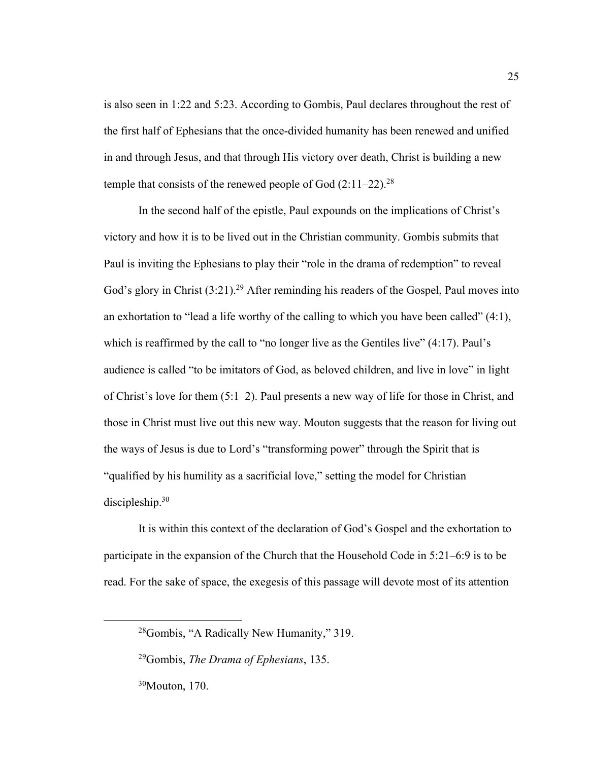is also seen in 1:22 and 5:23. According to Gombis, Paul declares throughout the rest of the first half of Ephesians that the once-divided humanity has been renewed and unified in and through Jesus, and that through His victory over death, Christ is building a new temple that consists of the renewed people of God (2:11–22).[28]

In the second half of the epistle, Paul expounds on the implications of Christ's victory and how it is to be lived out in the Christian community. Gombis submits that Paul is inviting the Ephesians to play their "role in the drama of redemption" to reveal God's glory in Christ (3:21).[29] After reminding his readers of the Gospel, Paul moves into an exhortation to "lead a life worthy of the calling to which you have been called" (4:1), which is reaffirmed by the call to "no longer live as the Gentiles live" (4:17). Paul's audience is called "to be imitators of God, as beloved children, and live in love" in light of Christ's love for them (5:1–2). Paul presents a new way of life for those in Christ, and those in Christ must live out this new way. Mouton suggests that the reason for living out the ways of Jesus is due to Lord's "transforming power" through the Spirit that is "qualified by his humility as a sacrificial love," setting the model for Christian discipleship.[30]

It is within this context of the declaration of God's Gospel and the exhortation to participate in the expansion of the Church that the Household Code in 5:21–6:9 is to be read. For the sake of space, the exegesis of this passage will devote most of its attention

---

[28]Gombis, "A Radically New Humanity," 319.

[29]Gombis, *The Drama of Ephesians*, 135.

[30]Mouton, 170.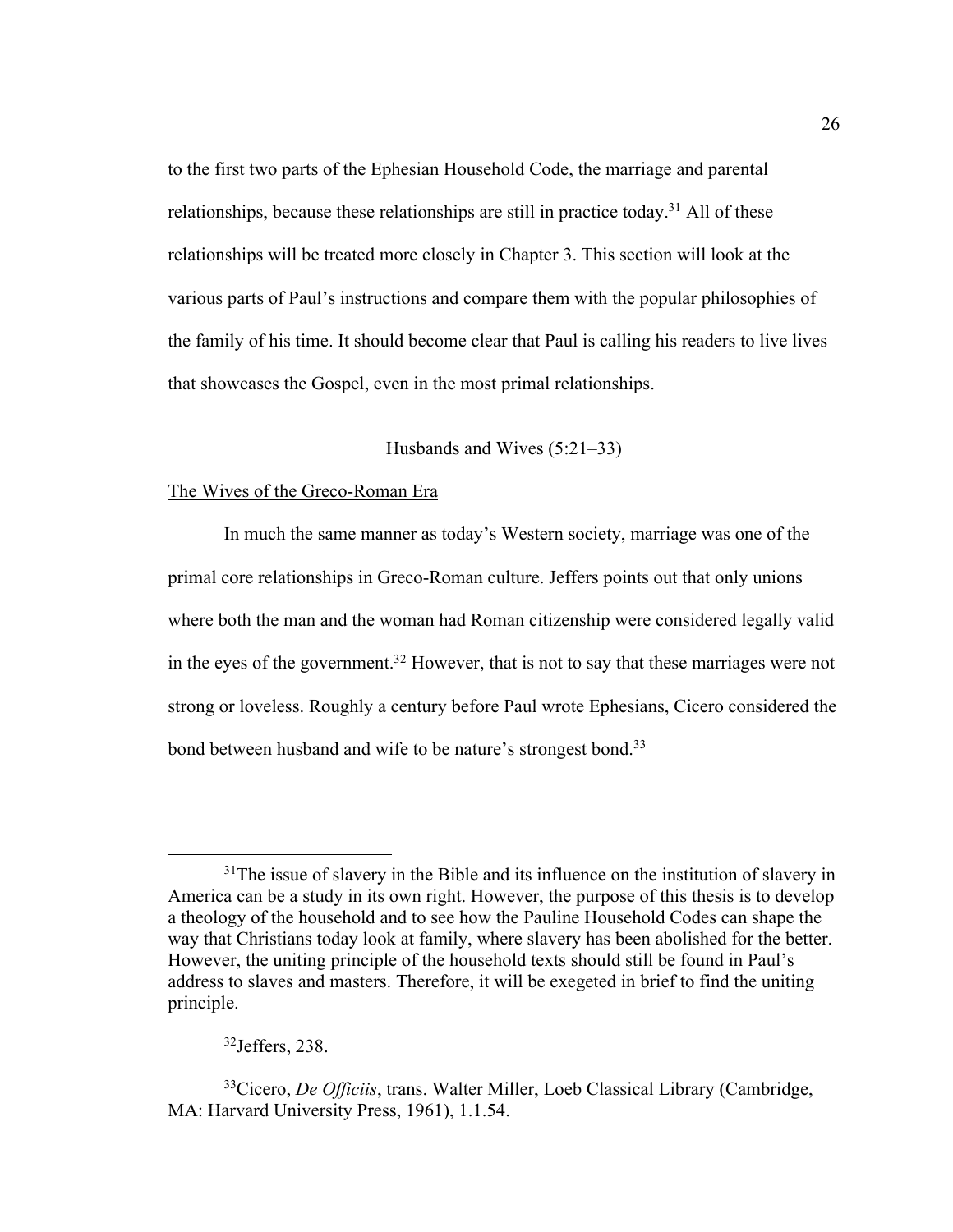to the first two parts of the Ephesian Household Code, the marriage and parental relationships, because these relationships are still in practice today.[31] All of these relationships will be treated more closely in Chapter 3. This section will look at the various parts of Paul's instructions and compare them with the popular philosophies of the family of his time. It should become clear that Paul is calling his readers to live lives that showcases the Gospel, even in the most primal relationships.

## Husbands and Wives (5:21–33)

### The Wives of the Greco-Roman Era

In much the same manner as today's Western society, marriage was one of the primal core relationships in Greco-Roman culture. Jeffers points out that only unions where both the man and the woman had Roman citizenship were considered legally valid in the eyes of the government.[32] However, that is not to say that these marriages were not strong or loveless. Roughly a century before Paul wrote Ephesians, Cicero considered the bond between husband and wife to be nature's strongest bond.[33]

---

[31]The issue of slavery in the Bible and its influence on the institution of slavery in America can be a study in its own right. However, the purpose of this thesis is to develop a theology of the household and to see how the Pauline Household Codes can shape the way that Christians today look at family, where slavery has been abolished for the better. However, the uniting principle of the household texts should still be found in Paul's address to slaves and masters. Therefore, it will be exegeted in brief to find the uniting principle.

[32]Jeffers, 238.

[33]Cicero, *De Officiis*, trans. Walter Miller, Loeb Classical Library (Cambridge, MA: Harvard University Press, 1961), 1.1.54.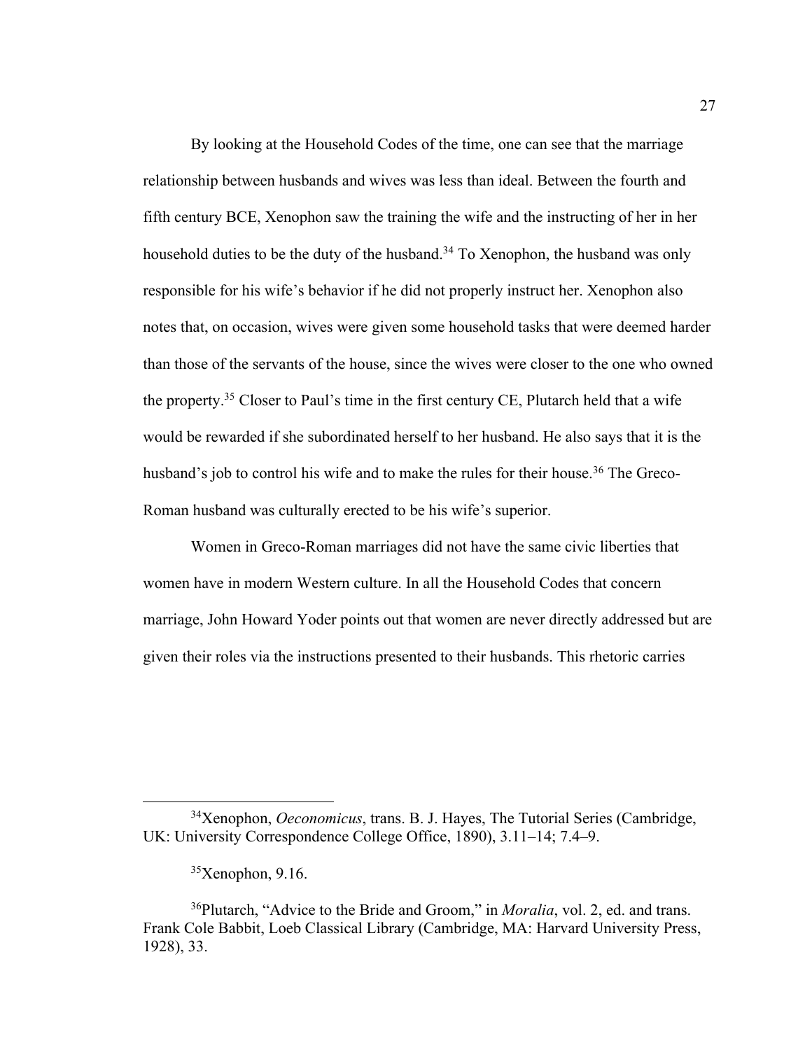By looking at the Household Codes of the time, one can see that the marriage relationship between husbands and wives was less than ideal. Between the fourth and fifth century BCE, Xenophon saw the training the wife and the instructing of her in her household duties to be the duty of the husband.[34] To Xenophon, the husband was only responsible for his wife's behavior if he did not properly instruct her. Xenophon also notes that, on occasion, wives were given some household tasks that were deemed harder than those of the servants of the house, since the wives were closer to the one who owned the property.[35] Closer to Paul's time in the first century CE, Plutarch held that a wife would be rewarded if she subordinated herself to her husband. He also says that it is the husband's job to control his wife and to make the rules for their house.[36] The Greco-Roman husband was culturally erected to be his wife's superior.

Women in Greco-Roman marriages did not have the same civic liberties that women have in modern Western culture. In all the Household Codes that concern marriage, John Howard Yoder points out that women are never directly addressed but are given their roles via the instructions presented to their husbands. This rhetoric carries

---

[34]Xenophon, *Oeconomicus*, trans. B. J. Hayes, The Tutorial Series (Cambridge, UK: University Correspondence College Office, 1890), 3.11–14; 7.4–9.

[35]Xenophon, 9.16.

[36]Plutarch, "Advice to the Bride and Groom," in *Moralia*, vol. 2, ed. and trans. Frank Cole Babbit, Loeb Classical Library (Cambridge, MA: Harvard University Press, 1928), 33.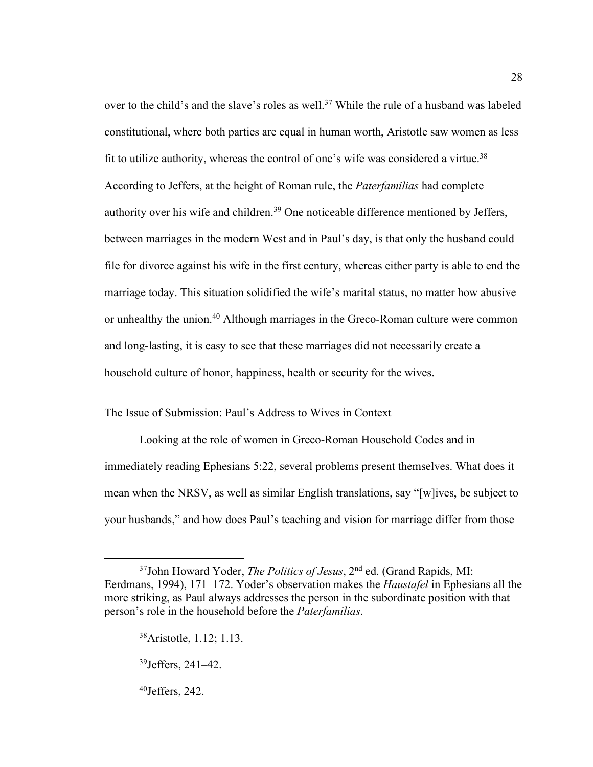over to the child's and the slave's roles as well.[37] While the rule of a husband was labeled constitutional, where both parties are equal in human worth, Aristotle saw women as less fit to utilize authority, whereas the control of one's wife was considered a virtue.[38] According to Jeffers, at the height of Roman rule, the *Paterfamilias* had complete authority over his wife and children.[39] One noticeable difference mentioned by Jeffers, between marriages in the modern West and in Paul's day, is that only the husband could file for divorce against his wife in the first century, whereas either party is able to end the marriage today. This situation solidified the wife's marital status, no matter how abusive or unhealthy the union.[40] Although marriages in the Greco-Roman culture were common and long-lasting, it is easy to see that these marriages did not necessarily create a household culture of honor, happiness, health or security for the wives.

<u>The Issue of Submission: Paul's Address to Wives in Context</u>

Looking at the role of women in Greco-Roman Household Codes and in immediately reading Ephesians 5:22, several problems present themselves. What does it mean when the NRSV, as well as similar English translations, say "[w]ives, be subject to your husbands," and how does Paul's teaching and vision for marriage differ from those

---

[37]John Howard Yoder, *The Politics of Jesus*, 2nd ed. (Grand Rapids, MI: Eerdmans, 1994), 171–172. Yoder's observation makes the *Haustafel* in Ephesians all the more striking, as Paul always addresses the person in the subordinate position with that person's role in the household before the *Paterfamilias*.

[38]Aristotle, 1.12; 1.13.

[39]Jeffers, 241–42.

[40]Jeffers, 242.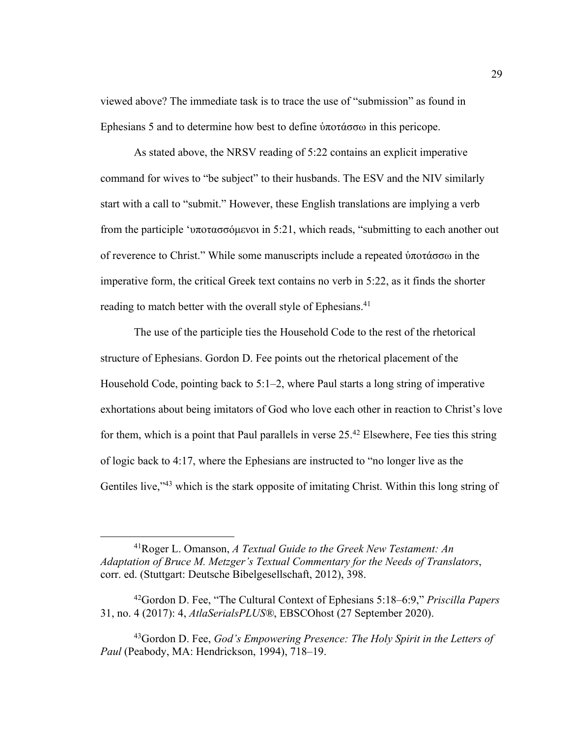viewed above? The immediate task is to trace the use of "submission" as found in Ephesians 5 and to determine how best to define ὑποτάσσω in this pericope.

As stated above, the NRSV reading of 5:22 contains an explicit imperative command for wives to "be subject" to their husbands. The ESV and the NIV similarly start with a call to "submit." However, these English translations are implying a verb from the participle ʿυποτασσόμενοι in 5:21, which reads, "submitting to each another out of reverence to Christ." While some manuscripts include a repeated ὑποτάσσω in the imperative form, the critical Greek text contains no verb in 5:22, as it finds the shorter reading to match better with the overall style of Ephesians.[41]

The use of the participle ties the Household Code to the rest of the rhetorical structure of Ephesians. Gordon D. Fee points out the rhetorical placement of the Household Code, pointing back to 5:1–2, where Paul starts a long string of imperative exhortations about being imitators of God who love each other in reaction to Christ's love for them, which is a point that Paul parallels in verse 25.[42] Elsewhere, Fee ties this string of logic back to 4:17, where the Ephesians are instructed to "no longer live as the Gentiles live,"[43] which is the stark opposite of imitating Christ. Within this long string of

---

[41]Roger L. Omanson, *A Textual Guide to the Greek New Testament: An Adaptation of Bruce M. Metzger's Textual Commentary for the Needs of Translators*, corr. ed. (Stuttgart: Deutsche Bibelgesellschaft, 2012), 398.

[42]Gordon D. Fee, "The Cultural Context of Ephesians 5:18–6:9," *Priscilla Papers* 31, no. 4 (2017): 4, *AtlaSerialsPLUS®*, EBSCOhost (27 September 2020).

[43]Gordon D. Fee, *God's Empowering Presence: The Holy Spirit in the Letters of Paul* (Peabody, MA: Hendrickson, 1994), 718–19.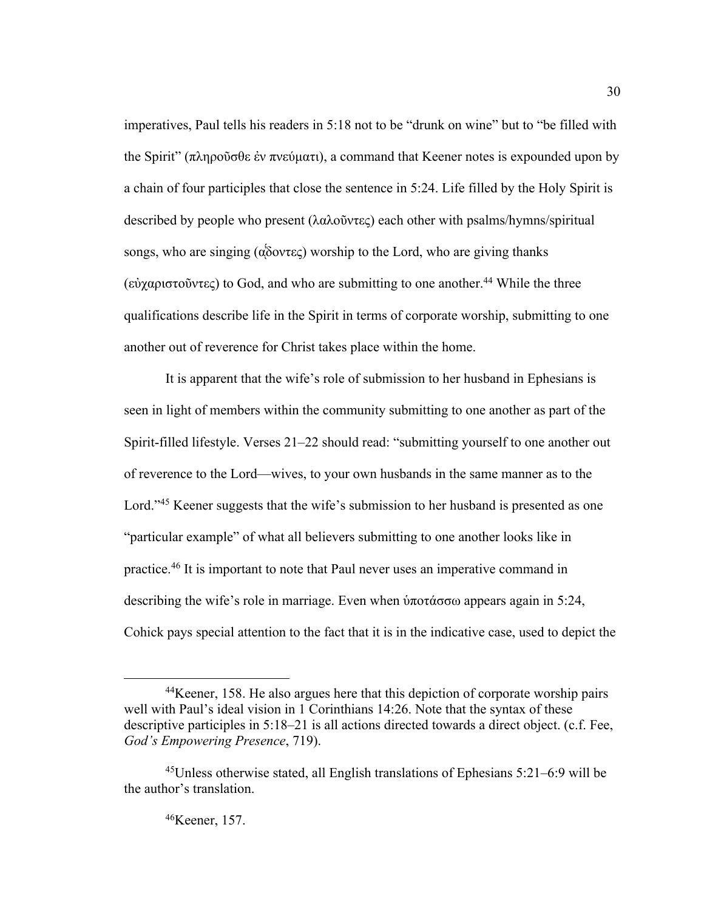imperatives, Paul tells his readers in 5:18 not to be "drunk on wine" but to "be filled with the Spirit" (πληροῦσθε ἐν πνεύματι), a command that Keener notes is expounded upon by a chain of four participles that close the sentence in 5:24. Life filled by the Holy Spirit is described by people who present (λαλοῦντες) each other with psalms/hymns/spiritual songs, who are singing (ᾄδοντες) worship to the Lord, who are giving thanks (εὐχαριστοῦντες) to God, and who are submitting to one another.[44] While the three qualifications describe life in the Spirit in terms of corporate worship, submitting to one another out of reverence for Christ takes place within the home.

It is apparent that the wife's role of submission to her husband in Ephesians is seen in light of members within the community submitting to one another as part of the Spirit-filled lifestyle. Verses 21–22 should read: "submitting yourself to one another out of reverence to the Lord—wives, to your own husbands in the same manner as to the Lord."[45] Keener suggests that the wife's submission to her husband is presented as one "particular example" of what all believers submitting to one another looks like in practice.[46] It is important to note that Paul never uses an imperative command in describing the wife's role in marriage. Even when ὑποτάσσω appears again in 5:24, Cohick pays special attention to the fact that it is in the indicative case, used to depict the

---

[44]Keener, 158. He also argues here that this depiction of corporate worship pairs well with Paul's ideal vision in 1 Corinthians 14:26. Note that the syntax of these descriptive participles in 5:18–21 is all actions directed towards a direct object. (c.f. Fee, *God's Empowering Presence*, 719).

[45]Unless otherwise stated, all English translations of Ephesians 5:21–6:9 will be the author's translation.

[46]Keener, 157.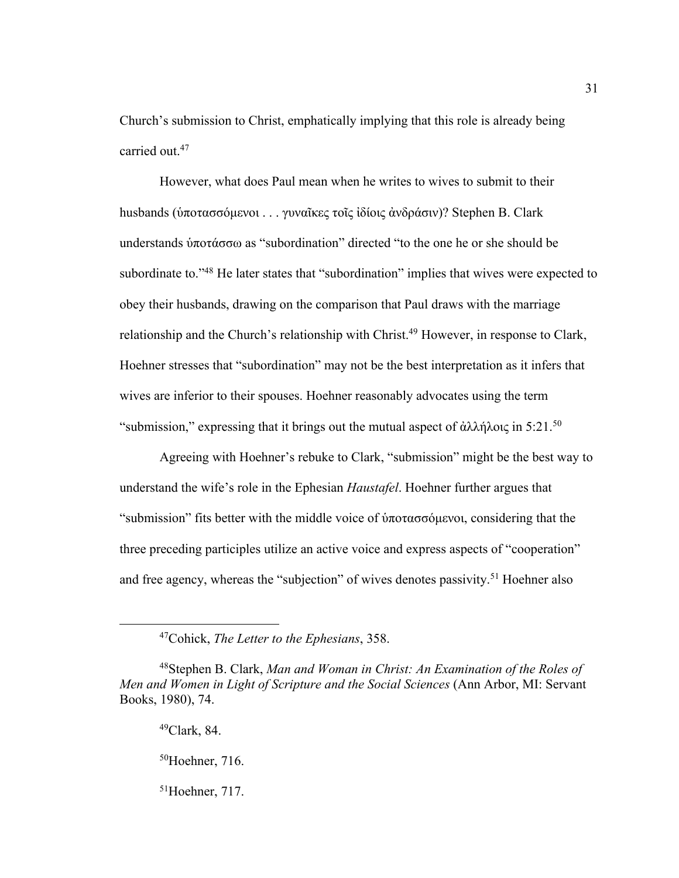Church's submission to Christ, emphatically implying that this role is already being carried out.[47]

However, what does Paul mean when he writes to wives to submit to their husbands (ὑποτασσόμενοι . . . γυναῖκες τοῖς ἰδίοις ἀνδράσιν)? Stephen B. Clark understands ὑποτάσσω as "subordination" directed "to the one he or she should be subordinate to."[48] He later states that "subordination" implies that wives were expected to obey their husbands, drawing on the comparison that Paul draws with the marriage relationship and the Church's relationship with Christ.[49] However, in response to Clark, Hoehner stresses that "subordination" may not be the best interpretation as it infers that wives are inferior to their spouses. Hoehner reasonably advocates using the term "submission," expressing that it brings out the mutual aspect of ἀλλήλοις in 5:21.[50]

Agreeing with Hoehner's rebuke to Clark, "submission" might be the best way to understand the wife's role in the Ephesian *Haustafel*. Hoehner further argues that "submission" fits better with the middle voice of ὑποτασσόμενοι, considering that the three preceding participles utilize an active voice and express aspects of "cooperation" and free agency, whereas the "subjection" of wives denotes passivity.[51] Hoehner also

---

[47]Cohick, *The Letter to the Ephesians*, 358.

[48]Stephen B. Clark, *Man and Woman in Christ: An Examination of the Roles of Men and Women in Light of Scripture and the Social Sciences* (Ann Arbor, MI: Servant Books, 1980), 74.

[49]Clark, 84.

[50]Hoehner, 716.

[51]Hoehner, 717.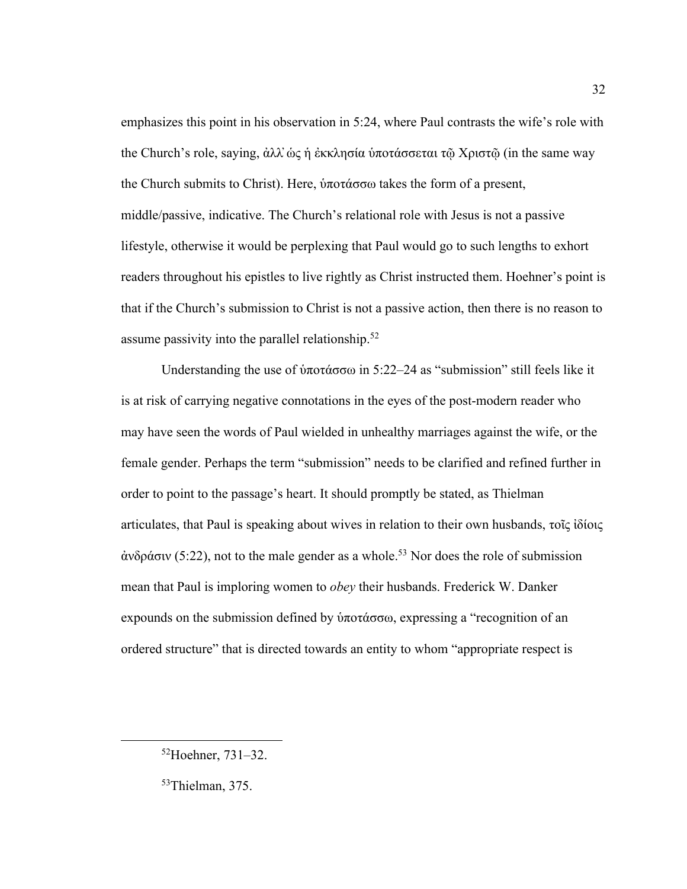emphasizes this point in his observation in 5:24, where Paul contrasts the wife's role with the Church's role, saying, ἀλλ᾽ ὡς ἡ ἐκκλησία ὑποτάσσεται τῷ Χριστῷ (in the same way the Church submits to Christ). Here, ὑποτάσσω takes the form of a present, middle/passive, indicative. The Church's relational role with Jesus is not a passive lifestyle, otherwise it would be perplexing that Paul would go to such lengths to exhort readers throughout his epistles to live rightly as Christ instructed them. Hoehner's point is that if the Church's submission to Christ is not a passive action, then there is no reason to assume passivity into the parallel relationship.[52]

Understanding the use of ὑποτάσσω in 5:22–24 as "submission" still feels like it is at risk of carrying negative connotations in the eyes of the post-modern reader who may have seen the words of Paul wielded in unhealthy marriages against the wife, or the female gender. Perhaps the term "submission" needs to be clarified and refined further in order to point to the passage's heart. It should promptly be stated, as Thielman articulates, that Paul is speaking about wives in relation to their own husbands, τοῖς ἰδίοις ἀνδράσιν (5:22), not to the male gender as a whole.[53] Nor does the role of submission mean that Paul is imploring women to *obey* their husbands. Frederick W. Danker expounds on the submission defined by ὑποτάσσω, expressing a "recognition of an ordered structure" that is directed towards an entity to whom "appropriate respect is

---

[52]Hoehner, 731–32.

[53]Thielman, 375.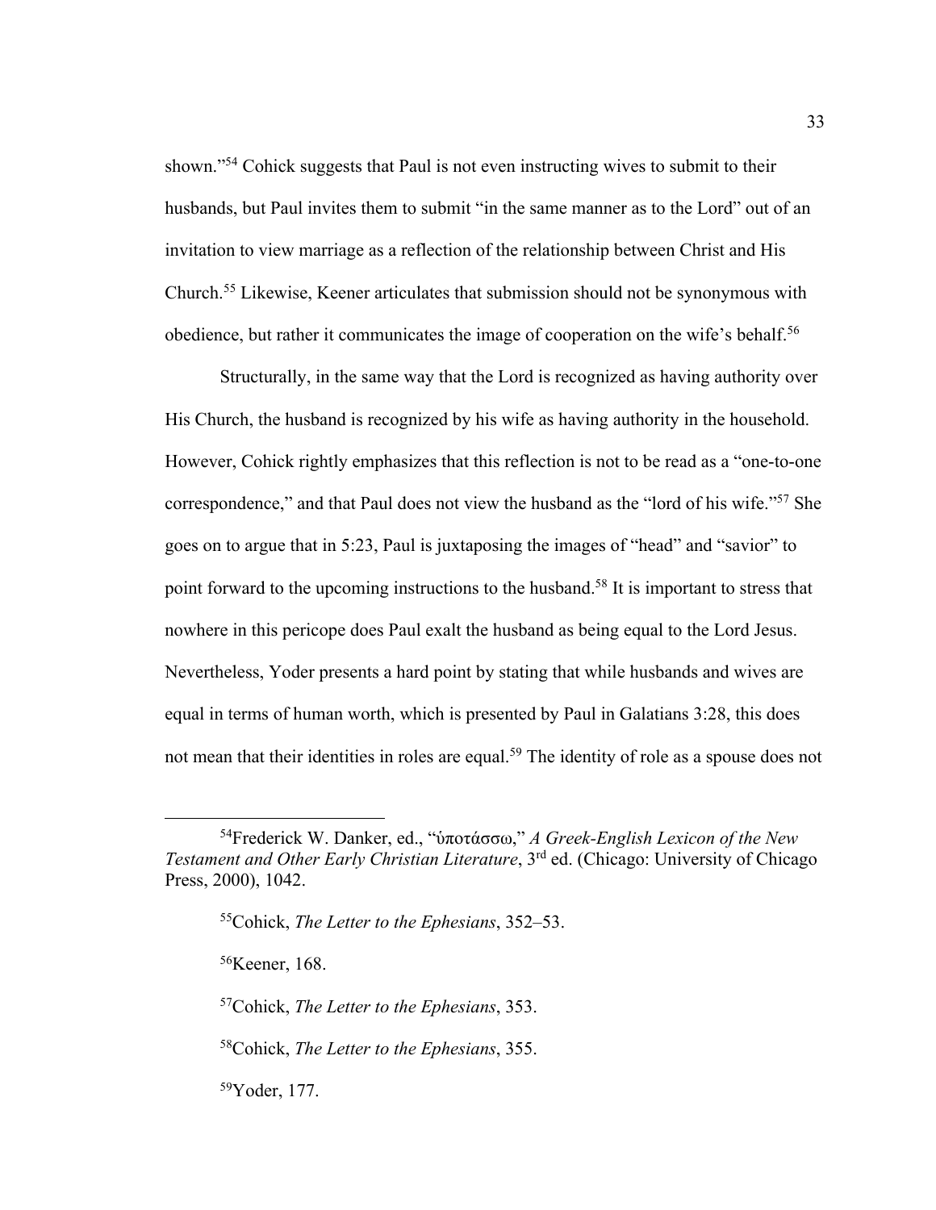shown."[54] Cohick suggests that Paul is not even instructing wives to submit to their husbands, but Paul invites them to submit "in the same manner as to the Lord" out of an invitation to view marriage as a reflection of the relationship between Christ and His Church.[55] Likewise, Keener articulates that submission should not be synonymous with obedience, but rather it communicates the image of cooperation on the wife's behalf.[56]

Structurally, in the same way that the Lord is recognized as having authority over His Church, the husband is recognized by his wife as having authority in the household. However, Cohick rightly emphasizes that this reflection is not to be read as a "one-to-one correspondence," and that Paul does not view the husband as the "lord of his wife."[57] She goes on to argue that in 5:23, Paul is juxtaposing the images of "head" and "savior" to point forward to the upcoming instructions to the husband.[58] It is important to stress that nowhere in this pericope does Paul exalt the husband as being equal to the Lord Jesus. Nevertheless, Yoder presents a hard point by stating that while husbands and wives are equal in terms of human worth, which is presented by Paul in Galatians 3:28, this does not mean that their identities in roles are equal.[59] The identity of role as a spouse does not

---

[54]Frederick W. Danker, ed., "ὑποτάσσω," *A Greek-English Lexicon of the New Testament and Other Early Christian Literature*, 3rd ed. (Chicago: University of Chicago Press, 2000), 1042.

[55]Cohick, *The Letter to the Ephesians*, 352–53.

[56]Keener, 168.

[57]Cohick, *The Letter to the Ephesians*, 353.

[58]Cohick, *The Letter to the Ephesians*, 355.

[59]Yoder, 177.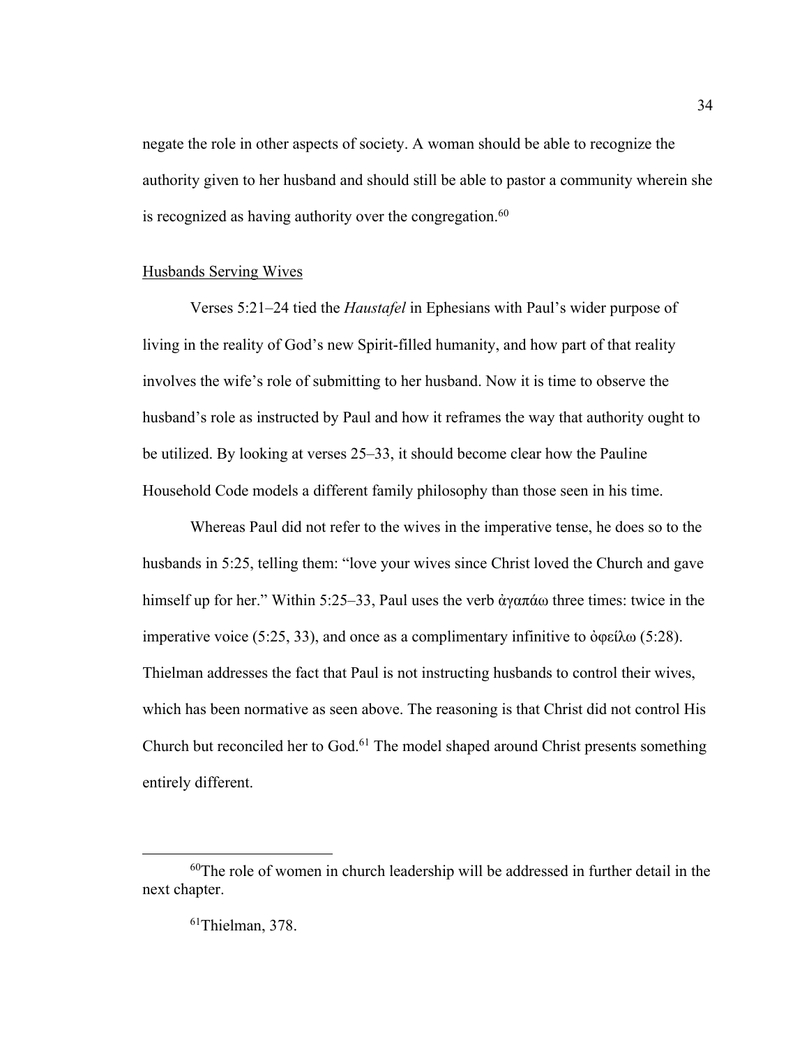negate the role in other aspects of society. A woman should be able to recognize the authority given to her husband and should still be able to pastor a community wherein she is recognized as having authority over the congregation.[60]

## Husbands Serving Wives

Verses 5:21–24 tied the *Haustafel* in Ephesians with Paul's wider purpose of living in the reality of God's new Spirit-filled humanity, and how part of that reality involves the wife's role of submitting to her husband. Now it is time to observe the husband's role as instructed by Paul and how it reframes the way that authority ought to be utilized. By looking at verses 25–33, it should become clear how the Pauline Household Code models a different family philosophy than those seen in his time.

Whereas Paul did not refer to the wives in the imperative tense, he does so to the husbands in 5:25, telling them: "love your wives since Christ loved the Church and gave himself up for her." Within 5:25–33, Paul uses the verb ἀγαπάω three times: twice in the imperative voice (5:25, 33), and once as a complimentary infinitive to ὀφείλω (5:28). Thielman addresses the fact that Paul is not instructing husbands to control their wives, which has been normative as seen above. The reasoning is that Christ did not control His Church but reconciled her to God.[61] The model shaped around Christ presents something entirely different.

---

[60]The role of women in church leadership will be addressed in further detail in the next chapter.

[61]Thielman, 378.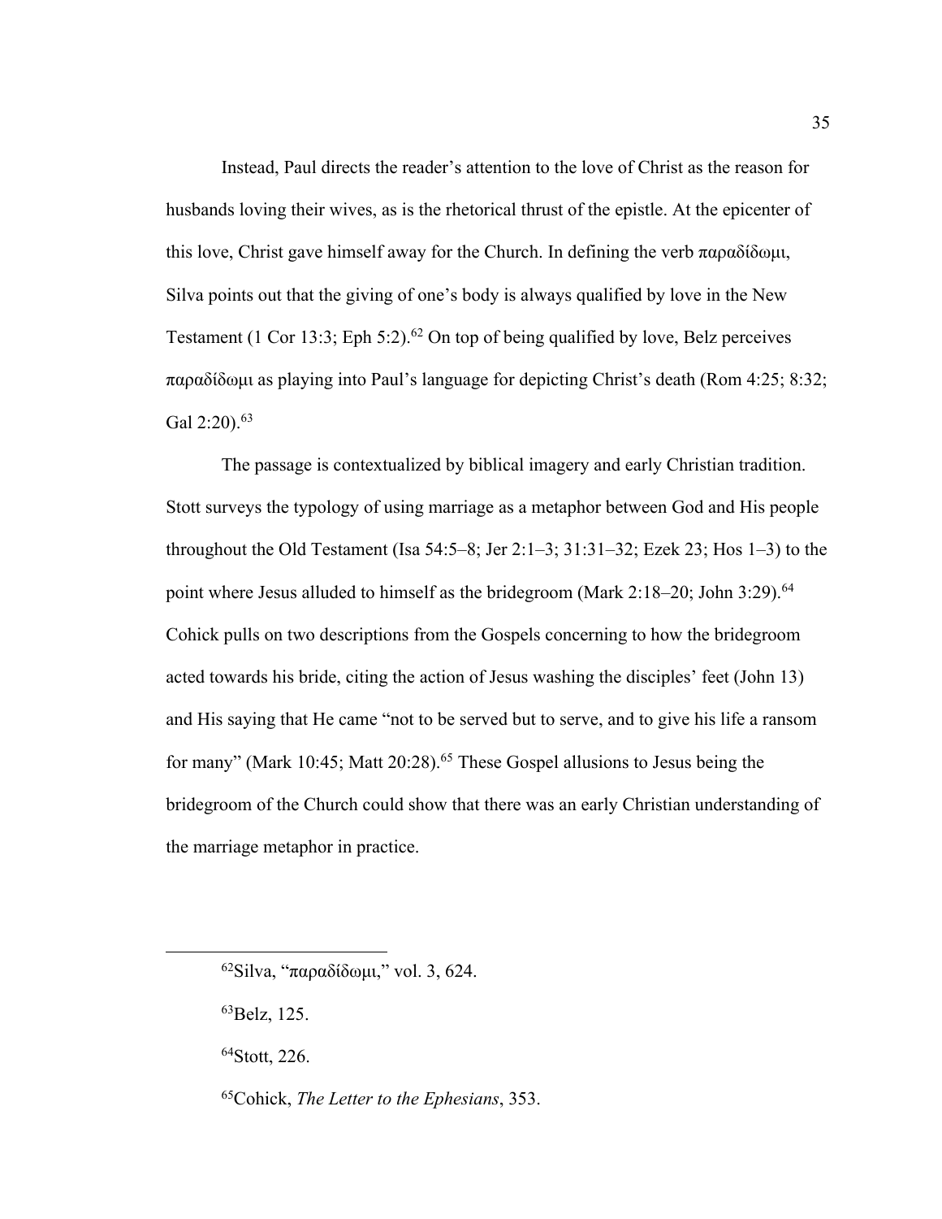Instead, Paul directs the reader's attention to the love of Christ as the reason for husbands loving their wives, as is the rhetorical thrust of the epistle. At the epicenter of this love, Christ gave himself away for the Church. In defining the verb παραδίδωμι, Silva points out that the giving of one's body is always qualified by love in the New Testament (1 Cor 13:3; Eph 5:2).[62] On top of being qualified by love, Belz perceives παραδίδωμι as playing into Paul's language for depicting Christ's death (Rom 4:25; 8:32; Gal 2:20).[63]

The passage is contextualized by biblical imagery and early Christian tradition. Stott surveys the typology of using marriage as a metaphor between God and His people throughout the Old Testament (Isa 54:5–8; Jer 2:1–3; 31:31–32; Ezek 23; Hos 1–3) to the point where Jesus alluded to himself as the bridegroom (Mark 2:18–20; John 3:29).[64] Cohick pulls on two descriptions from the Gospels concerning to how the bridegroom acted towards his bride, citing the action of Jesus washing the disciples' feet (John 13) and His saying that He came "not to be served but to serve, and to give his life a ransom for many" (Mark 10:45; Matt 20:28).[65] These Gospel allusions to Jesus being the bridegroom of the Church could show that there was an early Christian understanding of the marriage metaphor in practice.

---

[62]Silva, "παραδίδωμι," vol. 3, 624.

[63]Belz, 125.

[64]Stott, 226.

[65]Cohick, *The Letter to the Ephesians*, 353.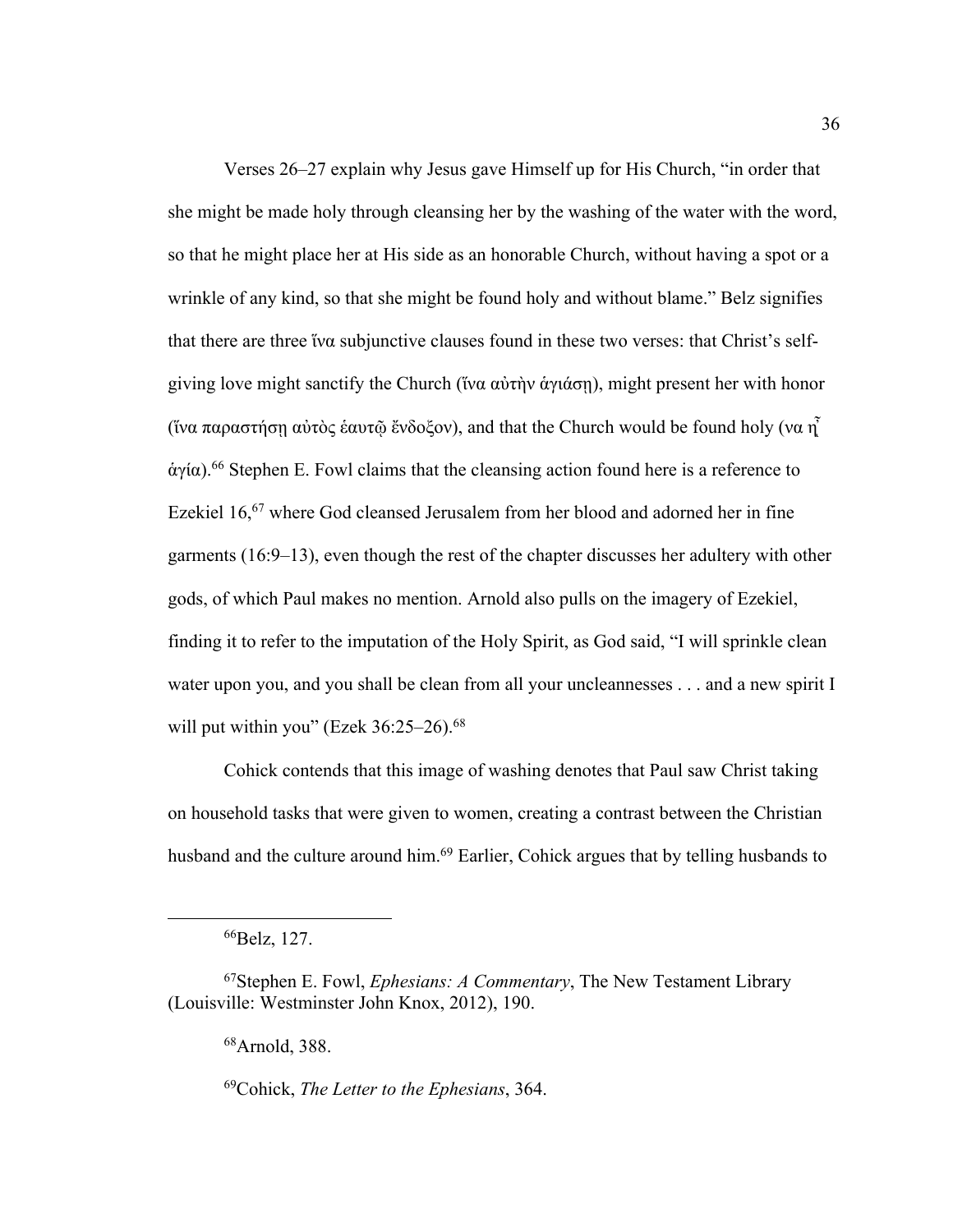Verses 26–27 explain why Jesus gave Himself up for His Church, "in order that she might be made holy through cleansing her by the washing of the water with the word, so that he might place her at His side as an honorable Church, without having a spot or a wrinkle of any kind, so that she might be found holy and without blame." Belz signifies that there are three ἵνα subjunctive clauses found in these two verses: that Christ's self-giving love might sanctify the Church (ἵνα αὐτὴν ἁγιάσῃ), might present her with honor (ἵνα παραστήσῃ αὐτὸς ἑαυτῷ ἔνδοξον), and that the Church would be found holy (να ᾖ ἁγία).[66] Stephen E. Fowl claims that the cleansing action found here is a reference to Ezekiel 16,[67] where God cleansed Jerusalem from her blood and adorned her in fine garments (16:9–13), even though the rest of the chapter discusses her adultery with other gods, of which Paul makes no mention. Arnold also pulls on the imagery of Ezekiel, finding it to refer to the imputation of the Holy Spirit, as God said, "I will sprinkle clean water upon you, and you shall be clean from all your uncleannesses . . . and a new spirit I will put within you" (Ezek 36:25–26).[68]

Cohick contends that this image of washing denotes that Paul saw Christ taking on household tasks that were given to women, creating a contrast between the Christian husband and the culture around him.[69] Earlier, Cohick argues that by telling husbands to

---

[66]Belz, 127.

[67]Stephen E. Fowl, *Ephesians: A Commentary*, The New Testament Library (Louisville: Westminster John Knox, 2012), 190.

[68]Arnold, 388.

[69]Cohick, *The Letter to the Ephesians*, 364.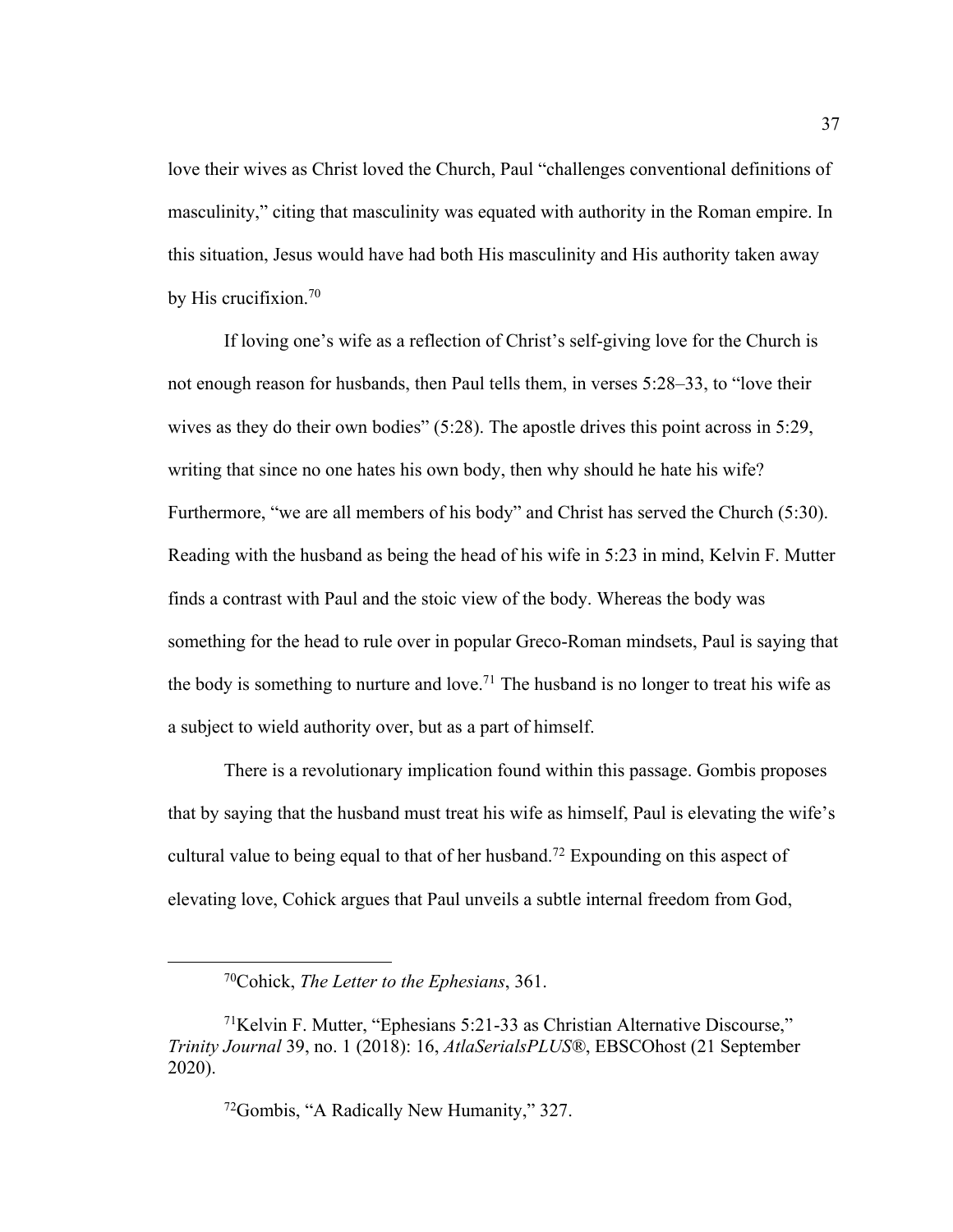love their wives as Christ loved the Church, Paul "challenges conventional definitions of masculinity," citing that masculinity was equated with authority in the Roman empire. In this situation, Jesus would have had both His masculinity and His authority taken away by His crucifixion.[70]

If loving one's wife as a reflection of Christ's self-giving love for the Church is not enough reason for husbands, then Paul tells them, in verses 5:28–33, to "love their wives as they do their own bodies" (5:28). The apostle drives this point across in 5:29, writing that since no one hates his own body, then why should he hate his wife? Furthermore, "we are all members of his body" and Christ has served the Church (5:30). Reading with the husband as being the head of his wife in 5:23 in mind, Kelvin F. Mutter finds a contrast with Paul and the stoic view of the body. Whereas the body was something for the head to rule over in popular Greco-Roman mindsets, Paul is saying that the body is something to nurture and love.[71] The husband is no longer to treat his wife as a subject to wield authority over, but as a part of himself.

There is a revolutionary implication found within this passage. Gombis proposes that by saying that the husband must treat his wife as himself, Paul is elevating the wife's cultural value to being equal to that of her husband.[72] Expounding on this aspect of elevating love, Cohick argues that Paul unveils a subtle internal freedom from God,

---

[70]Cohick, *The Letter to the Ephesians*, 361.

[71]Kelvin F. Mutter, "Ephesians 5:21-33 as Christian Alternative Discourse," *Trinity Journal* 39, no. 1 (2018): 16, *AtlaSerialsPLUS*®, EBSCOhost (21 September 2020).

[72]Gombis, "A Radically New Humanity," 327.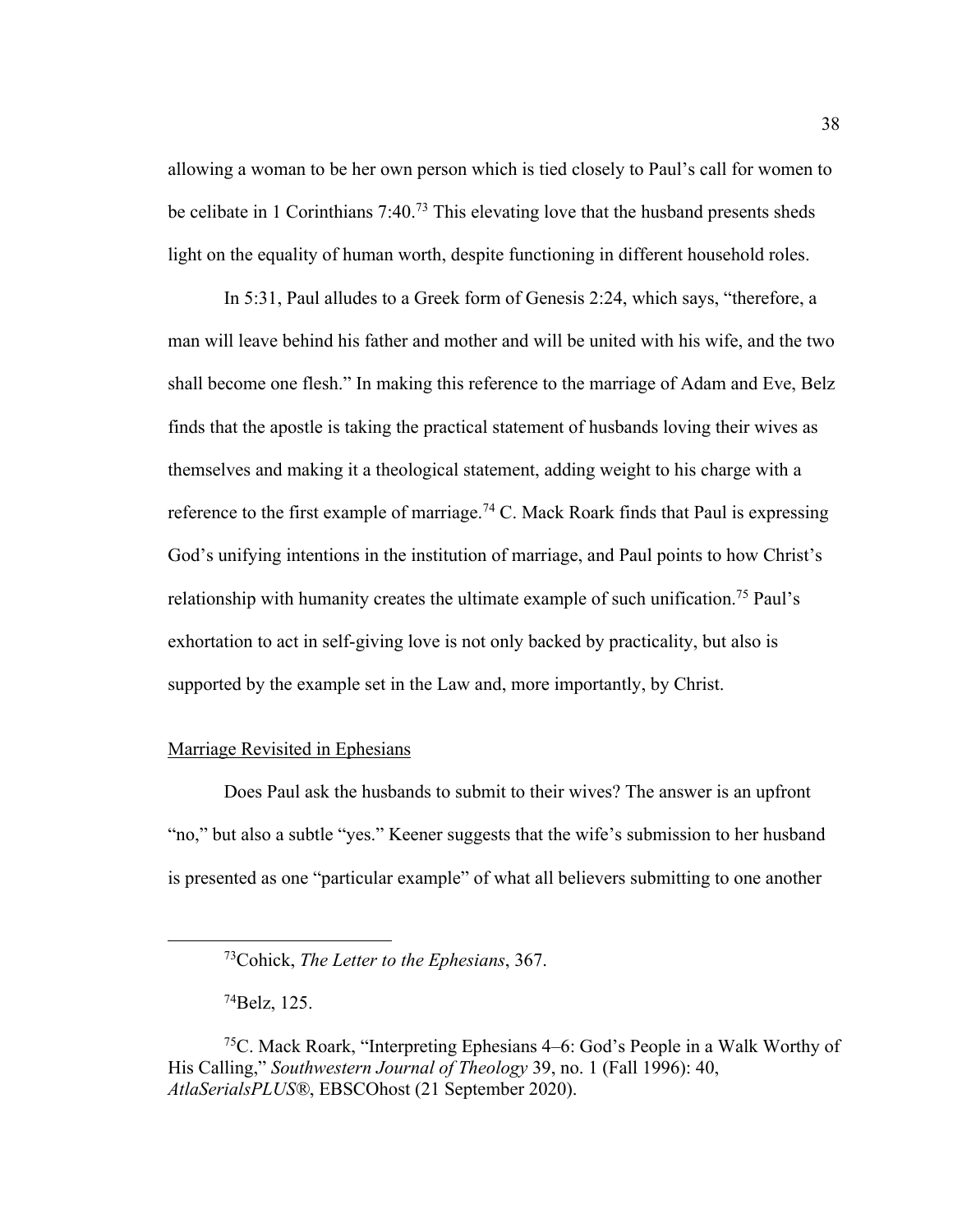allowing a woman to be her own person which is tied closely to Paul's call for women to be celibate in 1 Corinthians 7:40.[73] This elevating love that the husband presents sheds light on the equality of human worth, despite functioning in different household roles.

In 5:31, Paul alludes to a Greek form of Genesis 2:24, which says, "therefore, a man will leave behind his father and mother and will be united with his wife, and the two shall become one flesh." In making this reference to the marriage of Adam and Eve, Belz finds that the apostle is taking the practical statement of husbands loving their wives as themselves and making it a theological statement, adding weight to his charge with a reference to the first example of marriage.[74] C. Mack Roark finds that Paul is expressing God's unifying intentions in the institution of marriage, and Paul points to how Christ's relationship with humanity creates the ultimate example of such unification.[75] Paul's exhortation to act in self-giving love is not only backed by practicality, but also is supported by the example set in the Law and, more importantly, by Christ.

<u>Marriage Revisited in Ephesians</u>

Does Paul ask the husbands to submit to their wives? The answer is an upfront "no," but also a subtle "yes." Keener suggests that the wife's submission to her husband is presented as one "particular example" of what all believers submitting to one another

---

[73]Cohick, *The Letter to the Ephesians*, 367.

[74]Belz, 125.

[75]C. Mack Roark, "Interpreting Ephesians 4–6: God's People in a Walk Worthy of His Calling," *Southwestern Journal of Theology* 39, no. 1 (Fall 1996): 40, *AtlaSerialsPLUS*®, EBSCOhost (21 September 2020).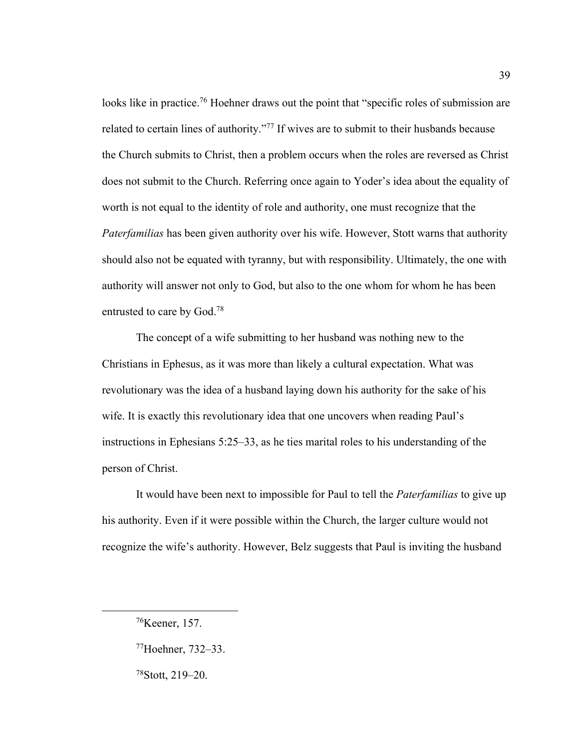looks like in practice.[76] Hoehner draws out the point that "specific roles of submission are related to certain lines of authority."[77] If wives are to submit to their husbands because the Church submits to Christ, then a problem occurs when the roles are reversed as Christ does not submit to the Church. Referring once again to Yoder's idea about the equality of worth is not equal to the identity of role and authority, one must recognize that the *Paterfamilias* has been given authority over his wife. However, Stott warns that authority should also not be equated with tyranny, but with responsibility. Ultimately, the one with authority will answer not only to God, but also to the one whom for whom he has been entrusted to care by God.[78]

The concept of a wife submitting to her husband was nothing new to the Christians in Ephesus, as it was more than likely a cultural expectation. What was revolutionary was the idea of a husband laying down his authority for the sake of his wife. It is exactly this revolutionary idea that one uncovers when reading Paul's instructions in Ephesians 5:25–33, as he ties marital roles to his understanding of the person of Christ.

It would have been next to impossible for Paul to tell the *Paterfamilias* to give up his authority. Even if it were possible within the Church, the larger culture would not recognize the wife's authority. However, Belz suggests that Paul is inviting the husband

---

[76]Keener, 157.

[77]Hoehner, 732–33.

[78]Stott, 219–20.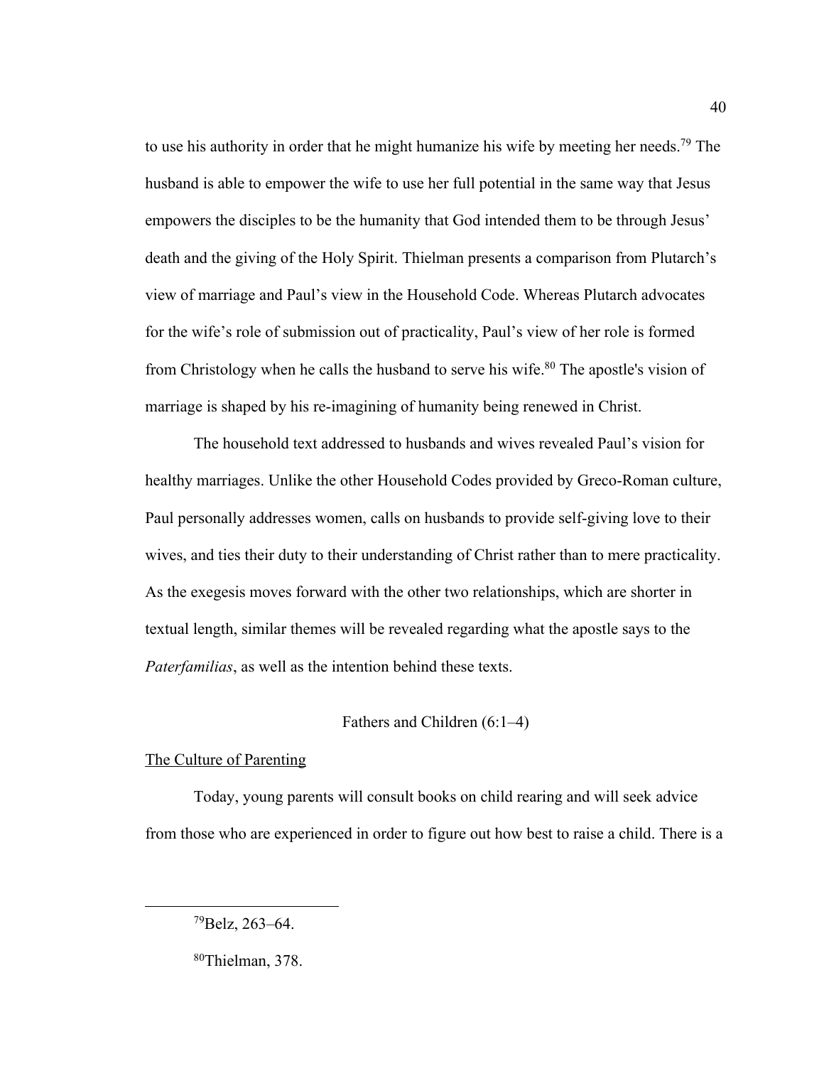to use his authority in order that he might humanize his wife by meeting her needs.[79] The husband is able to empower the wife to use her full potential in the same way that Jesus empowers the disciples to be the humanity that God intended them to be through Jesus' death and the giving of the Holy Spirit. Thielman presents a comparison from Plutarch's view of marriage and Paul's view in the Household Code. Whereas Plutarch advocates for the wife's role of submission out of practicality, Paul's view of her role is formed from Christology when he calls the husband to serve his wife.[80] The apostle's vision of marriage is shaped by his re-imagining of humanity being renewed in Christ.

The household text addressed to husbands and wives revealed Paul's vision for healthy marriages. Unlike the other Household Codes provided by Greco-Roman culture, Paul personally addresses women, calls on husbands to provide self-giving love to their wives, and ties their duty to their understanding of Christ rather than to mere practicality. As the exegesis moves forward with the other two relationships, which are shorter in textual length, similar themes will be revealed regarding what the apostle says to the *Paterfamilias*, as well as the intention behind these texts.

## Fathers and Children (6:1–4)

### The Culture of Parenting

Today, young parents will consult books on child rearing and will seek advice from those who are experienced in order to figure out how best to raise a child. There is a

---

[79] Belz, 263–64.

[80] Thielman, 378.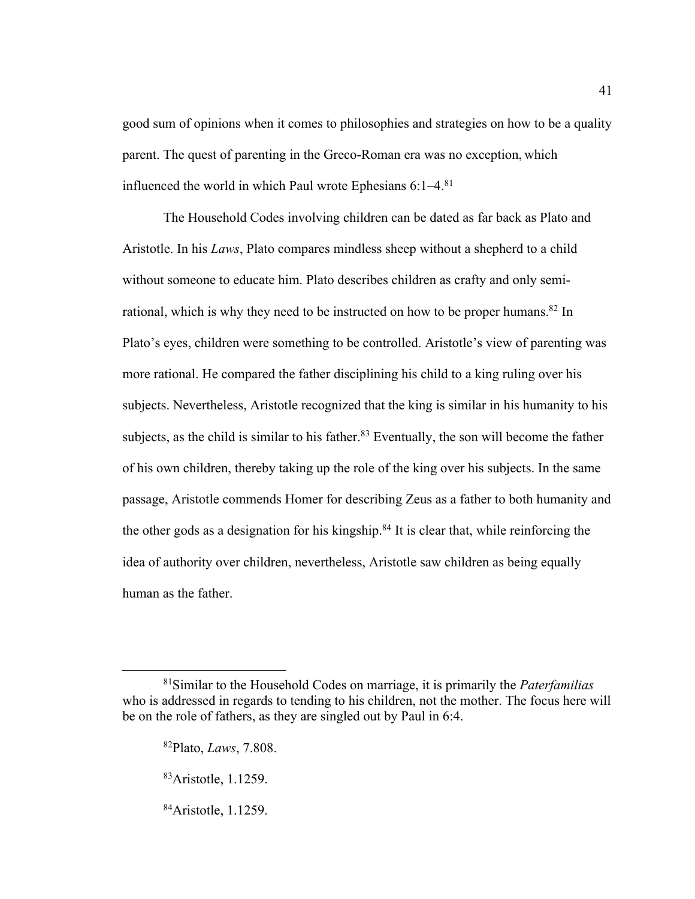good sum of opinions when it comes to philosophies and strategies on how to be a quality parent. The quest of parenting in the Greco-Roman era was no exception, which influenced the world in which Paul wrote Ephesians 6:1–4.[81]

The Household Codes involving children can be dated as far back as Plato and Aristotle. In his *Laws*, Plato compares mindless sheep without a shepherd to a child without someone to educate him. Plato describes children as crafty and only semi-rational, which is why they need to be instructed on how to be proper humans.[82] In Plato's eyes, children were something to be controlled. Aristotle's view of parenting was more rational. He compared the father disciplining his child to a king ruling over his subjects. Nevertheless, Aristotle recognized that the king is similar in his humanity to his subjects, as the child is similar to his father.[83] Eventually, the son will become the father of his own children, thereby taking up the role of the king over his subjects. In the same passage, Aristotle commends Homer for describing Zeus as a father to both humanity and the other gods as a designation for his kingship.[84] It is clear that, while reinforcing the idea of authority over children, nevertheless, Aristotle saw children as being equally human as the father.

---

[81]Similar to the Household Codes on marriage, it is primarily the *Paterfamilias* who is addressed in regards to tending to his children, not the mother. The focus here will be on the role of fathers, as they are singled out by Paul in 6:4.

[82]Plato, *Laws*, 7.808.

[83]Aristotle, 1.1259.

[84]Aristotle, 1.1259.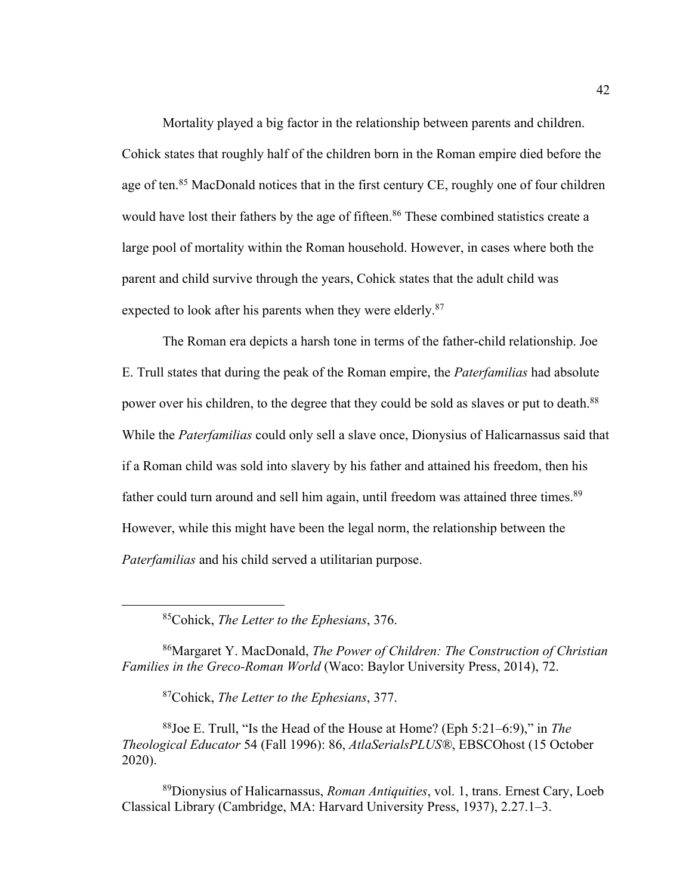Mortality played a big factor in the relationship between parents and children. Cohick states that roughly half of the children born in the Roman empire died before the age of ten.[85] MacDonald notices that in the first century CE, roughly one of four children would have lost their fathers by the age of fifteen.[86] These combined statistics create a large pool of mortality within the Roman household. However, in cases where both the parent and child survive through the years, Cohick states that the adult child was expected to look after his parents when they were elderly.[87]

The Roman era depicts a harsh tone in terms of the father-child relationship. Joe E. Trull states that during the peak of the Roman empire, the *Paterfamilias* had absolute power over his children, to the degree that they could be sold as slaves or put to death.[88] While the *Paterfamilias* could only sell a slave once, Dionysius of Halicarnassus said that if a Roman child was sold into slavery by his father and attained his freedom, then his father could turn around and sell him again, until freedom was attained three times.[89] However, while this might have been the legal norm, the relationship between the *Paterfamilias* and his child served a utilitarian purpose.

---

[85]Cohick, *The Letter to the Ephesians*, 376.

[86]Margaret Y. MacDonald, *The Power of Children: The Construction of Christian Families in the Greco-Roman World* (Waco: Baylor University Press, 2014), 72.

[87]Cohick, *The Letter to the Ephesians*, 377.

[88]Joe E. Trull, "Is the Head of the House at Home? (Eph 5:21–6:9)," in *The Theological Educator* 54 (Fall 1996): 86, *AtlaSerialsPLUS*®, EBSCOhost (15 October 2020).

[89]Dionysius of Halicarnassus, *Roman Antiquities*, vol. 1, trans. Ernest Cary, Loeb Classical Library (Cambridge, MA: Harvard University Press, 1937), 2.27.1–3.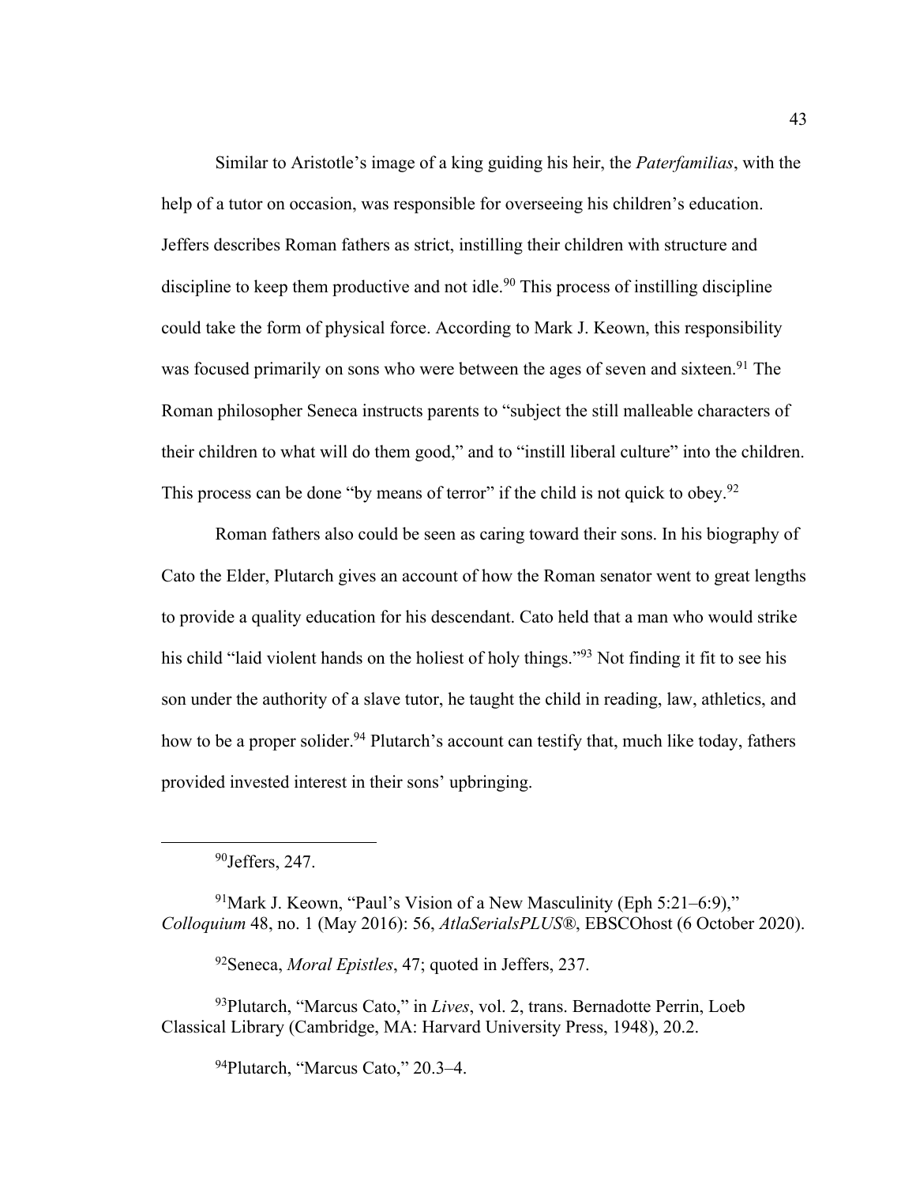Similar to Aristotle's image of a king guiding his heir, the *Paterfamilias*, with the help of a tutor on occasion, was responsible for overseeing his children's education. Jeffers describes Roman fathers as strict, instilling their children with structure and discipline to keep them productive and not idle.[90] This process of instilling discipline could take the form of physical force. According to Mark J. Keown, this responsibility was focused primarily on sons who were between the ages of seven and sixteen.[91] The Roman philosopher Seneca instructs parents to "subject the still malleable characters of their children to what will do them good," and to "instill liberal culture" into the children. This process can be done "by means of terror" if the child is not quick to obey.[92]

Roman fathers also could be seen as caring toward their sons. In his biography of Cato the Elder, Plutarch gives an account of how the Roman senator went to great lengths to provide a quality education for his descendant. Cato held that a man who would strike his child "laid violent hands on the holiest of holy things."[93] Not finding it fit to see his son under the authority of a slave tutor, he taught the child in reading, law, athletics, and how to be a proper solider.[94] Plutarch's account can testify that, much like today, fathers provided invested interest in their sons' upbringing.

---

[90]Jeffers, 247.

[91]Mark J. Keown, "Paul's Vision of a New Masculinity (Eph 5:21–6:9)," *Colloquium* 48, no. 1 (May 2016): 56, *AtlaSerialsPLUS*®, EBSCOhost (6 October 2020).

[92]Seneca, *Moral Epistles*, 47; quoted in Jeffers, 237.

[93]Plutarch, "Marcus Cato," in *Lives*, vol. 2, trans. Bernadotte Perrin, Loeb Classical Library (Cambridge, MA: Harvard University Press, 1948), 20.2.

[94]Plutarch, "Marcus Cato," 20.3–4.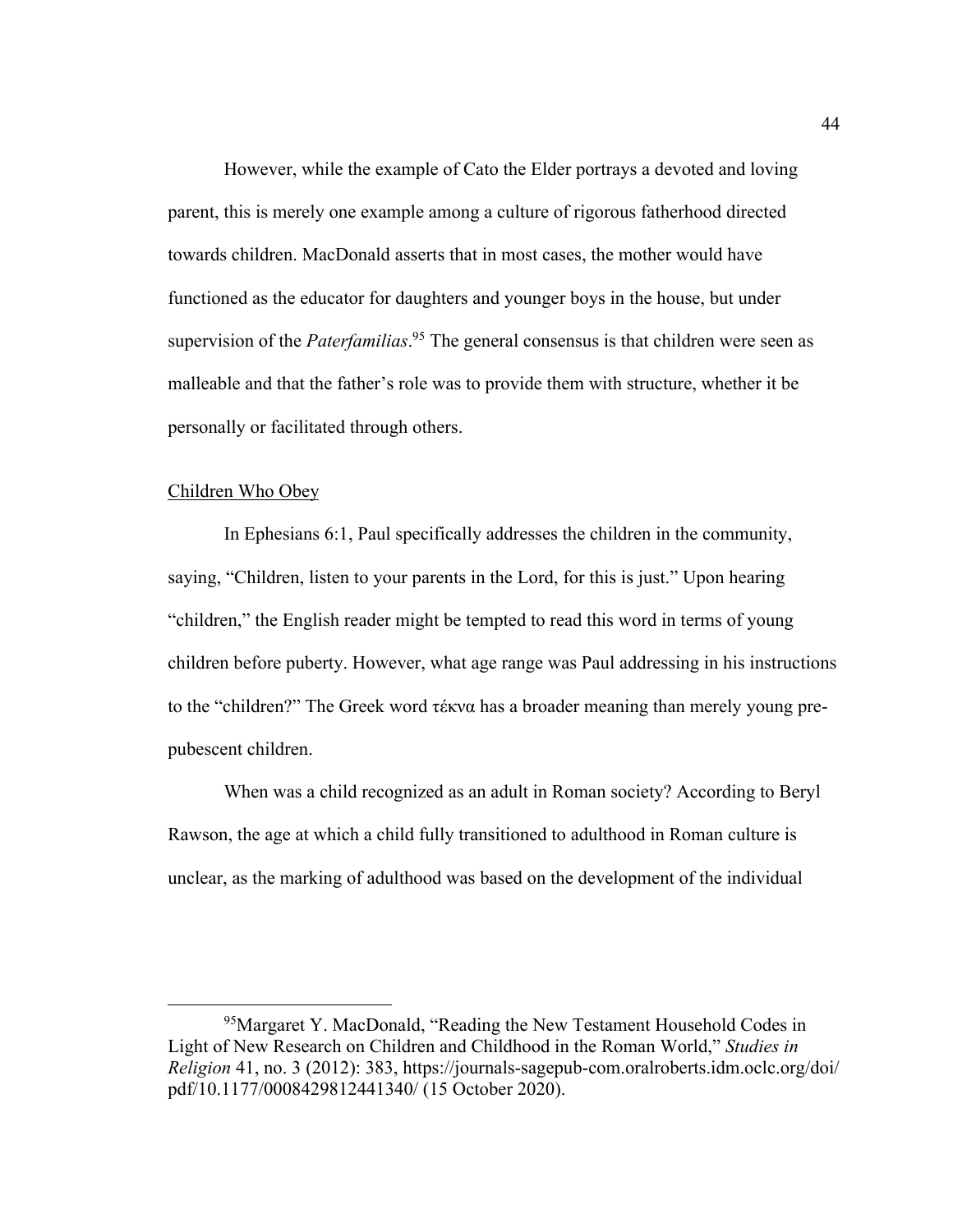However, while the example of Cato the Elder portrays a devoted and loving parent, this is merely one example among a culture of rigorous fatherhood directed towards children. MacDonald asserts that in most cases, the mother would have functioned as the educator for daughters and younger boys in the house, but under supervision of the *Paterfamilias*.[95] The general consensus is that children were seen as malleable and that the father's role was to provide them with structure, whether it be personally or facilitated through others.

<u>Children Who Obey</u>

In Ephesians 6:1, Paul specifically addresses the children in the community, saying, "Children, listen to your parents in the Lord, for this is just." Upon hearing "children," the English reader might be tempted to read this word in terms of young children before puberty. However, what age range was Paul addressing in his instructions to the "children?" The Greek word τέκνα has a broader meaning than merely young pre-pubescent children.

When was a child recognized as an adult in Roman society? According to Beryl Rawson, the age at which a child fully transitioned to adulthood in Roman culture is unclear, as the marking of adulthood was based on the development of the individual

---

[95]Margaret Y. MacDonald, "Reading the New Testament Household Codes in Light of New Research on Children and Childhood in the Roman World," *Studies in Religion* 41, no. 3 (2012): 383, https://journals-sagepub-com.oralroberts.idm.oclc.org/doi/pdf/10.1177/0008429812441340/ (15 October 2020).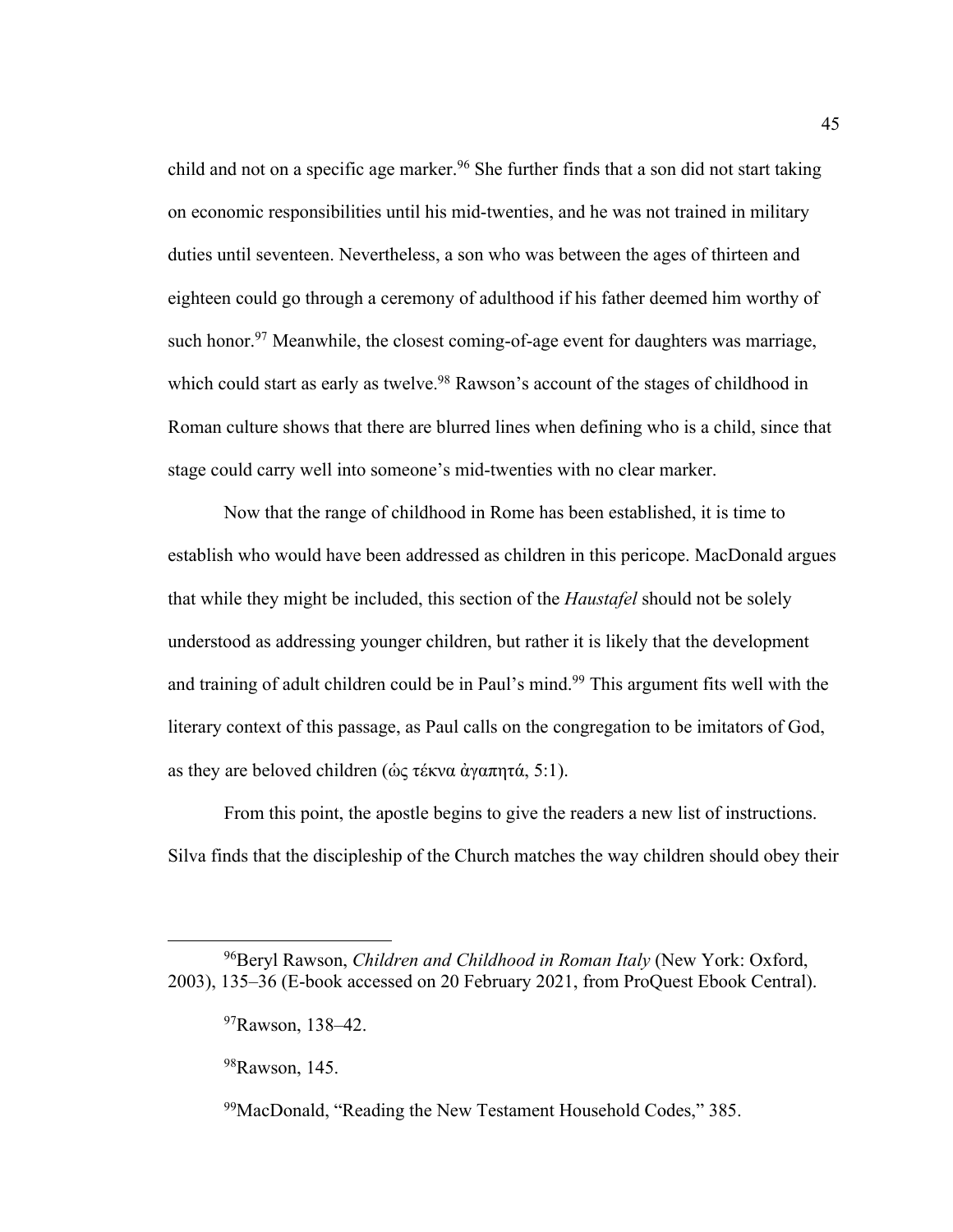child and not on a specific age marker.[96] She further finds that a son did not start taking on economic responsibilities until his mid-twenties, and he was not trained in military duties until seventeen. Nevertheless, a son who was between the ages of thirteen and eighteen could go through a ceremony of adulthood if his father deemed him worthy of such honor.[97] Meanwhile, the closest coming-of-age event for daughters was marriage, which could start as early as twelve.[98] Rawson's account of the stages of childhood in Roman culture shows that there are blurred lines when defining who is a child, since that stage could carry well into someone's mid-twenties with no clear marker.

Now that the range of childhood in Rome has been established, it is time to establish who would have been addressed as children in this pericope. MacDonald argues that while they might be included, this section of the *Haustafel* should not be solely understood as addressing younger children, but rather it is likely that the development and training of adult children could be in Paul's mind.[99] This argument fits well with the literary context of this passage, as Paul calls on the congregation to be imitators of God, as they are beloved children (ὡς τέκνα ἀγαπητά, 5:1).

From this point, the apostle begins to give the readers a new list of instructions. Silva finds that the discipleship of the Church matches the way children should obey their

---

[96]Beryl Rawson, *Children and Childhood in Roman Italy* (New York: Oxford, 2003), 135–36 (E-book accessed on 20 February 2021, from ProQuest Ebook Central).

[97]Rawson, 138–42.

[98]Rawson, 145.

[99]MacDonald, "Reading the New Testament Household Codes," 385.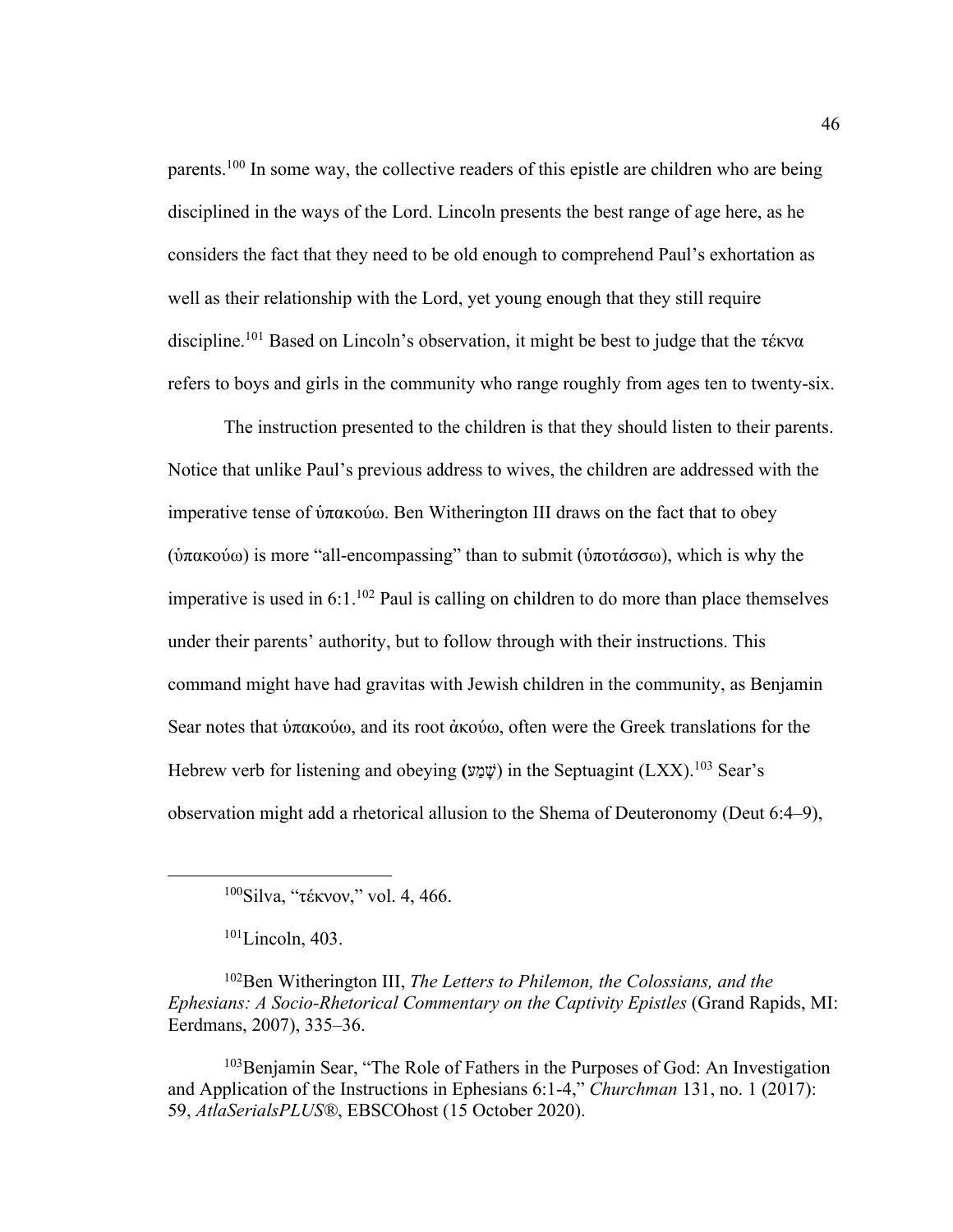parents.[100] In some way, the collective readers of this epistle are children who are being disciplined in the ways of the Lord. Lincoln presents the best range of age here, as he considers the fact that they need to be old enough to comprehend Paul's exhortation as well as their relationship with the Lord, yet young enough that they still require discipline.[101] Based on Lincoln's observation, it might be best to judge that the τέκνα refers to boys and girls in the community who range roughly from ages ten to twenty-six.

The instruction presented to the children is that they should listen to their parents. Notice that unlike Paul's previous address to wives, the children are addressed with the imperative tense of ὑπακούω. Ben Witherington III draws on the fact that to obey (ὑπακούω) is more "all-encompassing" than to submit (ὑποτάσσω), which is why the imperative is used in 6:1.[102] Paul is calling on children to do more than place themselves under their parents' authority, but to follow through with their instructions. This command might have had gravitas with Jewish children in the community, as Benjamin Sear notes that ὑπακούω, and its root ἀκούω, often were the Greek translations for the Hebrew verb for listening and obeying (שָׁמַע) in the Septuagint (LXX).[103] Sear's observation might add a rhetorical allusion to the Shema of Deuteronomy (Deut 6:4–9),

---

[100]Silva, "τέκνον," vol. 4, 466.

[101]Lincoln, 403.

[102]Ben Witherington III, *The Letters to Philemon, the Colossians, and the Ephesians: A Socio-Rhetorical Commentary on the Captivity Epistles* (Grand Rapids, MI: Eerdmans, 2007), 335–36.

[103]Benjamin Sear, "The Role of Fathers in the Purposes of God: An Investigation and Application of the Instructions in Ephesians 6:1-4," *Churchman* 131, no. 1 (2017): 59, *AtlaSerialsPLUS*®, EBSCOhost (15 October 2020).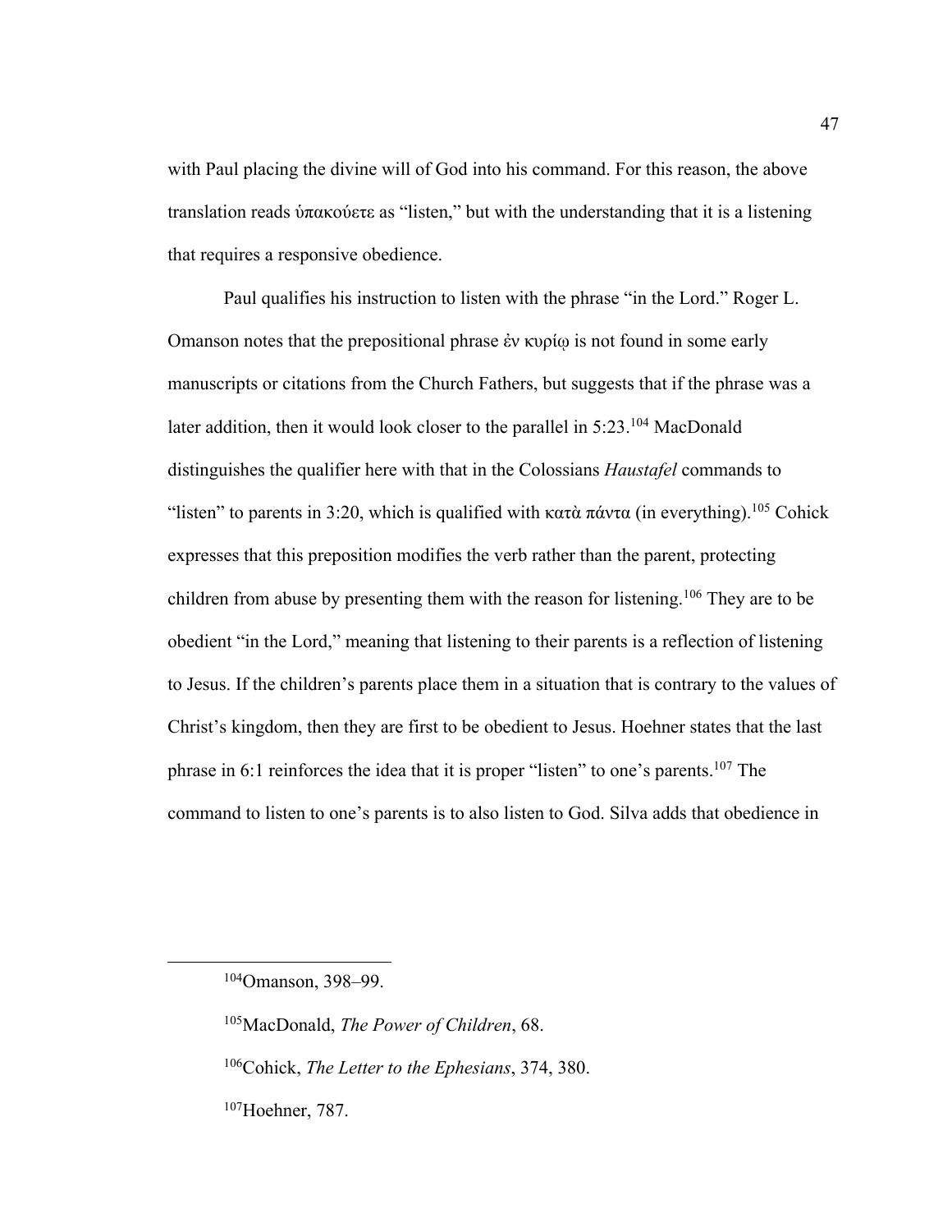with Paul placing the divine will of God into his command. For this reason, the above translation reads ὑπακούετε as "listen," but with the understanding that it is a listening that requires a responsive obedience.

Paul qualifies his instruction to listen with the phrase "in the Lord." Roger L. Omanson notes that the prepositional phrase ἐν κυρίῳ is not found in some early manuscripts or citations from the Church Fathers, but suggests that if the phrase was a later addition, then it would look closer to the parallel in 5:23.[104] MacDonald distinguishes the qualifier here with that in the Colossians *Haustafel* commands to "listen" to parents in 3:20, which is qualified with κατὰ πάντα (in everything).[105] Cohick expresses that this preposition modifies the verb rather than the parent, protecting children from abuse by presenting them with the reason for listening.[106] They are to be obedient "in the Lord," meaning that listening to their parents is a reflection of listening to Jesus. If the children's parents place them in a situation that is contrary to the values of Christ's kingdom, then they are first to be obedient to Jesus. Hoehner states that the last phrase in 6:1 reinforces the idea that it is proper "listen" to one's parents.[107] The command to listen to one's parents is to also listen to God. Silva adds that obedience in

---

[104]Omanson, 398–99.

[105]MacDonald, *The Power of Children*, 68.

[106]Cohick, *The Letter to the Ephesians*, 374, 380.

[107]Hoehner, 787.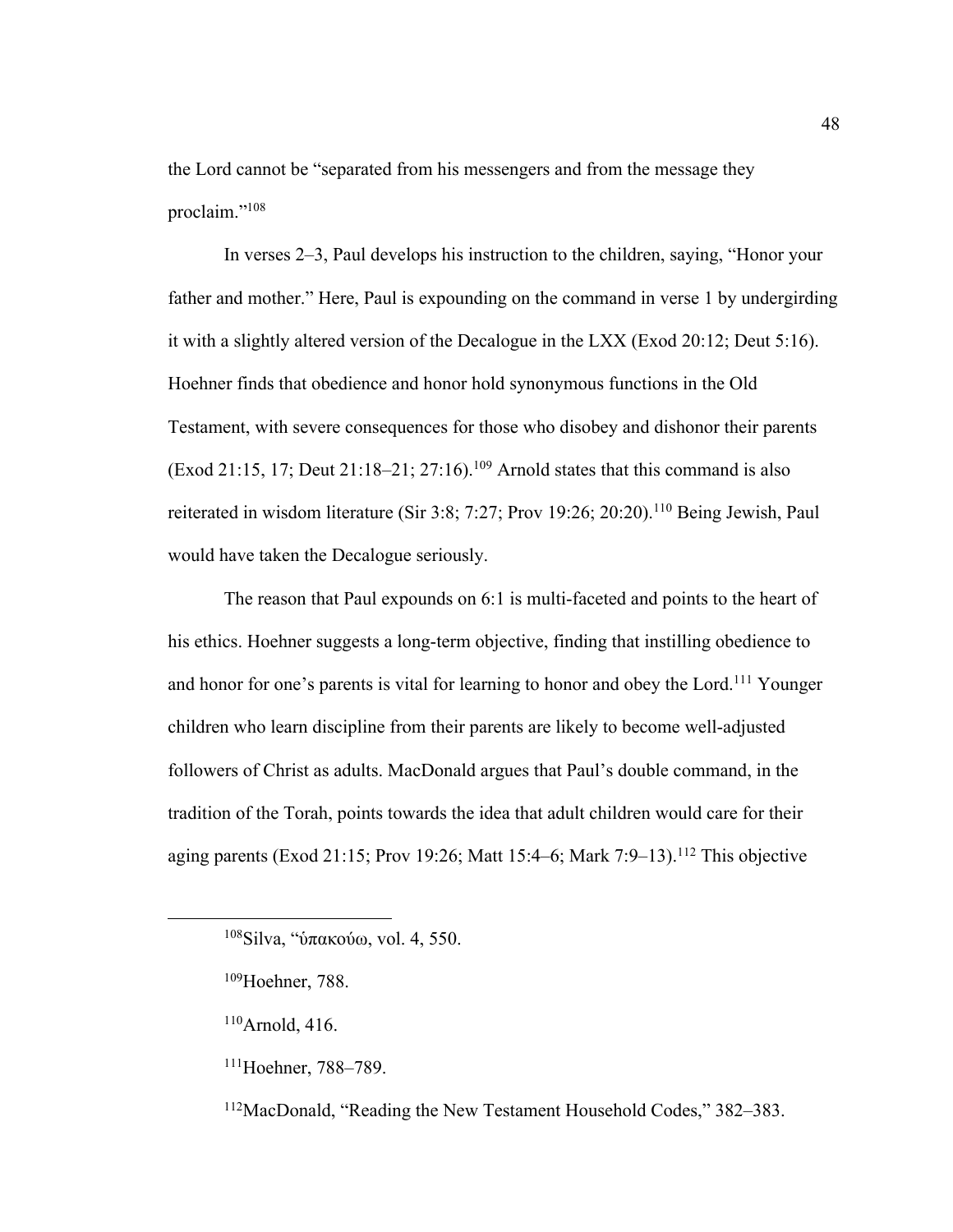the Lord cannot be "separated from his messengers and from the message they proclaim."[108]

In verses 2–3, Paul develops his instruction to the children, saying, "Honor your father and mother." Here, Paul is expounding on the command in verse 1 by undergirding it with a slightly altered version of the Decalogue in the LXX (Exod 20:12; Deut 5:16). Hoehner finds that obedience and honor hold synonymous functions in the Old Testament, with severe consequences for those who disobey and dishonor their parents (Exod 21:15, 17; Deut 21:18–21; 27:16).[109] Arnold states that this command is also reiterated in wisdom literature (Sir 3:8; 7:27; Prov 19:26; 20:20).[110] Being Jewish, Paul would have taken the Decalogue seriously.

The reason that Paul expounds on 6:1 is multi-faceted and points to the heart of his ethics. Hoehner suggests a long-term objective, finding that instilling obedience to and honor for one's parents is vital for learning to honor and obey the Lord.[111] Younger children who learn discipline from their parents are likely to become well-adjusted followers of Christ as adults. MacDonald argues that Paul's double command, in the tradition of the Torah, points towards the idea that adult children would care for their aging parents (Exod 21:15; Prov 19:26; Matt 15:4–6; Mark 7:9–13).[112] This objective

---

[108]Silva, "ὑπακούω, vol. 4, 550.

[109]Hoehner, 788.

[110]Arnold, 416.

[111]Hoehner, 788–789.

[112]MacDonald, "Reading the New Testament Household Codes," 382–383.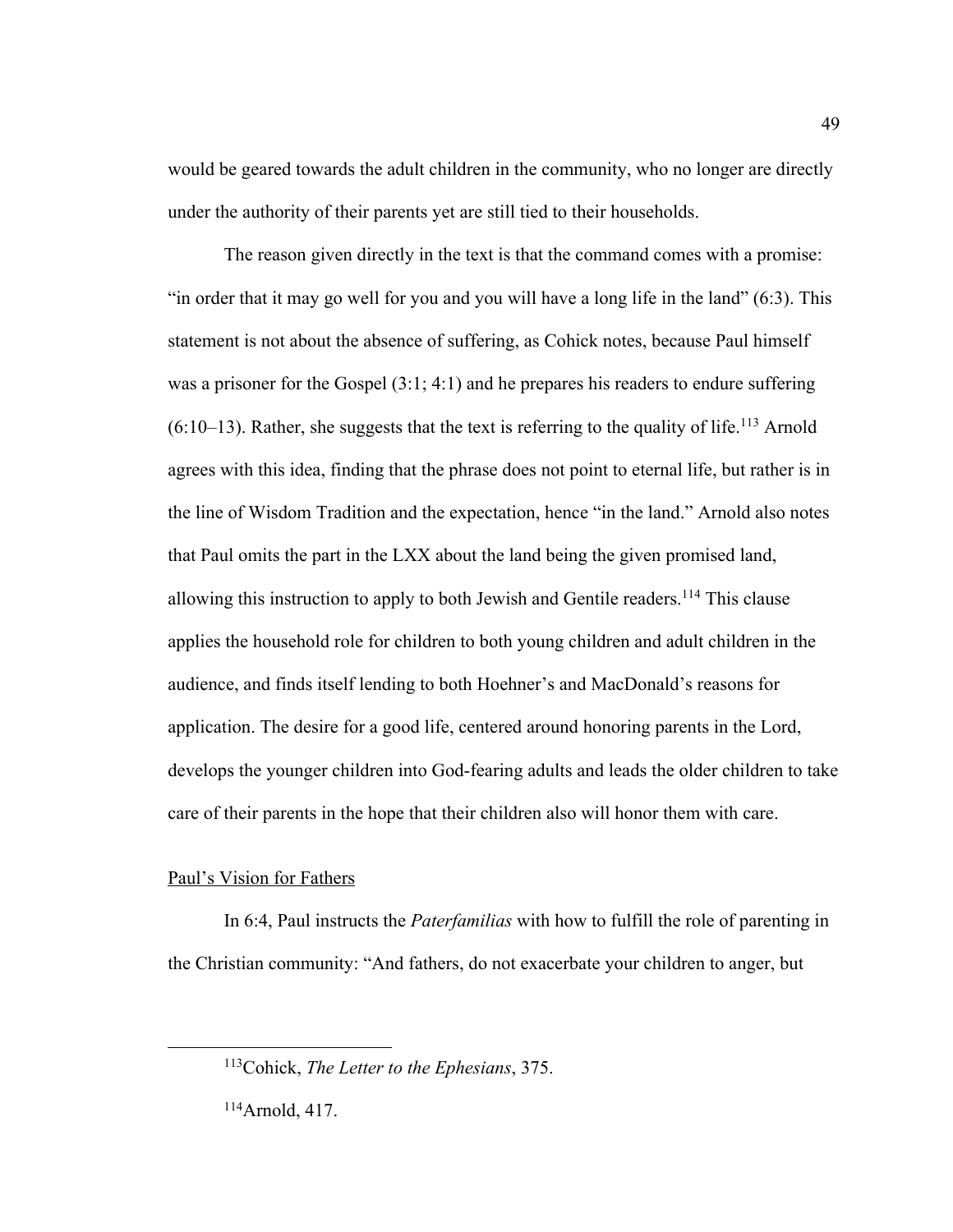would be geared towards the adult children in the community, who no longer are directly under the authority of their parents yet are still tied to their households.

The reason given directly in the text is that the command comes with a promise: "in order that it may go well for you and you will have a long life in the land" (6:3). This statement is not about the absence of suffering, as Cohick notes, because Paul himself was a prisoner for the Gospel (3:1; 4:1) and he prepares his readers to endure suffering (6:10–13). Rather, she suggests that the text is referring to the quality of life.[113] Arnold agrees with this idea, finding that the phrase does not point to eternal life, but rather is in the line of Wisdom Tradition and the expectation, hence "in the land." Arnold also notes that Paul omits the part in the LXX about the land being the given promised land, allowing this instruction to apply to both Jewish and Gentile readers.[114] This clause applies the household role for children to both young children and adult children in the audience, and finds itself lending to both Hoehner's and MacDonald's reasons for application. The desire for a good life, centered around honoring parents in the Lord, develops the younger children into God-fearing adults and leads the older children to take care of their parents in the hope that their children also will honor them with care.

Paul's Vision for Fathers

In 6:4, Paul instructs the *Paterfamilias* with how to fulfill the role of parenting in the Christian community: "And fathers, do not exacerbate your children to anger, but

---

[113]Cohick, *The Letter to the Ephesians*, 375.

[114]Arnold, 417.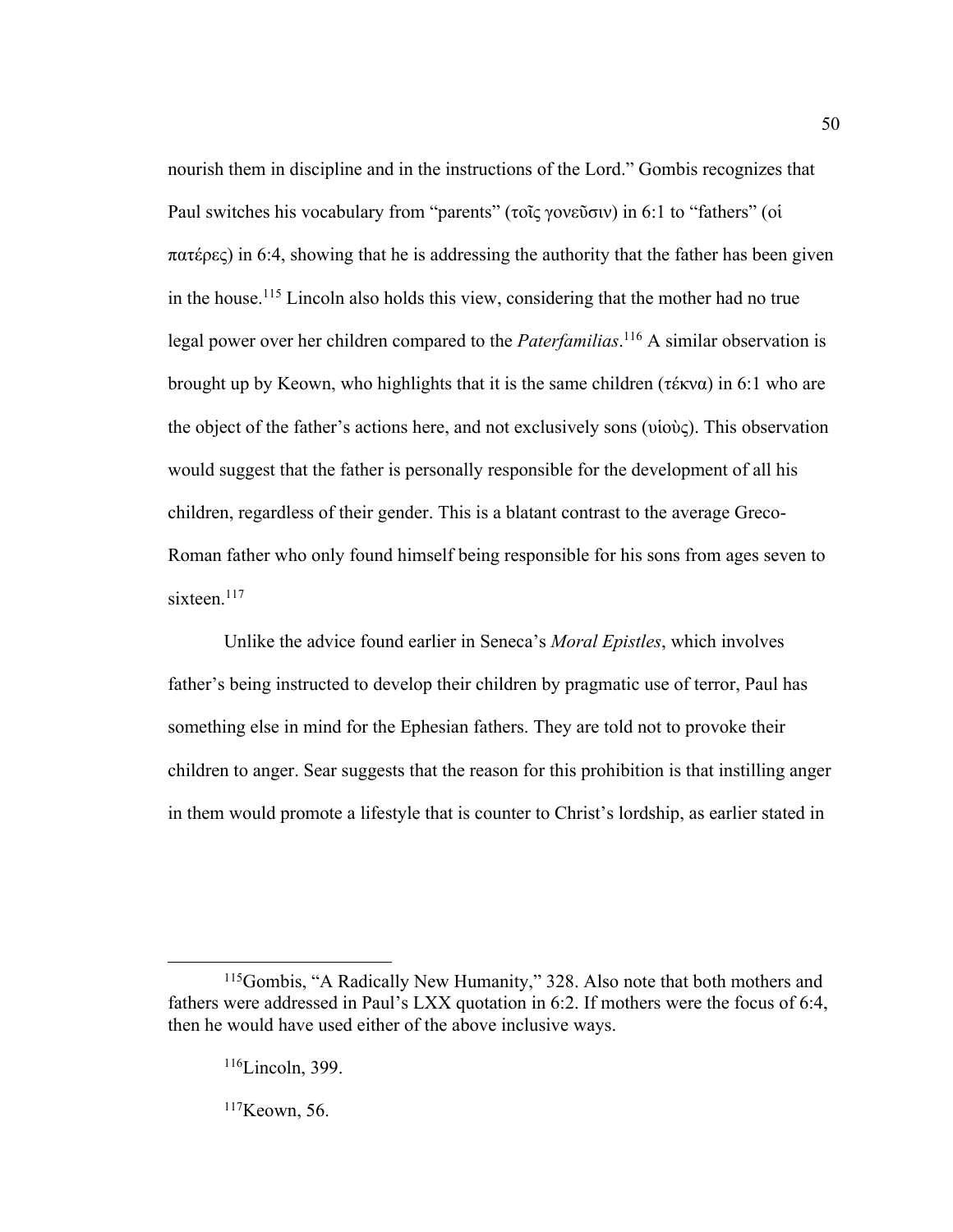nourish them in discipline and in the instructions of the Lord." Gombis recognizes that Paul switches his vocabulary from "parents" (τοῖς γονεῦσιν) in 6:1 to "fathers" (οἱ πατέρες) in 6:4, showing that he is addressing the authority that the father has been given in the house.[115] Lincoln also holds this view, considering that the mother had no true legal power over her children compared to the *Paterfamilias*.[116] A similar observation is brought up by Keown, who highlights that it is the same children (τέκνα) in 6:1 who are the object of the father's actions here, and not exclusively sons (υἱοὺς). This observation would suggest that the father is personally responsible for the development of all his children, regardless of their gender. This is a blatant contrast to the average Greco-Roman father who only found himself being responsible for his sons from ages seven to sixteen.[117]

Unlike the advice found earlier in Seneca's *Moral Epistles*, which involves father's being instructed to develop their children by pragmatic use of terror, Paul has something else in mind for the Ephesian fathers. They are told not to provoke their children to anger. Sear suggests that the reason for this prohibition is that instilling anger in them would promote a lifestyle that is counter to Christ's lordship, as earlier stated in

---

[115] Gombis, "A Radically New Humanity," 328. Also note that both mothers and fathers were addressed in Paul's LXX quotation in 6:2. If mothers were the focus of 6:4, then he would have used either of the above inclusive ways.

[116] Lincoln, 399.

[117] Keown, 56.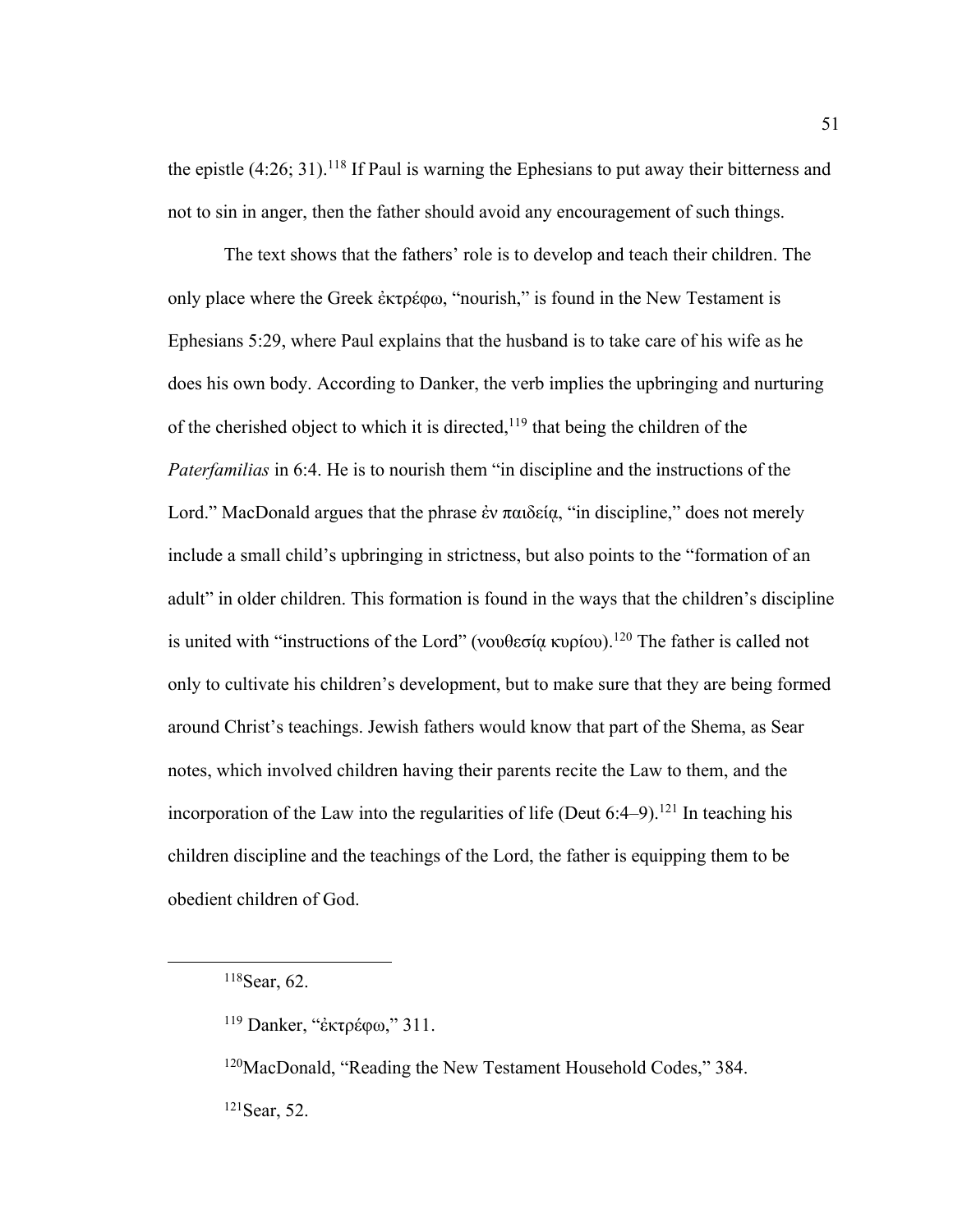the epistle (4:26; 31).[118] If Paul is warning the Ephesians to put away their bitterness and not to sin in anger, then the father should avoid any encouragement of such things.

The text shows that the fathers' role is to develop and teach their children. The only place where the Greek ἐκτρέφω, "nourish," is found in the New Testament is Ephesians 5:29, where Paul explains that the husband is to take care of his wife as he does his own body. According to Danker, the verb implies the upbringing and nurturing of the cherished object to which it is directed,[119] that being the children of the *Paterfamilias* in 6:4. He is to nourish them "in discipline and the instructions of the Lord." MacDonald argues that the phrase ἐν παιδείᾳ, "in discipline," does not merely include a small child's upbringing in strictness, but also points to the "formation of an adult" in older children. This formation is found in the ways that the children's discipline is united with "instructions of the Lord" (νουθεσίᾳ κυρίου).[120] The father is called not only to cultivate his children's development, but to make sure that they are being formed around Christ's teachings. Jewish fathers would know that part of the Shema, as Sear notes, which involved children having their parents recite the Law to them, and the incorporation of the Law into the regularities of life (Deut 6:4–9).[121] In teaching his children discipline and the teachings of the Lord, the father is equipping them to be obedient children of God.

---

[118] Sear, 62.

[119] Danker, "ἐκτρέφω," 311.

[120] MacDonald, "Reading the New Testament Household Codes," 384.

[121] Sear, 52.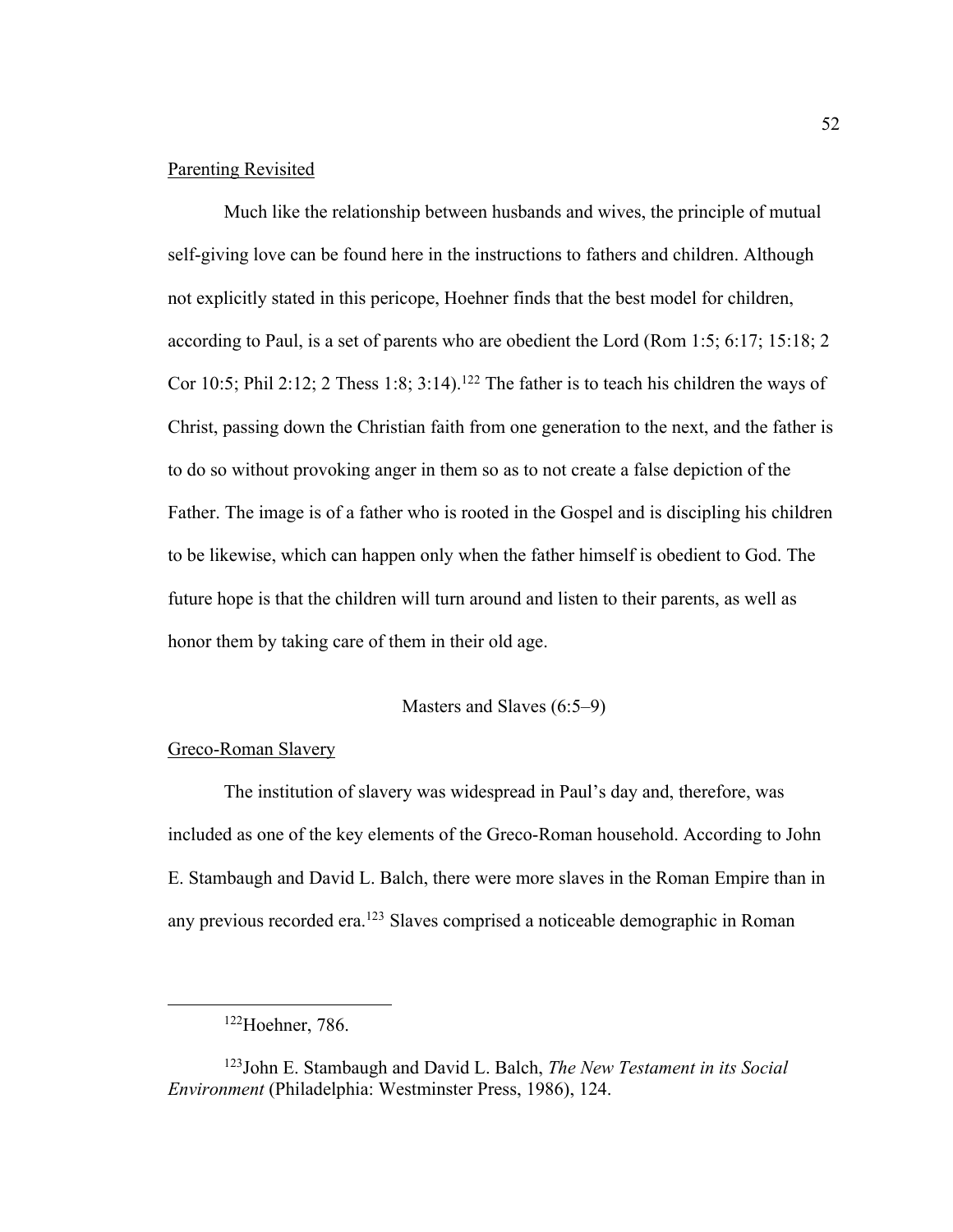Parenting Revisited

Much like the relationship between husbands and wives, the principle of mutual self-giving love can be found here in the instructions to fathers and children. Although not explicitly stated in this pericope, Hoehner finds that the best model for children, according to Paul, is a set of parents who are obedient the Lord (Rom 1:5; 6:17; 15:18; 2 Cor 10:5; Phil 2:12; 2 Thess 1:8; 3:14).[122] The father is to teach his children the ways of Christ, passing down the Christian faith from one generation to the next, and the father is to do so without provoking anger in them so as to not create a false depiction of the Father. The image is of a father who is rooted in the Gospel and is discipling his children to be likewise, which can happen only when the father himself is obedient to God. The future hope is that the children will turn around and listen to their parents, as well as honor them by taking care of them in their old age.

## Masters and Slaves (6:5–9)

Greco-Roman Slavery

The institution of slavery was widespread in Paul's day and, therefore, was included as one of the key elements of the Greco-Roman household. According to John E. Stambaugh and David L. Balch, there were more slaves in the Roman Empire than in any previous recorded era.[123] Slaves comprised a noticeable demographic in Roman

---

[122]Hoehner, 786.

[123]John E. Stambaugh and David L. Balch, *The New Testament in its Social Environment* (Philadelphia: Westminster Press, 1986), 124.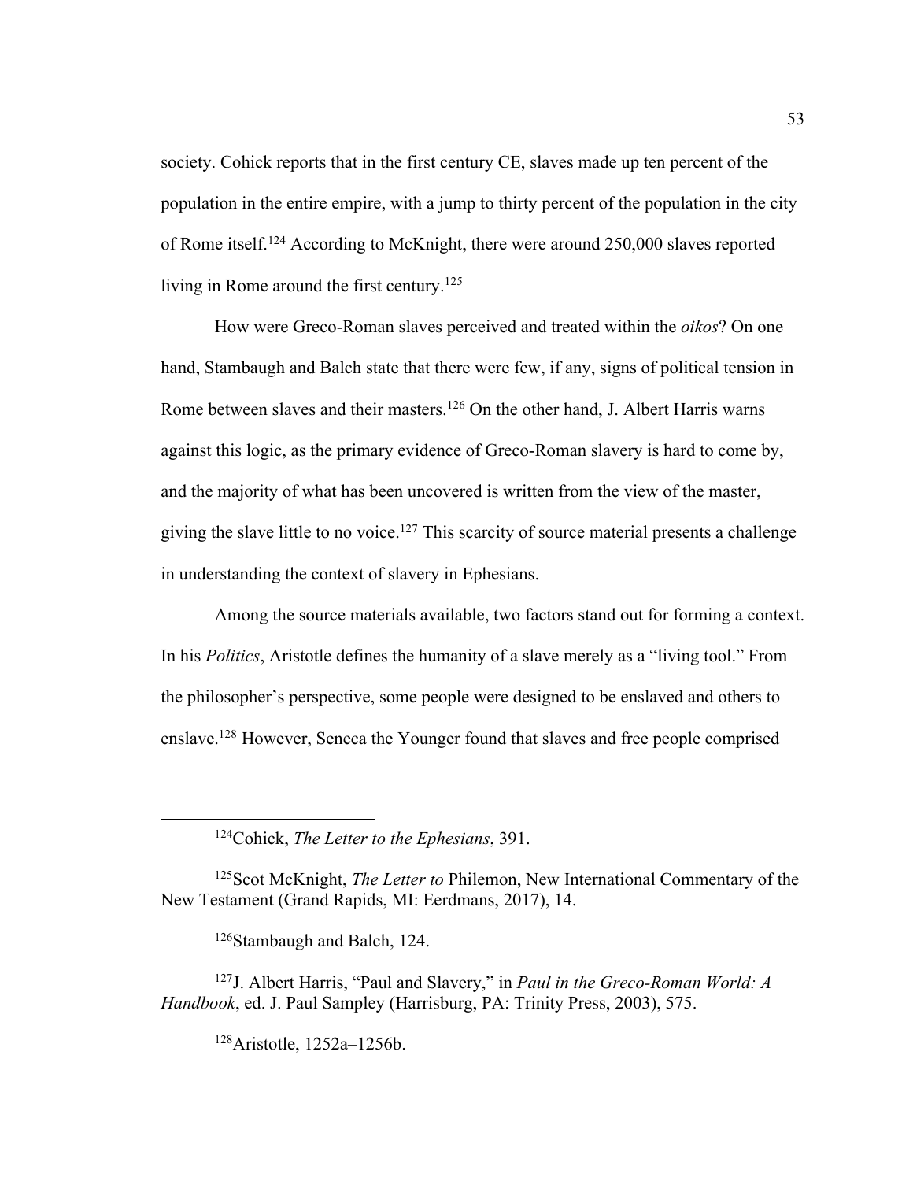society. Cohick reports that in the first century CE, slaves made up ten percent of the population in the entire empire, with a jump to thirty percent of the population in the city of Rome itself.[124] According to McKnight, there were around 250,000 slaves reported living in Rome around the first century.[125]

How were Greco-Roman slaves perceived and treated within the *oikos*? On one hand, Stambaugh and Balch state that there were few, if any, signs of political tension in Rome between slaves and their masters.[126] On the other hand, J. Albert Harris warns against this logic, as the primary evidence of Greco-Roman slavery is hard to come by, and the majority of what has been uncovered is written from the view of the master, giving the slave little to no voice.[127] This scarcity of source material presents a challenge in understanding the context of slavery in Ephesians.

Among the source materials available, two factors stand out for forming a context. In his *Politics*, Aristotle defines the humanity of a slave merely as a "living tool." From the philosopher's perspective, some people were designed to be enslaved and others to enslave.[128] However, Seneca the Younger found that slaves and free people comprised

---

[124]Cohick, *The Letter to the Ephesians*, 391.

[125]Scot McKnight, *The Letter to* Philemon, New International Commentary of the New Testament (Grand Rapids, MI: Eerdmans, 2017), 14.

[126]Stambaugh and Balch, 124.

[127]J. Albert Harris, "Paul and Slavery," in *Paul in the Greco-Roman World: A Handbook*, ed. J. Paul Sampley (Harrisburg, PA: Trinity Press, 2003), 575.

[128]Aristotle, 1252a–1256b.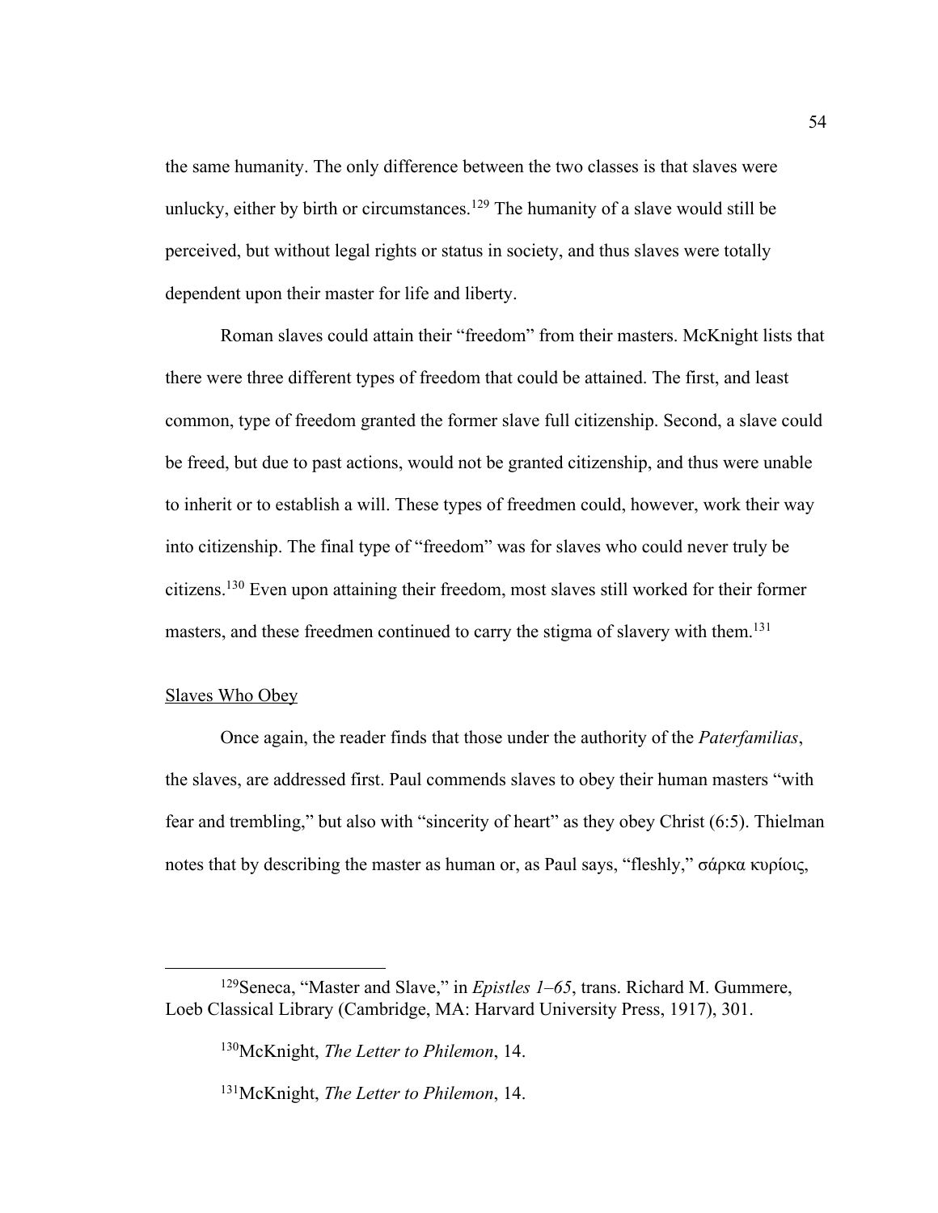the same humanity. The only difference between the two classes is that slaves were unlucky, either by birth or circumstances.[129] The humanity of a slave would still be perceived, but without legal rights or status in society, and thus slaves were totally dependent upon their master for life and liberty.

Roman slaves could attain their "freedom" from their masters. McKnight lists that there were three different types of freedom that could be attained. The first, and least common, type of freedom granted the former slave full citizenship. Second, a slave could be freed, but due to past actions, would not be granted citizenship, and thus were unable to inherit or to establish a will. These types of freedmen could, however, work their way into citizenship. The final type of "freedom" was for slaves who could never truly be citizens.[130] Even upon attaining their freedom, most slaves still worked for their former masters, and these freedmen continued to carry the stigma of slavery with them.[131]

## Slaves Who Obey

Once again, the reader finds that those under the authority of the *Paterfamilias*, the slaves, are addressed first. Paul commends slaves to obey their human masters "with fear and trembling," but also with "sincerity of heart" as they obey Christ (6:5). Thielman notes that by describing the master as human or, as Paul says, "fleshly," σάρκα κυρίοις,

---

[129] Seneca, "Master and Slave," in *Epistles 1–65*, trans. Richard M. Gummere, Loeb Classical Library (Cambridge, MA: Harvard University Press, 1917), 301.

[130] McKnight, *The Letter to Philemon*, 14.

[131] McKnight, *The Letter to Philemon*, 14.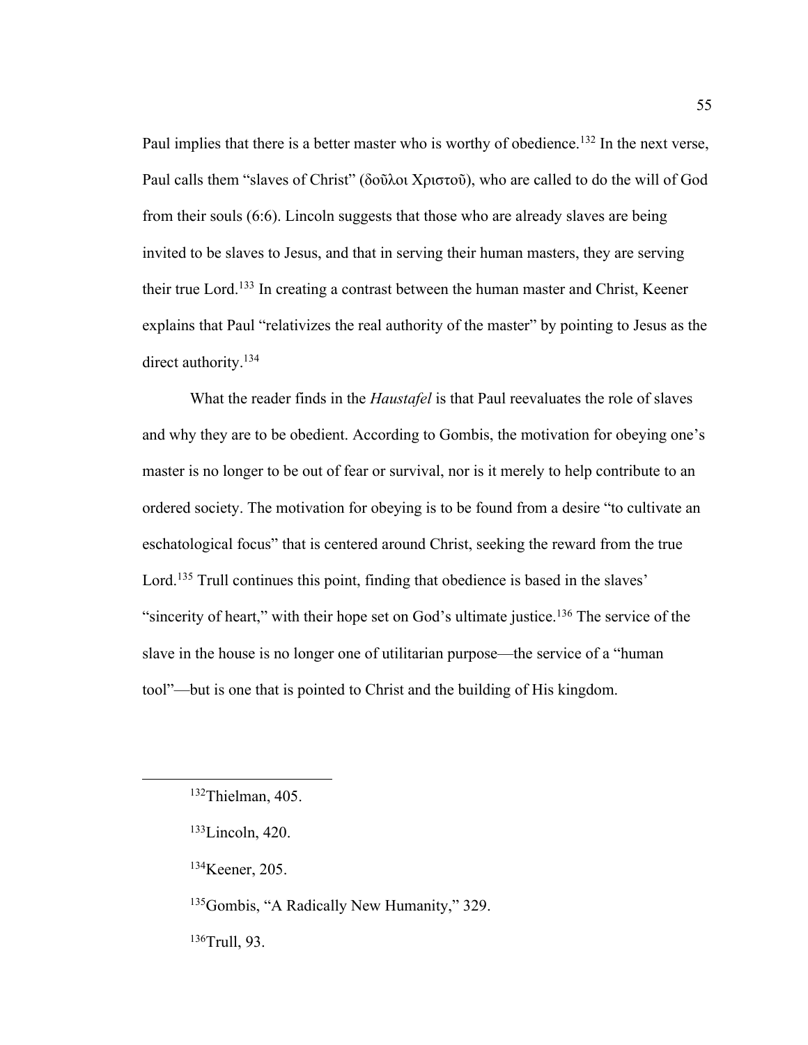Paul implies that there is a better master who is worthy of obedience.[132] In the next verse, Paul calls them "slaves of Christ" (δοῦλοι Χριστοῦ), who are called to do the will of God from their souls (6:6). Lincoln suggests that those who are already slaves are being invited to be slaves to Jesus, and that in serving their human masters, they are serving their true Lord.[133] In creating a contrast between the human master and Christ, Keener explains that Paul "relativizes the real authority of the master" by pointing to Jesus as the direct authority.[134]

What the reader finds in the *Haustafel* is that Paul reevaluates the role of slaves and why they are to be obedient. According to Gombis, the motivation for obeying one's master is no longer to be out of fear or survival, nor is it merely to help contribute to an ordered society. The motivation for obeying is to be found from a desire "to cultivate an eschatological focus" that is centered around Christ, seeking the reward from the true Lord.[135] Trull continues this point, finding that obedience is based in the slaves' "sincerity of heart," with their hope set on God's ultimate justice.[136] The service of the slave in the house is no longer one of utilitarian purpose—the service of a "human tool"—but is one that is pointed to Christ and the building of His kingdom.

---

[132]Thielman, 405.

[133]Lincoln, 420.

[134]Keener, 205.

[135]Gombis, "A Radically New Humanity," 329.

[136]Trull, 93.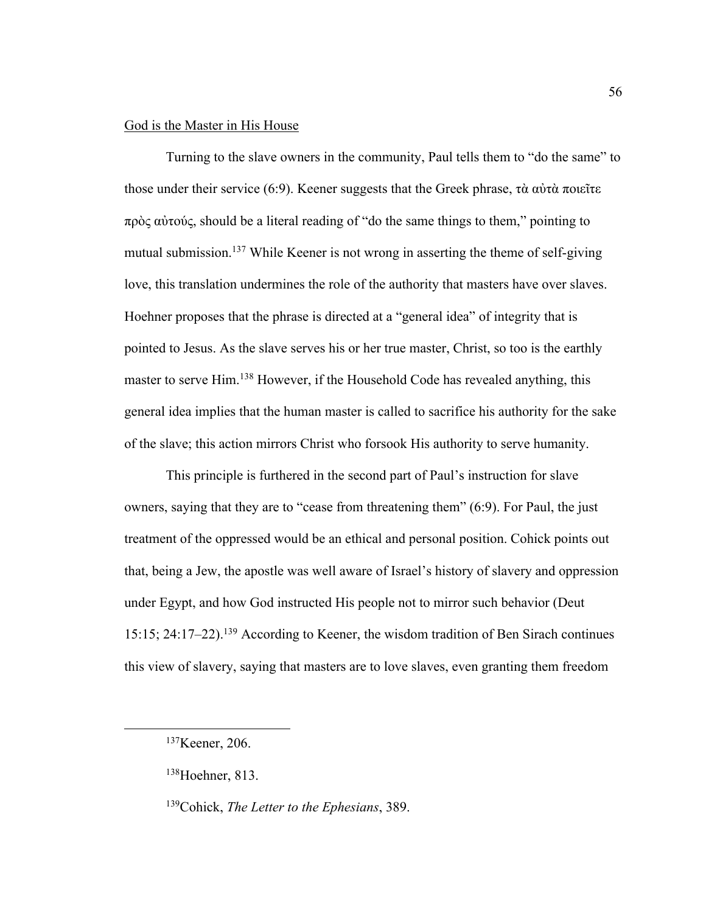God is the Master in His House

Turning to the slave owners in the community, Paul tells them to "do the same" to those under their service (6:9). Keener suggests that the Greek phrase, τὰ αὐτὰ ποιεῖτε πρὸς αὐτούς, should be a literal reading of "do the same things to them," pointing to mutual submission.[137] While Keener is not wrong in asserting the theme of self-giving love, this translation undermines the role of the authority that masters have over slaves. Hoehner proposes that the phrase is directed at a "general idea" of integrity that is pointed to Jesus. As the slave serves his or her true master, Christ, so too is the earthly master to serve Him.[138] However, if the Household Code has revealed anything, this general idea implies that the human master is called to sacrifice his authority for the sake of the slave; this action mirrors Christ who forsook His authority to serve humanity.

This principle is furthered in the second part of Paul's instruction for slave owners, saying that they are to "cease from threatening them" (6:9). For Paul, the just treatment of the oppressed would be an ethical and personal position. Cohick points out that, being a Jew, the apostle was well aware of Israel's history of slavery and oppression under Egypt, and how God instructed His people not to mirror such behavior (Deut 15:15; 24:17–22).[139] According to Keener, the wisdom tradition of Ben Sirach continues this view of slavery, saying that masters are to love slaves, even granting them freedom

---

[137] Keener, 206.

[138] Hoehner, 813.

[139] Cohick, *The Letter to the Ephesians*, 389.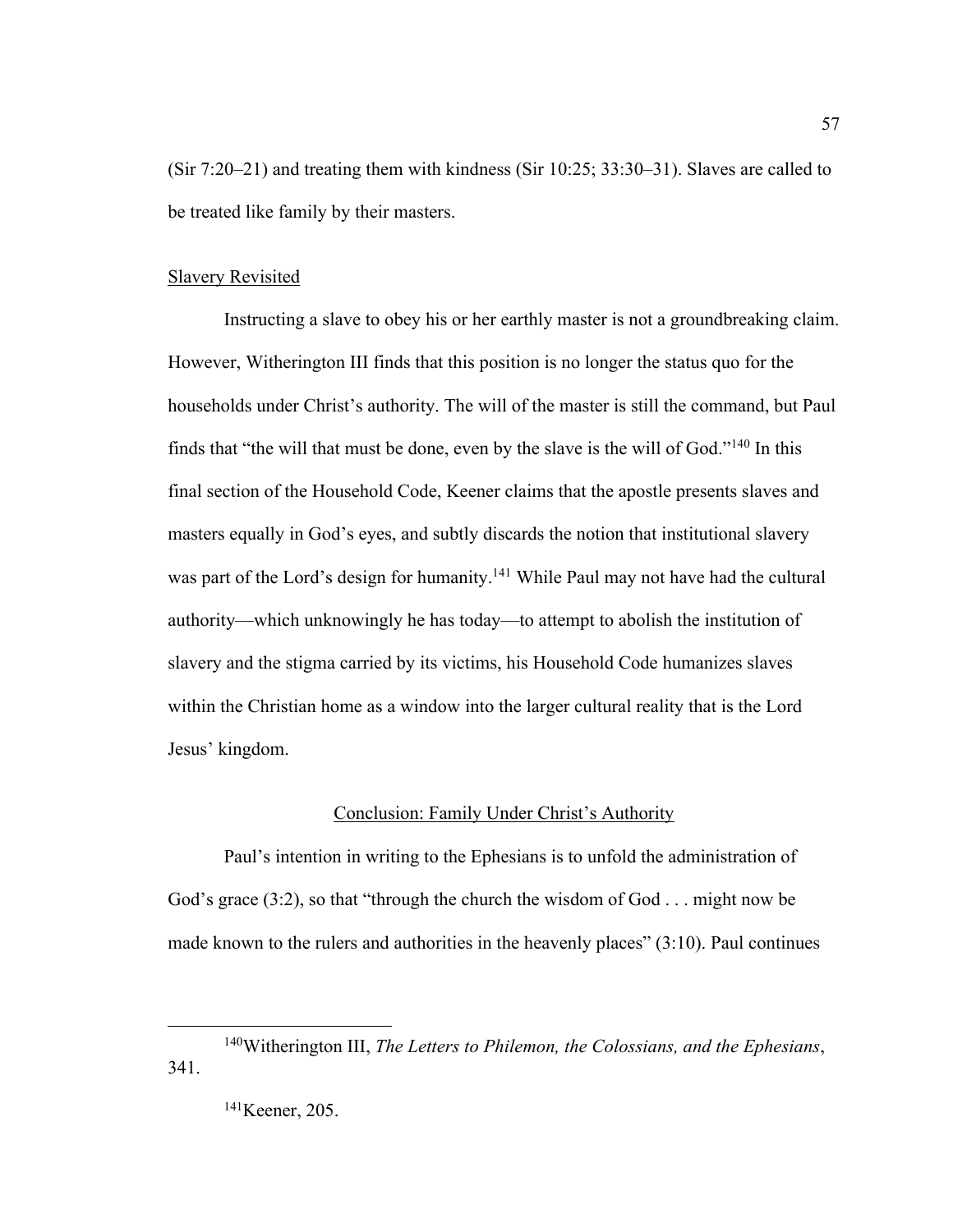(Sir 7:20–21) and treating them with kindness (Sir 10:25; 33:30–31). Slaves are called to be treated like family by their masters.

### Slavery Revisited

Instructing a slave to obey his or her earthly master is not a groundbreaking claim. However, Witherington III finds that this position is no longer the status quo for the households under Christ's authority. The will of the master is still the command, but Paul finds that "the will that must be done, even by the slave is the will of God."[140] In this final section of the Household Code, Keener claims that the apostle presents slaves and masters equally in God's eyes, and subtly discards the notion that institutional slavery was part of the Lord's design for humanity.[141] While Paul may not have had the cultural authority—which unknowingly he has today—to attempt to abolish the institution of slavery and the stigma carried by its victims, his Household Code humanizes slaves within the Christian home as a window into the larger cultural reality that is the Lord Jesus' kingdom.

## Conclusion: Family Under Christ's Authority

Paul's intention in writing to the Ephesians is to unfold the administration of God's grace (3:2), so that "through the church the wisdom of God . . . might now be made known to the rulers and authorities in the heavenly places" (3:10). Paul continues

---

[140]Witherington III, *The Letters to Philemon, the Colossians, and the Ephesians*, 341.

[141]Keener, 205.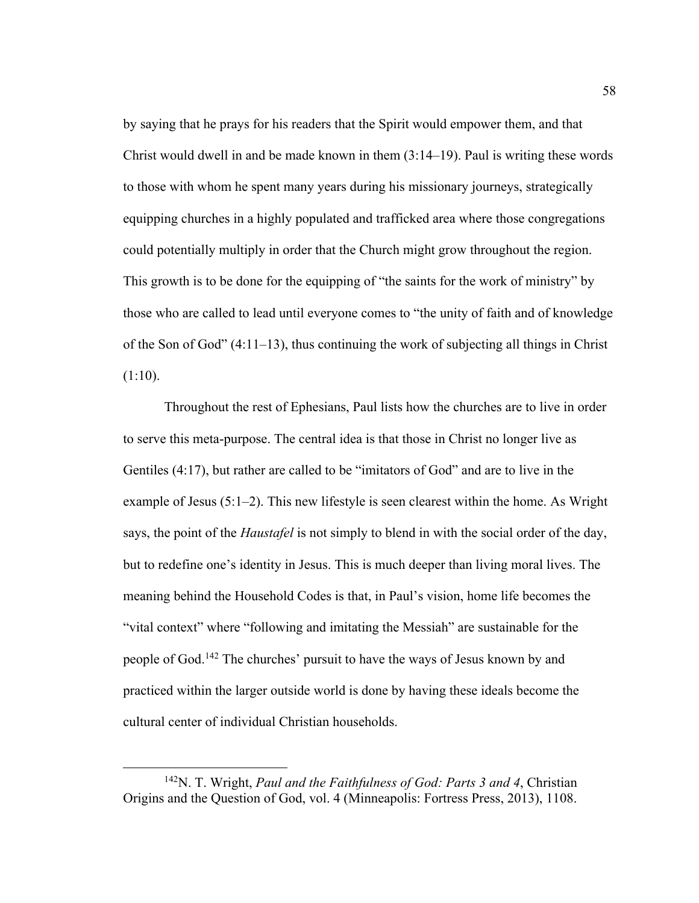by saying that he prays for his readers that the Spirit would empower them, and that Christ would dwell in and be made known in them (3:14–19). Paul is writing these words to those with whom he spent many years during his missionary journeys, strategically equipping churches in a highly populated and trafficked area where those congregations could potentially multiply in order that the Church might grow throughout the region. This growth is to be done for the equipping of "the saints for the work of ministry" by those who are called to lead until everyone comes to "the unity of faith and of knowledge of the Son of God" (4:11–13), thus continuing the work of subjecting all things in Christ (1:10).

Throughout the rest of Ephesians, Paul lists how the churches are to live in order to serve this meta-purpose. The central idea is that those in Christ no longer live as Gentiles (4:17), but rather are called to be "imitators of God" and are to live in the example of Jesus (5:1–2). This new lifestyle is seen clearest within the home. As Wright says, the point of the *Haustafel* is not simply to blend in with the social order of the day, but to redefine one's identity in Jesus. This is much deeper than living moral lives. The meaning behind the Household Codes is that, in Paul's vision, home life becomes the "vital context" where "following and imitating the Messiah" are sustainable for the people of God.[142] The churches' pursuit to have the ways of Jesus known by and practiced within the larger outside world is done by having these ideals become the cultural center of individual Christian households.

---

[142]N. T. Wright, *Paul and the Faithfulness of God: Parts 3 and 4*, Christian Origins and the Question of God, vol. 4 (Minneapolis: Fortress Press, 2013), 1108.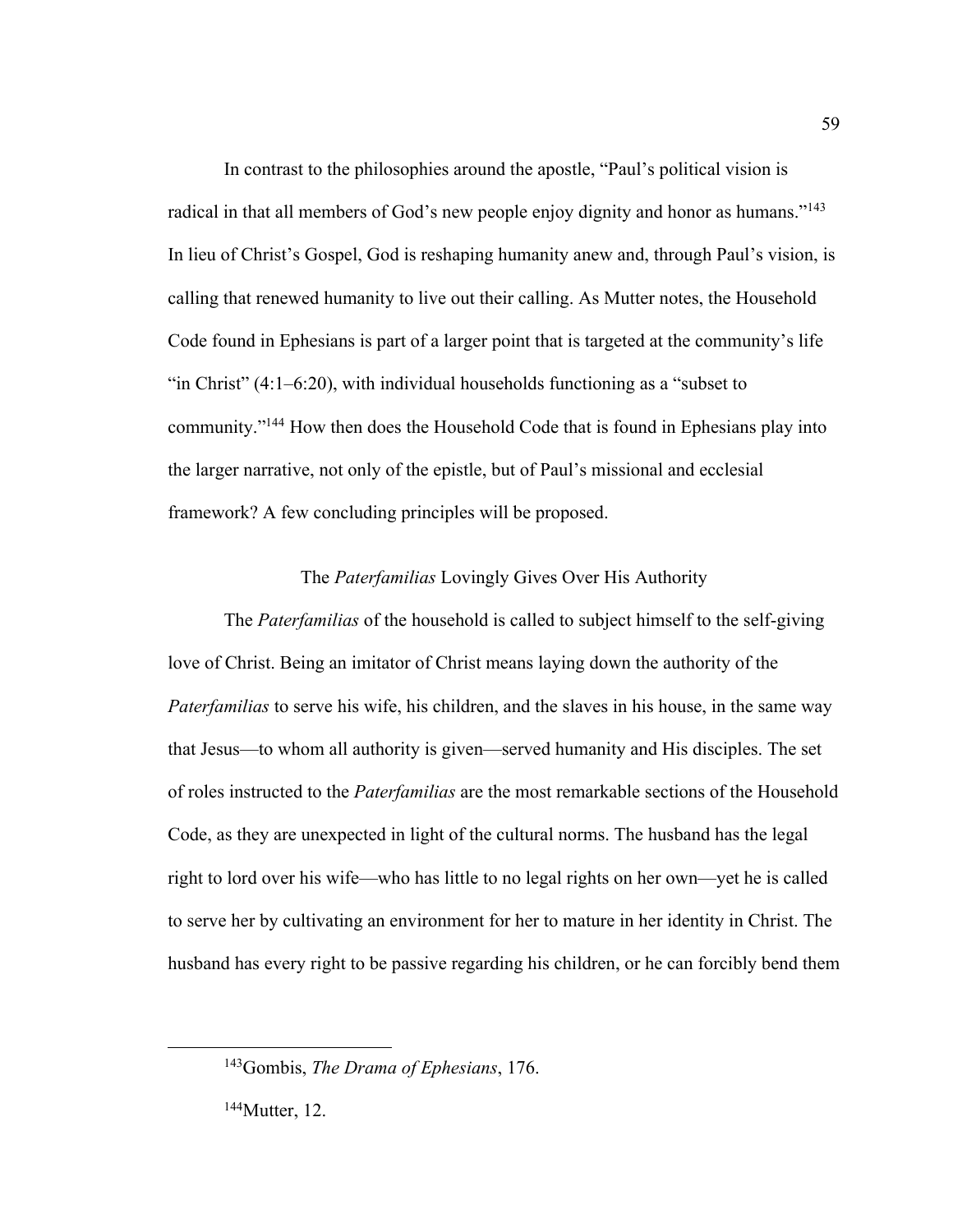In contrast to the philosophies around the apostle, "Paul's political vision is radical in that all members of God's new people enjoy dignity and honor as humans."[143] In lieu of Christ's Gospel, God is reshaping humanity anew and, through Paul's vision, is calling that renewed humanity to live out their calling. As Mutter notes, the Household Code found in Ephesians is part of a larger point that is targeted at the community's life "in Christ" (4:1–6:20), with individual households functioning as a "subset to community."[144] How then does the Household Code that is found in Ephesians play into the larger narrative, not only of the epistle, but of Paul's missional and ecclesial framework? A few concluding principles will be proposed.

## The *Paterfamilias* Lovingly Gives Over His Authority

The *Paterfamilias* of the household is called to subject himself to the self-giving love of Christ. Being an imitator of Christ means laying down the authority of the *Paterfamilias* to serve his wife, his children, and the slaves in his house, in the same way that Jesus—to whom all authority is given—served humanity and His disciples. The set of roles instructed to the *Paterfamilias* are the most remarkable sections of the Household Code, as they are unexpected in light of the cultural norms. The husband has the legal right to lord over his wife—who has little to no legal rights on her own—yet he is called to serve her by cultivating an environment for her to mature in her identity in Christ. The husband has every right to be passive regarding his children, or he can forcibly bend them

---

[143] Gombis, *The Drama of Ephesians*, 176.

[144] Mutter, 12.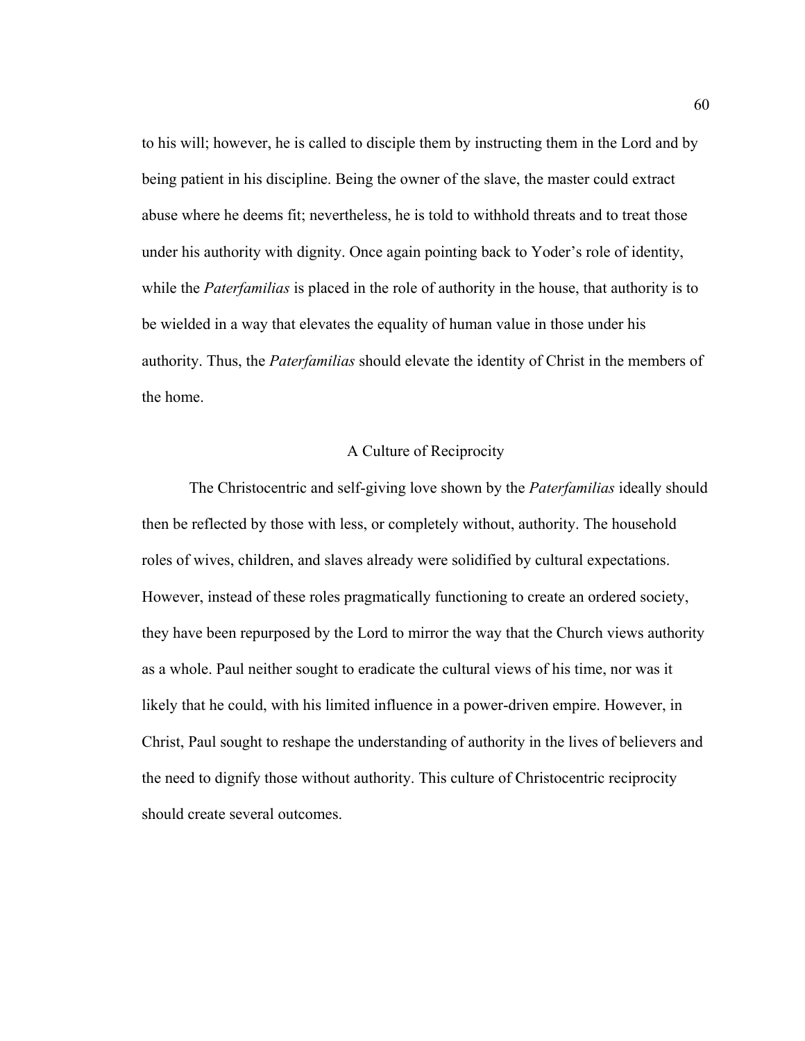to his will; however, he is called to disciple them by instructing them in the Lord and by being patient in his discipline. Being the owner of the slave, the master could extract abuse where he deems fit; nevertheless, he is told to withhold threats and to treat those under his authority with dignity. Once again pointing back to Yoder's role of identity, while the *Paterfamilias* is placed in the role of authority in the house, that authority is to be wielded in a way that elevates the equality of human value in those under his authority. Thus, the *Paterfamilias* should elevate the identity of Christ in the members of the home.

## A Culture of Reciprocity

The Christocentric and self-giving love shown by the *Paterfamilias* ideally should then be reflected by those with less, or completely without, authority. The household roles of wives, children, and slaves already were solidified by cultural expectations. However, instead of these roles pragmatically functioning to create an ordered society, they have been repurposed by the Lord to mirror the way that the Church views authority as a whole. Paul neither sought to eradicate the cultural views of his time, nor was it likely that he could, with his limited influence in a power-driven empire. However, in Christ, Paul sought to reshape the understanding of authority in the lives of believers and the need to dignify those without authority. This culture of Christocentric reciprocity should create several outcomes.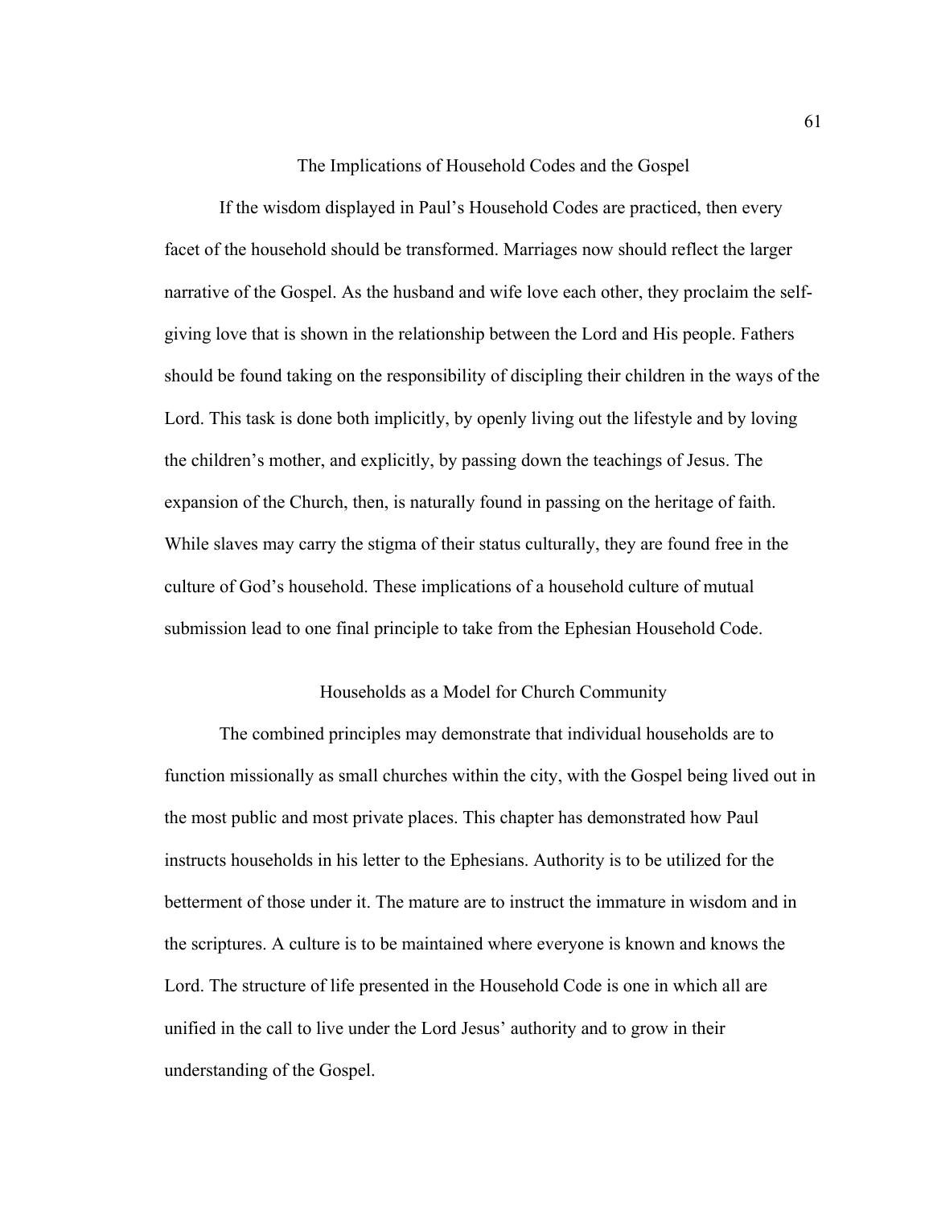## The Implications of Household Codes and the Gospel

If the wisdom displayed in Paul's Household Codes are practiced, then every facet of the household should be transformed. Marriages now should reflect the larger narrative of the Gospel. As the husband and wife love each other, they proclaim the self-giving love that is shown in the relationship between the Lord and His people. Fathers should be found taking on the responsibility of discipling their children in the ways of the Lord. This task is done both implicitly, by openly living out the lifestyle and by loving the children's mother, and explicitly, by passing down the teachings of Jesus. The expansion of the Church, then, is naturally found in passing on the heritage of faith. While slaves may carry the stigma of their status culturally, they are found free in the culture of God's household. These implications of a household culture of mutual submission lead to one final principle to take from the Ephesian Household Code.

## Households as a Model for Church Community

The combined principles may demonstrate that individual households are to function missionally as small churches within the city, with the Gospel being lived out in the most public and most private places. This chapter has demonstrated how Paul instructs households in his letter to the Ephesians. Authority is to be utilized for the betterment of those under it. The mature are to instruct the immature in wisdom and in the scriptures. A culture is to be maintained where everyone is known and knows the Lord. The structure of life presented in the Household Code is one in which all are unified in the call to live under the Lord Jesus' authority and to grow in their understanding of the Gospel.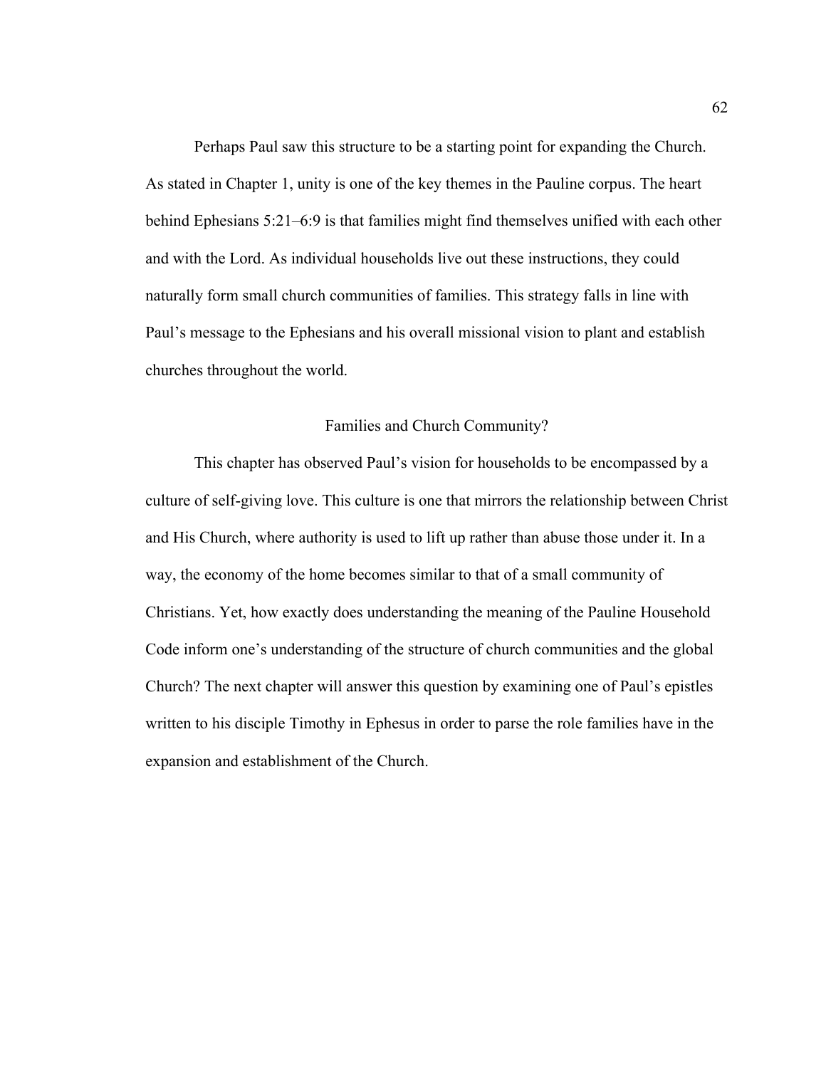Perhaps Paul saw this structure to be a starting point for expanding the Church. As stated in Chapter 1, unity is one of the key themes in the Pauline corpus. The heart behind Ephesians 5:21–6:9 is that families might find themselves unified with each other and with the Lord. As individual households live out these instructions, they could naturally form small church communities of families. This strategy falls in line with Paul's message to the Ephesians and his overall missional vision to plant and establish churches throughout the world.

## Families and Church Community?

This chapter has observed Paul's vision for households to be encompassed by a culture of self-giving love. This culture is one that mirrors the relationship between Christ and His Church, where authority is used to lift up rather than abuse those under it. In a way, the economy of the home becomes similar to that of a small community of Christians. Yet, how exactly does understanding the meaning of the Pauline Household Code inform one's understanding of the structure of church communities and the global Church? The next chapter will answer this question by examining one of Paul's epistles written to his disciple Timothy in Ephesus in order to parse the role families have in the expansion and establishment of the Church.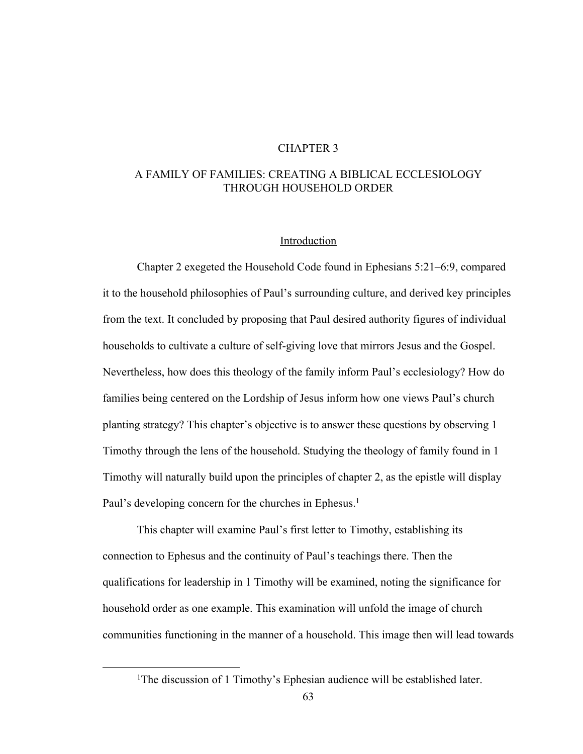# CHAPTER 3

# A FAMILY OF FAMILIES: CREATING A BIBLICAL ECCLESIOLOGY THROUGH HOUSEHOLD ORDER

## Introduction

Chapter 2 exegeted the Household Code found in Ephesians 5:21–6:9, compared it to the household philosophies of Paul's surrounding culture, and derived key principles from the text. It concluded by proposing that Paul desired authority figures of individual households to cultivate a culture of self-giving love that mirrors Jesus and the Gospel. Nevertheless, how does this theology of the family inform Paul's ecclesiology? How do families being centered on the Lordship of Jesus inform how one views Paul's church planting strategy? This chapter's objective is to answer these questions by observing 1 Timothy through the lens of the household. Studying the theology of family found in 1 Timothy will naturally build upon the principles of chapter 2, as the epistle will display Paul's developing concern for the churches in Ephesus.[1]

This chapter will examine Paul's first letter to Timothy, establishing its connection to Ephesus and the continuity of Paul's teachings there. Then the qualifications for leadership in 1 Timothy will be examined, noting the significance for household order as one example. This examination will unfold the image of church communities functioning in the manner of a household. This image then will lead towards

[1]The discussion of 1 Timothy's Ephesian audience will be established later.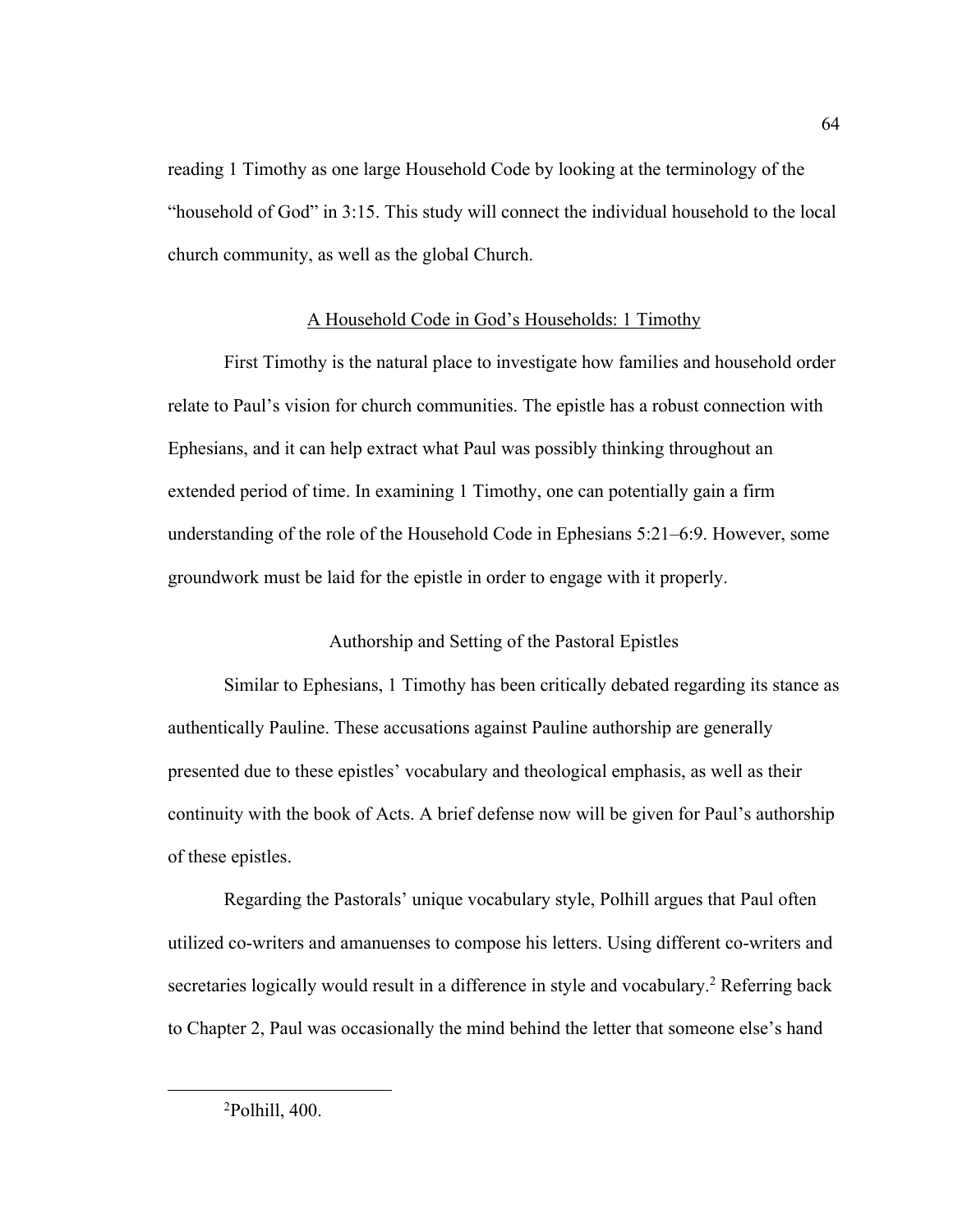reading 1 Timothy as one large Household Code by looking at the terminology of the "household of God" in 3:15. This study will connect the individual household to the local church community, as well as the global Church.

## A Household Code in God's Households: 1 Timothy

First Timothy is the natural place to investigate how families and household order relate to Paul's vision for church communities. The epistle has a robust connection with Ephesians, and it can help extract what Paul was possibly thinking throughout an extended period of time. In examining 1 Timothy, one can potentially gain a firm understanding of the role of the Household Code in Ephesians 5:21–6:9. However, some groundwork must be laid for the epistle in order to engage with it properly.

### Authorship and Setting of the Pastoral Epistles

Similar to Ephesians, 1 Timothy has been critically debated regarding its stance as authentically Pauline. These accusations against Pauline authorship are generally presented due to these epistles' vocabulary and theological emphasis, as well as their continuity with the book of Acts. A brief defense now will be given for Paul's authorship of these epistles.

Regarding the Pastorals' unique vocabulary style, Polhill argues that Paul often utilized co-writers and amanuenses to compose his letters. Using different co-writers and secretaries logically would result in a difference in style and vocabulary.[2] Referring back to Chapter 2, Paul was occasionally the mind behind the letter that someone else's hand

[2]Polhill, 400.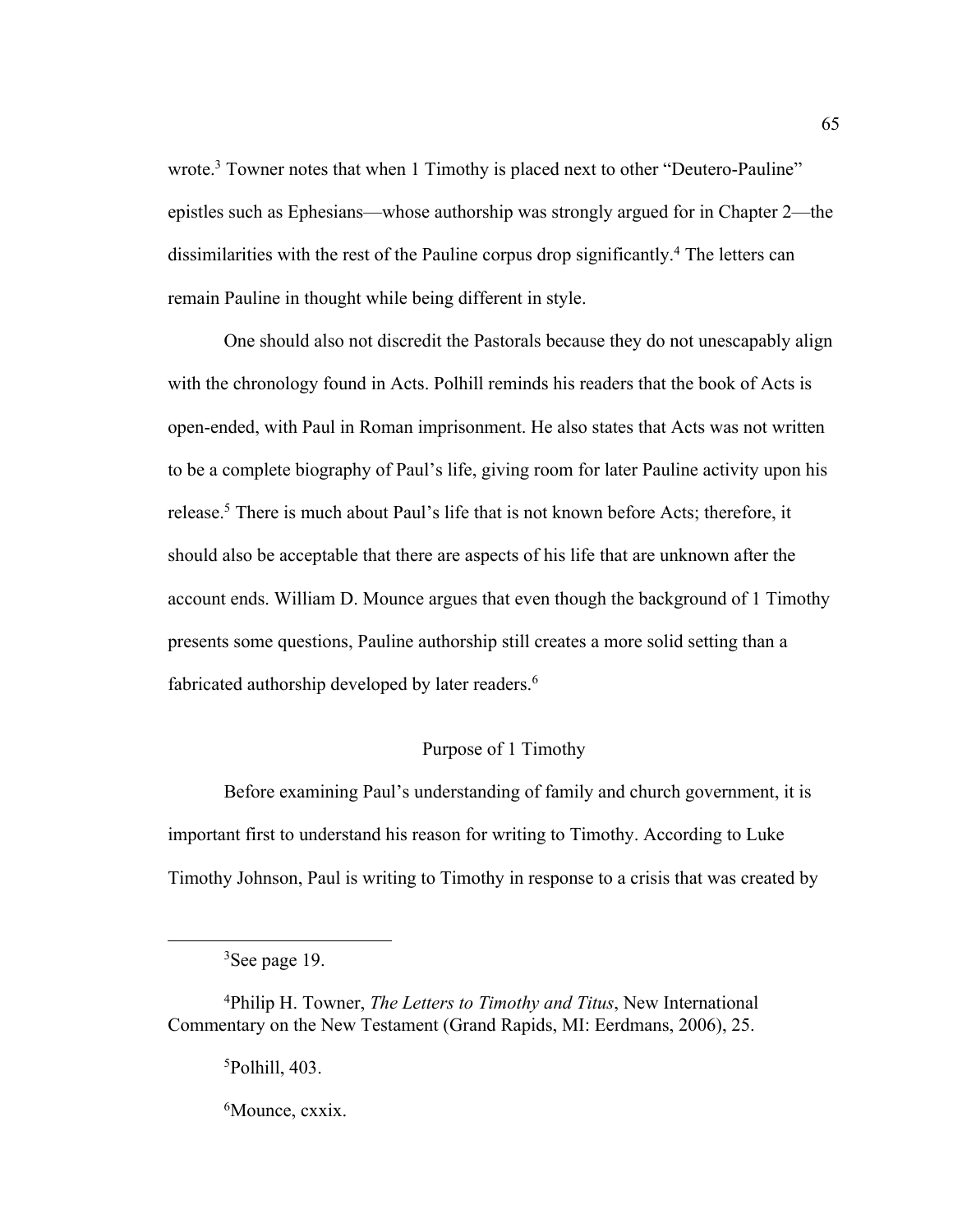wrote.[3] Towner notes that when 1 Timothy is placed next to other "Deutero-Pauline" epistles such as Ephesians—whose authorship was strongly argued for in Chapter 2—the dissimilarities with the rest of the Pauline corpus drop significantly.[4] The letters can remain Pauline in thought while being different in style.

One should also not discredit the Pastorals because they do not unescapably align with the chronology found in Acts. Polhill reminds his readers that the book of Acts is open-ended, with Paul in Roman imprisonment. He also states that Acts was not written to be a complete biography of Paul's life, giving room for later Pauline activity upon his release.[5] There is much about Paul's life that is not known before Acts; therefore, it should also be acceptable that there are aspects of his life that are unknown after the account ends. William D. Mounce argues that even though the background of 1 Timothy presents some questions, Pauline authorship still creates a more solid setting than a fabricated authorship developed by later readers.[6]

## Purpose of 1 Timothy

Before examining Paul's understanding of family and church government, it is important first to understand his reason for writing to Timothy. According to Luke Timothy Johnson, Paul is writing to Timothy in response to a crisis that was created by

---

[3] See page 19.

[4] Philip H. Towner, *The Letters to Timothy and Titus*, New International Commentary on the New Testament (Grand Rapids, MI: Eerdmans, 2006), 25.

[5] Polhill, 403.

[6] Mounce, cxxix.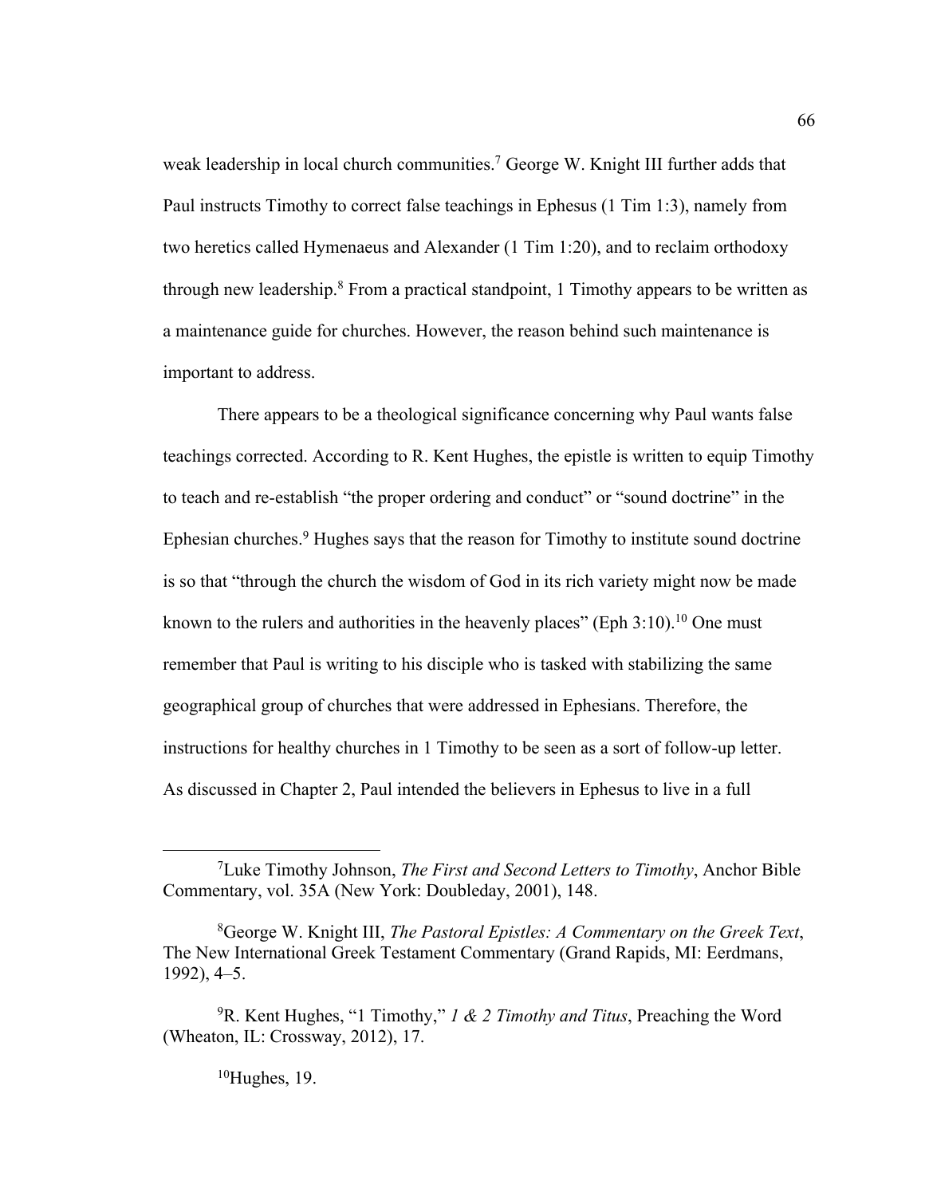weak leadership in local church communities.[7] George W. Knight III further adds that Paul instructs Timothy to correct false teachings in Ephesus (1 Tim 1:3), namely from two heretics called Hymenaeus and Alexander (1 Tim 1:20), and to reclaim orthodoxy through new leadership.[8] From a practical standpoint, 1 Timothy appears to be written as a maintenance guide for churches. However, the reason behind such maintenance is important to address.

There appears to be a theological significance concerning why Paul wants false teachings corrected. According to R. Kent Hughes, the epistle is written to equip Timothy to teach and re-establish "the proper ordering and conduct" or "sound doctrine" in the Ephesian churches.[9] Hughes says that the reason for Timothy to institute sound doctrine is so that "through the church the wisdom of God in its rich variety might now be made known to the rulers and authorities in the heavenly places" (Eph 3:10).[10] One must remember that Paul is writing to his disciple who is tasked with stabilizing the same geographical group of churches that were addressed in Ephesians. Therefore, the instructions for healthy churches in 1 Timothy to be seen as a sort of follow-up letter. As discussed in Chapter 2, Paul intended the believers in Ephesus to live in a full

---

[7] Luke Timothy Johnson, *The First and Second Letters to Timothy*, Anchor Bible Commentary, vol. 35A (New York: Doubleday, 2001), 148.

[8] George W. Knight III, *The Pastoral Epistles: A Commentary on the Greek Text*, The New International Greek Testament Commentary (Grand Rapids, MI: Eerdmans, 1992), 4–5.

[9] R. Kent Hughes, "1 Timothy," *1 & 2 Timothy and Titus*, Preaching the Word (Wheaton, IL: Crossway, 2012), 17.

[10] Hughes, 19.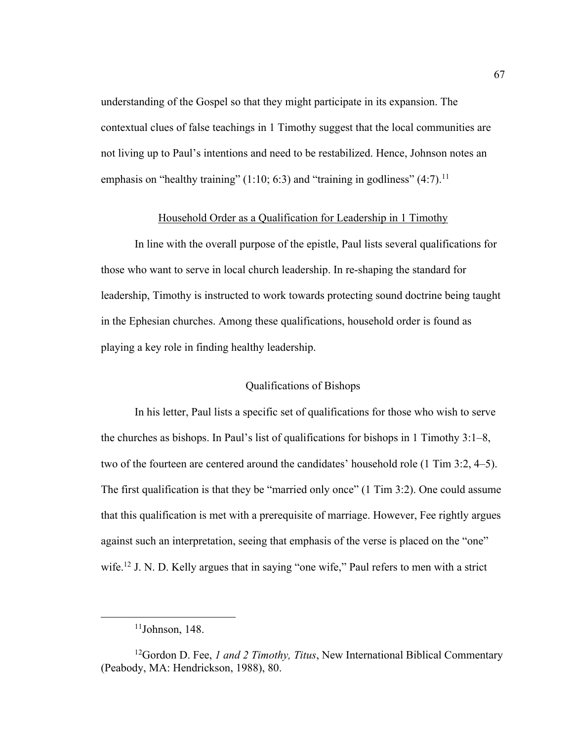understanding of the Gospel so that they might participate in its expansion. The contextual clues of false teachings in 1 Timothy suggest that the local communities are not living up to Paul's intentions and need to be restabilized. Hence, Johnson notes an emphasis on "healthy training" (1:10; 6:3) and "training in godliness" (4:7).[11]

## Household Order as a Qualification for Leadership in 1 Timothy

In line with the overall purpose of the epistle, Paul lists several qualifications for those who want to serve in local church leadership. In re-shaping the standard for leadership, Timothy is instructed to work towards protecting sound doctrine being taught in the Ephesian churches. Among these qualifications, household order is found as playing a key role in finding healthy leadership.

### Qualifications of Bishops

In his letter, Paul lists a specific set of qualifications for those who wish to serve the churches as bishops. In Paul's list of qualifications for bishops in 1 Timothy 3:1–8, two of the fourteen are centered around the candidates' household role (1 Tim 3:2, 4–5). The first qualification is that they be "married only once" (1 Tim 3:2). One could assume that this qualification is met with a prerequisite of marriage. However, Fee rightly argues against such an interpretation, seeing that emphasis of the verse is placed on the "one" wife.[12] J. N. D. Kelly argues that in saying "one wife," Paul refers to men with a strict

---

[11]Johnson, 148.

[12]Gordon D. Fee, *1 and 2 Timothy, Titus*, New International Biblical Commentary (Peabody, MA: Hendrickson, 1988), 80.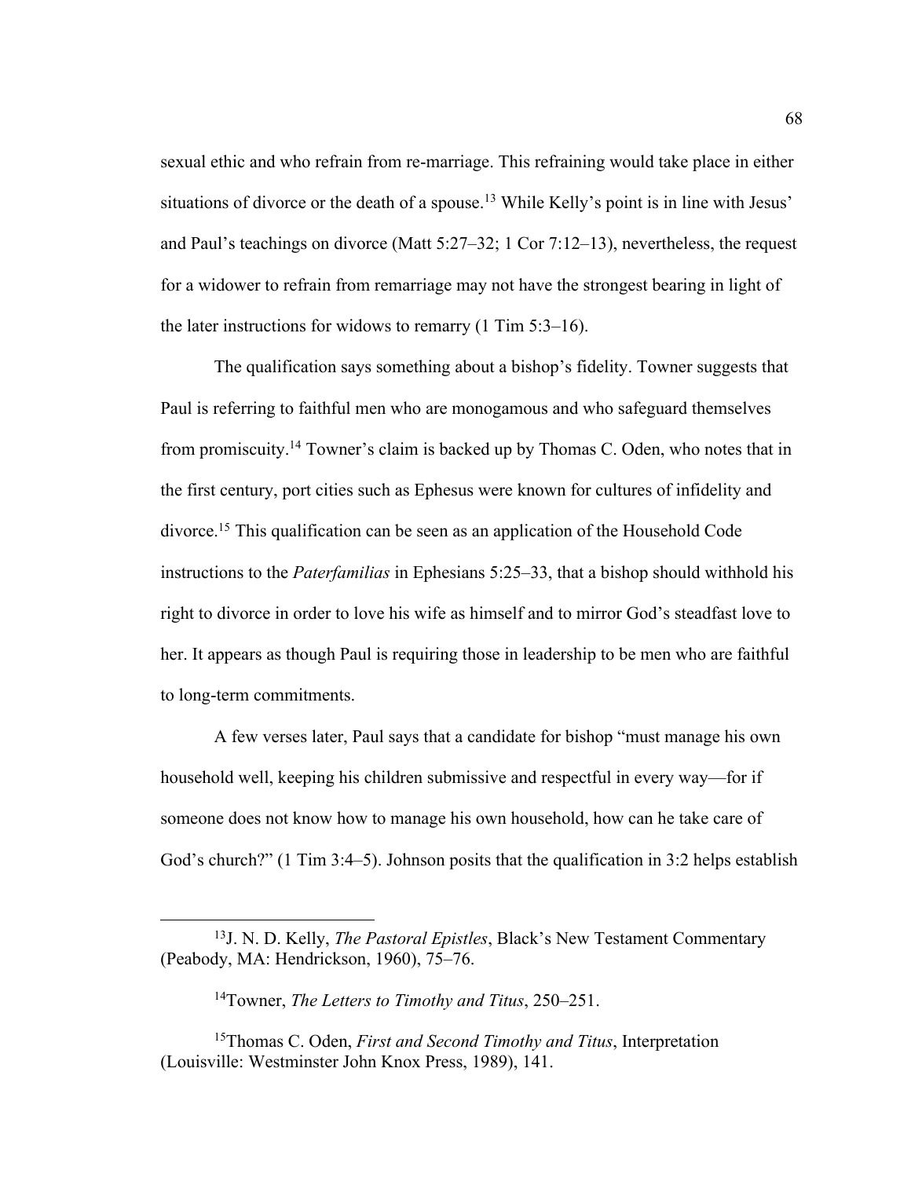sexual ethic and who refrain from re-marriage. This refraining would take place in either situations of divorce or the death of a spouse.[13] While Kelly's point is in line with Jesus' and Paul's teachings on divorce (Matt 5:27–32; 1 Cor 7:12–13), nevertheless, the request for a widower to refrain from remarriage may not have the strongest bearing in light of the later instructions for widows to remarry (1 Tim 5:3–16).

The qualification says something about a bishop's fidelity. Towner suggests that Paul is referring to faithful men who are monogamous and who safeguard themselves from promiscuity.[14] Towner's claim is backed up by Thomas C. Oden, who notes that in the first century, port cities such as Ephesus were known for cultures of infidelity and divorce.[15] This qualification can be seen as an application of the Household Code instructions to the *Paterfamilias* in Ephesians 5:25–33, that a bishop should withhold his right to divorce in order to love his wife as himself and to mirror God's steadfast love to her. It appears as though Paul is requiring those in leadership to be men who are faithful to long-term commitments.

A few verses later, Paul says that a candidate for bishop "must manage his own household well, keeping his children submissive and respectful in every way—for if someone does not know how to manage his own household, how can he take care of God's church?" (1 Tim 3:4–5). Johnson posits that the qualification in 3:2 helps establish

---

[13] J. N. D. Kelly, *The Pastoral Epistles*, Black's New Testament Commentary (Peabody, MA: Hendrickson, 1960), 75–76.

[14] Towner, *The Letters to Timothy and Titus*, 250–251.

[15] Thomas C. Oden, *First and Second Timothy and Titus*, Interpretation (Louisville: Westminster John Knox Press, 1989), 141.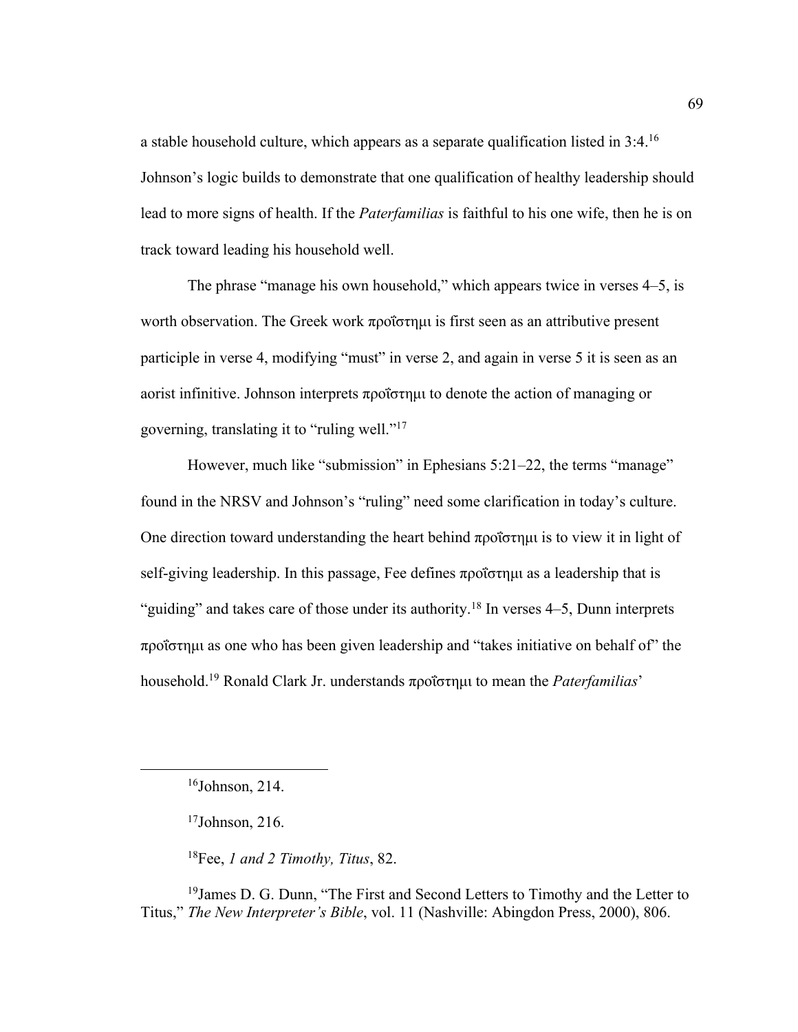a stable household culture, which appears as a separate qualification listed in 3:4.[16] Johnson's logic builds to demonstrate that one qualification of healthy leadership should lead to more signs of health. If the *Paterfamilias* is faithful to his one wife, then he is on track toward leading his household well.

The phrase "manage his own household," which appears twice in verses 4–5, is worth observation. The Greek work προΐστημι is first seen as an attributive present participle in verse 4, modifying "must" in verse 2, and again in verse 5 it is seen as an aorist infinitive. Johnson interprets προΐστημι to denote the action of managing or governing, translating it to "ruling well."[17]

However, much like "submission" in Ephesians 5:21–22, the terms "manage" found in the NRSV and Johnson's "ruling" need some clarification in today's culture. One direction toward understanding the heart behind προΐστημι is to view it in light of self-giving leadership. In this passage, Fee defines προΐστημι as a leadership that is "guiding" and takes care of those under its authority.[18] In verses 4–5, Dunn interprets προΐστημι as one who has been given leadership and "takes initiative on behalf of" the household.[19] Ronald Clark Jr. understands προΐστημι to mean the *Paterfamilias*'

---

[16]Johnson, 214.

[17]Johnson, 216.

[18]Fee, *1 and 2 Timothy, Titus*, 82.

[19]James D. G. Dunn, "The First and Second Letters to Timothy and the Letter to Titus," *The New Interpreter's Bible*, vol. 11 (Nashville: Abingdon Press, 2000), 806.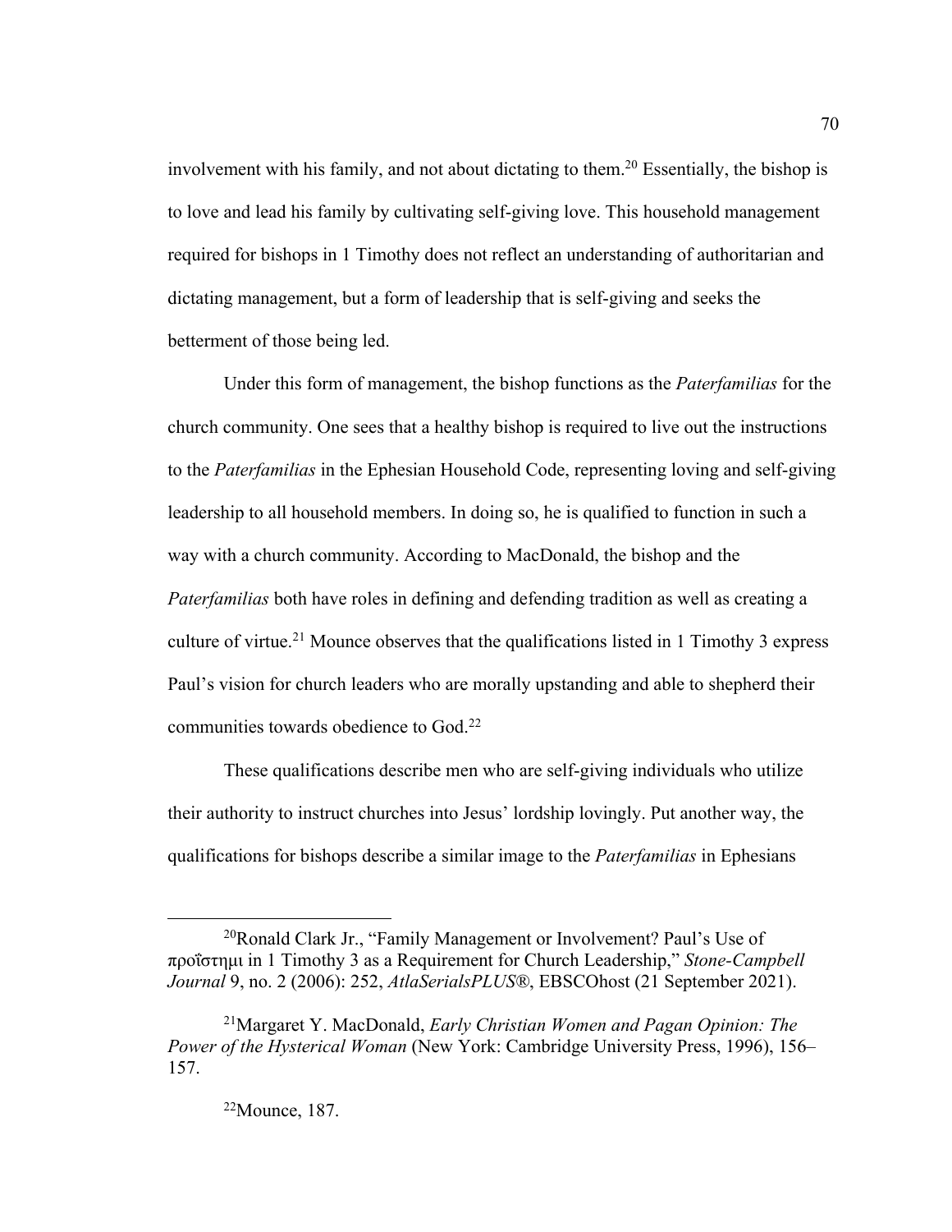involvement with his family, and not about dictating to them.[20] Essentially, the bishop is to love and lead his family by cultivating self-giving love. This household management required for bishops in 1 Timothy does not reflect an understanding of authoritarian and dictating management, but a form of leadership that is self-giving and seeks the betterment of those being led.

Under this form of management, the bishop functions as the *Paterfamilias* for the church community. One sees that a healthy bishop is required to live out the instructions to the *Paterfamilias* in the Ephesian Household Code, representing loving and self-giving leadership to all household members. In doing so, he is qualified to function in such a way with a church community. According to MacDonald, the bishop and the *Paterfamilias* both have roles in defining and defending tradition as well as creating a culture of virtue.[21] Mounce observes that the qualifications listed in 1 Timothy 3 express Paul's vision for church leaders who are morally upstanding and able to shepherd their communities towards obedience to God.[22]

These qualifications describe men who are self-giving individuals who utilize their authority to instruct churches into Jesus' lordship lovingly. Put another way, the qualifications for bishops describe a similar image to the *Paterfamilias* in Ephesians

---

[20]Ronald Clark Jr., "Family Management or Involvement? Paul's Use of προΐστημι in 1 Timothy 3 as a Requirement for Church Leadership," *Stone-Campbell Journal* 9, no. 2 (2006): 252, *AtlaSerialsPLUS®*, EBSCOhost (21 September 2021).

[21]Margaret Y. MacDonald, *Early Christian Women and Pagan Opinion: The Power of the Hysterical Woman* (New York: Cambridge University Press, 1996), 156–157.

[22]Mounce, 187.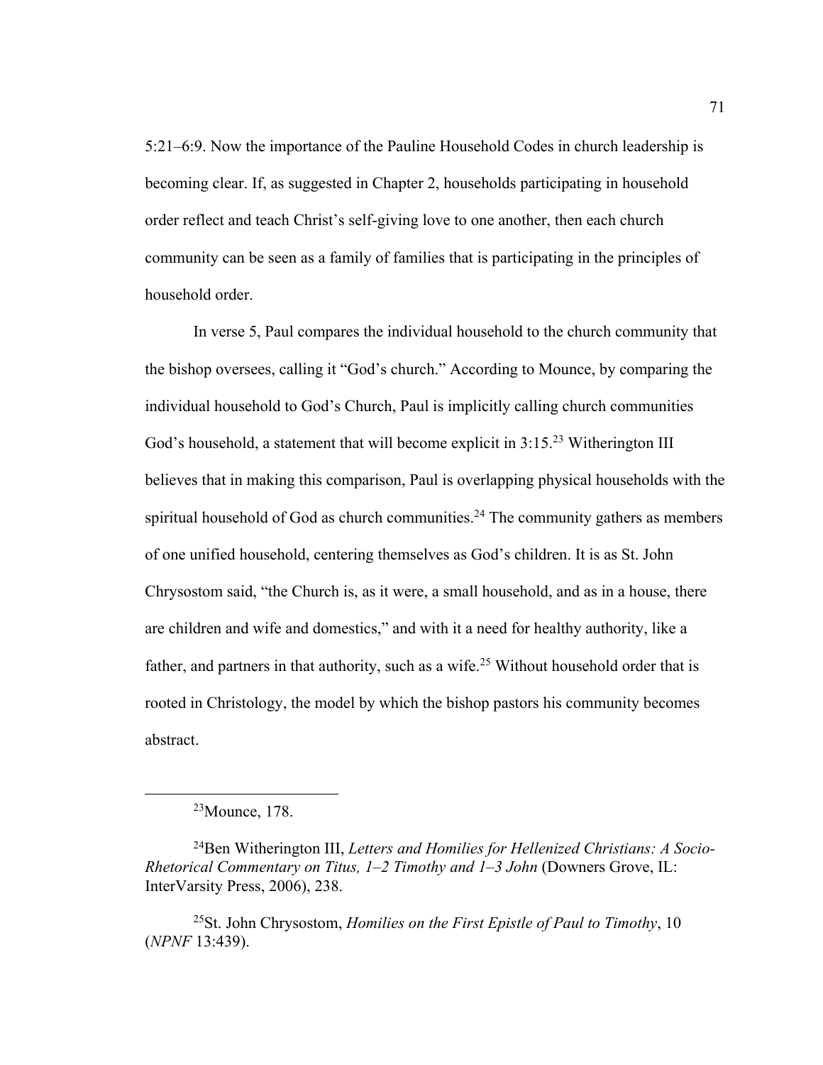5:21–6:9. Now the importance of the Pauline Household Codes in church leadership is becoming clear. If, as suggested in Chapter 2, households participating in household order reflect and teach Christ's self-giving love to one another, then each church community can be seen as a family of families that is participating in the principles of household order.

In verse 5, Paul compares the individual household to the church community that the bishop oversees, calling it "God's church." According to Mounce, by comparing the individual household to God's Church, Paul is implicitly calling church communities God's household, a statement that will become explicit in 3:15.[23] Witherington III believes that in making this comparison, Paul is overlapping physical households with the spiritual household of God as church communities.[24] The community gathers as members of one unified household, centering themselves as God's children. It is as St. John Chrysostom said, "the Church is, as it were, a small household, and as in a house, there are children and wife and domestics," and with it a need for healthy authority, like a father, and partners in that authority, such as a wife.[25] Without household order that is rooted in Christology, the model by which the bishop pastors his community becomes abstract.

---

[23]Mounce, 178.

[24]Ben Witherington III, *Letters and Homilies for Hellenized Christians: A Socio-Rhetorical Commentary on Titus, 1–2 Timothy and 1–3 John* (Downers Grove, IL: InterVarsity Press, 2006), 238.

[25]St. John Chrysostom, *Homilies on the First Epistle of Paul to Timothy*, 10 (*NPNF* 13:439).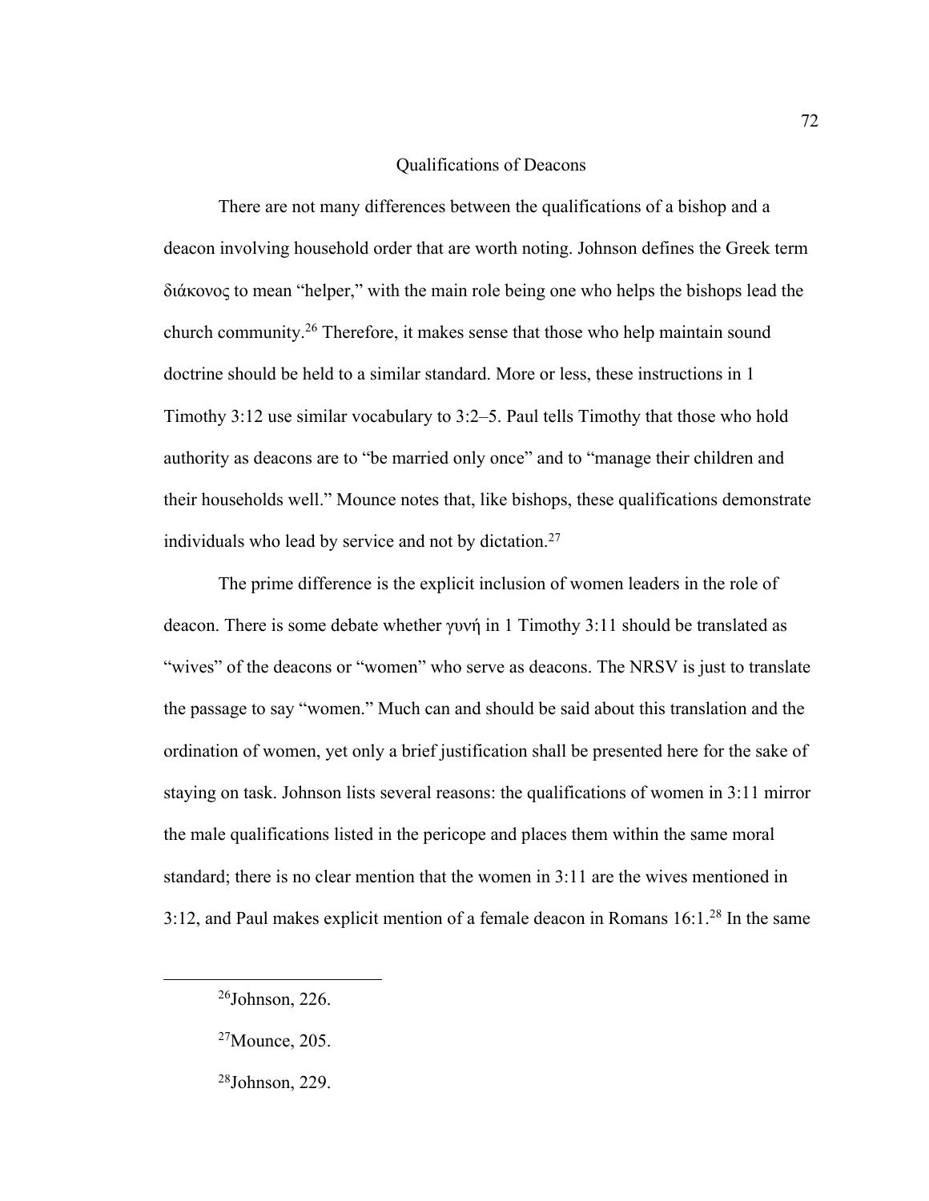## Qualifications of Deacons

There are not many differences between the qualifications of a bishop and a deacon involving household order that are worth noting. Johnson defines the Greek term διάκονος to mean "helper," with the main role being one who helps the bishops lead the church community.[26] Therefore, it makes sense that those who help maintain sound doctrine should be held to a similar standard. More or less, these instructions in 1 Timothy 3:12 use similar vocabulary to 3:2–5. Paul tells Timothy that those who hold authority as deacons are to "be married only once" and to "manage their children and their households well." Mounce notes that, like bishops, these qualifications demonstrate individuals who lead by service and not by dictation.[27]

The prime difference is the explicit inclusion of women leaders in the role of deacon. There is some debate whether γυνή in 1 Timothy 3:11 should be translated as "wives" of the deacons or "women" who serve as deacons. The NRSV is just to translate the passage to say "women." Much can and should be said about this translation and the ordination of women, yet only a brief justification shall be presented here for the sake of staying on task. Johnson lists several reasons: the qualifications of women in 3:11 mirror the male qualifications listed in the pericope and places them within the same moral standard; there is no clear mention that the women in 3:11 are the wives mentioned in 3:12, and Paul makes explicit mention of a female deacon in Romans 16:1.[28] In the same

---

[26]Johnson, 226.

[27]Mounce, 205.

[28]Johnson, 229.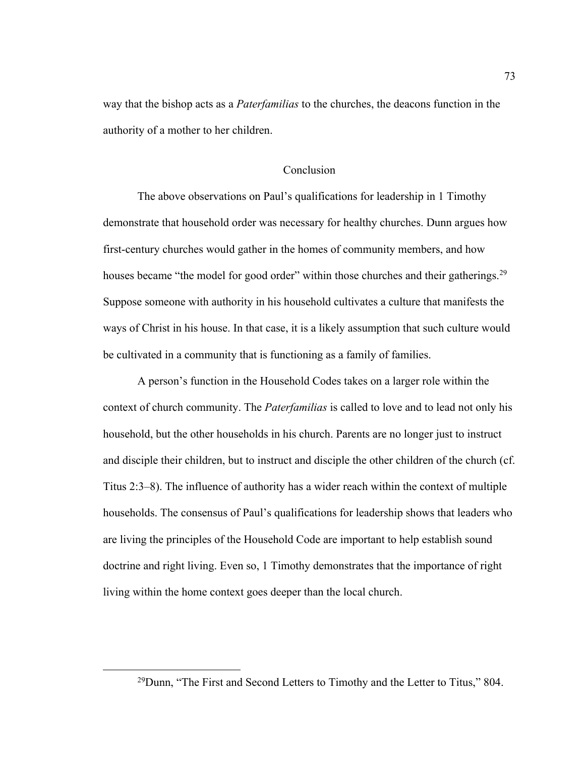way that the bishop acts as a *Paterfamilias* to the churches, the deacons function in the authority of a mother to her children.

## Conclusion

The above observations on Paul's qualifications for leadership in 1 Timothy demonstrate that household order was necessary for healthy churches. Dunn argues how first-century churches would gather in the homes of community members, and how houses became "the model for good order" within those churches and their gatherings.[29] Suppose someone with authority in his household cultivates a culture that manifests the ways of Christ in his house. In that case, it is a likely assumption that such culture would be cultivated in a community that is functioning as a family of families.

A person's function in the Household Codes takes on a larger role within the context of church community. The *Paterfamilias* is called to love and to lead not only his household, but the other households in his church. Parents are no longer just to instruct and disciple their children, but to instruct and disciple the other children of the church (cf. Titus 2:3–8). The influence of authority has a wider reach within the context of multiple households. The consensus of Paul's qualifications for leadership shows that leaders who are living the principles of the Household Code are important to help establish sound doctrine and right living. Even so, 1 Timothy demonstrates that the importance of right living within the home context goes deeper than the local church.

---

[29]Dunn, "The First and Second Letters to Timothy and the Letter to Titus," 804.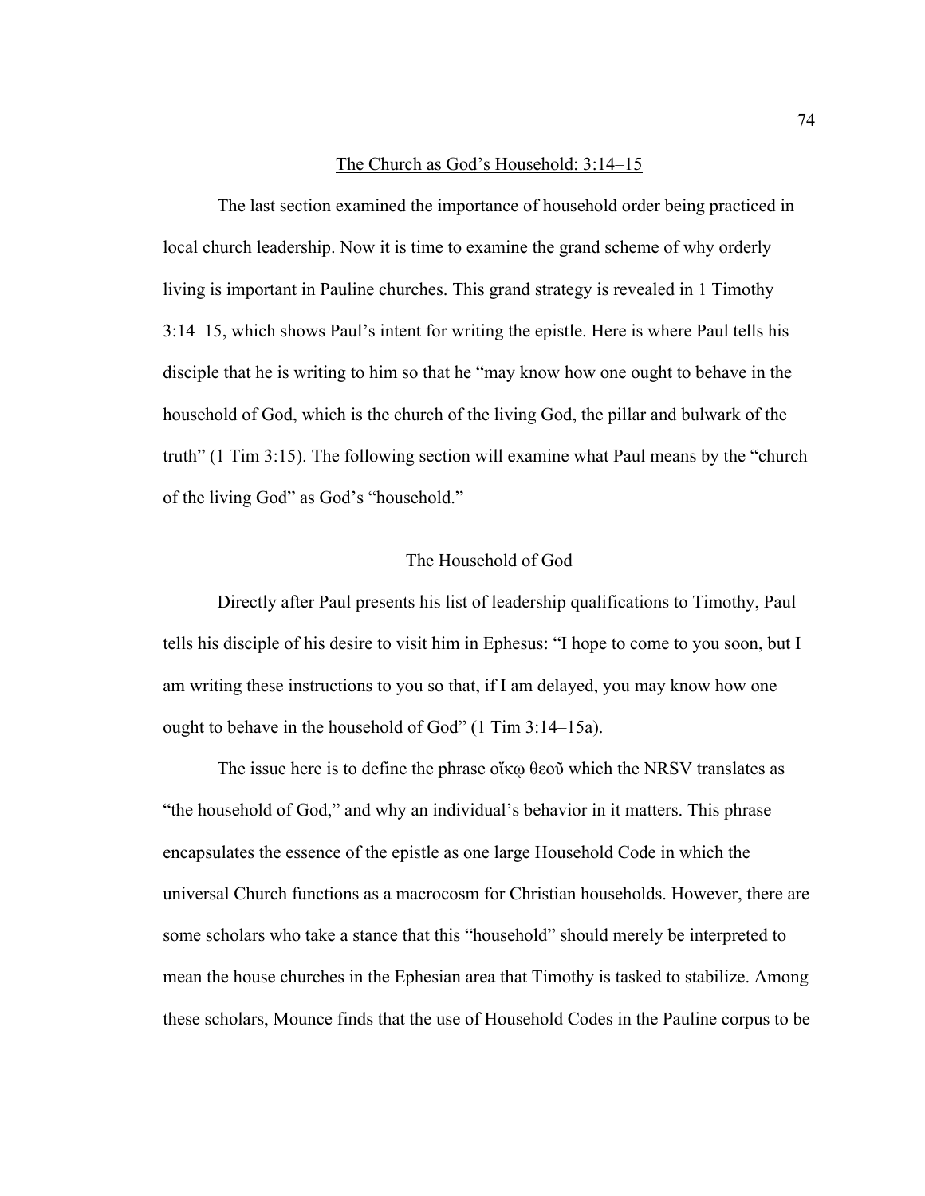## The Church as God's Household: 3:14–15

The last section examined the importance of household order being practiced in local church leadership. Now it is time to examine the grand scheme of why orderly living is important in Pauline churches. This grand strategy is revealed in 1 Timothy 3:14–15, which shows Paul's intent for writing the epistle. Here is where Paul tells his disciple that he is writing to him so that he "may know how one ought to behave in the household of God, which is the church of the living God, the pillar and bulwark of the truth" (1 Tim 3:15). The following section will examine what Paul means by the "church of the living God" as God's "household."

### The Household of God

Directly after Paul presents his list of leadership qualifications to Timothy, Paul tells his disciple of his desire to visit him in Ephesus: "I hope to come to you soon, but I am writing these instructions to you so that, if I am delayed, you may know how one ought to behave in the household of God" (1 Tim 3:14–15a).

The issue here is to define the phrase οἴκῳ θεοῦ which the NRSV translates as "the household of God," and why an individual's behavior in it matters. This phrase encapsulates the essence of the epistle as one large Household Code in which the universal Church functions as a macrocosm for Christian households. However, there are some scholars who take a stance that this "household" should merely be interpreted to mean the house churches in the Ephesian area that Timothy is tasked to stabilize. Among these scholars, Mounce finds that the use of Household Codes in the Pauline corpus to be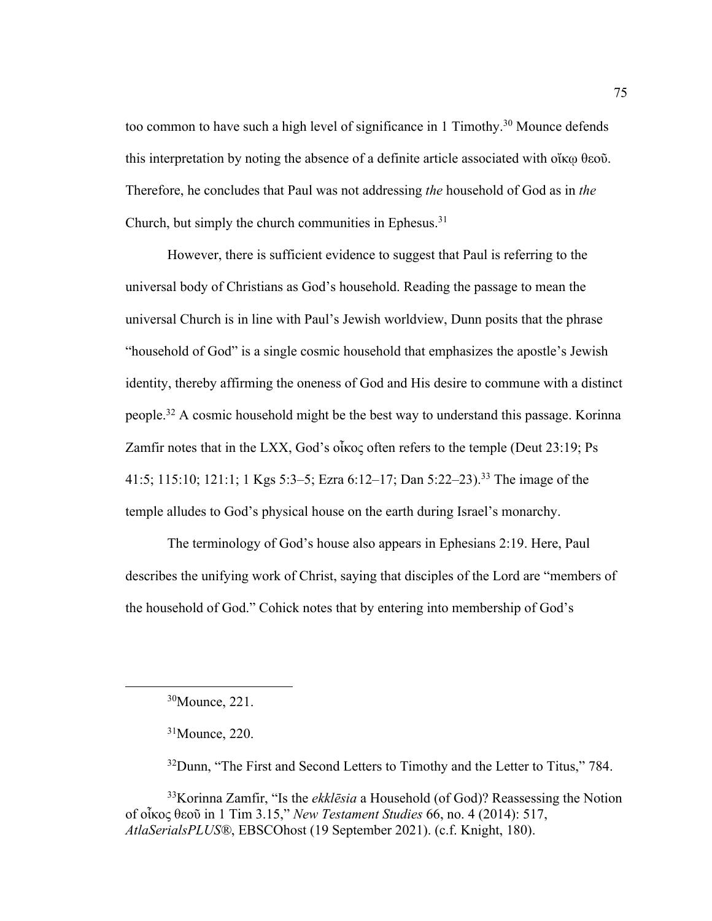too common to have such a high level of significance in 1 Timothy.[30] Mounce defends this interpretation by noting the absence of a definite article associated with οἴκῳ θεοῦ. Therefore, he concludes that Paul was not addressing *the* household of God as in *the* Church, but simply the church communities in Ephesus.[31]

However, there is sufficient evidence to suggest that Paul is referring to the universal body of Christians as God's household. Reading the passage to mean the universal Church is in line with Paul's Jewish worldview, Dunn posits that the phrase "household of God" is a single cosmic household that emphasizes the apostle's Jewish identity, thereby affirming the oneness of God and His desire to commune with a distinct people.[32] A cosmic household might be the best way to understand this passage. Korinna Zamfir notes that in the LXX, God's οἶκος often refers to the temple (Deut 23:19; Ps 41:5; 115:10; 121:1; 1 Kgs 5:3–5; Ezra 6:12–17; Dan 5:22–23).[33] The image of the temple alludes to God's physical house on the earth during Israel's monarchy.

The terminology of God's house also appears in Ephesians 2:19. Here, Paul describes the unifying work of Christ, saying that disciples of the Lord are "members of the household of God." Cohick notes that by entering into membership of God's

---

[30]Mounce, 221.

[31]Mounce, 220.

[32]Dunn, "The First and Second Letters to Timothy and the Letter to Titus," 784.

[33]Korinna Zamfir, "Is the *ekklēsia* a Household (of God)? Reassessing the Notion of οἶκος θεοῦ in 1 Tim 3.15," *New Testament Studies* 66, no. 4 (2014): 517, *AtlaSerialsPLUS*®, EBSCOhost (19 September 2021). (c.f. Knight, 180).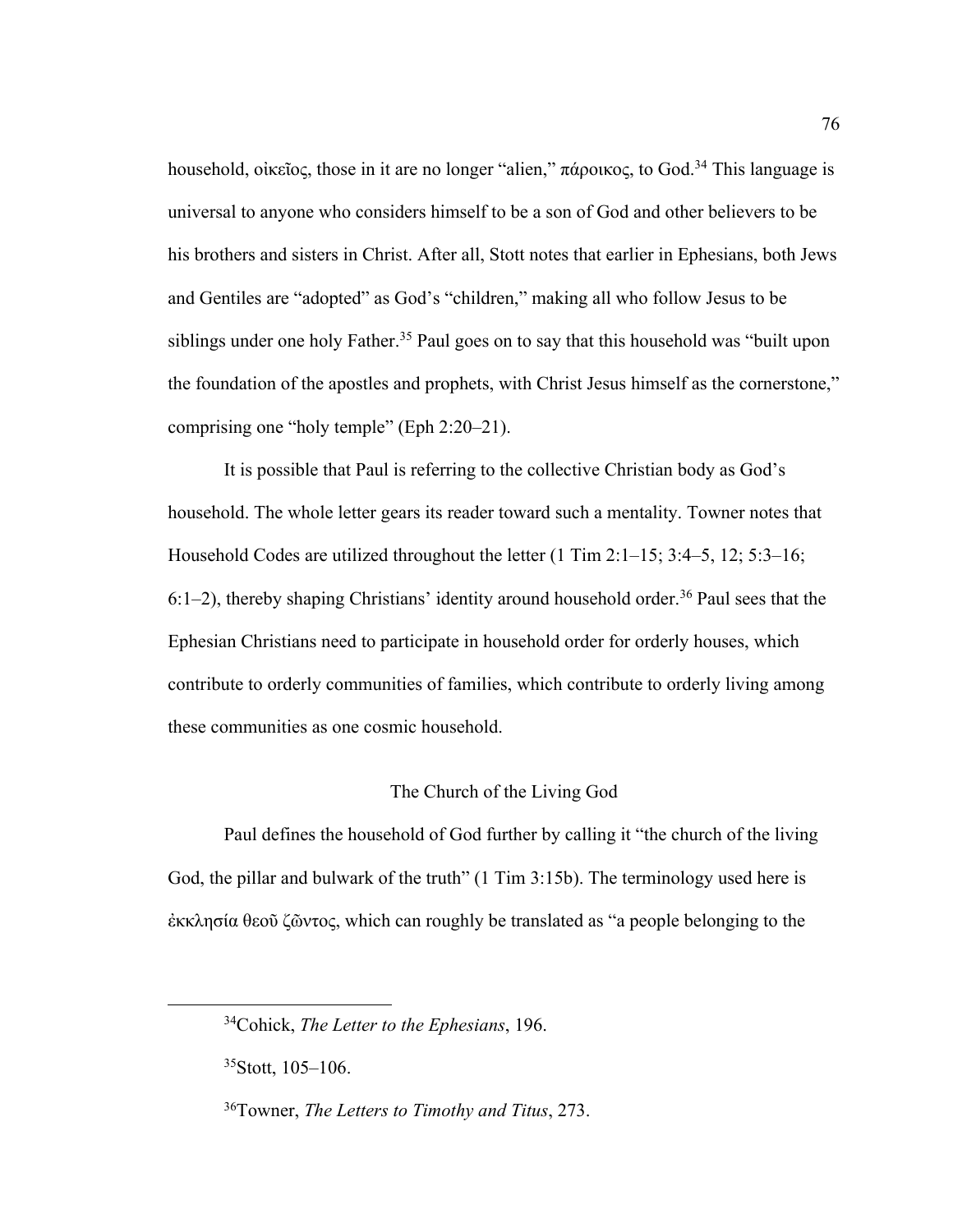household, οἰκεῖος, those in it are no longer "alien," πάροικος, to God.[34] This language is universal to anyone who considers himself to be a son of God and other believers to be his brothers and sisters in Christ. After all, Stott notes that earlier in Ephesians, both Jews and Gentiles are "adopted" as God's "children," making all who follow Jesus to be siblings under one holy Father.[35] Paul goes on to say that this household was "built upon the foundation of the apostles and prophets, with Christ Jesus himself as the cornerstone," comprising one "holy temple" (Eph 2:20–21).

It is possible that Paul is referring to the collective Christian body as God's household. The whole letter gears its reader toward such a mentality. Towner notes that Household Codes are utilized throughout the letter (1 Tim 2:1–15; 3:4–5, 12; 5:3–16; 6:1–2), thereby shaping Christians' identity around household order.[36] Paul sees that the Ephesian Christians need to participate in household order for orderly houses, which contribute to orderly communities of families, which contribute to orderly living among these communities as one cosmic household.

### The Church of the Living God

Paul defines the household of God further by calling it "the church of the living God, the pillar and bulwark of the truth" (1 Tim 3:15b). The terminology used here is ἐκκλησία θεοῦ ζῶντος, which can roughly be translated as "a people belonging to the

---

[34]Cohick, *The Letter to the Ephesians*, 196.

[35]Stott, 105–106.

[36]Towner, *The Letters to Timothy and Titus*, 273.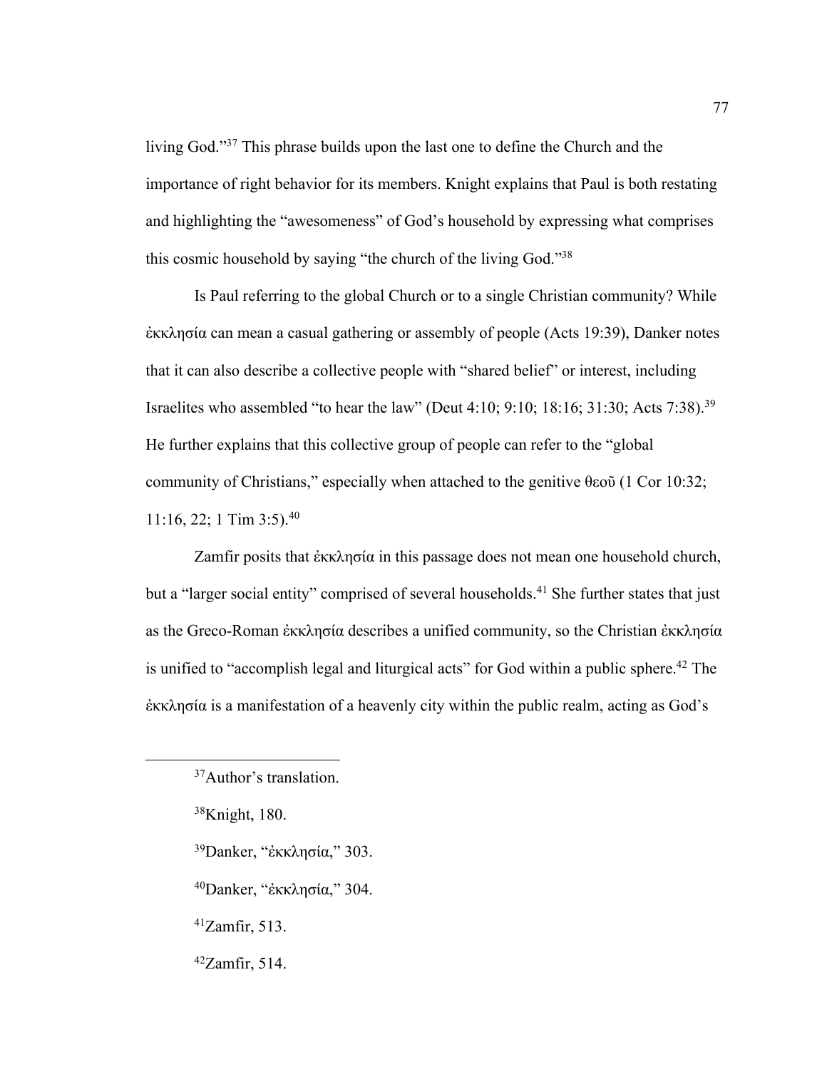living God."[37] This phrase builds upon the last one to define the Church and the importance of right behavior for its members. Knight explains that Paul is both restating and highlighting the "awesomeness" of God's household by expressing what comprises this cosmic household by saying "the church of the living God."[38]

Is Paul referring to the global Church or to a single Christian community? While ἐκκλησία can mean a casual gathering or assembly of people (Acts 19:39), Danker notes that it can also describe a collective people with "shared belief" or interest, including Israelites who assembled "to hear the law" (Deut 4:10; 9:10; 18:16; 31:30; Acts 7:38).[39] He further explains that this collective group of people can refer to the "global community of Christians," especially when attached to the genitive θεοῦ (1 Cor 10:32; 11:16, 22; 1 Tim 3:5).[40]

Zamfir posits that ἐκκλησία in this passage does not mean one household church, but a "larger social entity" comprised of several households.[41] She further states that just as the Greco-Roman ἐκκλησία describes a unified community, so the Christian ἐκκλησία is unified to "accomplish legal and liturgical acts" for God within a public sphere.[42] The ἐκκλησία is a manifestation of a heavenly city within the public realm, acting as God's

---

[37] Author's translation.

[38] Knight, 180.

[39] Danker, "ἐκκλησία," 303.

[40] Danker, "ἐκκλησία," 304.

[41] Zamfir, 513.

[42] Zamfir, 514.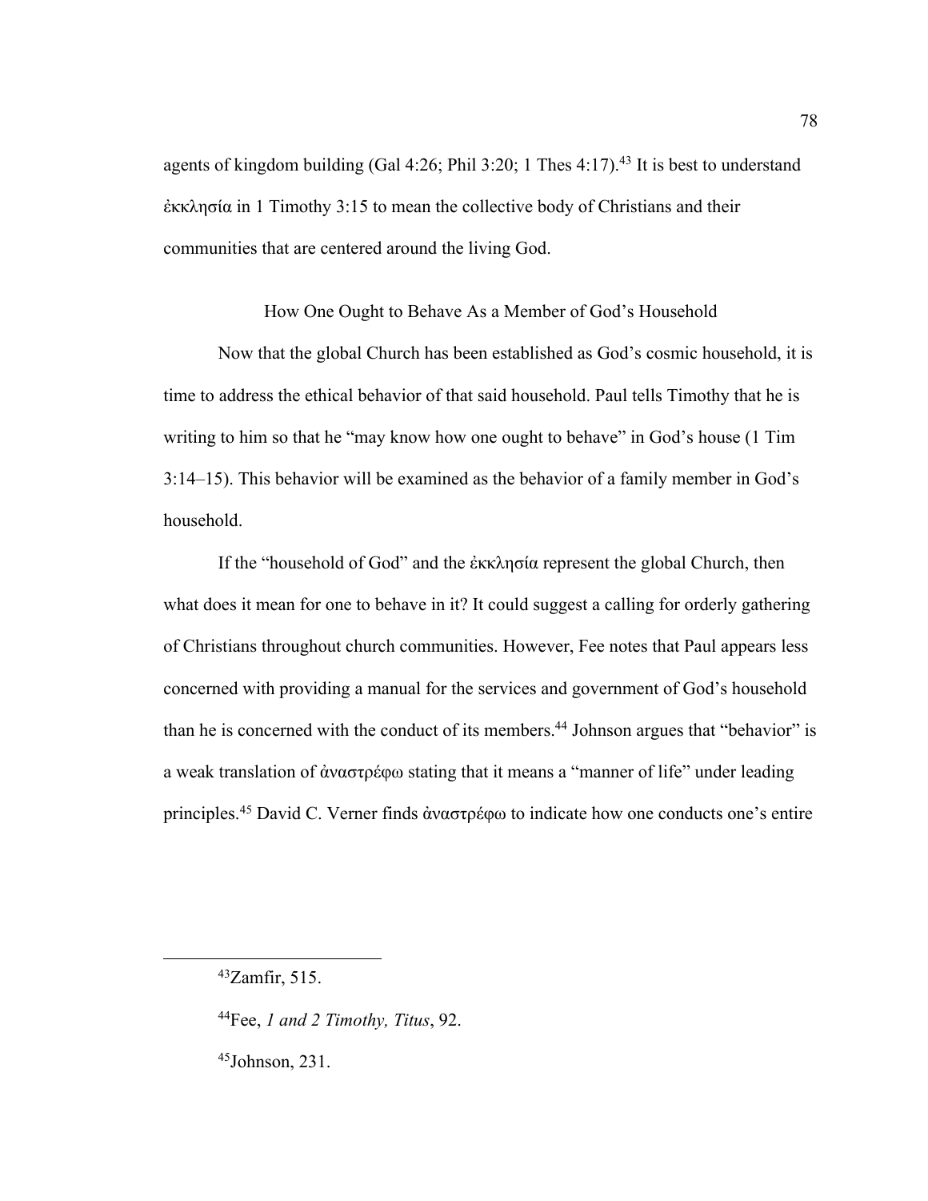agents of kingdom building (Gal 4:26; Phil 3:20; 1 Thes 4:17).[43] It is best to understand ἐκκλησία in 1 Timothy 3:15 to mean the collective body of Christians and their communities that are centered around the living God.

## How One Ought to Behave As a Member of God's Household

Now that the global Church has been established as God's cosmic household, it is time to address the ethical behavior of that said household. Paul tells Timothy that he is writing to him so that he "may know how one ought to behave" in God's house (1 Tim 3:14–15). This behavior will be examined as the behavior of a family member in God's household.

If the "household of God" and the ἐκκλησία represent the global Church, then what does it mean for one to behave in it? It could suggest a calling for orderly gathering of Christians throughout church communities. However, Fee notes that Paul appears less concerned with providing a manual for the services and government of God's household than he is concerned with the conduct of its members.[44] Johnson argues that "behavior" is a weak translation of ἀναστρέφω stating that it means a "manner of life" under leading principles.[45] David C. Verner finds ἀναστρέφω to indicate how one conducts one's entire

---

[43]Zamfir, 515.

[44]Fee, *1 and 2 Timothy, Titus*, 92.

[45]Johnson, 231.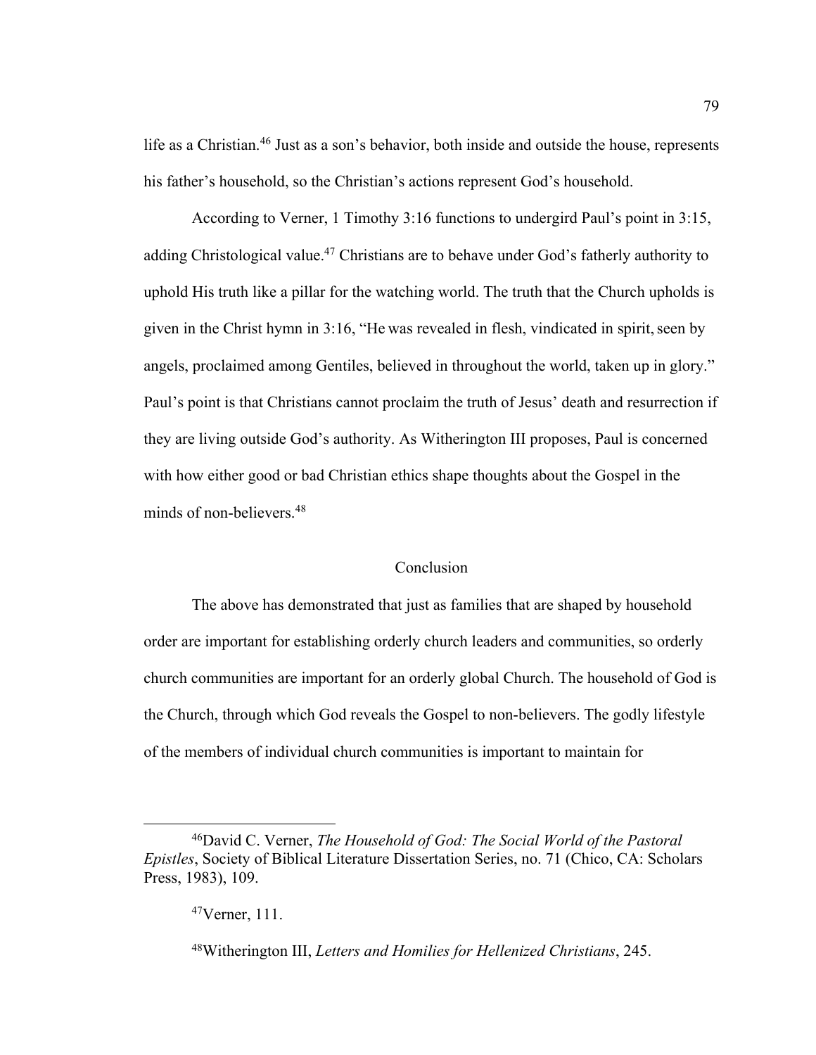life as a Christian.[46] Just as a son's behavior, both inside and outside the house, represents his father's household, so the Christian's actions represent God's household.

According to Verner, 1 Timothy 3:16 functions to undergird Paul's point in 3:15, adding Christological value.[47] Christians are to behave under God's fatherly authority to uphold His truth like a pillar for the watching world. The truth that the Church upholds is given in the Christ hymn in 3:16, "He was revealed in flesh, vindicated in spirit, seen by angels, proclaimed among Gentiles, believed in throughout the world, taken up in glory." Paul's point is that Christians cannot proclaim the truth of Jesus' death and resurrection if they are living outside God's authority. As Witherington III proposes, Paul is concerned with how either good or bad Christian ethics shape thoughts about the Gospel in the minds of non-believers.[48]

## Conclusion

The above has demonstrated that just as families that are shaped by household order are important for establishing orderly church leaders and communities, so orderly church communities are important for an orderly global Church. The household of God is the Church, through which God reveals the Gospel to non-believers. The godly lifestyle of the members of individual church communities is important to maintain for

---

[46]David C. Verner, *The Household of God: The Social World of the Pastoral Epistles*, Society of Biblical Literature Dissertation Series, no. 71 (Chico, CA: Scholars Press, 1983), 109.

[47]Verner, 111.

[48]Witherington III, *Letters and Homilies for Hellenized Christians*, 245.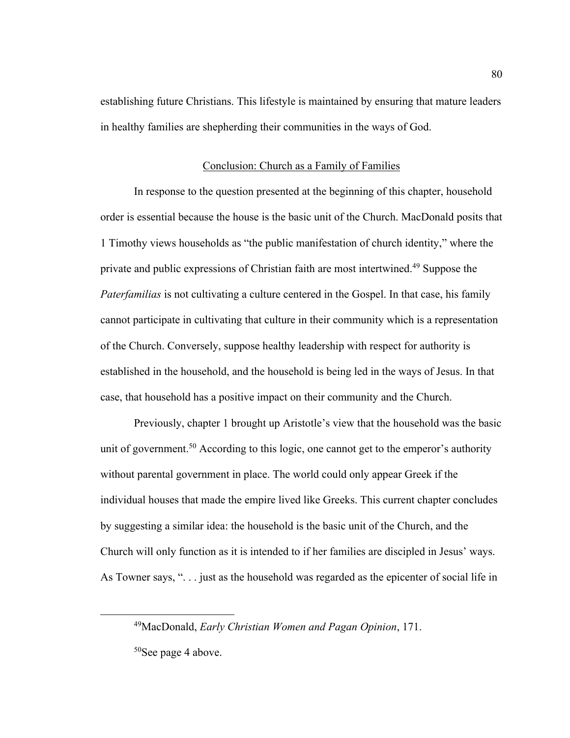establishing future Christians. This lifestyle is maintained by ensuring that mature leaders in healthy families are shepherding their communities in the ways of God.

## Conclusion: Church as a Family of Families

In response to the question presented at the beginning of this chapter, household order is essential because the house is the basic unit of the Church. MacDonald posits that 1 Timothy views households as "the public manifestation of church identity," where the private and public expressions of Christian faith are most intertwined.[49] Suppose the *Paterfamilias* is not cultivating a culture centered in the Gospel. In that case, his family cannot participate in cultivating that culture in their community which is a representation of the Church. Conversely, suppose healthy leadership with respect for authority is established in the household, and the household is being led in the ways of Jesus. In that case, that household has a positive impact on their community and the Church.

Previously, chapter 1 brought up Aristotle's view that the household was the basic unit of government.[50] According to this logic, one cannot get to the emperor's authority without parental government in place. The world could only appear Greek if the individual houses that made the empire lived like Greeks. This current chapter concludes by suggesting a similar idea: the household is the basic unit of the Church, and the Church will only function as it is intended to if her families are discipled in Jesus' ways. As Towner says, ". . . just as the household was regarded as the epicenter of social life in

---

[49] MacDonald, *Early Christian Women and Pagan Opinion*, 171.

[50] See page 4 above.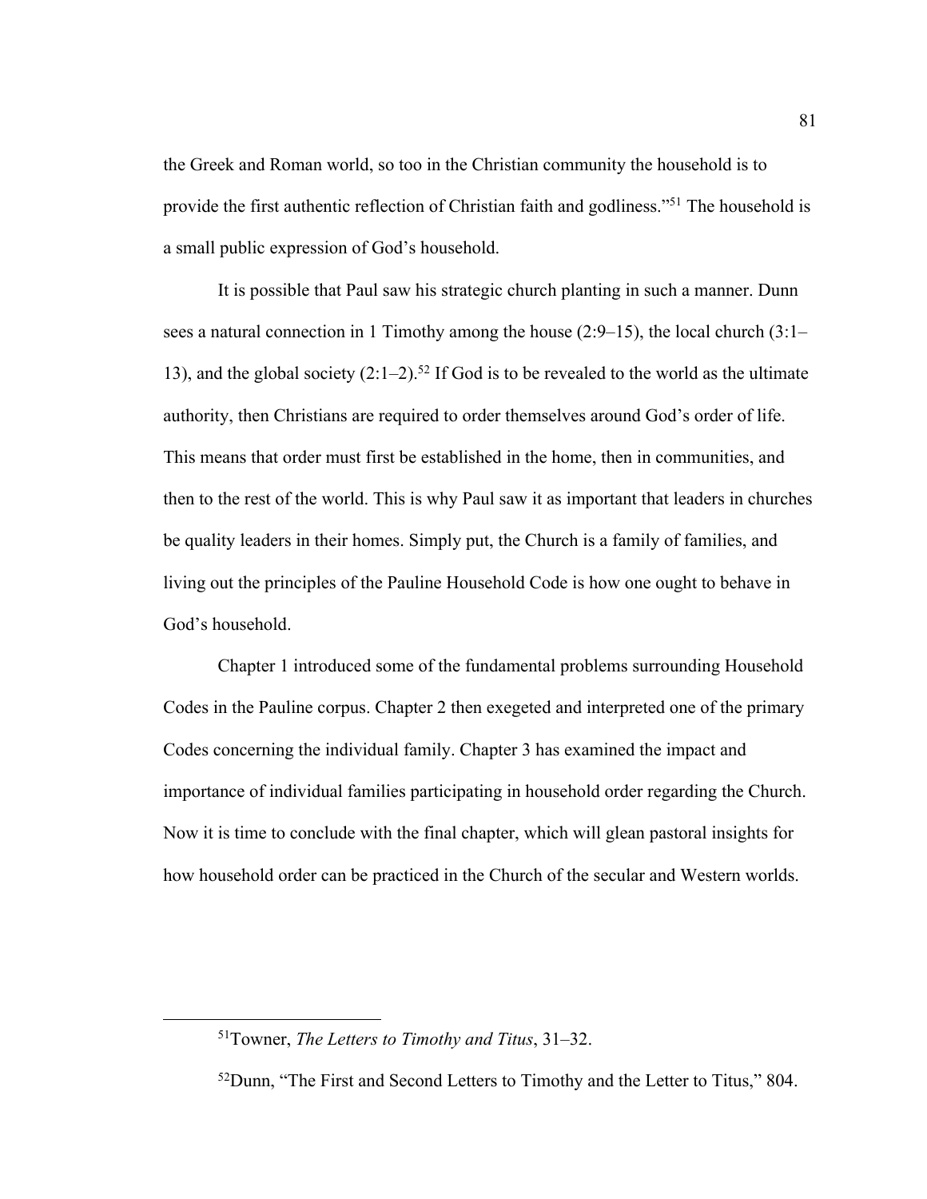the Greek and Roman world, so too in the Christian community the household is to provide the first authentic reflection of Christian faith and godliness."[51] The household is a small public expression of God's household.

It is possible that Paul saw his strategic church planting in such a manner. Dunn sees a natural connection in 1 Timothy among the house (2:9–15), the local church (3:1–13), and the global society (2:1–2).[52] If God is to be revealed to the world as the ultimate authority, then Christians are required to order themselves around God's order of life. This means that order must first be established in the home, then in communities, and then to the rest of the world. This is why Paul saw it as important that leaders in churches be quality leaders in their homes. Simply put, the Church is a family of families, and living out the principles of the Pauline Household Code is how one ought to behave in God's household.

Chapter 1 introduced some of the fundamental problems surrounding Household Codes in the Pauline corpus. Chapter 2 then exegeted and interpreted one of the primary Codes concerning the individual family. Chapter 3 has examined the impact and importance of individual families participating in household order regarding the Church. Now it is time to conclude with the final chapter, which will glean pastoral insights for how household order can be practiced in the Church of the secular and Western worlds.

---

[51]Towner, *The Letters to Timothy and Titus*, 31–32.

[52]Dunn, "The First and Second Letters to Timothy and the Letter to Titus," 804.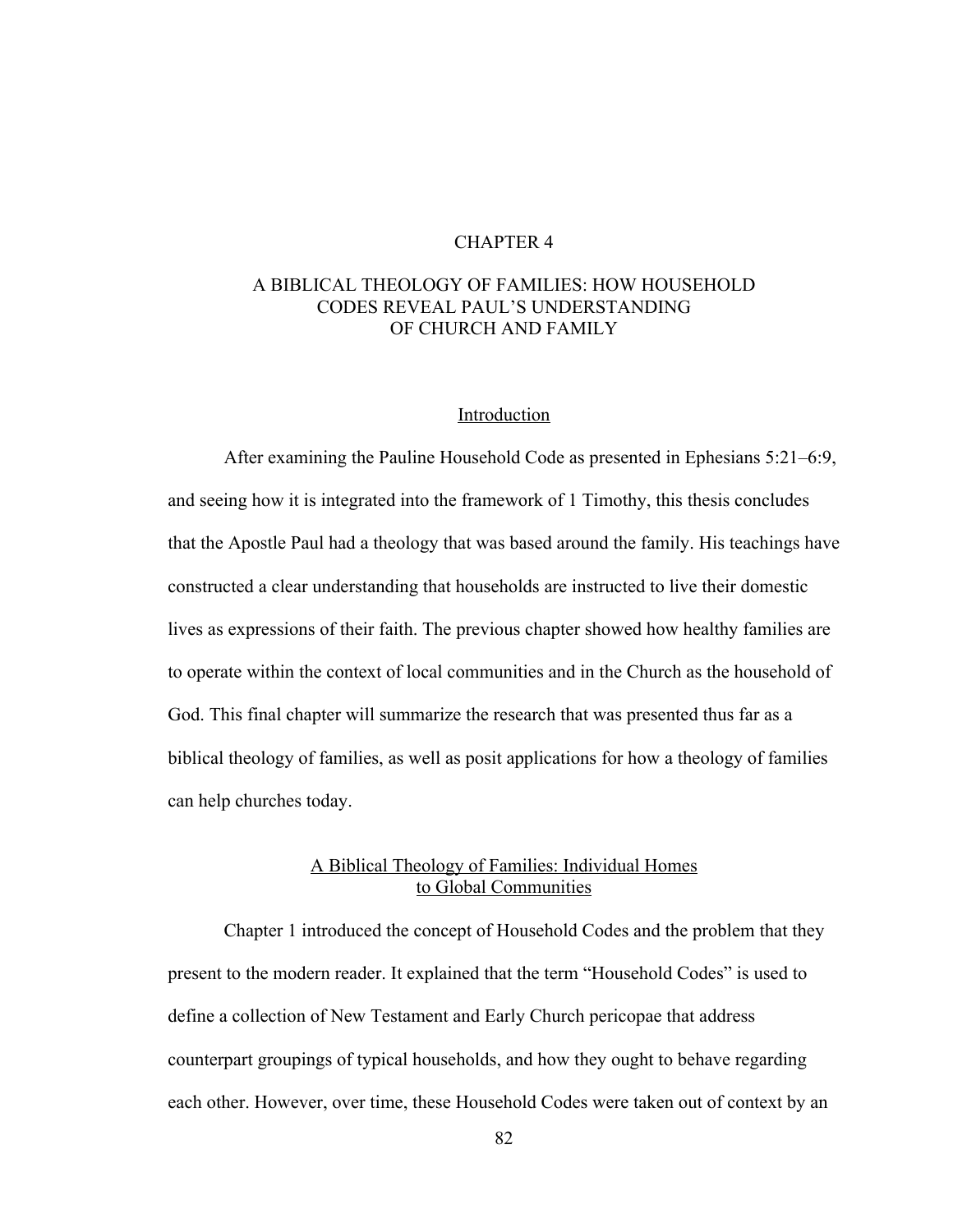# CHAPTER 4

# A BIBLICAL THEOLOGY OF FAMILIES: HOW HOUSEHOLD CODES REVEAL PAUL'S UNDERSTANDING OF CHURCH AND FAMILY

## Introduction

After examining the Pauline Household Code as presented in Ephesians 5:21–6:9, and seeing how it is integrated into the framework of 1 Timothy, this thesis concludes that the Apostle Paul had a theology that was based around the family. His teachings have constructed a clear understanding that households are instructed to live their domestic lives as expressions of their faith. The previous chapter showed how healthy families are to operate within the context of local communities and in the Church as the household of God. This final chapter will summarize the research that was presented thus far as a biblical theology of families, as well as posit applications for how a theology of families can help churches today.

## A Biblical Theology of Families: Individual Homes to Global Communities

Chapter 1 introduced the concept of Household Codes and the problem that they present to the modern reader. It explained that the term "Household Codes" is used to define a collection of New Testament and Early Church pericopae that address counterpart groupings of typical households, and how they ought to behave regarding each other. However, over time, these Household Codes were taken out of context by an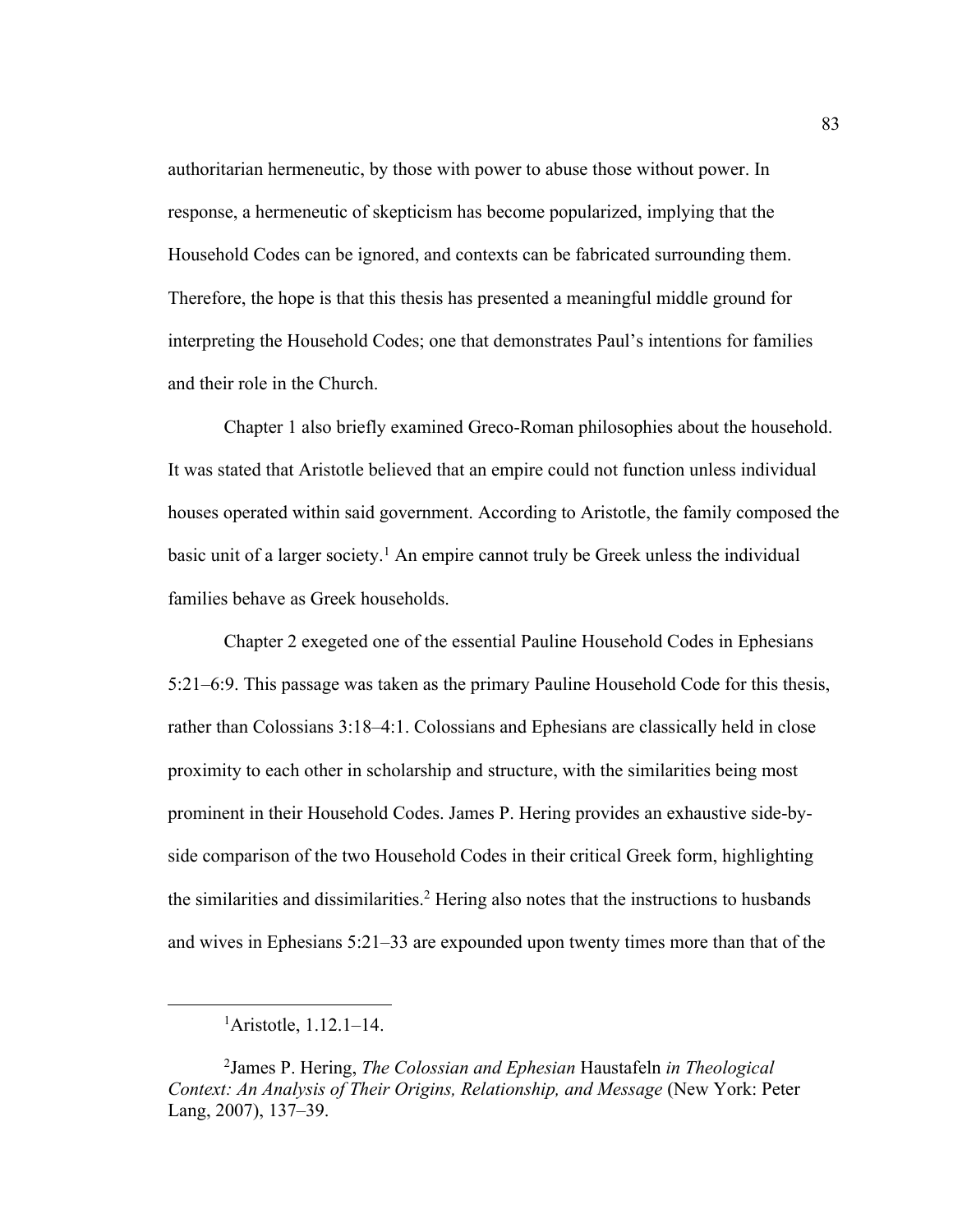authoritarian hermeneutic, by those with power to abuse those without power. In response, a hermeneutic of skepticism has become popularized, implying that the Household Codes can be ignored, and contexts can be fabricated surrounding them. Therefore, the hope is that this thesis has presented a meaningful middle ground for interpreting the Household Codes; one that demonstrates Paul's intentions for families and their role in the Church.

Chapter 1 also briefly examined Greco-Roman philosophies about the household. It was stated that Aristotle believed that an empire could not function unless individual houses operated within said government. According to Aristotle, the family composed the basic unit of a larger society.[1] An empire cannot truly be Greek unless the individual families behave as Greek households.

Chapter 2 exegeted one of the essential Pauline Household Codes in Ephesians 5:21–6:9. This passage was taken as the primary Pauline Household Code for this thesis, rather than Colossians 3:18–4:1. Colossians and Ephesians are classically held in close proximity to each other in scholarship and structure, with the similarities being most prominent in their Household Codes. James P. Hering provides an exhaustive side-by-side comparison of the two Household Codes in their critical Greek form, highlighting the similarities and dissimilarities.[2] Hering also notes that the instructions to husbands and wives in Ephesians 5:21–33 are expounded upon twenty times more than that of the

---

[1] Aristotle, 1.12.1–14.

[2] James P. Hering, *The Colossian and Ephesian* Haustafeln *in Theological Context: An Analysis of Their Origins, Relationship, and Message* (New York: Peter Lang, 2007), 137–39.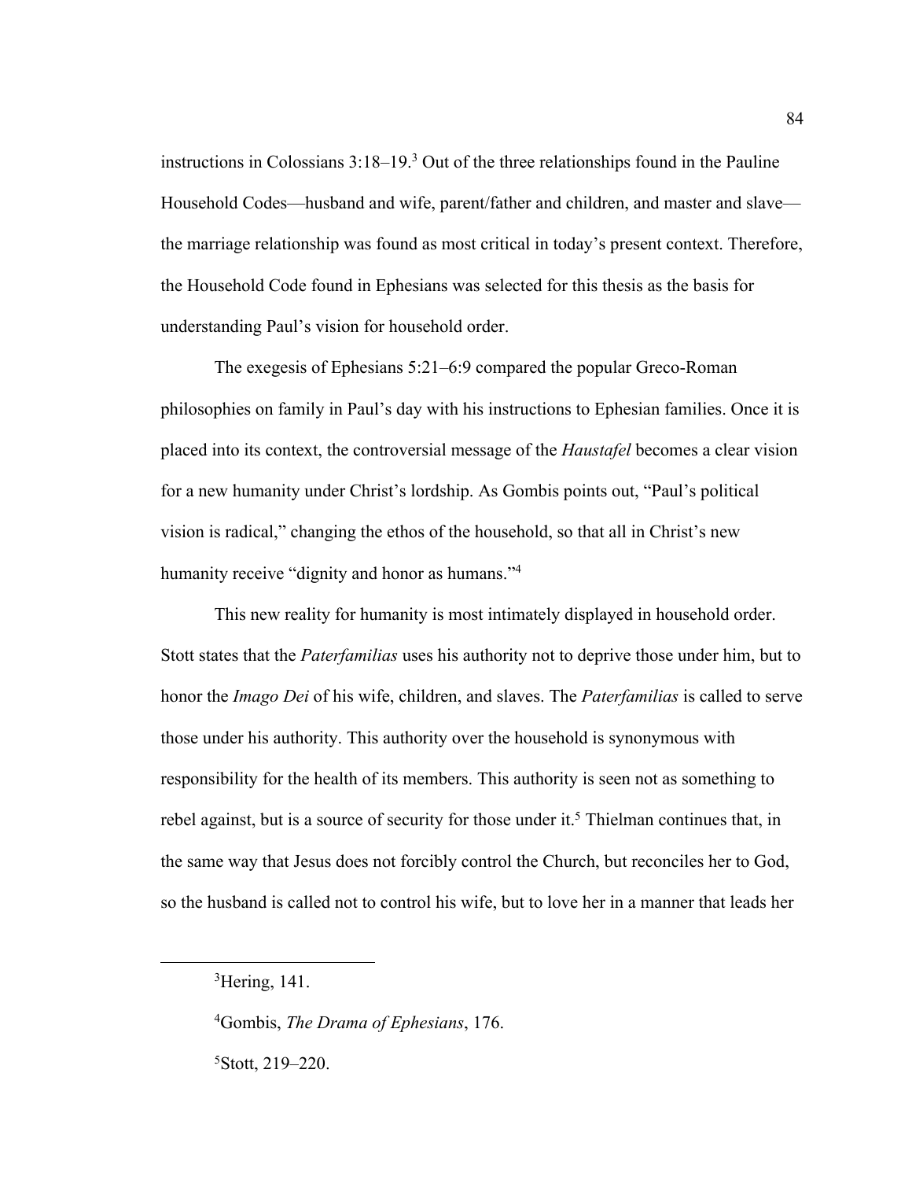instructions in Colossians 3:18–19.[3] Out of the three relationships found in the Pauline Household Codes—husband and wife, parent/father and children, and master and slave—the marriage relationship was found as most critical in today's present context. Therefore, the Household Code found in Ephesians was selected for this thesis as the basis for understanding Paul's vision for household order.

The exegesis of Ephesians 5:21–6:9 compared the popular Greco-Roman philosophies on family in Paul's day with his instructions to Ephesian families. Once it is placed into its context, the controversial message of the *Haustafel* becomes a clear vision for a new humanity under Christ's lordship. As Gombis points out, "Paul's political vision is radical," changing the ethos of the household, so that all in Christ's new humanity receive "dignity and honor as humans."[4]

This new reality for humanity is most intimately displayed in household order. Stott states that the *Paterfamilias* uses his authority not to deprive those under him, but to honor the *Imago Dei* of his wife, children, and slaves. The *Paterfamilias* is called to serve those under his authority. This authority over the household is synonymous with responsibility for the health of its members. This authority is seen not as something to rebel against, but is a source of security for those under it.[5] Thielman continues that, in the same way that Jesus does not forcibly control the Church, but reconciles her to God, so the husband is called not to control his wife, but to love her in a manner that leads her

---

[3]Hering, 141.

[4]Gombis, *The Drama of Ephesians*, 176.

[5]Stott, 219–220.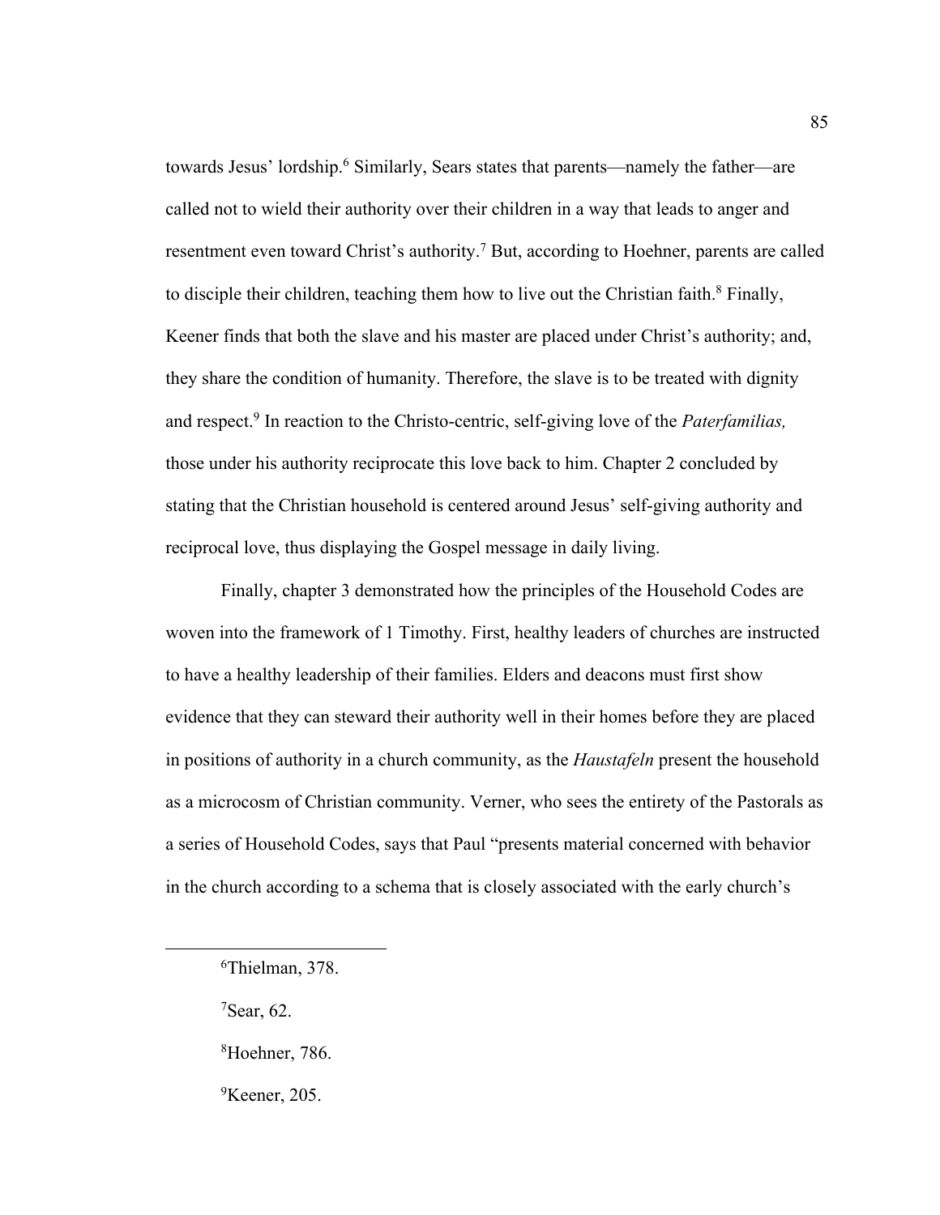towards Jesus' lordship.[6] Similarly, Sears states that parents—namely the father—are called not to wield their authority over their children in a way that leads to anger and resentment even toward Christ's authority.[7] But, according to Hoehner, parents are called to disciple their children, teaching them how to live out the Christian faith.[8] Finally, Keener finds that both the slave and his master are placed under Christ's authority; and, they share the condition of humanity. Therefore, the slave is to be treated with dignity and respect.[9] In reaction to the Christo-centric, self-giving love of the *Paterfamilias,* those under his authority reciprocate this love back to him. Chapter 2 concluded by stating that the Christian household is centered around Jesus' self-giving authority and reciprocal love, thus displaying the Gospel message in daily living.

Finally, chapter 3 demonstrated how the principles of the Household Codes are woven into the framework of 1 Timothy. First, healthy leaders of churches are instructed to have a healthy leadership of their families. Elders and deacons must first show evidence that they can steward their authority well in their homes before they are placed in positions of authority in a church community, as the *Haustafeln* present the household as a microcosm of Christian community. Verner, who sees the entirety of the Pastorals as a series of Household Codes, says that Paul "presents material concerned with behavior in the church according to a schema that is closely associated with the early church's

---

[6]Thielman, 378.

[7]Sear, 62.

[8]Hoehner, 786.

[9]Keener, 205.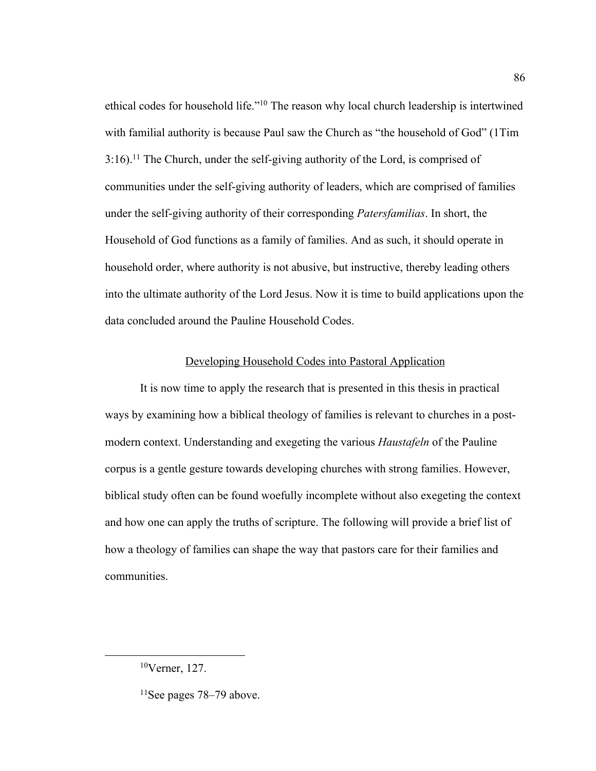ethical codes for household life."[10] The reason why local church leadership is intertwined with familial authority is because Paul saw the Church as "the household of God" (1Tim 3:16).[11] The Church, under the self-giving authority of the Lord, is comprised of communities under the self-giving authority of leaders, which are comprised of families under the self-giving authority of their corresponding *Patersfamilias*. In short, the Household of God functions as a family of families. And as such, it should operate in household order, where authority is not abusive, but instructive, thereby leading others into the ultimate authority of the Lord Jesus. Now it is time to build applications upon the data concluded around the Pauline Household Codes.

## Developing Household Codes into Pastoral Application

It is now time to apply the research that is presented in this thesis in practical ways by examining how a biblical theology of families is relevant to churches in a post-modern context. Understanding and exegeting the various *Haustafeln* of the Pauline corpus is a gentle gesture towards developing churches with strong families. However, biblical study often can be found woefully incomplete without also exegeting the context and how one can apply the truths of scripture. The following will provide a brief list of how a theology of families can shape the way that pastors care for their families and communities.

---

[10] Verner, 127.

[11] See pages 78–79 above.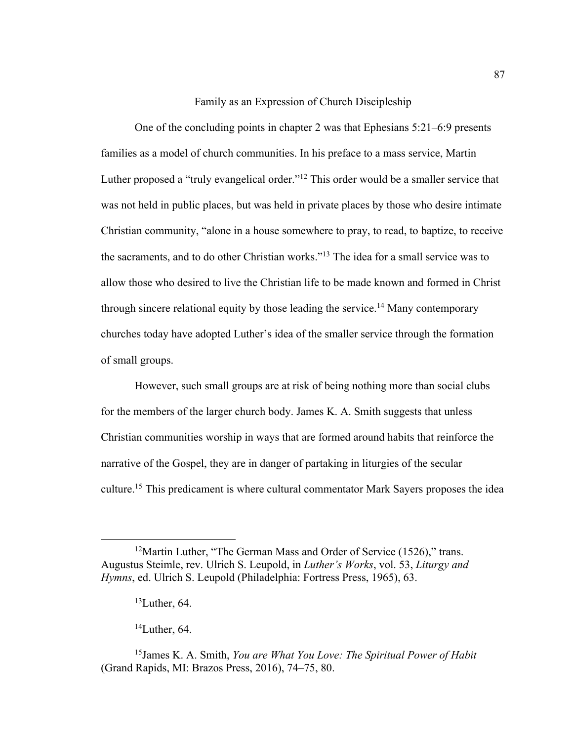## Family as an Expression of Church Discipleship

One of the concluding points in chapter 2 was that Ephesians 5:21–6:9 presents families as a model of church communities. In his preface to a mass service, Martin Luther proposed a "truly evangelical order."[12] This order would be a smaller service that was not held in public places, but was held in private places by those who desire intimate Christian community, "alone in a house somewhere to pray, to read, to baptize, to receive the sacraments, and to do other Christian works."[13] The idea for a small service was to allow those who desired to live the Christian life to be made known and formed in Christ through sincere relational equity by those leading the service.[14] Many contemporary churches today have adopted Luther's idea of the smaller service through the formation of small groups.

However, such small groups are at risk of being nothing more than social clubs for the members of the larger church body. James K. A. Smith suggests that unless Christian communities worship in ways that are formed around habits that reinforce the narrative of the Gospel, they are in danger of partaking in liturgies of the secular culture.[15] This predicament is where cultural commentator Mark Sayers proposes the idea

---

[12]Martin Luther, "The German Mass and Order of Service (1526)," trans. Augustus Steimle, rev. Ulrich S. Leupold, in *Luther's Works*, vol. 53, *Liturgy and Hymns*, ed. Ulrich S. Leupold (Philadelphia: Fortress Press, 1965), 63.

[13]Luther, 64.

[14]Luther, 64.

[15]James K. A. Smith, *You are What You Love: The Spiritual Power of Habit* (Grand Rapids, MI: Brazos Press, 2016), 74–75, 80.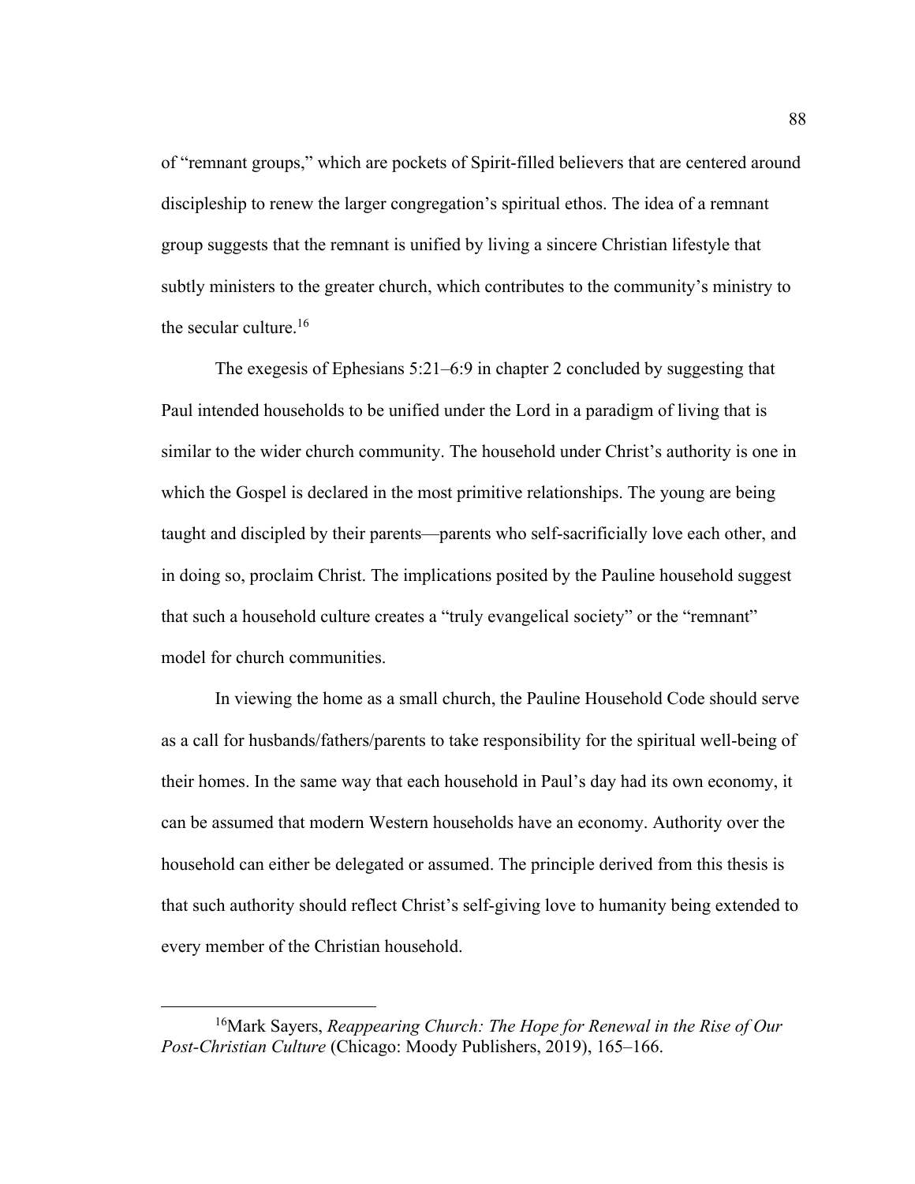of "remnant groups," which are pockets of Spirit-filled believers that are centered around discipleship to renew the larger congregation's spiritual ethos. The idea of a remnant group suggests that the remnant is unified by living a sincere Christian lifestyle that subtly ministers to the greater church, which contributes to the community's ministry to the secular culture.[16]

The exegesis of Ephesians 5:21–6:9 in chapter 2 concluded by suggesting that Paul intended households to be unified under the Lord in a paradigm of living that is similar to the wider church community. The household under Christ's authority is one in which the Gospel is declared in the most primitive relationships. The young are being taught and discipled by their parents—parents who self-sacrificially love each other, and in doing so, proclaim Christ. The implications posited by the Pauline household suggest that such a household culture creates a "truly evangelical society" or the "remnant" model for church communities.

In viewing the home as a small church, the Pauline Household Code should serve as a call for husbands/fathers/parents to take responsibility for the spiritual well-being of their homes. In the same way that each household in Paul's day had its own economy, it can be assumed that modern Western households have an economy. Authority over the household can either be delegated or assumed. The principle derived from this thesis is that such authority should reflect Christ's self-giving love to humanity being extended to every member of the Christian household.

---

[16]Mark Sayers, *Reappearing Church: The Hope for Renewal in the Rise of Our Post-Christian Culture* (Chicago: Moody Publishers, 2019), 165–166.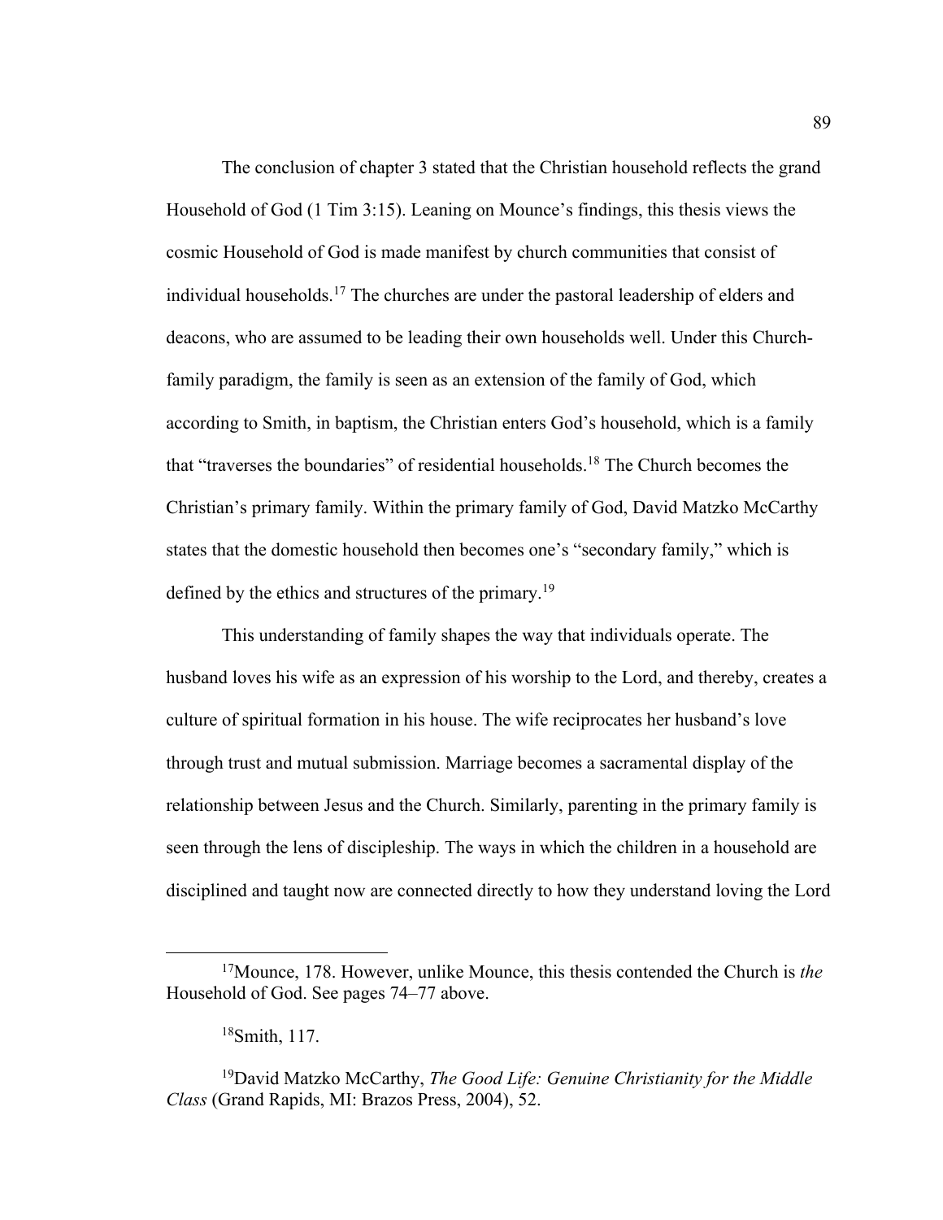The conclusion of chapter 3 stated that the Christian household reflects the grand Household of God (1 Tim 3:15). Leaning on Mounce's findings, this thesis views the cosmic Household of God is made manifest by church communities that consist of individual households.[17] The churches are under the pastoral leadership of elders and deacons, who are assumed to be leading their own households well. Under this Church-family paradigm, the family is seen as an extension of the family of God, which according to Smith, in baptism, the Christian enters God's household, which is a family that "traverses the boundaries" of residential households.[18] The Church becomes the Christian's primary family. Within the primary family of God, David Matzko McCarthy states that the domestic household then becomes one's "secondary family," which is defined by the ethics and structures of the primary.[19]

This understanding of family shapes the way that individuals operate. The husband loves his wife as an expression of his worship to the Lord, and thereby, creates a culture of spiritual formation in his house. The wife reciprocates her husband's love through trust and mutual submission. Marriage becomes a sacramental display of the relationship between Jesus and the Church. Similarly, parenting in the primary family is seen through the lens of discipleship. The ways in which the children in a household are disciplined and taught now are connected directly to how they understand loving the Lord

---

[17]Mounce, 178. However, unlike Mounce, this thesis contended the Church is *the* Household of God. See pages 74–77 above.

[18]Smith, 117.

[19]David Matzko McCarthy, *The Good Life: Genuine Christianity for the Middle Class* (Grand Rapids, MI: Brazos Press, 2004), 52.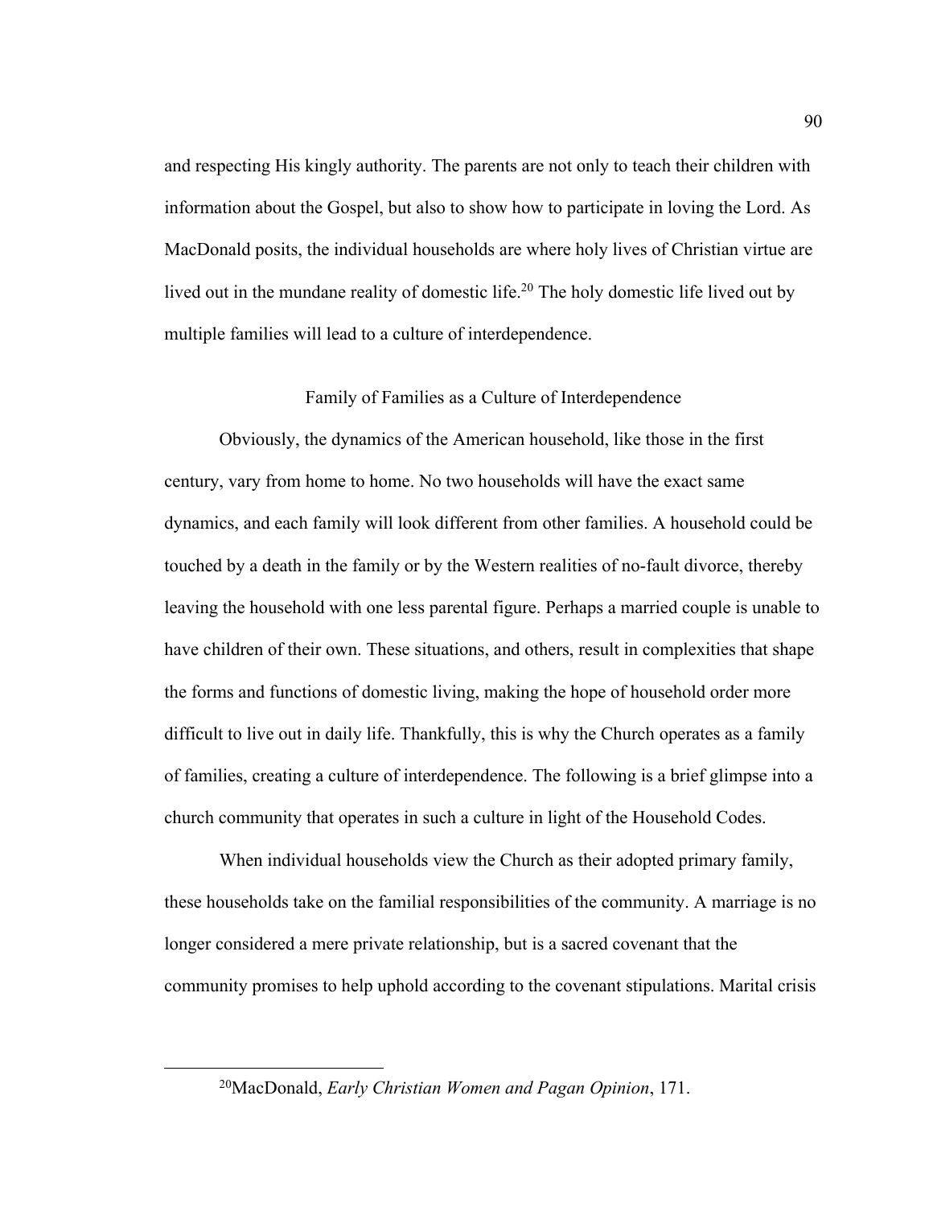and respecting His kingly authority. The parents are not only to teach their children with information about the Gospel, but also to show how to participate in loving the Lord. As MacDonald posits, the individual households are where holy lives of Christian virtue are lived out in the mundane reality of domestic life.[20] The holy domestic life lived out by multiple families will lead to a culture of interdependence.

## Family of Families as a Culture of Interdependence

Obviously, the dynamics of the American household, like those in the first century, vary from home to home. No two households will have the exact same dynamics, and each family will look different from other families. A household could be touched by a death in the family or by the Western realities of no-fault divorce, thereby leaving the household with one less parental figure. Perhaps a married couple is unable to have children of their own. These situations, and others, result in complexities that shape the forms and functions of domestic living, making the hope of household order more difficult to live out in daily life. Thankfully, this is why the Church operates as a family of families, creating a culture of interdependence. The following is a brief glimpse into a church community that operates in such a culture in light of the Household Codes.

When individual households view the Church as their adopted primary family, these households take on the familial responsibilities of the community. A marriage is no longer considered a mere private relationship, but is a sacred covenant that the community promises to help uphold according to the covenant stipulations. Marital crisis

---

[20] MacDonald, *Early Christian Women and Pagan Opinion*, 171.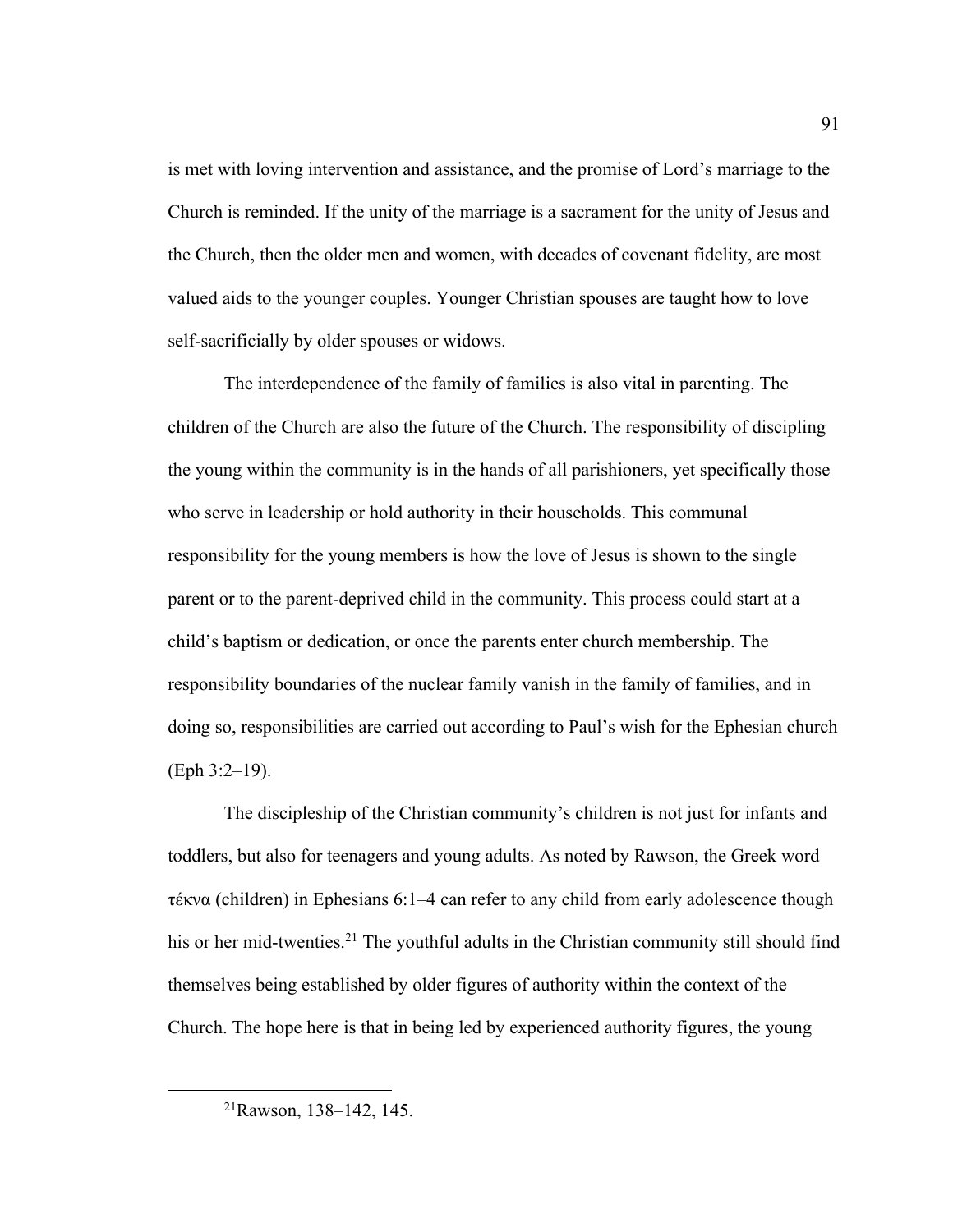is met with loving intervention and assistance, and the promise of Lord's marriage to the Church is reminded. If the unity of the marriage is a sacrament for the unity of Jesus and the Church, then the older men and women, with decades of covenant fidelity, are most valued aids to the younger couples. Younger Christian spouses are taught how to love self-sacrificially by older spouses or widows.

The interdependence of the family of families is also vital in parenting. The children of the Church are also the future of the Church. The responsibility of discipling the young within the community is in the hands of all parishioners, yet specifically those who serve in leadership or hold authority in their households. This communal responsibility for the young members is how the love of Jesus is shown to the single parent or to the parent-deprived child in the community. This process could start at a child's baptism or dedication, or once the parents enter church membership. The responsibility boundaries of the nuclear family vanish in the family of families, and in doing so, responsibilities are carried out according to Paul's wish for the Ephesian church (Eph 3:2–19).

The discipleship of the Christian community's children is not just for infants and toddlers, but also for teenagers and young adults. As noted by Rawson, the Greek word τέκνα (children) in Ephesians 6:1–4 can refer to any child from early adolescence though his or her mid-twenties.[21] The youthful adults in the Christian community still should find themselves being established by older figures of authority within the context of the Church. The hope here is that in being led by experienced authority figures, the young

[21]Rawson, 138–142, 145.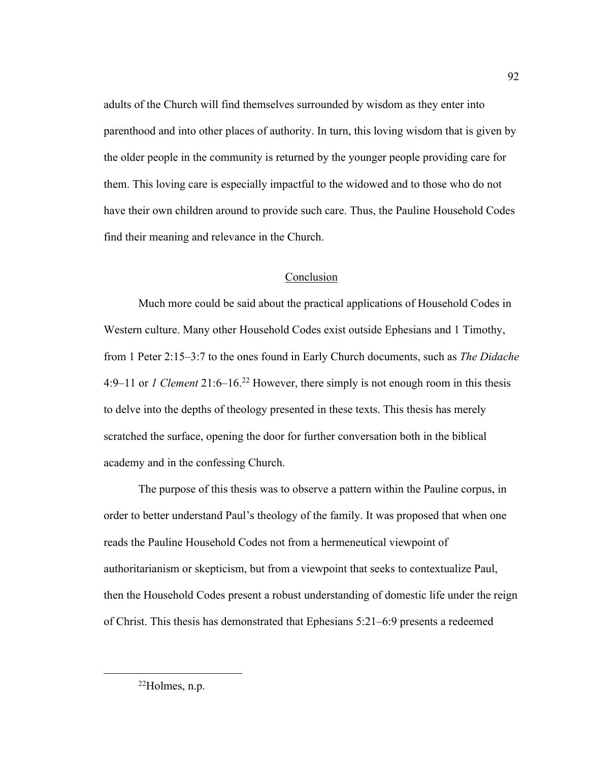adults of the Church will find themselves surrounded by wisdom as they enter into parenthood and into other places of authority. In turn, this loving wisdom that is given by the older people in the community is returned by the younger people providing care for them. This loving care is especially impactful to the widowed and to those who do not have their own children around to provide such care. Thus, the Pauline Household Codes find their meaning and relevance in the Church.

## Conclusion

Much more could be said about the practical applications of Household Codes in Western culture. Many other Household Codes exist outside Ephesians and 1 Timothy, from 1 Peter 2:15–3:7 to the ones found in Early Church documents, such as *The Didache* 4:9–11 or *1 Clement* 21:6–16.[22] However, there simply is not enough room in this thesis to delve into the depths of theology presented in these texts. This thesis has merely scratched the surface, opening the door for further conversation both in the biblical academy and in the confessing Church.

The purpose of this thesis was to observe a pattern within the Pauline corpus, in order to better understand Paul's theology of the family. It was proposed that when one reads the Pauline Household Codes not from a hermeneutical viewpoint of authoritarianism or skepticism, but from a viewpoint that seeks to contextualize Paul, then the Household Codes present a robust understanding of domestic life under the reign of Christ. This thesis has demonstrated that Ephesians 5:21–6:9 presents a redeemed

[22]Holmes, n.p.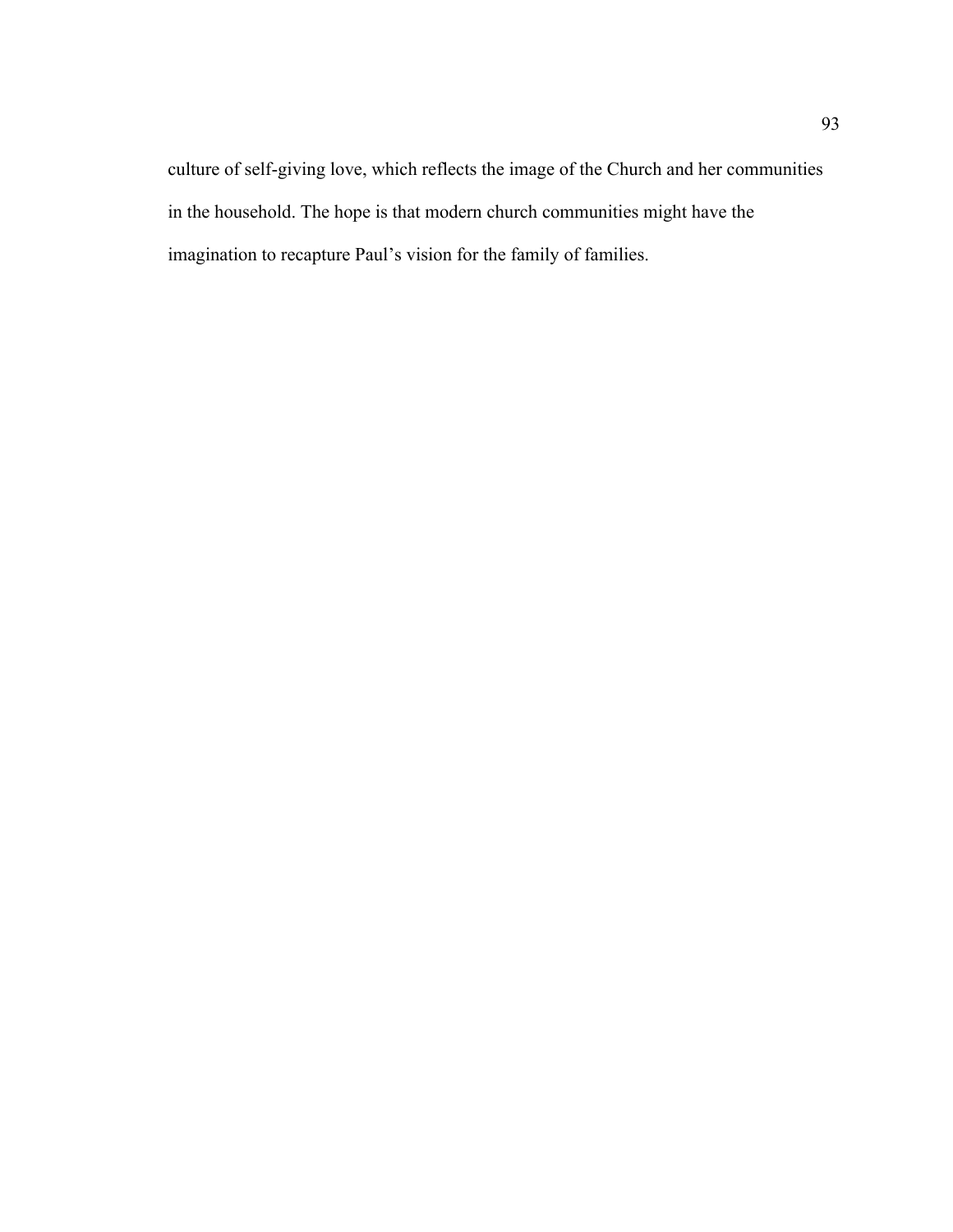culture of self-giving love, which reflects the image of the Church and her communities in the household. The hope is that modern church communities might have the imagination to recapture Paul's vision for the family of families.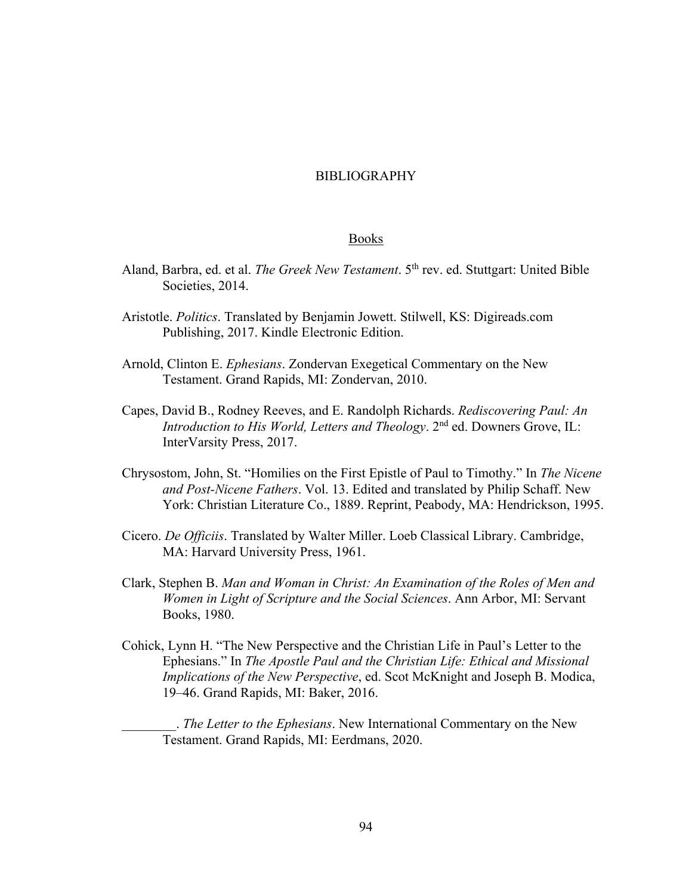# BIBLIOGRAPHY

## Books

Aland, Barbra, ed. et al. *The Greek New Testament*. 5th rev. ed. Stuttgart: United Bible Societies, 2014.

Aristotle. *Politics*. Translated by Benjamin Jowett. Stilwell, KS: Digireads.com Publishing, 2017. Kindle Electronic Edition.

Arnold, Clinton E. *Ephesians*. Zondervan Exegetical Commentary on the New Testament. Grand Rapids, MI: Zondervan, 2010.

Capes, David B., Rodney Reeves, and E. Randolph Richards. *Rediscovering Paul: An Introduction to His World, Letters and Theology*. 2nd ed. Downers Grove, IL: InterVarsity Press, 2017.

Chrysostom, John, St. "Homilies on the First Epistle of Paul to Timothy." In *The Nicene and Post-Nicene Fathers*. Vol. 13. Edited and translated by Philip Schaff. New York: Christian Literature Co., 1889. Reprint, Peabody, MA: Hendrickson, 1995.

Cicero. *De Officiis*. Translated by Walter Miller. Loeb Classical Library. Cambridge, MA: Harvard University Press, 1961.

Clark, Stephen B. *Man and Woman in Christ: An Examination of the Roles of Men and Women in Light of Scripture and the Social Sciences*. Ann Arbor, MI: Servant Books, 1980.

Cohick, Lynn H. "The New Perspective and the Christian Life in Paul's Letter to the Ephesians." In *The Apostle Paul and the Christian Life: Ethical and Missional Implications of the New Perspective*, ed. Scot McKnight and Joseph B. Modica, 19–46. Grand Rapids, MI: Baker, 2016.

________. *The Letter to the Ephesians*. New International Commentary on the New Testament. Grand Rapids, MI: Eerdmans, 2020.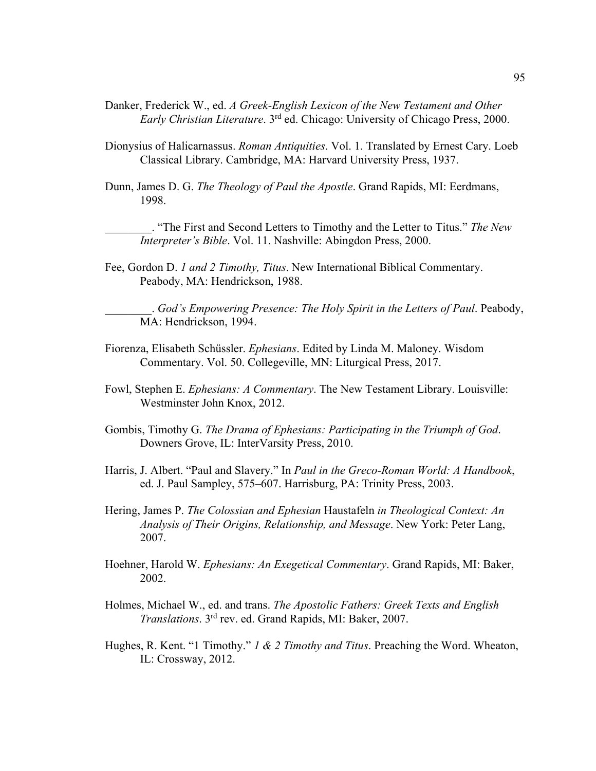Danker, Frederick W., ed. *A Greek-English Lexicon of the New Testament and Other Early Christian Literature*. 3rd ed. Chicago: University of Chicago Press, 2000.

Dionysius of Halicarnassus. *Roman Antiquities*. Vol. 1. Translated by Ernest Cary. Loeb Classical Library. Cambridge, MA: Harvard University Press, 1937.

Dunn, James D. G. *The Theology of Paul the Apostle*. Grand Rapids, MI: Eerdmans, 1998.

________. "The First and Second Letters to Timothy and the Letter to Titus." *The New Interpreter's Bible*. Vol. 11. Nashville: Abingdon Press, 2000.

Fee, Gordon D. *1 and 2 Timothy, Titus*. New International Biblical Commentary. Peabody, MA: Hendrickson, 1988.

________. *God's Empowering Presence: The Holy Spirit in the Letters of Paul*. Peabody, MA: Hendrickson, 1994.

Fiorenza, Elisabeth Schüssler. *Ephesians*. Edited by Linda M. Maloney. Wisdom Commentary. Vol. 50. Collegeville, MN: Liturgical Press, 2017.

Fowl, Stephen E. *Ephesians: A Commentary*. The New Testament Library. Louisville: Westminster John Knox, 2012.

Gombis, Timothy G. *The Drama of Ephesians: Participating in the Triumph of God*. Downers Grove, IL: InterVarsity Press, 2010.

Harris, J. Albert. "Paul and Slavery." In *Paul in the Greco-Roman World: A Handbook*, ed. J. Paul Sampley, 575–607. Harrisburg, PA: Trinity Press, 2003.

Hering, James P. *The Colossian and Ephesian* Haustafeln *in Theological Context: An Analysis of Their Origins, Relationship, and Message*. New York: Peter Lang, 2007.

Hoehner, Harold W. *Ephesians: An Exegetical Commentary*. Grand Rapids, MI: Baker, 2002.

Holmes, Michael W., ed. and trans. *The Apostolic Fathers: Greek Texts and English Translations*. 3rd rev. ed. Grand Rapids, MI: Baker, 2007.

Hughes, R. Kent. "1 Timothy." *1 & 2 Timothy and Titus*. Preaching the Word. Wheaton, IL: Crossway, 2012.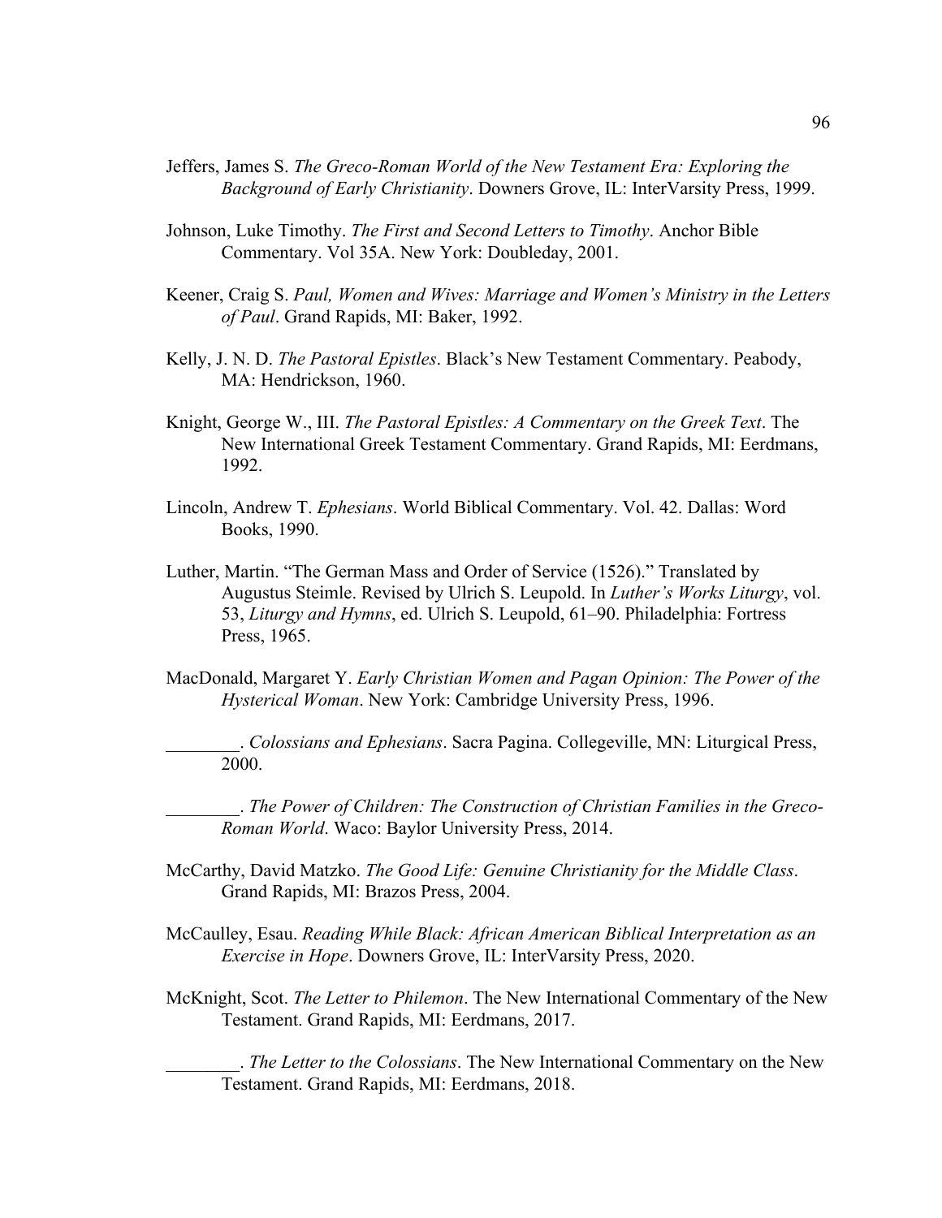Jeffers, James S. *The Greco-Roman World of the New Testament Era: Exploring the Background of Early Christianity*. Downers Grove, IL: InterVarsity Press, 1999.

Johnson, Luke Timothy. *The First and Second Letters to Timothy*. Anchor Bible Commentary. Vol 35A. New York: Doubleday, 2001.

Keener, Craig S. *Paul, Women and Wives: Marriage and Women's Ministry in the Letters of Paul*. Grand Rapids, MI: Baker, 1992.

Kelly, J. N. D. *The Pastoral Epistles*. Black's New Testament Commentary. Peabody, MA: Hendrickson, 1960.

Knight, George W., III. *The Pastoral Epistles: A Commentary on the Greek Text*. The New International Greek Testament Commentary. Grand Rapids, MI: Eerdmans, 1992.

Lincoln, Andrew T. *Ephesians*. World Biblical Commentary. Vol. 42. Dallas: Word Books, 1990.

Luther, Martin. "The German Mass and Order of Service (1526)." Translated by Augustus Steimle. Revised by Ulrich S. Leupold. In *Luther's Works Liturgy*, vol. 53, *Liturgy and Hymns*, ed. Ulrich S. Leupold, 61–90. Philadelphia: Fortress Press, 1965.

MacDonald, Margaret Y. *Early Christian Women and Pagan Opinion: The Power of the Hysterical Woman*. New York: Cambridge University Press, 1996.

________. *Colossians and Ephesians*. Sacra Pagina. Collegeville, MN: Liturgical Press, 2000.

________. *The Power of Children: The Construction of Christian Families in the Greco-Roman World*. Waco: Baylor University Press, 2014.

McCarthy, David Matzko. *The Good Life: Genuine Christianity for the Middle Class*. Grand Rapids, MI: Brazos Press, 2004.

McCaulley, Esau. *Reading While Black: African American Biblical Interpretation as an Exercise in Hope*. Downers Grove, IL: InterVarsity Press, 2020.

McKnight, Scot. *The Letter to Philemon*. The New International Commentary of the New Testament. Grand Rapids, MI: Eerdmans, 2017.

________. *The Letter to the Colossians*. The New International Commentary on the New Testament. Grand Rapids, MI: Eerdmans, 2018.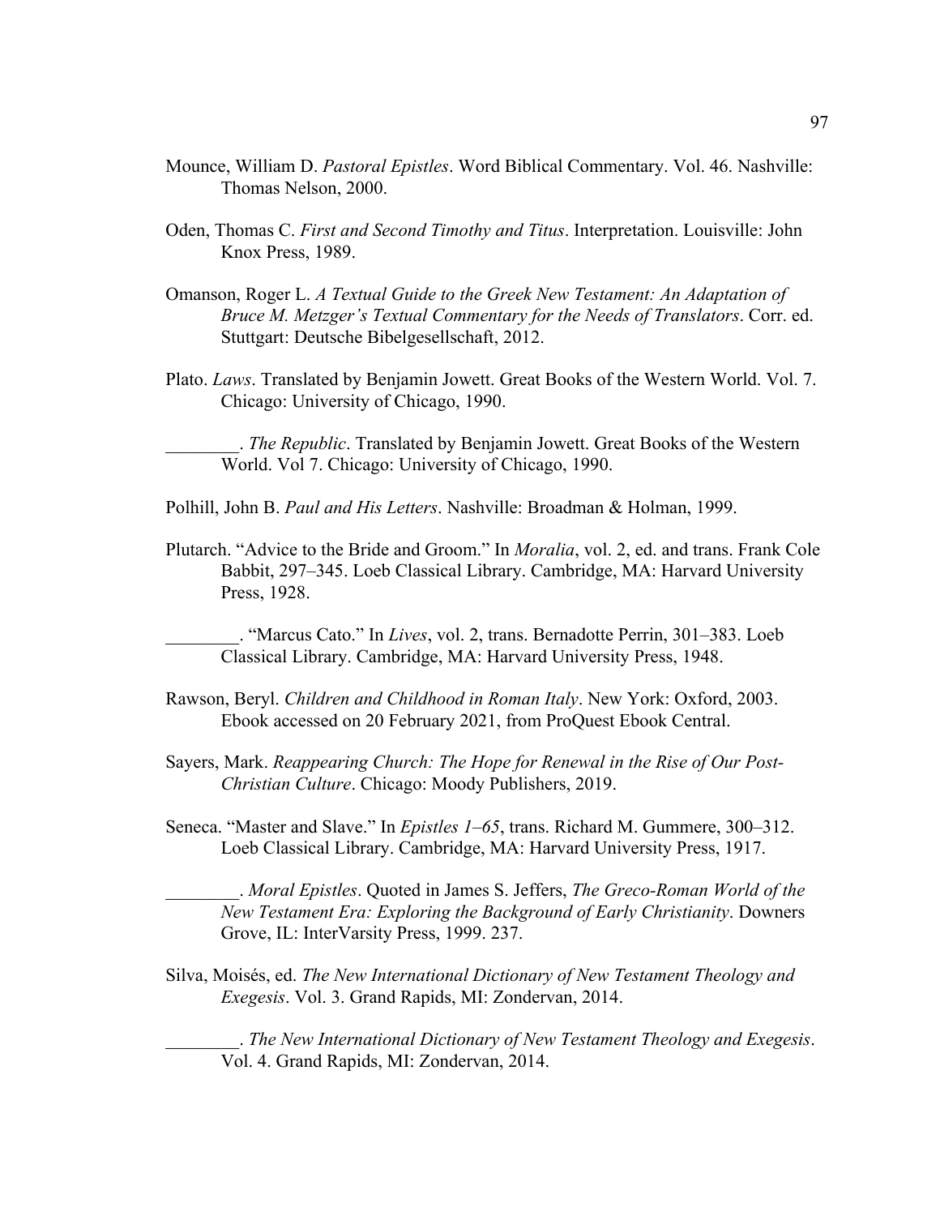Mounce, William D. *Pastoral Epistles*. Word Biblical Commentary. Vol. 46. Nashville: Thomas Nelson, 2000.

Oden, Thomas C. *First and Second Timothy and Titus*. Interpretation. Louisville: John Knox Press, 1989.

Omanson, Roger L. *A Textual Guide to the Greek New Testament: An Adaptation of Bruce M. Metzger's Textual Commentary for the Needs of Translators*. Corr. ed. Stuttgart: Deutsche Bibelgesellschaft, 2012.

Plato. *Laws*. Translated by Benjamin Jowett. Great Books of the Western World. Vol. 7. Chicago: University of Chicago, 1990.

________. *The Republic*. Translated by Benjamin Jowett. Great Books of the Western World. Vol 7. Chicago: University of Chicago, 1990.

Polhill, John B. *Paul and His Letters*. Nashville: Broadman & Holman, 1999.

Plutarch. "Advice to the Bride and Groom." In *Moralia*, vol. 2, ed. and trans. Frank Cole Babbit, 297–345. Loeb Classical Library. Cambridge, MA: Harvard University Press, 1928.

________. "Marcus Cato." In *Lives*, vol. 2, trans. Bernadotte Perrin, 301–383. Loeb Classical Library. Cambridge, MA: Harvard University Press, 1948.

Rawson, Beryl. *Children and Childhood in Roman Italy*. New York: Oxford, 2003. Ebook accessed on 20 February 2021, from ProQuest Ebook Central.

Sayers, Mark. *Reappearing Church: The Hope for Renewal in the Rise of Our Post-Christian Culture*. Chicago: Moody Publishers, 2019.

Seneca. "Master and Slave." In *Epistles 1–65*, trans. Richard M. Gummere, 300–312. Loeb Classical Library. Cambridge, MA: Harvard University Press, 1917.

________. *Moral Epistles*. Quoted in James S. Jeffers, *The Greco-Roman World of the New Testament Era: Exploring the Background of Early Christianity*. Downers Grove, IL: InterVarsity Press, 1999. 237.

Silva, Moisés, ed. *The New International Dictionary of New Testament Theology and Exegesis*. Vol. 3. Grand Rapids, MI: Zondervan, 2014.

________. *The New International Dictionary of New Testament Theology and Exegesis*. Vol. 4. Grand Rapids, MI: Zondervan, 2014.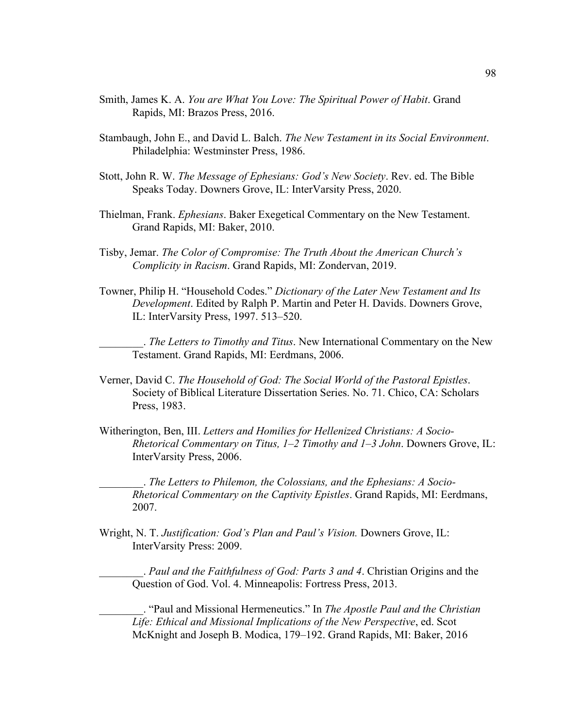Smith, James K. A. *You are What You Love: The Spiritual Power of Habit*. Grand Rapids, MI: Brazos Press, 2016.

Stambaugh, John E., and David L. Balch. *The New Testament in its Social Environment*. Philadelphia: Westminster Press, 1986.

Stott, John R. W. *The Message of Ephesians: God's New Society*. Rev. ed. The Bible Speaks Today. Downers Grove, IL: InterVarsity Press, 2020.

Thielman, Frank. *Ephesians*. Baker Exegetical Commentary on the New Testament. Grand Rapids, MI: Baker, 2010.

Tisby, Jemar. *The Color of Compromise: The Truth About the American Church's Complicity in Racism*. Grand Rapids, MI: Zondervan, 2019.

Towner, Philip H. "Household Codes." *Dictionary of the Later New Testament and Its Development*. Edited by Ralph P. Martin and Peter H. Davids. Downers Grove, IL: InterVarsity Press, 1997. 513–520.

________. *The Letters to Timothy and Titus*. New International Commentary on the New Testament. Grand Rapids, MI: Eerdmans, 2006.

Verner, David C. *The Household of God: The Social World of the Pastoral Epistles*. Society of Biblical Literature Dissertation Series. No. 71. Chico, CA: Scholars Press, 1983.

Witherington, Ben, III. *Letters and Homilies for Hellenized Christians: A Socio-Rhetorical Commentary on Titus, 1–2 Timothy and 1–3 John*. Downers Grove, IL: InterVarsity Press, 2006.

________. *The Letters to Philemon, the Colossians, and the Ephesians: A Socio-Rhetorical Commentary on the Captivity Epistles*. Grand Rapids, MI: Eerdmans, 2007.

Wright, N. T. *Justification: God's Plan and Paul's Vision.* Downers Grove, IL: InterVarsity Press: 2009.

________. *Paul and the Faithfulness of God: Parts 3 and 4*. Christian Origins and the Question of God. Vol. 4. Minneapolis: Fortress Press, 2013.

________. "Paul and Missional Hermeneutics." In *The Apostle Paul and the Christian Life: Ethical and Missional Implications of the New Perspective*, ed. Scot McKnight and Joseph B. Modica, 179–192. Grand Rapids, MI: Baker, 2016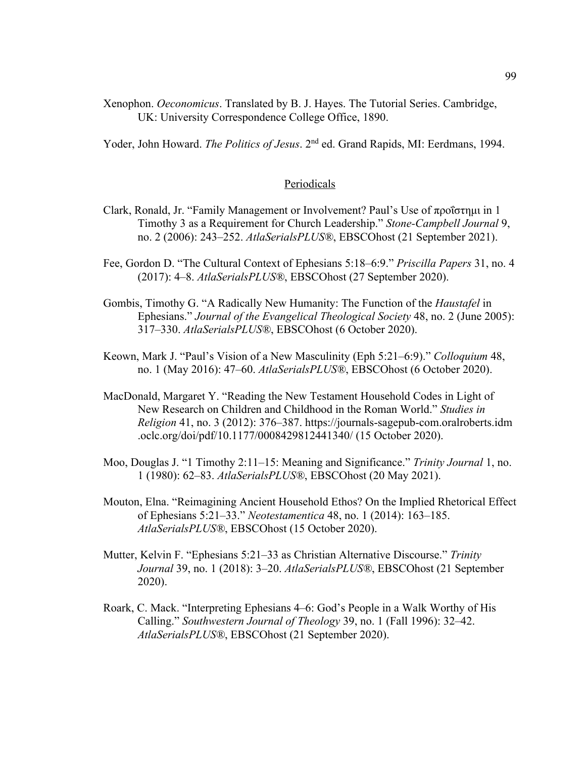Xenophon. *Oeconomicus*. Translated by B. J. Hayes. The Tutorial Series. Cambridge, UK: University Correspondence College Office, 1890.

Yoder, John Howard. *The Politics of Jesus*. 2nd ed. Grand Rapids, MI: Eerdmans, 1994.

## Periodicals

Clark, Ronald, Jr. "Family Management or Involvement? Paul's Use of προΐστημι in 1 Timothy 3 as a Requirement for Church Leadership." *Stone-Campbell Journal* 9, no. 2 (2006): 243–252. *AtlaSerialsPLUS*®, EBSCOhost (21 September 2021).

Fee, Gordon D. "The Cultural Context of Ephesians 5:18–6:9." *Priscilla Papers* 31, no. 4 (2017): 4–8. *AtlaSerialsPLUS*®, EBSCOhost (27 September 2020).

Gombis, Timothy G. "A Radically New Humanity: The Function of the *Haustafel* in Ephesians." *Journal of the Evangelical Theological Society* 48, no. 2 (June 2005): 317–330. *AtlaSerialsPLUS*®, EBSCOhost (6 October 2020).

Keown, Mark J. "Paul's Vision of a New Masculinity (Eph 5:21–6:9)." *Colloquium* 48, no. 1 (May 2016): 47–60. *AtlaSerialsPLUS*®, EBSCOhost (6 October 2020).

MacDonald, Margaret Y. "Reading the New Testament Household Codes in Light of New Research on Children and Childhood in the Roman World." *Studies in Religion* 41, no. 3 (2012): 376–387. https://journals-sagepub-com.oralroberts.idm.oclc.org/doi/pdf/10.1177/0008429812441340/ (15 October 2020).

Moo, Douglas J. "1 Timothy 2:11–15: Meaning and Significance." *Trinity Journal* 1, no. 1 (1980): 62–83. *AtlaSerialsPLUS*®, EBSCOhost (20 May 2021).

Mouton, Elna. "Reimagining Ancient Household Ethos? On the Implied Rhetorical Effect of Ephesians 5:21–33." *Neotestamentica* 48, no. 1 (2014): 163–185. *AtlaSerialsPLUS*®, EBSCOhost (15 October 2020).

Mutter, Kelvin F. "Ephesians 5:21–33 as Christian Alternative Discourse." *Trinity Journal* 39, no. 1 (2018): 3–20. *AtlaSerialsPLUS*®, EBSCOhost (21 September 2020).

Roark, C. Mack. "Interpreting Ephesians 4–6: God's People in a Walk Worthy of His Calling." *Southwestern Journal of Theology* 39, no. 1 (Fall 1996): 32–42. *AtlaSerialsPLUS*®, EBSCOhost (21 September 2020).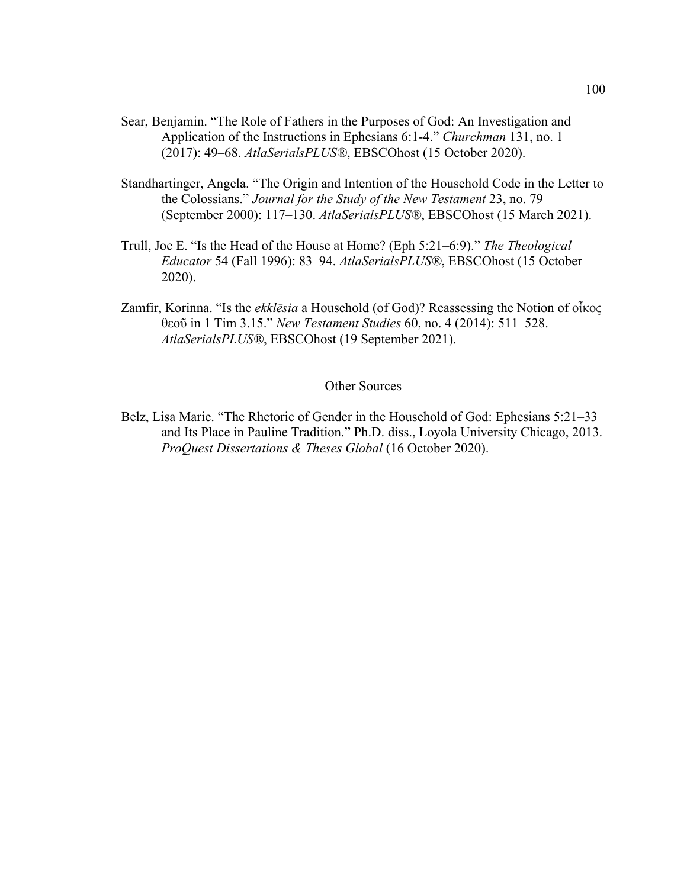Sear, Benjamin. “The Role of Fathers in the Purposes of God: An Investigation and Application of the Instructions in Ephesians 6:1-4.” *Churchman* 131, no. 1 (2017): 49–68. *AtlaSerialsPLUS*®, EBSCOhost (15 October 2020).

Standhartinger, Angela. “The Origin and Intention of the Household Code in the Letter to the Colossians.” *Journal for the Study of the New Testament* 23, no. 79 (September 2000): 117–130. *AtlaSerialsPLUS*®, EBSCOhost (15 March 2021).

Trull, Joe E. “Is the Head of the House at Home? (Eph 5:21–6:9).” *The Theological Educator* 54 (Fall 1996): 83–94. *AtlaSerialsPLUS*®, EBSCOhost (15 October 2020).

Zamfir, Korinna. “Is the *ekklēsia* a Household (of God)? Reassessing the Notion of οἶκος θεοῦ in 1 Tim 3.15.” *New Testament Studies* 60, no. 4 (2014): 511–528. *AtlaSerialsPLUS*®, EBSCOhost (19 September 2021).

<u>Other Sources</u>

Belz, Lisa Marie. “The Rhetoric of Gender in the Household of God: Ephesians 5:21–33 and Its Place in Pauline Tradition.” Ph.D. diss., Loyola University Chicago, 2013. *ProQuest Dissertations & Theses Global* (16 October 2020).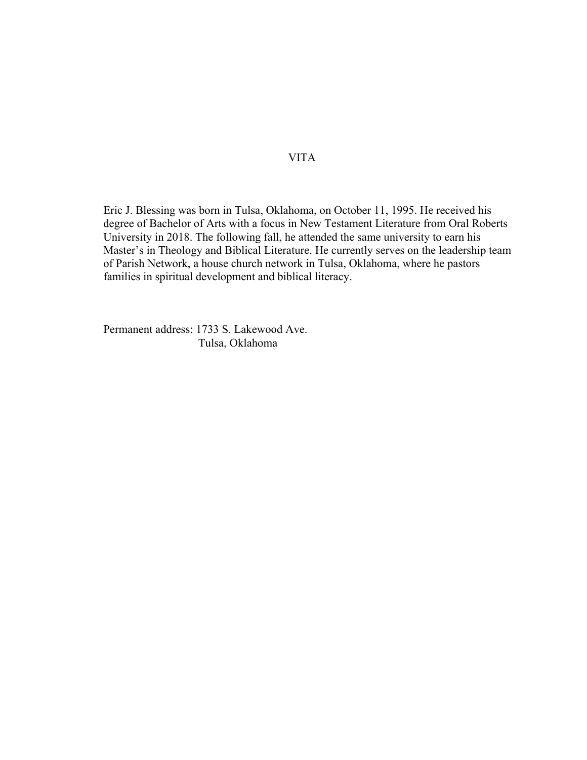# VITA

Eric J. Blessing was born in Tulsa, Oklahoma, on October 11, 1995. He received his degree of Bachelor of Arts with a focus in New Testament Literature from Oral Roberts University in 2018. The following fall, he attended the same university to earn his Master's in Theology and Biblical Literature. He currently serves on the leadership team of Parish Network, a house church network in Tulsa, Oklahoma, where he pastors families in spiritual development and biblical literacy.

Permanent address: 1733 S. Lakewood Ave.
Tulsa, Oklahoma